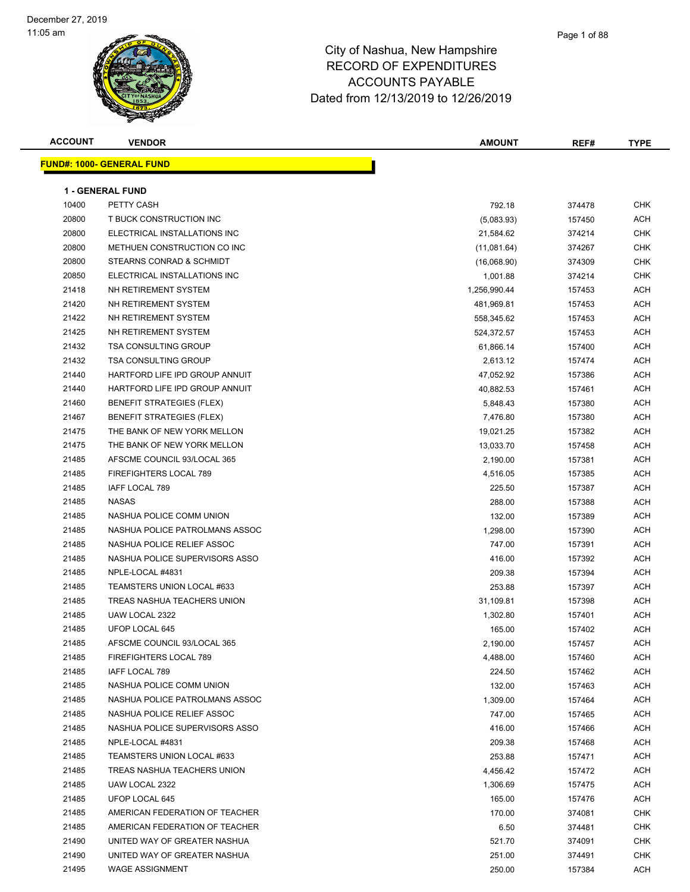December 27, 2019
11:05 am

# City of Nashua, New Hampshire
## RECORD OF EXPENDITURES
## ACCOUNTS PAYABLE
## Dated from 12/13/2019 to 12/26/2019

| ACCOUNT | VENDOR | AMOUNT | REF# | TYPE |
|---|---|---|---|---|
| **FUND#: 1000- GENERAL FUND** | | | | |
| **1 - GENERAL FUND** | | | | |
| 10400 | PETTY CASH | 792.18 | 374478 | CHK |
| 20800 | T BUCK CONSTRUCTION INC | (5,083.93) | 157450 | ACH |
| 20800 | ELECTRICAL INSTALLATIONS INC | 21,584.62 | 374214 | CHK |
| 20800 | METHUEN CONSTRUCTION CO INC | (11,081.64) | 374267 | CHK |
| 20800 | STEARNS CONRAD & SCHMIDT | (16,068.90) | 374309 | CHK |
| 20850 | ELECTRICAL INSTALLATIONS INC | 1,001.88 | 374214 | CHK |
| 21418 | NH RETIREMENT SYSTEM | 1,256,990.44 | 157453 | ACH |
| 21420 | NH RETIREMENT SYSTEM | 481,969.81 | 157453 | ACH |
| 21422 | NH RETIREMENT SYSTEM | 558,345.62 | 157453 | ACH |
| 21425 | NH RETIREMENT SYSTEM | 524,372.57 | 157453 | ACH |
| 21432 | TSA CONSULTING GROUP | 61,866.14 | 157400 | ACH |
| 21432 | TSA CONSULTING GROUP | 2,613.12 | 157474 | ACH |
| 21440 | HARTFORD LIFE IPD GROUP ANNUIT | 47,052.92 | 157386 | ACH |
| 21440 | HARTFORD LIFE IPD GROUP ANNUIT | 40,882.53 | 157461 | ACH |
| 21460 | BENEFIT STRATEGIES (FLEX) | 5,848.43 | 157380 | ACH |
| 21467 | BENEFIT STRATEGIES (FLEX) | 7,476.80 | 157380 | ACH |
| 21475 | THE BANK OF NEW YORK MELLON | 19,021.25 | 157382 | ACH |
| 21475 | THE BANK OF NEW YORK MELLON | 13,033.70 | 157458 | ACH |
| 21485 | AFSCME COUNCIL 93/LOCAL 365 | 2,190.00 | 157381 | ACH |
| 21485 | FIREFIGHTERS LOCAL 789 | 4,516.05 | 157385 | ACH |
| 21485 | IAFF LOCAL 789 | 225.50 | 157387 | ACH |
| 21485 | NASAS | 288.00 | 157388 | ACH |
| 21485 | NASHUA POLICE COMM UNION | 132.00 | 157389 | ACH |
| 21485 | NASHUA POLICE PATROLMANS ASSOC | 1,298.00 | 157390 | ACH |
| 21485 | NASHUA POLICE RELIEF ASSOC | 747.00 | 157391 | ACH |
| 21485 | NASHUA POLICE SUPERVISORS ASSO | 416.00 | 157392 | ACH |
| 21485 | NPLE-LOCAL #4831 | 209.38 | 157394 | ACH |
| 21485 | TEAMSTERS UNION LOCAL #633 | 253.88 | 157397 | ACH |
| 21485 | TREAS NASHUA TEACHERS UNION | 31,109.81 | 157398 | ACH |
| 21485 | UAW LOCAL 2322 | 1,302.80 | 157401 | ACH |
| 21485 | UFOP LOCAL 645 | 165.00 | 157402 | ACH |
| 21485 | AFSCME COUNCIL 93/LOCAL 365 | 2,190.00 | 157457 | ACH |
| 21485 | FIREFIGHTERS LOCAL 789 | 4,488.00 | 157460 | ACH |
| 21485 | IAFF LOCAL 789 | 224.50 | 157462 | ACH |
| 21485 | NASHUA POLICE COMM UNION | 132.00 | 157463 | ACH |
| 21485 | NASHUA POLICE PATROLMANS ASSOC | 1,309.00 | 157464 | ACH |
| 21485 | NASHUA POLICE RELIEF ASSOC | 747.00 | 157465 | ACH |
| 21485 | NASHUA POLICE SUPERVISORS ASSO | 416.00 | 157466 | ACH |
| 21485 | NPLE-LOCAL #4831 | 209.38 | 157468 | ACH |
| 21485 | TEAMSTERS UNION LOCAL #633 | 253.88 | 157471 | ACH |
| 21485 | TREAS NASHUA TEACHERS UNION | 4,456.42 | 157472 | ACH |
| 21485 | UAW LOCAL 2322 | 1,306.69 | 157475 | ACH |
| 21485 | UFOP LOCAL 645 | 165.00 | 157476 | ACH |
| 21485 | AMERICAN FEDERATION OF TEACHER | 170.00 | 374081 | CHK |
| 21485 | AMERICAN FEDERATION OF TEACHER | 6.50 | 374481 | CHK |
| 21490 | UNITED WAY OF GREATER NASHUA | 521.70 | 374091 | CHK |
| 21490 | UNITED WAY OF GREATER NASHUA | 251.00 | 374491 | CHK |
| 21495 | WAGE ASSIGNMENT | 250.00 | 157384 | ACH |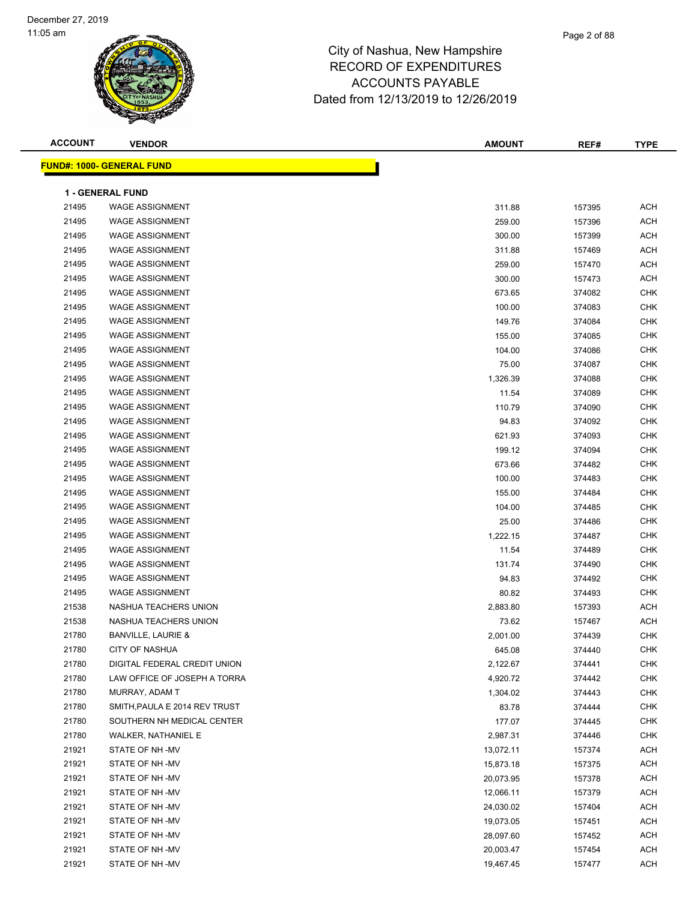# City of Nashua, New Hampshire
# RECORD OF EXPENDITURES
# ACCOUNTS PAYABLE
# Dated from 12/13/2019 to 12/26/2019

December 27, 2019
11:05 am

**FUND#: 1000- GENERAL FUND**

**1 - GENERAL FUND**

| ACCOUNT | VENDOR | AMOUNT | REF# | TYPE |
|---|---|---|---|---|
| 21495 | WAGE ASSIGNMENT | 311.88 | 157395 | ACH |
| 21495 | WAGE ASSIGNMENT | 259.00 | 157396 | ACH |
| 21495 | WAGE ASSIGNMENT | 300.00 | 157399 | ACH |
| 21495 | WAGE ASSIGNMENT | 311.88 | 157469 | ACH |
| 21495 | WAGE ASSIGNMENT | 259.00 | 157470 | ACH |
| 21495 | WAGE ASSIGNMENT | 300.00 | 157473 | ACH |
| 21495 | WAGE ASSIGNMENT | 673.65 | 374082 | CHK |
| 21495 | WAGE ASSIGNMENT | 100.00 | 374083 | CHK |
| 21495 | WAGE ASSIGNMENT | 149.76 | 374084 | CHK |
| 21495 | WAGE ASSIGNMENT | 155.00 | 374085 | CHK |
| 21495 | WAGE ASSIGNMENT | 104.00 | 374086 | CHK |
| 21495 | WAGE ASSIGNMENT | 75.00 | 374087 | CHK |
| 21495 | WAGE ASSIGNMENT | 1,326.39 | 374088 | CHK |
| 21495 | WAGE ASSIGNMENT | 11.54 | 374089 | CHK |
| 21495 | WAGE ASSIGNMENT | 110.79 | 374090 | CHK |
| 21495 | WAGE ASSIGNMENT | 94.83 | 374092 | CHK |
| 21495 | WAGE ASSIGNMENT | 621.93 | 374093 | CHK |
| 21495 | WAGE ASSIGNMENT | 199.12 | 374094 | CHK |
| 21495 | WAGE ASSIGNMENT | 673.66 | 374482 | CHK |
| 21495 | WAGE ASSIGNMENT | 100.00 | 374483 | CHK |
| 21495 | WAGE ASSIGNMENT | 155.00 | 374484 | CHK |
| 21495 | WAGE ASSIGNMENT | 104.00 | 374485 | CHK |
| 21495 | WAGE ASSIGNMENT | 25.00 | 374486 | CHK |
| 21495 | WAGE ASSIGNMENT | 1,222.15 | 374487 | CHK |
| 21495 | WAGE ASSIGNMENT | 11.54 | 374489 | CHK |
| 21495 | WAGE ASSIGNMENT | 131.74 | 374490 | CHK |
| 21495 | WAGE ASSIGNMENT | 94.83 | 374492 | CHK |
| 21495 | WAGE ASSIGNMENT | 80.82 | 374493 | CHK |
| 21538 | NASHUA TEACHERS UNION | 2,883.80 | 157393 | ACH |
| 21538 | NASHUA TEACHERS UNION | 73.62 | 157467 | ACH |
| 21780 | BANVILLE, LAURIE & | 2,001.00 | 374439 | CHK |
| 21780 | CITY OF NASHUA | 645.08 | 374440 | CHK |
| 21780 | DIGITAL FEDERAL CREDIT UNION | 2,122.67 | 374441 | CHK |
| 21780 | LAW OFFICE OF JOSEPH A TORRA | 4,920.72 | 374442 | CHK |
| 21780 | MURRAY, ADAM T | 1,304.02 | 374443 | CHK |
| 21780 | SMITH,PAULA E 2014 REV TRUST | 83.78 | 374444 | CHK |
| 21780 | SOUTHERN NH MEDICAL CENTER | 177.07 | 374445 | CHK |
| 21780 | WALKER, NATHANIEL E | 2,987.31 | 374446 | CHK |
| 21921 | STATE OF NH -MV | 13,072.11 | 157374 | ACH |
| 21921 | STATE OF NH -MV | 15,873.18 | 157375 | ACH |
| 21921 | STATE OF NH -MV | 20,073.95 | 157378 | ACH |
| 21921 | STATE OF NH -MV | 12,066.11 | 157379 | ACH |
| 21921 | STATE OF NH -MV | 24,030.02 | 157404 | ACH |
| 21921 | STATE OF NH -MV | 19,073.05 | 157451 | ACH |
| 21921 | STATE OF NH -MV | 28,097.60 | 157452 | ACH |
| 21921 | STATE OF NH -MV | 20,003.47 | 157454 | ACH |
| 21921 | STATE OF NH -MV | 19,467.45 | 157477 | ACH |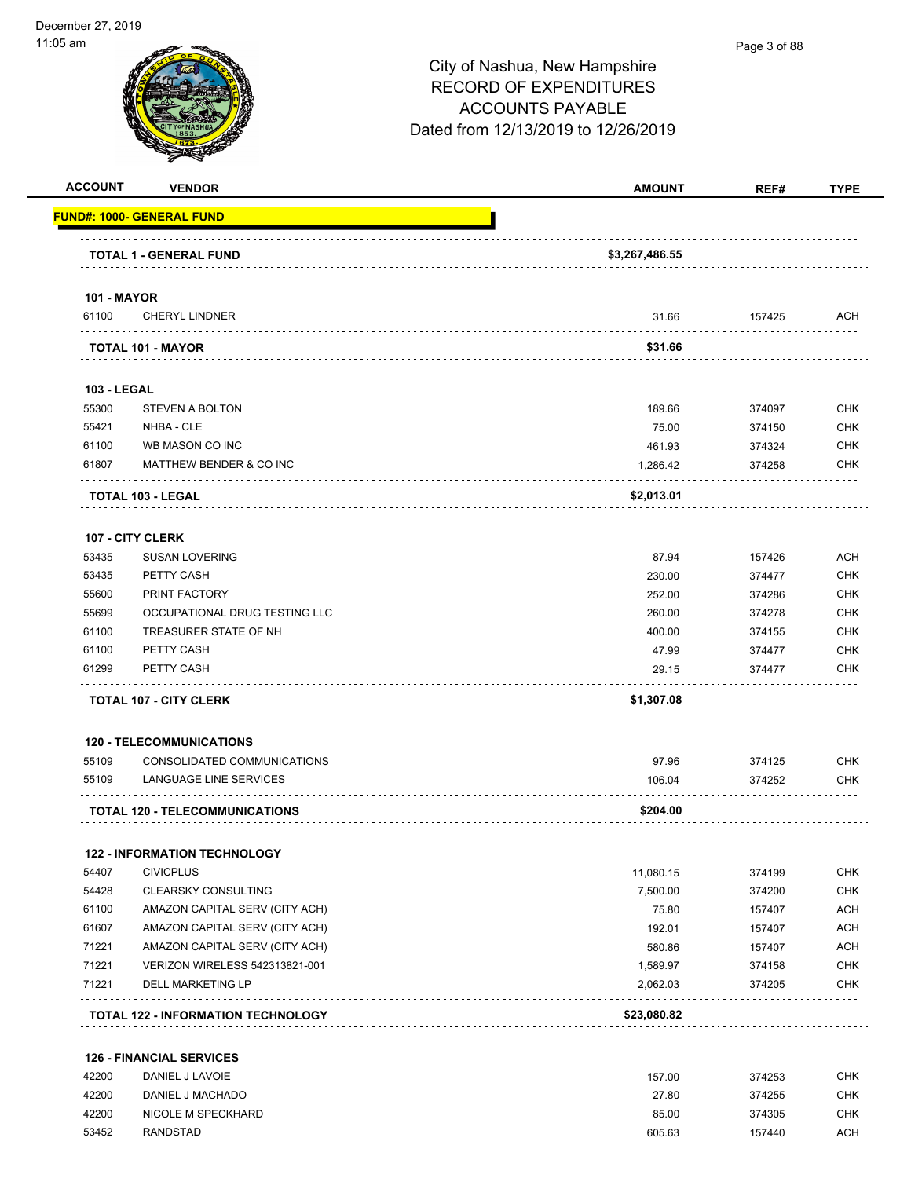City of Nashua, New Hampshire
RECORD OF EXPENDITURES
ACCOUNTS PAYABLE
Dated from 12/13/2019 to 12/26/2019

| ACCOUNT | VENDOR | AMOUNT | REF# | TYPE |
|---|---|---|---|---|
| **FUND#: 1000- GENERAL FUND** | | | | |
| | **TOTAL 1 - GENERAL FUND** | **$3,267,486.55** | | |
| **101 - MAYOR** | | | | |
| 61100 | CHERYL LINDNER | 31.66 | 157425 | ACH |
| | **TOTAL 101 - MAYOR** | **$31.66** | | |
| **103 - LEGAL** | | | | |
| 55300 | STEVEN A BOLTON | 189.66 | 374097 | CHK |
| 55421 | NHBA - CLE | 75.00 | 374150 | CHK |
| 61100 | WB MASON CO INC | 461.93 | 374324 | CHK |
| 61807 | MATTHEW BENDER & CO INC | 1,286.42 | 374258 | CHK |
| | **TOTAL 103 - LEGAL** | **$2,013.01** | | |
| **107 - CITY CLERK** | | | | |
| 53435 | SUSAN LOVERING | 87.94 | 157426 | ACH |
| 53435 | PETTY CASH | 230.00 | 374477 | CHK |
| 55600 | PRINT FACTORY | 252.00 | 374286 | CHK |
| 55699 | OCCUPATIONAL DRUG TESTING LLC | 260.00 | 374278 | CHK |
| 61100 | TREASURER STATE OF NH | 400.00 | 374155 | CHK |
| 61100 | PETTY CASH | 47.99 | 374477 | CHK |
| 61299 | PETTY CASH | 29.15 | 374477 | CHK |
| | **TOTAL 107 - CITY CLERK** | **$1,307.08** | | |
| **120 - TELECOMMUNICATIONS** | | | | |
| 55109 | CONSOLIDATED COMMUNICATIONS | 97.96 | 374125 | CHK |
| 55109 | LANGUAGE LINE SERVICES | 106.04 | 374252 | CHK |
| | **TOTAL 120 - TELECOMMUNICATIONS** | **$204.00** | | |
| **122 - INFORMATION TECHNOLOGY** | | | | |
| 54407 | CIVICPLUS | 11,080.15 | 374199 | CHK |
| 54428 | CLEARSKY CONSULTING | 7,500.00 | 374200 | CHK |
| 61100 | AMAZON CAPITAL SERV (CITY ACH) | 75.80 | 157407 | ACH |
| 61607 | AMAZON CAPITAL SERV (CITY ACH) | 192.01 | 157407 | ACH |
| 71221 | AMAZON CAPITAL SERV (CITY ACH) | 580.86 | 157407 | ACH |
| 71221 | VERIZON WIRELESS 542313821-001 | 1,589.97 | 374158 | CHK |
| 71221 | DELL MARKETING LP | 2,062.03 | 374205 | CHK |
| | **TOTAL 122 - INFORMATION TECHNOLOGY** | **$23,080.82** | | |
| **126 - FINANCIAL SERVICES** | | | | |
| 42200 | DANIEL J LAVOIE | 157.00 | 374253 | CHK |
| 42200 | DANIEL J MACHADO | 27.80 | 374255 | CHK |
| 42200 | NICOLE M SPECKHARD | 85.00 | 374305 | CHK |
| 53452 | RANDSTAD | 605.63 | 157440 | ACH |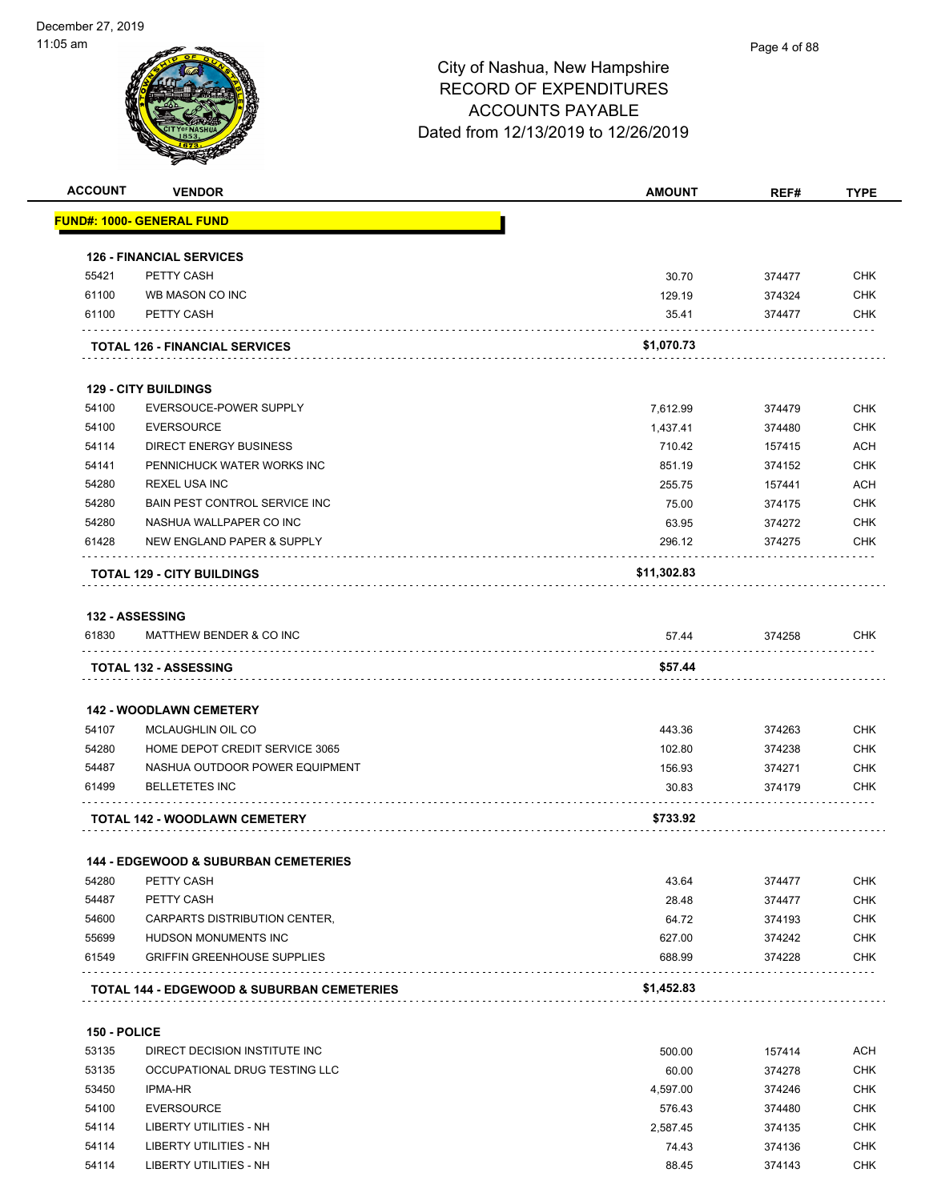December 27, 2019
11:05 am

# City of Nashua, New Hampshire
## RECORD OF EXPENDITURES
## ACCOUNTS PAYABLE
## Dated from 12/13/2019 to 12/26/2019

| ACCOUNT | VENDOR | AMOUNT | REF# | TYPE |
|---|---|---|---|---|
| **FUND#: 1000- GENERAL FUND** | | | | |
| **126 - FINANCIAL SERVICES** | | | | |
| 55421 | PETTY CASH | 30.70 | 374477 | CHK |
| 61100 | WB MASON CO INC | 129.19 | 374324 | CHK |
| 61100 | PETTY CASH | 35.41 | 374477 | CHK |
| | **TOTAL 126 - FINANCIAL SERVICES** | **$1,070.73** | | |
| **129 - CITY BUILDINGS** | | | | |
| 54100 | EVERSOUCE-POWER SUPPLY | 7,612.99 | 374479 | CHK |
| 54100 | EVERSOURCE | 1,437.41 | 374480 | CHK |
| 54114 | DIRECT ENERGY BUSINESS | 710.42 | 157415 | ACH |
| 54141 | PENNICHUCK WATER WORKS INC | 851.19 | 374152 | CHK |
| 54280 | REXEL USA INC | 255.75 | 157441 | ACH |
| 54280 | BAIN PEST CONTROL SERVICE INC | 75.00 | 374175 | CHK |
| 54280 | NASHUA WALLPAPER CO INC | 63.95 | 374272 | CHK |
| 61428 | NEW ENGLAND PAPER & SUPPLY | 296.12 | 374275 | CHK |
| | **TOTAL 129 - CITY BUILDINGS** | **$11,302.83** | | |
| **132 - ASSESSING** | | | | |
| 61830 | MATTHEW BENDER & CO INC | 57.44 | 374258 | CHK |
| | **TOTAL 132 - ASSESSING** | **$57.44** | | |
| **142 - WOODLAWN CEMETERY** | | | | |
| 54107 | MCLAUGHLIN OIL CO | 443.36 | 374263 | CHK |
| 54280 | HOME DEPOT CREDIT SERVICE 3065 | 102.80 | 374238 | CHK |
| 54487 | NASHUA OUTDOOR POWER EQUIPMENT | 156.93 | 374271 | CHK |
| 61499 | BELLETETES INC | 30.83 | 374179 | CHK |
| | **TOTAL 142 - WOODLAWN CEMETERY** | **$733.92** | | |
| **144 - EDGEWOOD & SUBURBAN CEMETERIES** | | | | |
| 54280 | PETTY CASH | 43.64 | 374477 | CHK |
| 54487 | PETTY CASH | 28.48 | 374477 | CHK |
| 54600 | CARPARTS DISTRIBUTION CENTER, | 64.72 | 374193 | CHK |
| 55699 | HUDSON MONUMENTS INC | 627.00 | 374242 | CHK |
| 61549 | GRIFFIN GREENHOUSE SUPPLIES | 688.99 | 374228 | CHK |
| | **TOTAL 144 - EDGEWOOD & SUBURBAN CEMETERIES** | **$1,452.83** | | |
| **150 - POLICE** | | | | |
| 53135 | DIRECT DECISION INSTITUTE INC | 500.00 | 157414 | ACH |
| 53135 | OCCUPATIONAL DRUG TESTING LLC | 60.00 | 374278 | CHK |
| 53450 | IPMA-HR | 4,597.00 | 374246 | CHK |
| 54100 | EVERSOURCE | 576.43 | 374480 | CHK |
| 54114 | LIBERTY UTILITIES - NH | 2,587.45 | 374135 | CHK |
| 54114 | LIBERTY UTILITIES - NH | 74.43 | 374136 | CHK |
| 54114 | LIBERTY UTILITIES - NH | 88.45 | 374143 | CHK |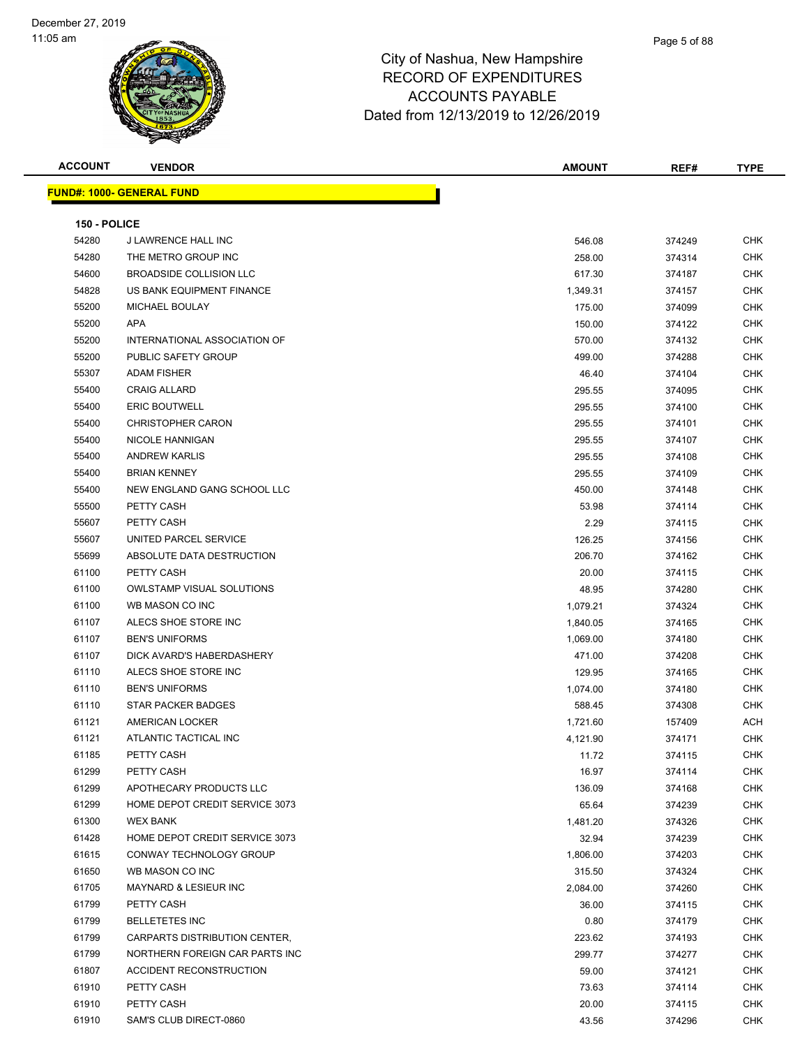# City of Nashua, New Hampshire
## RECORD OF EXPENDITURES
## ACCOUNTS PAYABLE
## Dated from 12/13/2019 to 12/26/2019

| ACCOUNT | VENDOR | AMOUNT | REF# | TYPE |
|---|---|---|---|---|

**FUND#: 1000- GENERAL FUND**

**150 - POLICE**

| ACCOUNT | VENDOR | AMOUNT | REF# | TYPE |
|---|---|---|---|---|
| 54280 | J LAWRENCE HALL INC | 546.08 | 374249 | CHK |
| 54280 | THE METRO GROUP INC | 258.00 | 374314 | CHK |
| 54600 | BROADSIDE COLLISION LLC | 617.30 | 374187 | CHK |
| 54828 | US BANK EQUIPMENT FINANCE | 1,349.31 | 374157 | CHK |
| 55200 | MICHAEL BOULAY | 175.00 | 374099 | CHK |
| 55200 | APA | 150.00 | 374122 | CHK |
| 55200 | INTERNATIONAL ASSOCIATION OF | 570.00 | 374132 | CHK |
| 55200 | PUBLIC SAFETY GROUP | 499.00 | 374288 | CHK |
| 55307 | ADAM FISHER | 46.40 | 374104 | CHK |
| 55400 | CRAIG ALLARD | 295.55 | 374095 | CHK |
| 55400 | ERIC BOUTWELL | 295.55 | 374100 | CHK |
| 55400 | CHRISTOPHER CARON | 295.55 | 374101 | CHK |
| 55400 | NICOLE HANNIGAN | 295.55 | 374107 | CHK |
| 55400 | ANDREW KARLIS | 295.55 | 374108 | CHK |
| 55400 | BRIAN KENNEY | 295.55 | 374109 | CHK |
| 55400 | NEW ENGLAND GANG SCHOOL LLC | 450.00 | 374148 | CHK |
| 55500 | PETTY CASH | 53.98 | 374114 | CHK |
| 55607 | PETTY CASH | 2.29 | 374115 | CHK |
| 55607 | UNITED PARCEL SERVICE | 126.25 | 374156 | CHK |
| 55699 | ABSOLUTE DATA DESTRUCTION | 206.70 | 374162 | CHK |
| 61100 | PETTY CASH | 20.00 | 374115 | CHK |
| 61100 | OWLSTAMP VISUAL SOLUTIONS | 48.95 | 374280 | CHK |
| 61100 | WB MASON CO INC | 1,079.21 | 374324 | CHK |
| 61107 | ALECS SHOE STORE INC | 1,840.05 | 374165 | CHK |
| 61107 | BEN'S UNIFORMS | 1,069.00 | 374180 | CHK |
| 61107 | DICK AVARD'S HABERDASHERY | 471.00 | 374208 | CHK |
| 61110 | ALECS SHOE STORE INC | 129.95 | 374165 | CHK |
| 61110 | BEN'S UNIFORMS | 1,074.00 | 374180 | CHK |
| 61110 | STAR PACKER BADGES | 588.45 | 374308 | CHK |
| 61121 | AMERICAN LOCKER | 1,721.60 | 157409 | ACH |
| 61121 | ATLANTIC TACTICAL INC | 4,121.90 | 374171 | CHK |
| 61185 | PETTY CASH | 11.72 | 374115 | CHK |
| 61299 | PETTY CASH | 16.97 | 374114 | CHK |
| 61299 | APOTHECARY PRODUCTS LLC | 136.09 | 374168 | CHK |
| 61299 | HOME DEPOT CREDIT SERVICE 3073 | 65.64 | 374239 | CHK |
| 61300 | WEX BANK | 1,481.20 | 374326 | CHK |
| 61428 | HOME DEPOT CREDIT SERVICE 3073 | 32.94 | 374239 | CHK |
| 61615 | CONWAY TECHNOLOGY GROUP | 1,806.00 | 374203 | CHK |
| 61650 | WB MASON CO INC | 315.50 | 374324 | CHK |
| 61705 | MAYNARD & LESIEUR INC | 2,084.00 | 374260 | CHK |
| 61799 | PETTY CASH | 36.00 | 374115 | CHK |
| 61799 | BELLETETES INC | 0.80 | 374179 | CHK |
| 61799 | CARPARTS DISTRIBUTION CENTER, | 223.62 | 374193 | CHK |
| 61799 | NORTHERN FOREIGN CAR PARTS INC | 299.77 | 374277 | CHK |
| 61807 | ACCIDENT RECONSTRUCTION | 59.00 | 374121 | CHK |
| 61910 | PETTY CASH | 73.63 | 374114 | CHK |
| 61910 | PETTY CASH | 20.00 | 374115 | CHK |
| 61910 | SAM'S CLUB DIRECT-0860 | 43.56 | 374296 | CHK |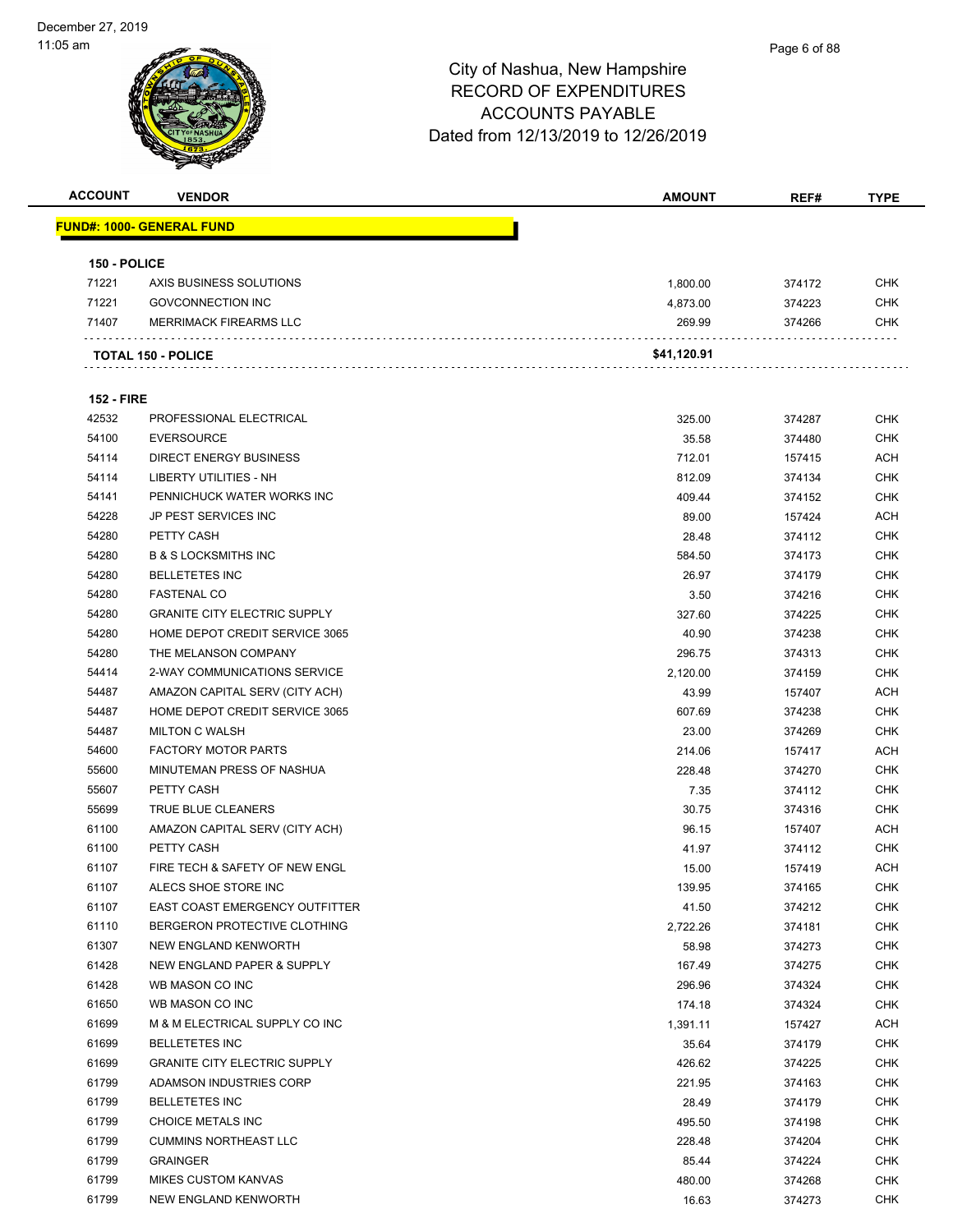City of Nashua, New Hampshire
RECORD OF EXPENDITURES
ACCOUNTS PAYABLE
Dated from 12/13/2019 to 12/26/2019

| ACCOUNT | VENDOR | AMOUNT | REF# | TYPE |
|---|---|---|---|---|
| **FUND#: 1000- GENERAL FUND** | | | | |
| **150 - POLICE** | | | | |
| 71221 | AXIS BUSINESS SOLUTIONS | 1,800.00 | 374172 | CHK |
| 71221 | GOVCONNECTION INC | 4,873.00 | 374223 | CHK |
| 71407 | MERRIMACK FIREARMS LLC | 269.99 | 374266 | CHK |
| | **TOTAL 150 - POLICE** | **$41,120.91** | | |
| **152 - FIRE** | | | | |
| 42532 | PROFESSIONAL ELECTRICAL | 325.00 | 374287 | CHK |
| 54100 | EVERSOURCE | 35.58 | 374480 | CHK |
| 54114 | DIRECT ENERGY BUSINESS | 712.01 | 157415 | ACH |
| 54114 | LIBERTY UTILITIES - NH | 812.09 | 374134 | CHK |
| 54141 | PENNICHUCK WATER WORKS INC | 409.44 | 374152 | CHK |
| 54228 | JP PEST SERVICES INC | 89.00 | 157424 | ACH |
| 54280 | PETTY CASH | 28.48 | 374112 | CHK |
| 54280 | B & S LOCKSMITHS INC | 584.50 | 374173 | CHK |
| 54280 | BELLETETES INC | 26.97 | 374179 | CHK |
| 54280 | FASTENAL CO | 3.50 | 374216 | CHK |
| 54280 | GRANITE CITY ELECTRIC SUPPLY | 327.60 | 374225 | CHK |
| 54280 | HOME DEPOT CREDIT SERVICE 3065 | 40.90 | 374238 | CHK |
| 54280 | THE MELANSON COMPANY | 296.75 | 374313 | CHK |
| 54414 | 2-WAY COMMUNICATIONS SERVICE | 2,120.00 | 374159 | CHK |
| 54487 | AMAZON CAPITAL SERV (CITY ACH) | 43.99 | 157407 | ACH |
| 54487 | HOME DEPOT CREDIT SERVICE 3065 | 607.69 | 374238 | CHK |
| 54487 | MILTON C WALSH | 23.00 | 374269 | CHK |
| 54600 | FACTORY MOTOR PARTS | 214.06 | 157417 | ACH |
| 55600 | MINUTEMAN PRESS OF NASHUA | 228.48 | 374270 | CHK |
| 55607 | PETTY CASH | 7.35 | 374112 | CHK |
| 55699 | TRUE BLUE CLEANERS | 30.75 | 374316 | CHK |
| 61100 | AMAZON CAPITAL SERV (CITY ACH) | 96.15 | 157407 | ACH |
| 61100 | PETTY CASH | 41.97 | 374112 | CHK |
| 61107 | FIRE TECH & SAFETY OF NEW ENGL | 15.00 | 157419 | ACH |
| 61107 | ALECS SHOE STORE INC | 139.95 | 374165 | CHK |
| 61107 | EAST COAST EMERGENCY OUTFITTER | 41.50 | 374212 | CHK |
| 61110 | BERGERON PROTECTIVE CLOTHING | 2,722.26 | 374181 | CHK |
| 61307 | NEW ENGLAND KENWORTH | 58.98 | 374273 | CHK |
| 61428 | NEW ENGLAND PAPER & SUPPLY | 167.49 | 374275 | CHK |
| 61428 | WB MASON CO INC | 296.96 | 374324 | CHK |
| 61650 | WB MASON CO INC | 174.18 | 374324 | CHK |
| 61699 | M & M ELECTRICAL SUPPLY CO INC | 1,391.11 | 157427 | ACH |
| 61699 | BELLETETES INC | 35.64 | 374179 | CHK |
| 61699 | GRANITE CITY ELECTRIC SUPPLY | 426.62 | 374225 | CHK |
| 61799 | ADAMSON INDUSTRIES CORP | 221.95 | 374163 | CHK |
| 61799 | BELLETETES INC | 28.49 | 374179 | CHK |
| 61799 | CHOICE METALS INC | 495.50 | 374198 | CHK |
| 61799 | CUMMINS NORTHEAST LLC | 228.48 | 374204 | CHK |
| 61799 | GRAINGER | 85.44 | 374224 | CHK |
| 61799 | MIKES CUSTOM KANVAS | 480.00 | 374268 | CHK |
| 61799 | NEW ENGLAND KENWORTH | 16.63 | 374273 | CHK |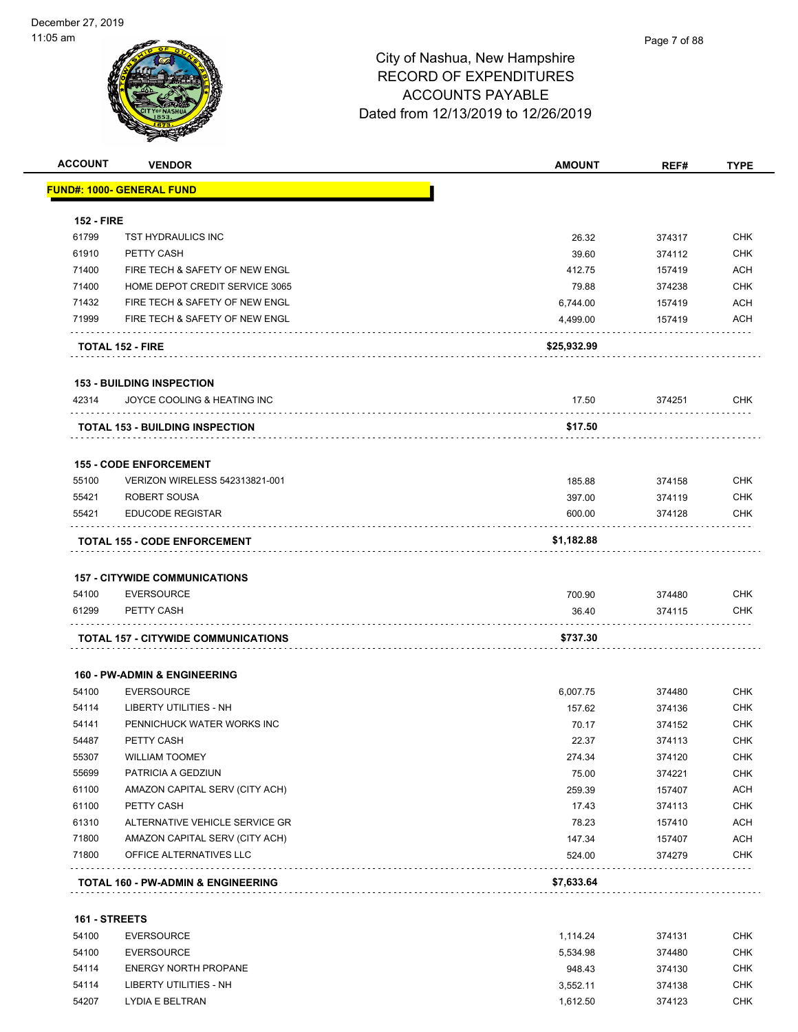# City of Nashua, New Hampshire
## RECORD OF EXPENDITURES
## ACCOUNTS PAYABLE
## Dated from 12/13/2019 to 12/26/2019

| ACCOUNT | VENDOR | AMOUNT | REF# | TYPE |
|---|---|---|---|---|
| **FUND#: 1000- GENERAL FUND** | | | | |
| **152 - FIRE** | | | | |
| 61799 | TST HYDRAULICS INC | 26.32 | 374317 | CHK |
| 61910 | PETTY CASH | 39.60 | 374112 | CHK |
| 71400 | FIRE TECH & SAFETY OF NEW ENGL | 412.75 | 157419 | ACH |
| 71400 | HOME DEPOT CREDIT SERVICE 3065 | 79.88 | 374238 | CHK |
| 71432 | FIRE TECH & SAFETY OF NEW ENGL | 6,744.00 | 157419 | ACH |
| 71999 | FIRE TECH & SAFETY OF NEW ENGL | 4,499.00 | 157419 | ACH |
| **TOTAL 152 - FIRE** | | **$25,932.99** | | |
| **153 - BUILDING INSPECTION** | | | | |
| 42314 | JOYCE COOLING & HEATING INC | 17.50 | 374251 | CHK |
| **TOTAL 153 - BUILDING INSPECTION** | | **$17.50** | | |
| **155 - CODE ENFORCEMENT** | | | | |
| 55100 | VERIZON WIRELESS 542313821-001 | 185.88 | 374158 | CHK |
| 55421 | ROBERT SOUSA | 397.00 | 374119 | CHK |
| 55421 | EDUCODE REGISTAR | 600.00 | 374128 | CHK |
| **TOTAL 155 - CODE ENFORCEMENT** | | **$1,182.88** | | |
| **157 - CITYWIDE COMMUNICATIONS** | | | | |
| 54100 | EVERSOURCE | 700.90 | 374480 | CHK |
| 61299 | PETTY CASH | 36.40 | 374115 | CHK |
| **TOTAL 157 - CITYWIDE COMMUNICATIONS** | | **$737.30** | | |
| **160 - PW-ADMIN & ENGINEERING** | | | | |
| 54100 | EVERSOURCE | 6,007.75 | 374480 | CHK |
| 54114 | LIBERTY UTILITIES - NH | 157.62 | 374136 | CHK |
| 54141 | PENNICHUCK WATER WORKS INC | 70.17 | 374152 | CHK |
| 54487 | PETTY CASH | 22.37 | 374113 | CHK |
| 55307 | WILLIAM TOOMEY | 274.34 | 374120 | CHK |
| 55699 | PATRICIA A GEDZIUN | 75.00 | 374221 | CHK |
| 61100 | AMAZON CAPITAL SERV (CITY ACH) | 259.39 | 157407 | ACH |
| 61100 | PETTY CASH | 17.43 | 374113 | CHK |
| 61310 | ALTERNATIVE VEHICLE SERVICE GR | 78.23 | 157410 | ACH |
| 71800 | AMAZON CAPITAL SERV (CITY ACH) | 147.34 | 157407 | ACH |
| 71800 | OFFICE ALTERNATIVES LLC | 524.00 | 374279 | CHK |
| **TOTAL 160 - PW-ADMIN & ENGINEERING** | | **$7,633.64** | | |
| **161 - STREETS** | | | | |
| 54100 | EVERSOURCE | 1,114.24 | 374131 | CHK |
| 54100 | EVERSOURCE | 5,534.98 | 374480 | CHK |
| 54114 | ENERGY NORTH PROPANE | 948.43 | 374130 | CHK |
| 54114 | LIBERTY UTILITIES - NH | 3,552.11 | 374138 | CHK |
| 54207 | LYDIA E BELTRAN | 1,612.50 | 374123 | CHK |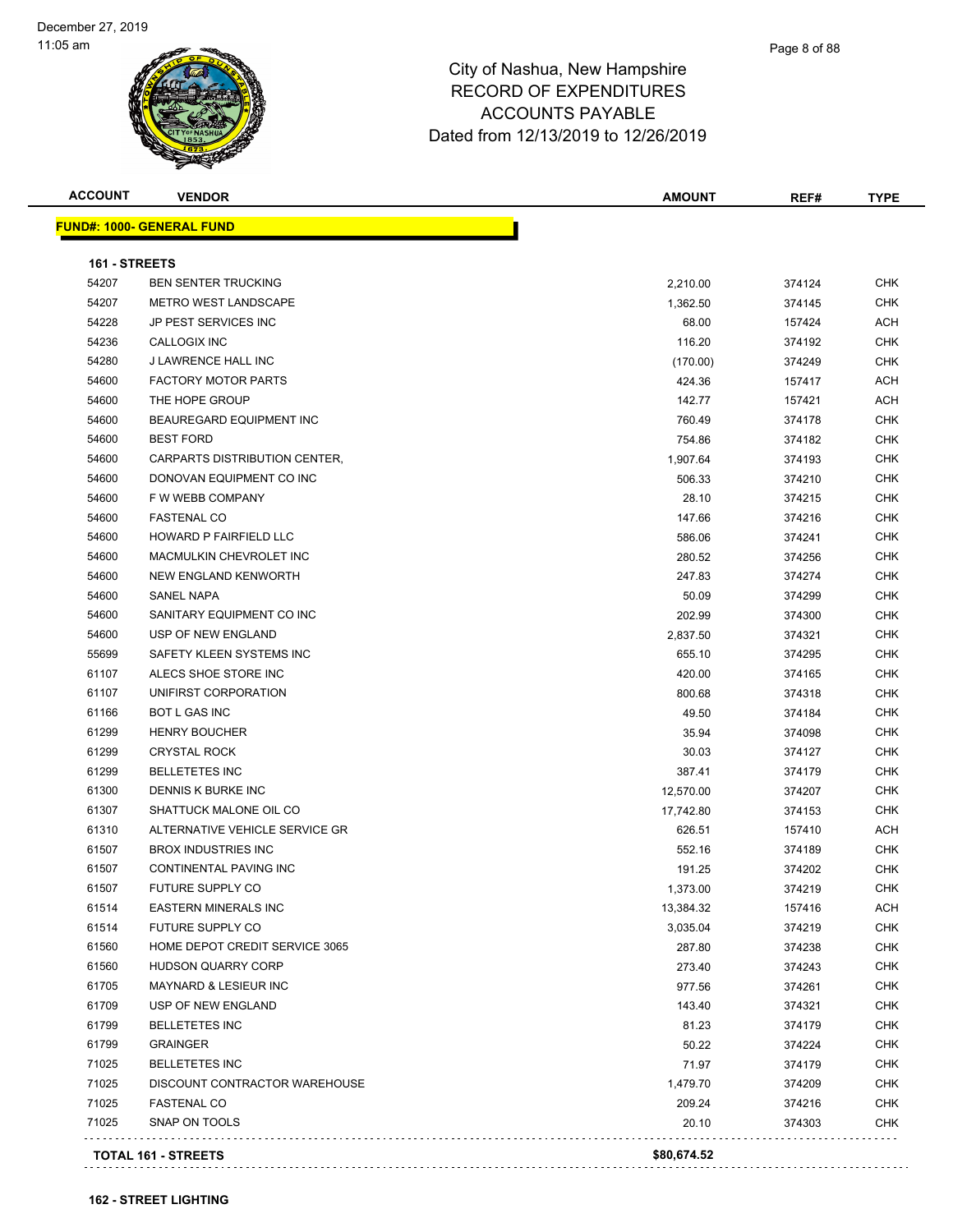December 27, 2019
11:05 am

# City of Nashua, New Hampshire
## RECORD OF EXPENDITURES
## ACCOUNTS PAYABLE
## Dated from 12/13/2019 to 12/26/2019

| ACCOUNT | VENDOR | AMOUNT | REF# | TYPE |
|---|---|---|---|---|
| **FUND#: 1000- GENERAL FUND** | | | | |
| **161 - STREETS** | | | | |
| 54207 | BEN SENTER TRUCKING | 2,210.00 | 374124 | CHK |
| 54207 | METRO WEST LANDSCAPE | 1,362.50 | 374145 | CHK |
| 54228 | JP PEST SERVICES INC | 68.00 | 157424 | ACH |
| 54236 | CALLOGIX INC | 116.20 | 374192 | CHK |
| 54280 | J LAWRENCE HALL INC | (170.00) | 374249 | CHK |
| 54600 | FACTORY MOTOR PARTS | 424.36 | 157417 | ACH |
| 54600 | THE HOPE GROUP | 142.77 | 157421 | ACH |
| 54600 | BEAUREGARD EQUIPMENT INC | 760.49 | 374178 | CHK |
| 54600 | BEST FORD | 754.86 | 374182 | CHK |
| 54600 | CARPARTS DISTRIBUTION CENTER, | 1,907.64 | 374193 | CHK |
| 54600 | DONOVAN EQUIPMENT CO INC | 506.33 | 374210 | CHK |
| 54600 | F W WEBB COMPANY | 28.10 | 374215 | CHK |
| 54600 | FASTENAL CO | 147.66 | 374216 | CHK |
| 54600 | HOWARD P FAIRFIELD LLC | 586.06 | 374241 | CHK |
| 54600 | MACMULKIN CHEVROLET INC | 280.52 | 374256 | CHK |
| 54600 | NEW ENGLAND KENWORTH | 247.83 | 374274 | CHK |
| 54600 | SANEL NAPA | 50.09 | 374299 | CHK |
| 54600 | SANITARY EQUIPMENT CO INC | 202.99 | 374300 | CHK |
| 54600 | USP OF NEW ENGLAND | 2,837.50 | 374321 | CHK |
| 55699 | SAFETY KLEEN SYSTEMS INC | 655.10 | 374295 | CHK |
| 61107 | ALECS SHOE STORE INC | 420.00 | 374165 | CHK |
| 61107 | UNIFIRST CORPORATION | 800.68 | 374318 | CHK |
| 61166 | BOT L GAS INC | 49.50 | 374184 | CHK |
| 61299 | HENRY BOUCHER | 35.94 | 374098 | CHK |
| 61299 | CRYSTAL ROCK | 30.03 | 374127 | CHK |
| 61299 | BELLETETES INC | 387.41 | 374179 | CHK |
| 61300 | DENNIS K BURKE INC | 12,570.00 | 374207 | CHK |
| 61307 | SHATTUCK MALONE OIL CO | 17,742.80 | 374153 | CHK |
| 61310 | ALTERNATIVE VEHICLE SERVICE GR | 626.51 | 157410 | ACH |
| 61507 | BROX INDUSTRIES INC | 552.16 | 374189 | CHK |
| 61507 | CONTINENTAL PAVING INC | 191.25 | 374202 | CHK |
| 61507 | FUTURE SUPPLY CO | 1,373.00 | 374219 | CHK |
| 61514 | EASTERN MINERALS INC | 13,384.32 | 157416 | ACH |
| 61514 | FUTURE SUPPLY CO | 3,035.04 | 374219 | CHK |
| 61560 | HOME DEPOT CREDIT SERVICE 3065 | 287.80 | 374238 | CHK |
| 61560 | HUDSON QUARRY CORP | 273.40 | 374243 | CHK |
| 61705 | MAYNARD & LESIEUR INC | 977.56 | 374261 | CHK |
| 61709 | USP OF NEW ENGLAND | 143.40 | 374321 | CHK |
| 61799 | BELLETETES INC | 81.23 | 374179 | CHK |
| 61799 | GRAINGER | 50.22 | 374224 | CHK |
| 71025 | BELLETETES INC | 71.97 | 374179 | CHK |
| 71025 | DISCOUNT CONTRACTOR WAREHOUSE | 1,479.70 | 374209 | CHK |
| 71025 | FASTENAL CO | 209.24 | 374216 | CHK |
| 71025 | SNAP ON TOOLS | 20.10 | 374303 | CHK |
| **TOTAL 161 - STREETS** | | **$80,674.52** | | |

**162 - STREET LIGHTING**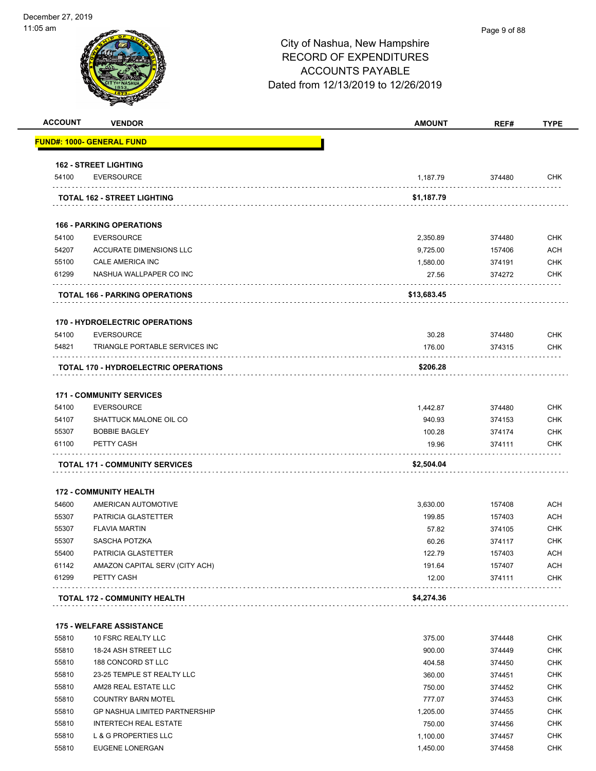# City of Nashua, New Hampshire
## RECORD OF EXPENDITURES
## ACCOUNTS PAYABLE
## Dated from 12/13/2019 to 12/26/2019

| ACCOUNT | VENDOR | AMOUNT | REF# | TYPE |
|---|---|---|---|---|
| **FUND#: 1000- GENERAL FUND** | | | | |
| **162 - STREET LIGHTING** | | | | |
| 54100 | EVERSOURCE | 1,187.79 | 374480 | CHK |
| | **TOTAL 162 - STREET LIGHTING** | **$1,187.79** | | |
| **166 - PARKING OPERATIONS** | | | | |
| 54100 | EVERSOURCE | 2,350.89 | 374480 | CHK |
| 54207 | ACCURATE DIMENSIONS LLC | 9,725.00 | 157406 | ACH |
| 55100 | CALE AMERICA INC | 1,580.00 | 374191 | CHK |
| 61299 | NASHUA WALLPAPER CO INC | 27.56 | 374272 | CHK |
| | **TOTAL 166 - PARKING OPERATIONS** | **$13,683.45** | | |
| **170 - HYDROELECTRIC OPERATIONS** | | | | |
| 54100 | EVERSOURCE | 30.28 | 374480 | CHK |
| 54821 | TRIANGLE PORTABLE SERVICES INC | 176.00 | 374315 | CHK |
| | **TOTAL 170 - HYDROELECTRIC OPERATIONS** | **$206.28** | | |
| **171 - COMMUNITY SERVICES** | | | | |
| 54100 | EVERSOURCE | 1,442.87 | 374480 | CHK |
| 54107 | SHATTUCK MALONE OIL CO | 940.93 | 374153 | CHK |
| 55307 | BOBBIE BAGLEY | 100.28 | 374174 | CHK |
| 61100 | PETTY CASH | 19.96 | 374111 | CHK |
| | **TOTAL 171 - COMMUNITY SERVICES** | **$2,504.04** | | |
| **172 - COMMUNITY HEALTH** | | | | |
| 54600 | AMERICAN AUTOMOTIVE | 3,630.00 | 157408 | ACH |
| 55307 | PATRICIA GLASTETTER | 199.85 | 157403 | ACH |
| 55307 | FLAVIA MARTIN | 57.82 | 374105 | CHK |
| 55307 | SASCHA POTZKA | 60.26 | 374117 | CHK |
| 55400 | PATRICIA GLASTETTER | 122.79 | 157403 | ACH |
| 61142 | AMAZON CAPITAL SERV (CITY ACH) | 191.64 | 157407 | ACH |
| 61299 | PETTY CASH | 12.00 | 374111 | CHK |
| | **TOTAL 172 - COMMUNITY HEALTH** | **$4,274.36** | | |
| **175 - WELFARE ASSISTANCE** | | | | |
| 55810 | 10 FSRC REALTY LLC | 375.00 | 374448 | CHK |
| 55810 | 18-24 ASH STREET LLC | 900.00 | 374449 | CHK |
| 55810 | 188 CONCORD ST LLC | 404.58 | 374450 | CHK |
| 55810 | 23-25 TEMPLE ST REALTY LLC | 360.00 | 374451 | CHK |
| 55810 | AM28 REAL ESTATE LLC | 750.00 | 374452 | CHK |
| 55810 | COUNTRY BARN MOTEL | 777.07 | 374453 | CHK |
| 55810 | GP NASHUA LIMITED PARTNERSHIP | 1,205.00 | 374455 | CHK |
| 55810 | INTERTECH REAL ESTATE | 750.00 | 374456 | CHK |
| 55810 | L & G PROPERTIES LLC | 1,100.00 | 374457 | CHK |
| 55810 | EUGENE LONERGAN | 1,450.00 | 374458 | CHK |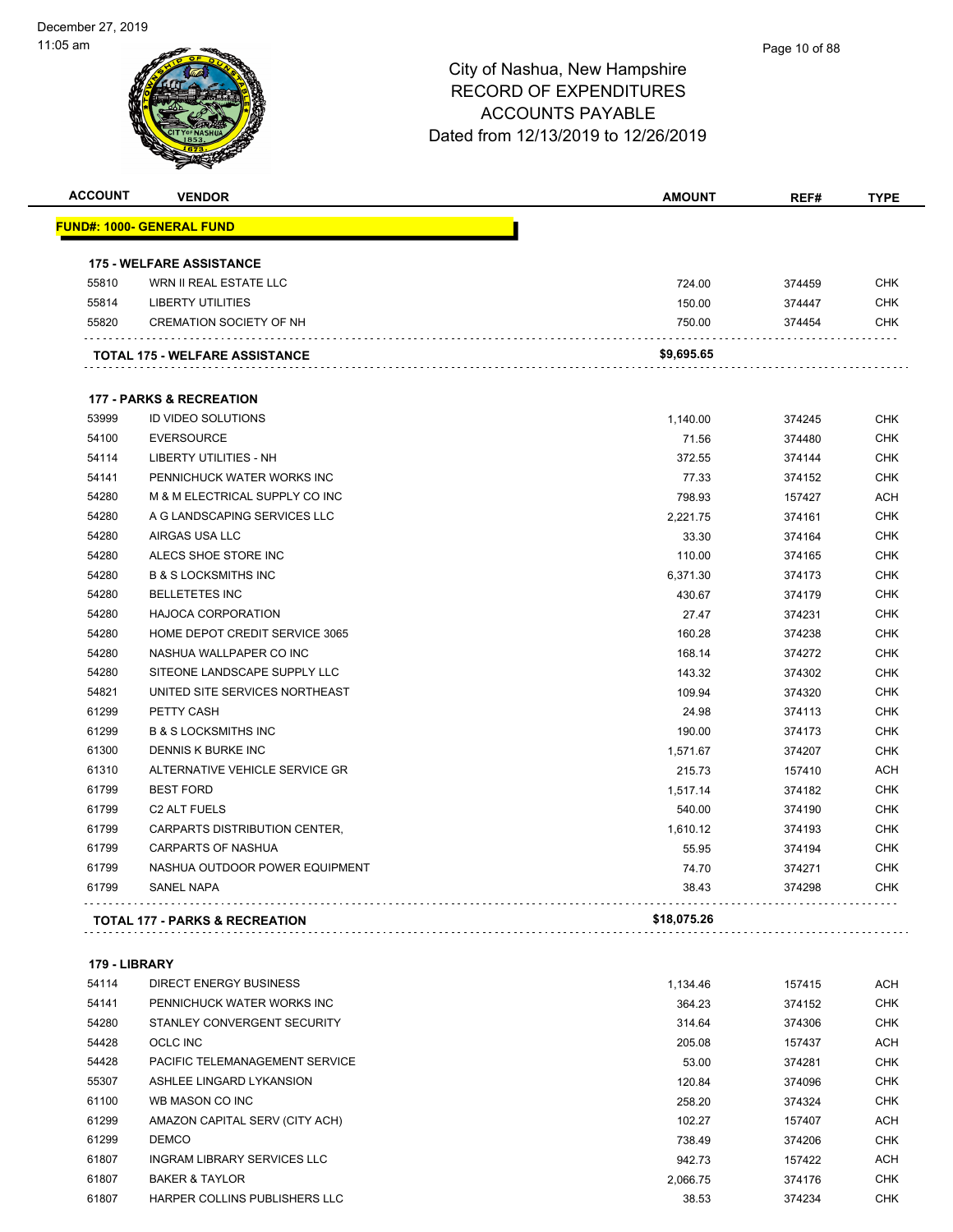# City of Nashua, New Hampshire
## RECORD OF EXPENDITURES
## ACCOUNTS PAYABLE
## Dated from 12/13/2019 to 12/26/2019

| ACCOUNT | VENDOR | AMOUNT | REF# | TYPE |
|---|---|---|---|---|
| **FUND#: 1000- GENERAL FUND** | | | | |
| **175 - WELFARE ASSISTANCE** | | | | |
| 55810 | WRN II REAL ESTATE LLC | 724.00 | 374459 | CHK |
| 55814 | LIBERTY UTILITIES | 150.00 | 374447 | CHK |
| 55820 | CREMATION SOCIETY OF NH | 750.00 | 374454 | CHK |
| | **TOTAL 175 - WELFARE ASSISTANCE** | **$9,695.65** | | |
| **177 - PARKS & RECREATION** | | | | |
| 53999 | ID VIDEO SOLUTIONS | 1,140.00 | 374245 | CHK |
| 54100 | EVERSOURCE | 71.56 | 374480 | CHK |
| 54114 | LIBERTY UTILITIES - NH | 372.55 | 374144 | CHK |
| 54141 | PENNICHUCK WATER WORKS INC | 77.33 | 374152 | CHK |
| 54280 | M & M ELECTRICAL SUPPLY CO INC | 798.93 | 157427 | ACH |
| 54280 | A G LANDSCAPING SERVICES LLC | 2,221.75 | 374161 | CHK |
| 54280 | AIRGAS USA LLC | 33.30 | 374164 | CHK |
| 54280 | ALECS SHOE STORE INC | 110.00 | 374165 | CHK |
| 54280 | B & S LOCKSMITHS INC | 6,371.30 | 374173 | CHK |
| 54280 | BELLETETES INC | 430.67 | 374179 | CHK |
| 54280 | HAJOCA CORPORATION | 27.47 | 374231 | CHK |
| 54280 | HOME DEPOT CREDIT SERVICE 3065 | 160.28 | 374238 | CHK |
| 54280 | NASHUA WALLPAPER CO INC | 168.14 | 374272 | CHK |
| 54280 | SITEONE LANDSCAPE SUPPLY LLC | 143.32 | 374302 | CHK |
| 54821 | UNITED SITE SERVICES NORTHEAST | 109.94 | 374320 | CHK |
| 61299 | PETTY CASH | 24.98 | 374113 | CHK |
| 61299 | B & S LOCKSMITHS INC | 190.00 | 374173 | CHK |
| 61300 | DENNIS K BURKE INC | 1,571.67 | 374207 | CHK |
| 61310 | ALTERNATIVE VEHICLE SERVICE GR | 215.73 | 157410 | ACH |
| 61799 | BEST FORD | 1,517.14 | 374182 | CHK |
| 61799 | C2 ALT FUELS | 540.00 | 374190 | CHK |
| 61799 | CARPARTS DISTRIBUTION CENTER, | 1,610.12 | 374193 | CHK |
| 61799 | CARPARTS OF NASHUA | 55.95 | 374194 | CHK |
| 61799 | NASHUA OUTDOOR POWER EQUIPMENT | 74.70 | 374271 | CHK |
| 61799 | SANEL NAPA | 38.43 | 374298 | CHK |
| | **TOTAL 177 - PARKS & RECREATION** | **$18,075.26** | | |
| **179 - LIBRARY** | | | | |
| 54114 | DIRECT ENERGY BUSINESS | 1,134.46 | 157415 | ACH |
| 54141 | PENNICHUCK WATER WORKS INC | 364.23 | 374152 | CHK |
| 54280 | STANLEY CONVERGENT SECURITY | 314.64 | 374306 | CHK |
| 54428 | OCLC INC | 205.08 | 157437 | ACH |
| 54428 | PACIFIC TELEMANAGEMENT SERVICE | 53.00 | 374281 | CHK |
| 55307 | ASHLEE LINGARD LYKANSION | 120.84 | 374096 | CHK |
| 61100 | WB MASON CO INC | 258.20 | 374324 | CHK |
| 61299 | AMAZON CAPITAL SERV (CITY ACH) | 102.27 | 157407 | ACH |
| 61299 | DEMCO | 738.49 | 374206 | CHK |
| 61807 | INGRAM LIBRARY SERVICES LLC | 942.73 | 157422 | ACH |
| 61807 | BAKER & TAYLOR | 2,066.75 | 374176 | CHK |
| 61807 | HARPER COLLINS PUBLISHERS LLC | 38.53 | 374234 | CHK |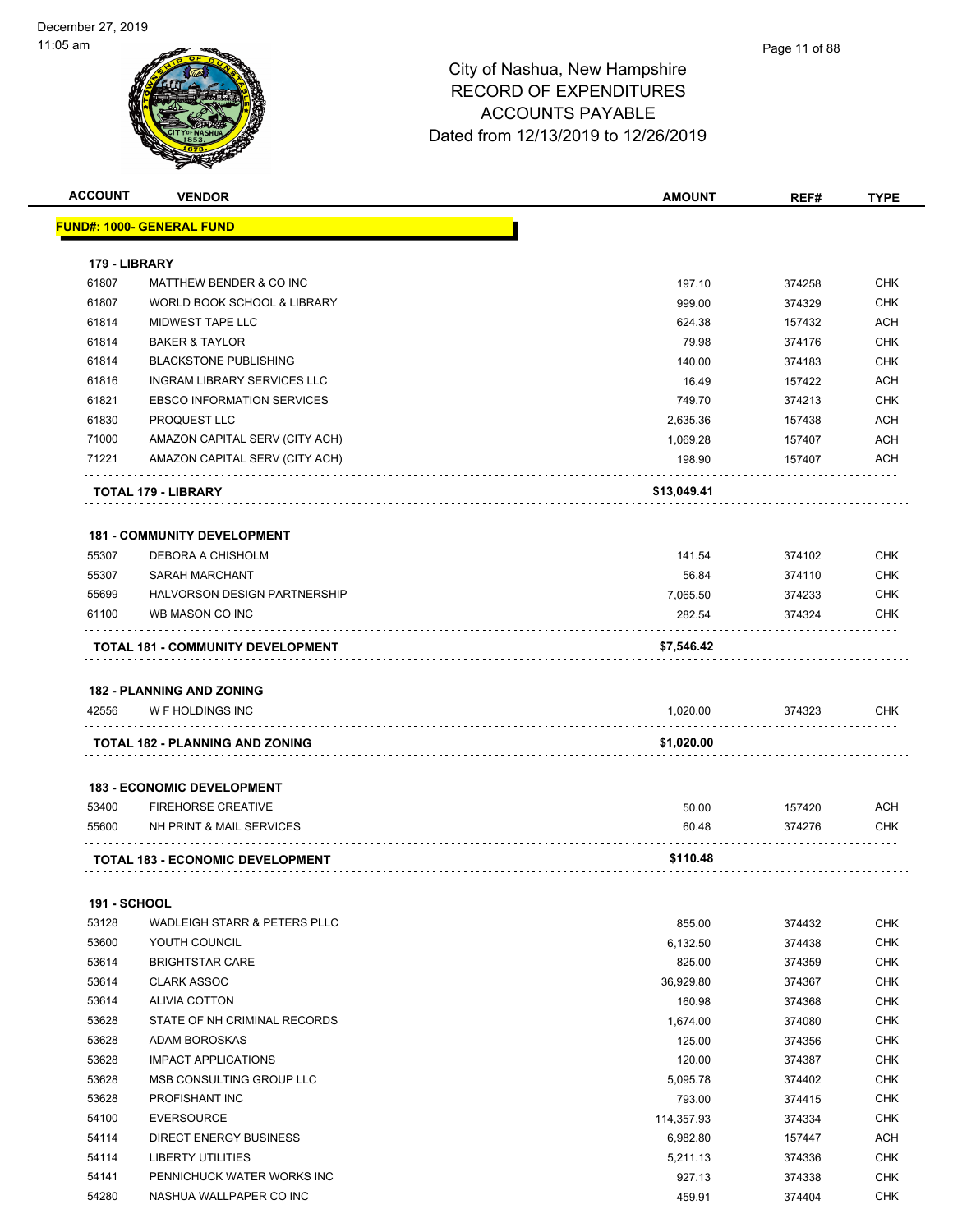# City of Nashua, New Hampshire
## RECORD OF EXPENDITURES
## ACCOUNTS PAYABLE
## Dated from 12/13/2019 to 12/26/2019

| ACCOUNT | VENDOR | AMOUNT | REF# | TYPE |
|---|---|---|---|---|
| **FUND#: 1000- GENERAL FUND** | | | | |
| **179 - LIBRARY** | | | | |
| 61807 | MATTHEW BENDER & CO INC | 197.10 | 374258 | CHK |
| 61807 | WORLD BOOK SCHOOL & LIBRARY | 999.00 | 374329 | CHK |
| 61814 | MIDWEST TAPE LLC | 624.38 | 157432 | ACH |
| 61814 | BAKER & TAYLOR | 79.98 | 374176 | CHK |
| 61814 | BLACKSTONE PUBLISHING | 140.00 | 374183 | CHK |
| 61816 | INGRAM LIBRARY SERVICES LLC | 16.49 | 157422 | ACH |
| 61821 | EBSCO INFORMATION SERVICES | 749.70 | 374213 | CHK |
| 61830 | PROQUEST LLC | 2,635.36 | 157438 | ACH |
| 71000 | AMAZON CAPITAL SERV (CITY ACH) | 1,069.28 | 157407 | ACH |
| 71221 | AMAZON CAPITAL SERV (CITY ACH) | 198.90 | 157407 | ACH |
| | **TOTAL 179 - LIBRARY** | **$13,049.41** | | |
| **181 - COMMUNITY DEVELOPMENT** | | | | |
| 55307 | DEBORA A CHISHOLM | 141.54 | 374102 | CHK |
| 55307 | SARAH MARCHANT | 56.84 | 374110 | CHK |
| 55699 | HALVORSON DESIGN PARTNERSHIP | 7,065.50 | 374233 | CHK |
| 61100 | WB MASON CO INC | 282.54 | 374324 | CHK |
| | **TOTAL 181 - COMMUNITY DEVELOPMENT** | **$7,546.42** | | |
| **182 - PLANNING AND ZONING** | | | | |
| 42556 | W F HOLDINGS INC | 1,020.00 | 374323 | CHK |
| | **TOTAL 182 - PLANNING AND ZONING** | **$1,020.00** | | |
| **183 - ECONOMIC DEVELOPMENT** | | | | |
| 53400 | FIREHORSE CREATIVE | 50.00 | 157420 | ACH |
| 55600 | NH PRINT & MAIL SERVICES | 60.48 | 374276 | CHK |
| | **TOTAL 183 - ECONOMIC DEVELOPMENT** | **$110.48** | | |
| **191 - SCHOOL** | | | | |
| 53128 | WADLEIGH STARR & PETERS PLLC | 855.00 | 374432 | CHK |
| 53600 | YOUTH COUNCIL | 6,132.50 | 374438 | CHK |
| 53614 | BRIGHTSTAR CARE | 825.00 | 374359 | CHK |
| 53614 | CLARK ASSOC | 36,929.80 | 374367 | CHK |
| 53614 | ALIVIA COTTON | 160.98 | 374368 | CHK |
| 53628 | STATE OF NH CRIMINAL RECORDS | 1,674.00 | 374080 | CHK |
| 53628 | ADAM BOROSKAS | 125.00 | 374356 | CHK |
| 53628 | IMPACT APPLICATIONS | 120.00 | 374387 | CHK |
| 53628 | MSB CONSULTING GROUP LLC | 5,095.78 | 374402 | CHK |
| 53628 | PROFISHANT INC | 793.00 | 374415 | CHK |
| 54100 | EVERSOURCE | 114,357.93 | 374334 | CHK |
| 54114 | DIRECT ENERGY BUSINESS | 6,982.80 | 157447 | ACH |
| 54114 | LIBERTY UTILITIES | 5,211.13 | 374336 | CHK |
| 54141 | PENNICHUCK WATER WORKS INC | 927.13 | 374338 | CHK |
| 54280 | NASHUA WALLPAPER CO INC | 459.91 | 374404 | CHK |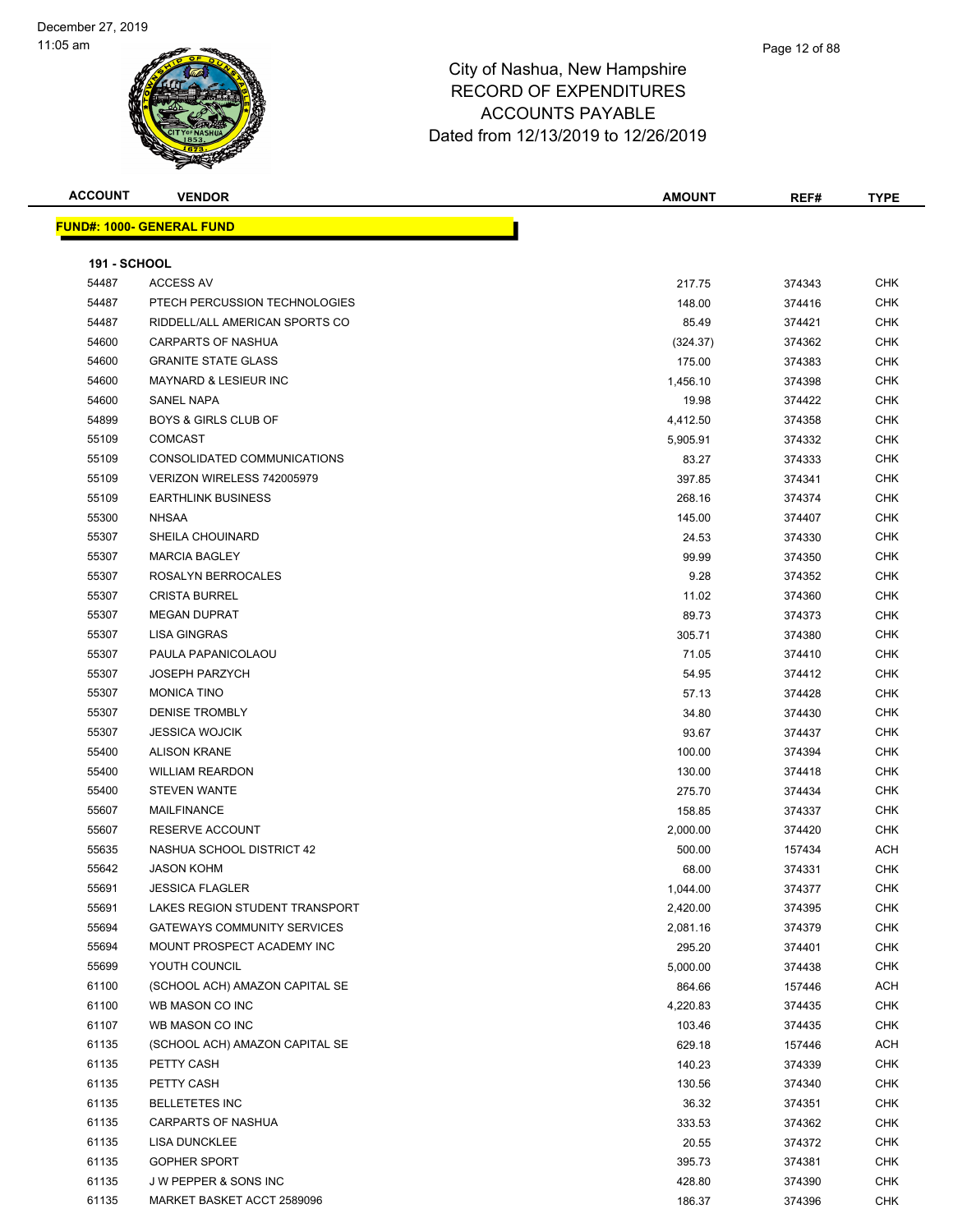City of Nashua, New Hampshire
RECORD OF EXPENDITURES
ACCOUNTS PAYABLE
Dated from 12/13/2019 to 12/26/2019

| ACCOUNT | VENDOR | AMOUNT | REF# | TYPE |
|---|---|---|---|---|

**FUND#: 1000- GENERAL FUND**

**191 - SCHOOL**

| ACCOUNT | VENDOR | AMOUNT | REF# | TYPE |
|---|---|---|---|---|
| 54487 | ACCESS AV | 217.75 | 374343 | CHK |
| 54487 | PTECH PERCUSSION TECHNOLOGIES | 148.00 | 374416 | CHK |
| 54487 | RIDDELL/ALL AMERICAN SPORTS CO | 85.49 | 374421 | CHK |
| 54600 | CARPARTS OF NASHUA | (324.37) | 374362 | CHK |
| 54600 | GRANITE STATE GLASS | 175.00 | 374383 | CHK |
| 54600 | MAYNARD & LESIEUR INC | 1,456.10 | 374398 | CHK |
| 54600 | SANEL NAPA | 19.98 | 374422 | CHK |
| 54899 | BOYS & GIRLS CLUB OF | 4,412.50 | 374358 | CHK |
| 55109 | COMCAST | 5,905.91 | 374332 | CHK |
| 55109 | CONSOLIDATED COMMUNICATIONS | 83.27 | 374333 | CHK |
| 55109 | VERIZON WIRELESS 742005979 | 397.85 | 374341 | CHK |
| 55109 | EARTHLINK BUSINESS | 268.16 | 374374 | CHK |
| 55300 | NHSAA | 145.00 | 374407 | CHK |
| 55307 | SHEILA CHOUINARD | 24.53 | 374330 | CHK |
| 55307 | MARCIA BAGLEY | 99.99 | 374350 | CHK |
| 55307 | ROSALYN BERROCALES | 9.28 | 374352 | CHK |
| 55307 | CRISTA BURREL | 11.02 | 374360 | CHK |
| 55307 | MEGAN DUPRAT | 89.73 | 374373 | CHK |
| 55307 | LISA GINGRAS | 305.71 | 374380 | CHK |
| 55307 | PAULA PAPANICOLAOU | 71.05 | 374410 | CHK |
| 55307 | JOSEPH PARZYCH | 54.95 | 374412 | CHK |
| 55307 | MONICA TINO | 57.13 | 374428 | CHK |
| 55307 | DENISE TROMBLY | 34.80 | 374430 | CHK |
| 55307 | JESSICA WOJCIK | 93.67 | 374437 | CHK |
| 55400 | ALISON KRANE | 100.00 | 374394 | CHK |
| 55400 | WILLIAM REARDON | 130.00 | 374418 | CHK |
| 55400 | STEVEN WANTE | 275.70 | 374434 | CHK |
| 55607 | MAILFINANCE | 158.85 | 374337 | CHK |
| 55607 | RESERVE ACCOUNT | 2,000.00 | 374420 | CHK |
| 55635 | NASHUA SCHOOL DISTRICT 42 | 500.00 | 157434 | ACH |
| 55642 | JASON KOHM | 68.00 | 374331 | CHK |
| 55691 | JESSICA FLAGLER | 1,044.00 | 374377 | CHK |
| 55691 | LAKES REGION STUDENT TRANSPORT | 2,420.00 | 374395 | CHK |
| 55694 | GATEWAYS COMMUNITY SERVICES | 2,081.16 | 374379 | CHK |
| 55694 | MOUNT PROSPECT ACADEMY INC | 295.20 | 374401 | CHK |
| 55699 | YOUTH COUNCIL | 5,000.00 | 374438 | CHK |
| 61100 | (SCHOOL ACH) AMAZON CAPITAL SE | 864.66 | 157446 | ACH |
| 61100 | WB MASON CO INC | 4,220.83 | 374435 | CHK |
| 61107 | WB MASON CO INC | 103.46 | 374435 | CHK |
| 61135 | (SCHOOL ACH) AMAZON CAPITAL SE | 629.18 | 157446 | ACH |
| 61135 | PETTY CASH | 140.23 | 374339 | CHK |
| 61135 | PETTY CASH | 130.56 | 374340 | CHK |
| 61135 | BELLETETES INC | 36.32 | 374351 | CHK |
| 61135 | CARPARTS OF NASHUA | 333.53 | 374362 | CHK |
| 61135 | LISA DUNCKLEE | 20.55 | 374372 | CHK |
| 61135 | GOPHER SPORT | 395.73 | 374381 | CHK |
| 61135 | J W PEPPER & SONS INC | 428.80 | 374390 | CHK |
| 61135 | MARKET BASKET ACCT 2589096 | 186.37 | 374396 | CHK |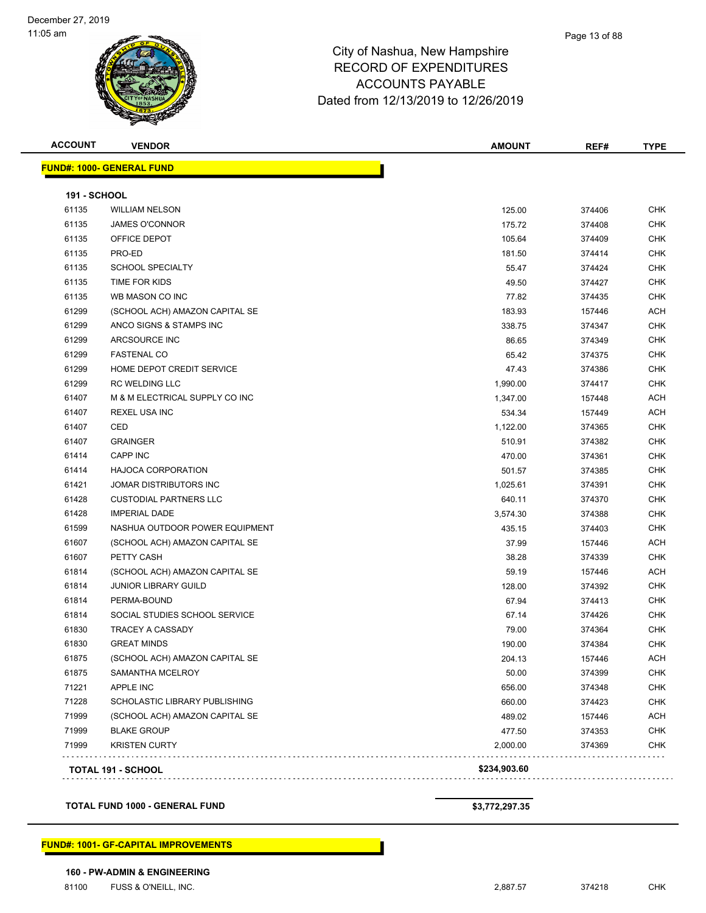City of Nashua, New Hampshire
RECORD OF EXPENDITURES
ACCOUNTS PAYABLE
Dated from 12/13/2019 to 12/26/2019

| ACCOUNT | VENDOR | AMOUNT | REF# | TYPE |
|---|---|---|---|---|

**FUND#: 1000- GENERAL FUND**

**191 - SCHOOL**

| ACCOUNT | VENDOR | AMOUNT | REF# | TYPE |
|---|---|---|---|---|
| 61135 | WILLIAM NELSON | 125.00 | 374406 | CHK |
| 61135 | JAMES O'CONNOR | 175.72 | 374408 | CHK |
| 61135 | OFFICE DEPOT | 105.64 | 374409 | CHK |
| 61135 | PRO-ED | 181.50 | 374414 | CHK |
| 61135 | SCHOOL SPECIALTY | 55.47 | 374424 | CHK |
| 61135 | TIME FOR KIDS | 49.50 | 374427 | CHK |
| 61135 | WB MASON CO INC | 77.82 | 374435 | CHK |
| 61299 | (SCHOOL ACH) AMAZON CAPITAL SE | 183.93 | 157446 | ACH |
| 61299 | ANCO SIGNS & STAMPS INC | 338.75 | 374347 | CHK |
| 61299 | ARCSOURCE INC | 86.65 | 374349 | CHK |
| 61299 | FASTENAL CO | 65.42 | 374375 | CHK |
| 61299 | HOME DEPOT CREDIT SERVICE | 47.43 | 374386 | CHK |
| 61299 | RC WELDING LLC | 1,990.00 | 374417 | CHK |
| 61407 | M & M ELECTRICAL SUPPLY CO INC | 1,347.00 | 157448 | ACH |
| 61407 | REXEL USA INC | 534.34 | 157449 | ACH |
| 61407 | CED | 1,122.00 | 374365 | CHK |
| 61407 | GRAINGER | 510.91 | 374382 | CHK |
| 61414 | CAPP INC | 470.00 | 374361 | CHK |
| 61414 | HAJOCA CORPORATION | 501.57 | 374385 | CHK |
| 61421 | JOMAR DISTRIBUTORS INC | 1,025.61 | 374391 | CHK |
| 61428 | CUSTODIAL PARTNERS LLC | 640.11 | 374370 | CHK |
| 61428 | IMPERIAL DADE | 3,574.30 | 374388 | CHK |
| 61599 | NASHUA OUTDOOR POWER EQUIPMENT | 435.15 | 374403 | CHK |
| 61607 | (SCHOOL ACH) AMAZON CAPITAL SE | 37.99 | 157446 | ACH |
| 61607 | PETTY CASH | 38.28 | 374339 | CHK |
| 61814 | (SCHOOL ACH) AMAZON CAPITAL SE | 59.19 | 157446 | ACH |
| 61814 | JUNIOR LIBRARY GUILD | 128.00 | 374392 | CHK |
| 61814 | PERMA-BOUND | 67.94 | 374413 | CHK |
| 61814 | SOCIAL STUDIES SCHOOL SERVICE | 67.14 | 374426 | CHK |
| 61830 | TRACEY A CASSADY | 79.00 | 374364 | CHK |
| 61830 | GREAT MINDS | 190.00 | 374384 | CHK |
| 61875 | (SCHOOL ACH) AMAZON CAPITAL SE | 204.13 | 157446 | ACH |
| 61875 | SAMANTHA MCELROY | 50.00 | 374399 | CHK |
| 71221 | APPLE INC | 656.00 | 374348 | CHK |
| 71228 | SCHOLASTIC LIBRARY PUBLISHING | 660.00 | 374423 | CHK |
| 71999 | (SCHOOL ACH) AMAZON CAPITAL SE | 489.02 | 157446 | ACH |
| 71999 | BLAKE GROUP | 477.50 | 374353 | CHK |
| 71999 | KRISTEN CURTY | 2,000.00 | 374369 | CHK |
| | **TOTAL 191 - SCHOOL** | **$234,903.60** | | |

**TOTAL FUND 1000 - GENERAL FUND** **$3,772,297.35**

**FUND#: 1001- GF-CAPITAL IMPROVEMENTS**

**160 - PW-ADMIN & ENGINEERING**

| ACCOUNT | VENDOR | AMOUNT | REF# | TYPE |
|---|---|---|---|---|
| 81100 | FUSS & O'NEILL, INC. | 2,887.57 | 374218 | CHK |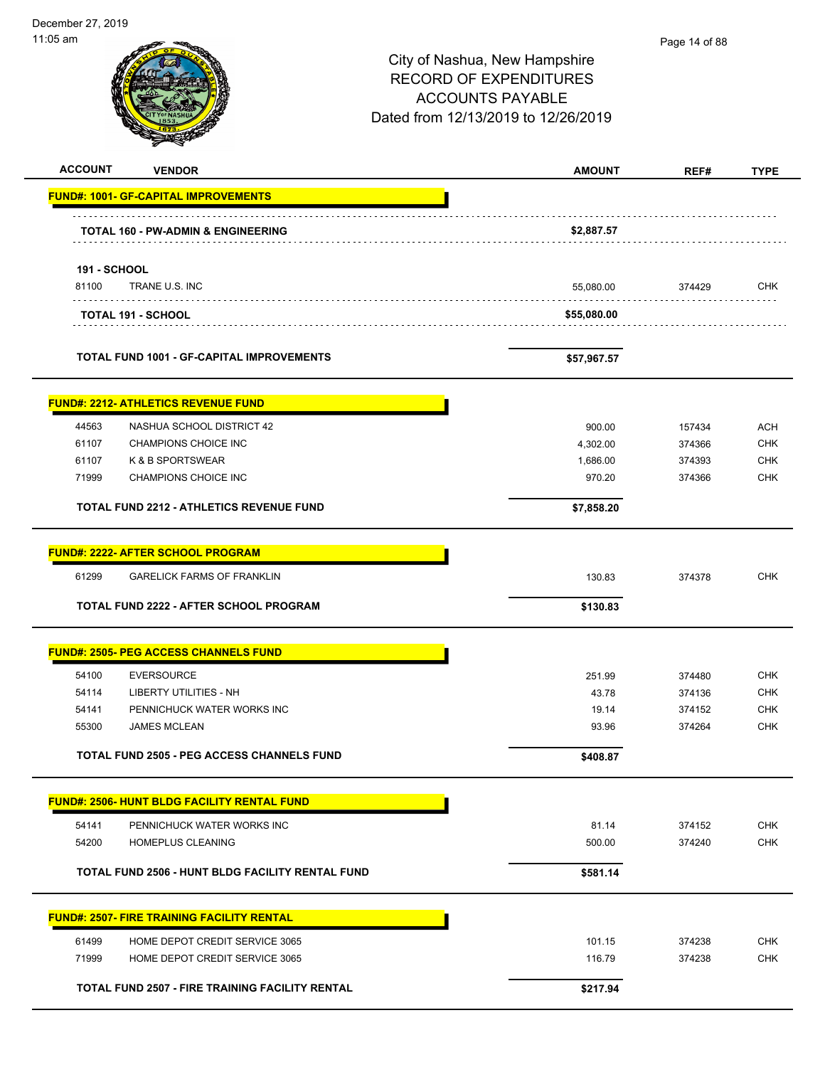# City of Nashua, New Hampshire
## RECORD OF EXPENDITURES
## ACCOUNTS PAYABLE
## Dated from 12/13/2019 to 12/26/2019

| ACCOUNT | VENDOR | AMOUNT | REF# | TYPE |
|---|---|---|---|---|
| **FUND#: 1001- GF-CAPITAL IMPROVEMENTS** | | | | |
| | **TOTAL 160 - PW-ADMIN & ENGINEERING** | **$2,887.57** | | |
| **191 - SCHOOL** | | | | |
| 81100 | TRANE U.S. INC | 55,080.00 | 374429 | CHK |
| | **TOTAL 191 - SCHOOL** | **$55,080.00** | | |
| | **TOTAL FUND 1001 - GF-CAPITAL IMPROVEMENTS** | **$57,967.57** | | |
| **FUND#: 2212- ATHLETICS REVENUE FUND** | | | | |
| 44563 | NASHUA SCHOOL DISTRICT 42 | 900.00 | 157434 | ACH |
| 61107 | CHAMPIONS CHOICE INC | 4,302.00 | 374366 | CHK |
| 61107 | K & B SPORTSWEAR | 1,686.00 | 374393 | CHK |
| 71999 | CHAMPIONS CHOICE INC | 970.20 | 374366 | CHK |
| | **TOTAL FUND 2212 - ATHLETICS REVENUE FUND** | **$7,858.20** | | |
| **FUND#: 2222- AFTER SCHOOL PROGRAM** | | | | |
| 61299 | GARELICK FARMS OF FRANKLIN | 130.83 | 374378 | CHK |
| | **TOTAL FUND 2222 - AFTER SCHOOL PROGRAM** | **$130.83** | | |
| **FUND#: 2505- PEG ACCESS CHANNELS FUND** | | | | |
| 54100 | EVERSOURCE | 251.99 | 374480 | CHK |
| 54114 | LIBERTY UTILITIES - NH | 43.78 | 374136 | CHK |
| 54141 | PENNICHUCK WATER WORKS INC | 19.14 | 374152 | CHK |
| 55300 | JAMES MCLEAN | 93.96 | 374264 | CHK |
| | **TOTAL FUND 2505 - PEG ACCESS CHANNELS FUND** | **$408.87** | | |
| **FUND#: 2506- HUNT BLDG FACILITY RENTAL FUND** | | | | |
| 54141 | PENNICHUCK WATER WORKS INC | 81.14 | 374152 | CHK |
| 54200 | HOMEPLUS CLEANING | 500.00 | 374240 | CHK |
| | **TOTAL FUND 2506 - HUNT BLDG FACILITY RENTAL FUND** | **$581.14** | | |
| **FUND#: 2507- FIRE TRAINING FACILITY RENTAL** | | | | |
| 61499 | HOME DEPOT CREDIT SERVICE 3065 | 101.15 | 374238 | CHK |
| 71999 | HOME DEPOT CREDIT SERVICE 3065 | 116.79 | 374238 | CHK |
| | **TOTAL FUND 2507 - FIRE TRAINING FACILITY RENTAL** | **$217.94** | | |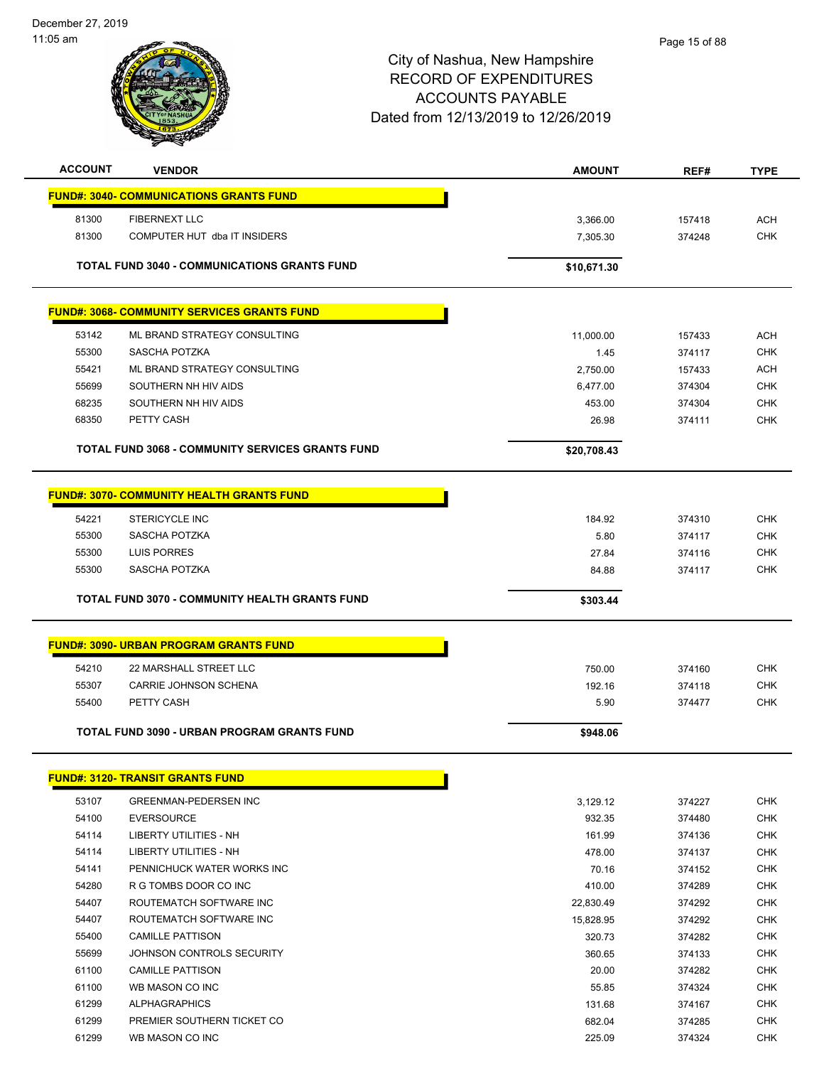December 27, 2019
11:05 am

# City of Nashua, New Hampshire
## RECORD OF EXPENDITURES
## ACCOUNTS PAYABLE
## Dated from 12/13/2019 to 12/26/2019

| ACCOUNT | VENDOR | AMOUNT | REF# | TYPE |
|---|---|---|---|---|
| **FUND#: 3040- COMMUNICATIONS GRANTS FUND** | | | | |
| 81300 | FIBERNEXT LLC | 3,366.00 | 157418 | ACH |
| 81300 | COMPUTER HUT dba IT INSIDERS | 7,305.30 | 374248 | CHK |
| **TOTAL FUND 3040 - COMMUNICATIONS GRANTS FUND** | | **$10,671.30** | | |
| **FUND#: 3068- COMMUNITY SERVICES GRANTS FUND** | | | | |
| 53142 | ML BRAND STRATEGY CONSULTING | 11,000.00 | 157433 | ACH |
| 55300 | SASCHA POTZKA | 1.45 | 374117 | CHK |
| 55421 | ML BRAND STRATEGY CONSULTING | 2,750.00 | 157433 | ACH |
| 55699 | SOUTHERN NH HIV AIDS | 6,477.00 | 374304 | CHK |
| 68235 | SOUTHERN NH HIV AIDS | 453.00 | 374304 | CHK |
| 68350 | PETTY CASH | 26.98 | 374111 | CHK |
| **TOTAL FUND 3068 - COMMUNITY SERVICES GRANTS FUND** | | **$20,708.43** | | |
| **FUND#: 3070- COMMUNITY HEALTH GRANTS FUND** | | | | |
| 54221 | STERICYCLE INC | 184.92 | 374310 | CHK |
| 55300 | SASCHA POTZKA | 5.80 | 374117 | CHK |
| 55300 | LUIS PORRES | 27.84 | 374116 | CHK |
| 55300 | SASCHA POTZKA | 84.88 | 374117 | CHK |
| **TOTAL FUND 3070 - COMMUNITY HEALTH GRANTS FUND** | | **$303.44** | | |
| **FUND#: 3090- URBAN PROGRAM GRANTS FUND** | | | | |
| 54210 | 22 MARSHALL STREET LLC | 750.00 | 374160 | CHK |
| 55307 | CARRIE JOHNSON SCHENA | 192.16 | 374118 | CHK |
| 55400 | PETTY CASH | 5.90 | 374477 | CHK |
| **TOTAL FUND 3090 - URBAN PROGRAM GRANTS FUND** | | **$948.06** | | |
| **FUND#: 3120- TRANSIT GRANTS FUND** | | | | |
| 53107 | GREENMAN-PEDERSEN INC | 3,129.12 | 374227 | CHK |
| 54100 | EVERSOURCE | 932.35 | 374480 | CHK |
| 54114 | LIBERTY UTILITIES - NH | 161.99 | 374136 | CHK |
| 54114 | LIBERTY UTILITIES - NH | 478.00 | 374137 | CHK |
| 54141 | PENNICHUCK WATER WORKS INC | 70.16 | 374152 | CHK |
| 54280 | R G TOMBS DOOR CO INC | 410.00 | 374289 | CHK |
| 54407 | ROUTEMATCH SOFTWARE INC | 22,830.49 | 374292 | CHK |
| 54407 | ROUTEMATCH SOFTWARE INC | 15,828.95 | 374292 | CHK |
| 55400 | CAMILLE PATTISON | 320.73 | 374282 | CHK |
| 55699 | JOHNSON CONTROLS SECURITY | 360.65 | 374133 | CHK |
| 61100 | CAMILLE PATTISON | 20.00 | 374282 | CHK |
| 61100 | WB MASON CO INC | 55.85 | 374324 | CHK |
| 61299 | ALPHAGRAPHICS | 131.68 | 374167 | CHK |
| 61299 | PREMIER SOUTHERN TICKET CO | 682.04 | 374285 | CHK |
| 61299 | WB MASON CO INC | 225.09 | 374324 | CHK |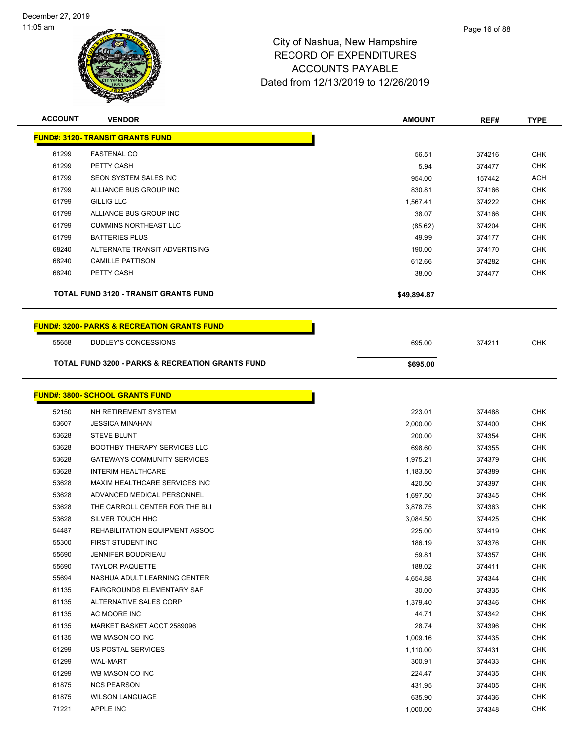City of Nashua, New Hampshire
RECORD OF EXPENDITURES
ACCOUNTS PAYABLE
Dated from 12/13/2019 to 12/26/2019

| ACCOUNT | VENDOR | AMOUNT | REF# | TYPE |
|---|---|---|---|---|
| **FUND#: 3120- TRANSIT GRANTS FUND** | | | | |
| 61299 | FASTENAL CO | 56.51 | 374216 | CHK |
| 61299 | PETTY CASH | 5.94 | 374477 | CHK |
| 61799 | SEON SYSTEM SALES INC | 954.00 | 157442 | ACH |
| 61799 | ALLIANCE BUS GROUP INC | 830.81 | 374166 | CHK |
| 61799 | GILLIG LLC | 1,567.41 | 374222 | CHK |
| 61799 | ALLIANCE BUS GROUP INC | 38.07 | 374166 | CHK |
| 61799 | CUMMINS NORTHEAST LLC | (85.62) | 374204 | CHK |
| 61799 | BATTERIES PLUS | 49.99 | 374177 | CHK |
| 68240 | ALTERNATE TRANSIT ADVERTISING | 190.00 | 374170 | CHK |
| 68240 | CAMILLE PATTISON | 612.66 | 374282 | CHK |
| 68240 | PETTY CASH | 38.00 | 374477 | CHK |
| **TOTAL FUND 3120 - TRANSIT GRANTS FUND** | | **$49,894.87** | | |

| ACCOUNT | VENDOR | AMOUNT | REF# | TYPE |
|---|---|---|---|---|
| **FUND#: 3200- PARKS & RECREATION GRANTS FUND** | | | | |
| 55658 | DUDLEY'S CONCESSIONS | 695.00 | 374211 | CHK |
| **TOTAL FUND 3200 - PARKS & RECREATION GRANTS FUND** | | **$695.00** | | |

| ACCOUNT | VENDOR | AMOUNT | REF# | TYPE |
|---|---|---|---|---|
| **FUND#: 3800- SCHOOL GRANTS FUND** | | | | |
| 52150 | NH RETIREMENT SYSTEM | 223.01 | 374488 | CHK |
| 53607 | JESSICA MINAHAN | 2,000.00 | 374400 | CHK |
| 53628 | STEVE BLUNT | 200.00 | 374354 | CHK |
| 53628 | BOOTHBY THERAPY SERVICES LLC | 698.60 | 374355 | CHK |
| 53628 | GATEWAYS COMMUNITY SERVICES | 1,975.21 | 374379 | CHK |
| 53628 | INTERIM HEALTHCARE | 1,183.50 | 374389 | CHK |
| 53628 | MAXIM HEALTHCARE SERVICES INC | 420.50 | 374397 | CHK |
| 53628 | ADVANCED MEDICAL PERSONNEL | 1,697.50 | 374345 | CHK |
| 53628 | THE CARROLL CENTER FOR THE BLI | 3,878.75 | 374363 | CHK |
| 53628 | SILVER TOUCH HHC | 3,084.50 | 374425 | CHK |
| 54487 | REHABILITATION EQUIPMENT ASSOC | 225.00 | 374419 | CHK |
| 55300 | FIRST STUDENT INC | 186.19 | 374376 | CHK |
| 55690 | JENNIFER BOUDRIEAU | 59.81 | 374357 | CHK |
| 55690 | TAYLOR PAQUETTE | 188.02 | 374411 | CHK |
| 55694 | NASHUA ADULT LEARNING CENTER | 4,654.88 | 374344 | CHK |
| 61135 | FAIRGROUNDS ELEMENTARY SAF | 30.00 | 374335 | CHK |
| 61135 | ALTERNATIVE SALES CORP | 1,379.40 | 374346 | CHK |
| 61135 | AC MOORE INC | 44.71 | 374342 | CHK |
| 61135 | MARKET BASKET ACCT 2589096 | 28.74 | 374396 | CHK |
| 61135 | WB MASON CO INC | 1,009.16 | 374435 | CHK |
| 61299 | US POSTAL SERVICES | 1,110.00 | 374431 | CHK |
| 61299 | WAL-MART | 300.91 | 374433 | CHK |
| 61299 | WB MASON CO INC | 224.47 | 374435 | CHK |
| 61875 | NCS PEARSON | 431.95 | 374405 | CHK |
| 61875 | WILSON LANGUAGE | 635.90 | 374436 | CHK |
| 71221 | APPLE INC | 1,000.00 | 374348 | CHK |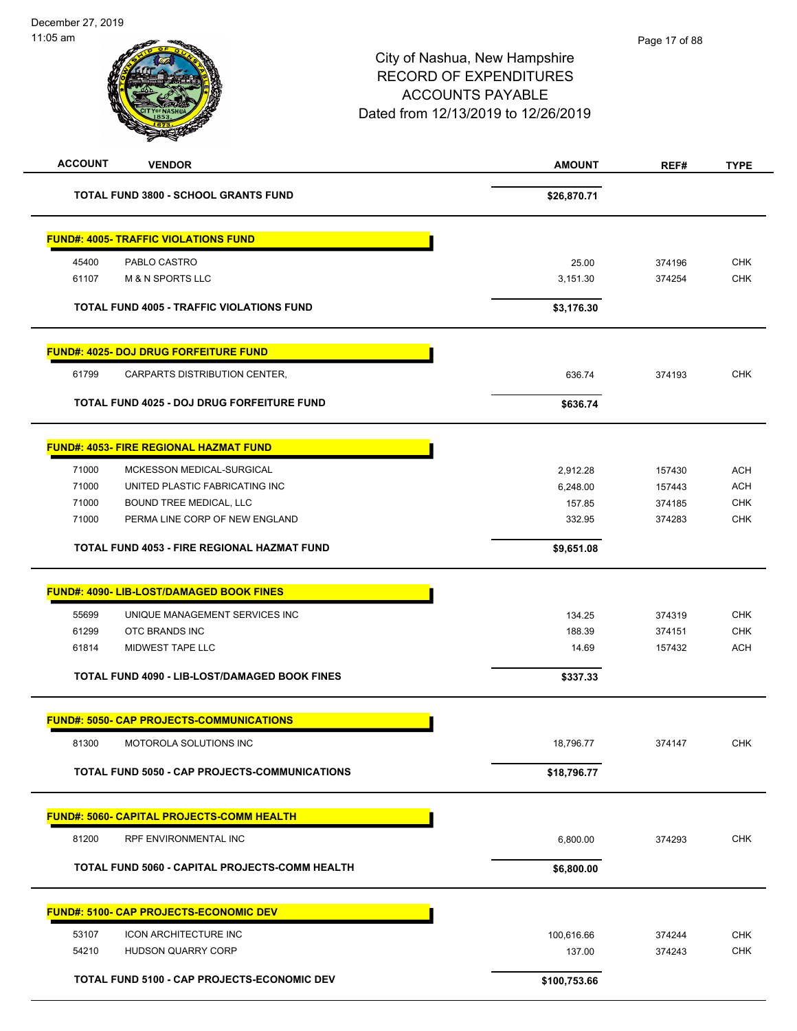# City of Nashua, New Hampshire
## RECORD OF EXPENDITURES
## ACCOUNTS PAYABLE
## Dated from 12/13/2019 to 12/26/2019

December 27, 2019
11:05 am

| ACCOUNT | VENDOR | AMOUNT | REF# | TYPE |
|---|---|---|---|---|
| | **TOTAL FUND 3800 - SCHOOL GRANTS FUND** | **$26,870.71** | | |
| | **FUND#: 4005- TRAFFIC VIOLATIONS FUND** | | | |
| 45400 | PABLO CASTRO | 25.00 | 374196 | CHK |
| 61107 | M & N SPORTS LLC | 3,151.30 | 374254 | CHK |
| | **TOTAL FUND 4005 - TRAFFIC VIOLATIONS FUND** | **$3,176.30** | | |
| | **FUND#: 4025- DOJ DRUG FORFEITURE FUND** | | | |
| 61799 | CARPARTS DISTRIBUTION CENTER, | 636.74 | 374193 | CHK |
| | **TOTAL FUND 4025 - DOJ DRUG FORFEITURE FUND** | **$636.74** | | |
| | **FUND#: 4053- FIRE REGIONAL HAZMAT FUND** | | | |
| 71000 | MCKESSON MEDICAL-SURGICAL | 2,912.28 | 157430 | ACH |
| 71000 | UNITED PLASTIC FABRICATING INC | 6,248.00 | 157443 | ACH |
| 71000 | BOUND TREE MEDICAL, LLC | 157.85 | 374185 | CHK |
| 71000 | PERMA LINE CORP OF NEW ENGLAND | 332.95 | 374283 | CHK |
| | **TOTAL FUND 4053 - FIRE REGIONAL HAZMAT FUND** | **$9,651.08** | | |
| | **FUND#: 4090- LIB-LOST/DAMAGED BOOK FINES** | | | |
| 55699 | UNIQUE MANAGEMENT SERVICES INC | 134.25 | 374319 | CHK |
| 61299 | OTC BRANDS INC | 188.39 | 374151 | CHK |
| 61814 | MIDWEST TAPE LLC | 14.69 | 157432 | ACH |
| | **TOTAL FUND 4090 - LIB-LOST/DAMAGED BOOK FINES** | **$337.33** | | |
| | **FUND#: 5050- CAP PROJECTS-COMMUNICATIONS** | | | |
| 81300 | MOTOROLA SOLUTIONS INC | 18,796.77 | 374147 | CHK |
| | **TOTAL FUND 5050 - CAP PROJECTS-COMMUNICATIONS** | **$18,796.77** | | |
| | **FUND#: 5060- CAPITAL PROJECTS-COMM HEALTH** | | | |
| 81200 | RPF ENVIRONMENTAL INC | 6,800.00 | 374293 | CHK |
| | **TOTAL FUND 5060 - CAPITAL PROJECTS-COMM HEALTH** | **$6,800.00** | | |
| | **FUND#: 5100- CAP PROJECTS-ECONOMIC DEV** | | | |
| 53107 | ICON ARCHITECTURE INC | 100,616.66 | 374244 | CHK |
| 54210 | HUDSON QUARRY CORP | 137.00 | 374243 | CHK |
| | **TOTAL FUND 5100 - CAP PROJECTS-ECONOMIC DEV** | **$100,753.66** | | |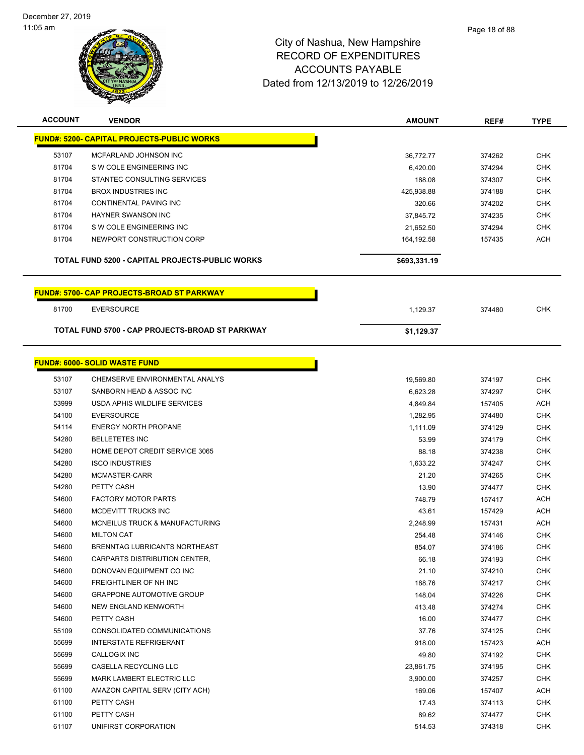# City of Nashua, New Hampshire
## RECORD OF EXPENDITURES
## ACCOUNTS PAYABLE
## Dated from 12/13/2019 to 12/26/2019

| ACCOUNT | VENDOR | AMOUNT | REF# | TYPE |
|---|---|---|---|---|
| **FUND#: 5200- CAPITAL PROJECTS-PUBLIC WORKS** | | | | |
| 53107 | MCFARLAND JOHNSON INC | 36,772.77 | 374262 | CHK |
| 81704 | S W COLE ENGINEERING INC | 6,420.00 | 374294 | CHK |
| 81704 | STANTEC CONSULTING SERVICES | 188.08 | 374307 | CHK |
| 81704 | BROX INDUSTRIES INC | 425,938.88 | 374188 | CHK |
| 81704 | CONTINENTAL PAVING INC | 320.66 | 374202 | CHK |
| 81704 | HAYNER SWANSON INC | 37,845.72 | 374235 | CHK |
| 81704 | S W COLE ENGINEERING INC | 21,652.50 | 374294 | CHK |
| 81704 | NEWPORT CONSTRUCTION CORP | 164,192.58 | 157435 | ACH |
| **TOTAL FUND 5200 - CAPITAL PROJECTS-PUBLIC WORKS** | | **$693,331.19** | | |
| **FUND#: 5700- CAP PROJECTS-BROAD ST PARKWAY** | | | | |
| 81700 | EVERSOURCE | 1,129.37 | 374480 | CHK |
| **TOTAL FUND 5700 - CAP PROJECTS-BROAD ST PARKWAY** | | **$1,129.37** | | |
| **FUND#: 6000- SOLID WASTE FUND** | | | | |
| 53107 | CHEMSERVE ENVIRONMENTAL ANALYS | 19,569.80 | 374197 | CHK |
| 53107 | SANBORN HEAD & ASSOC INC | 6,623.28 | 374297 | CHK |
| 53999 | USDA APHIS WILDLIFE SERVICES | 4,849.84 | 157405 | ACH |
| 54100 | EVERSOURCE | 1,282.95 | 374480 | CHK |
| 54114 | ENERGY NORTH PROPANE | 1,111.09 | 374129 | CHK |
| 54280 | BELLETETES INC | 53.99 | 374179 | CHK |
| 54280 | HOME DEPOT CREDIT SERVICE 3065 | 88.18 | 374238 | CHK |
| 54280 | ISCO INDUSTRIES | 1,633.22 | 374247 | CHK |
| 54280 | MCMASTER-CARR | 21.20 | 374265 | CHK |
| 54280 | PETTY CASH | 13.90 | 374477 | CHK |
| 54600 | FACTORY MOTOR PARTS | 748.79 | 157417 | ACH |
| 54600 | MCDEVITT TRUCKS INC | 43.61 | 157429 | ACH |
| 54600 | MCNEILUS TRUCK & MANUFACTURING | 2,248.99 | 157431 | ACH |
| 54600 | MILTON CAT | 254.48 | 374146 | CHK |
| 54600 | BRENNTAG LUBRICANTS NORTHEAST | 854.07 | 374186 | CHK |
| 54600 | CARPARTS DISTRIBUTION CENTER, | 66.18 | 374193 | CHK |
| 54600 | DONOVAN EQUIPMENT CO INC | 21.10 | 374210 | CHK |
| 54600 | FREIGHTLINER OF NH INC | 188.76 | 374217 | CHK |
| 54600 | GRAPPONE AUTOMOTIVE GROUP | 148.04 | 374226 | CHK |
| 54600 | NEW ENGLAND KENWORTH | 413.48 | 374274 | CHK |
| 54600 | PETTY CASH | 16.00 | 374477 | CHK |
| 55109 | CONSOLIDATED COMMUNICATIONS | 37.76 | 374125 | CHK |
| 55699 | INTERSTATE REFRIGERANT | 918.00 | 157423 | ACH |
| 55699 | CALLOGIX INC | 49.80 | 374192 | CHK |
| 55699 | CASELLA RECYCLING LLC | 23,861.75 | 374195 | CHK |
| 55699 | MARK LAMBERT ELECTRIC LLC | 3,900.00 | 374257 | CHK |
| 61100 | AMAZON CAPITAL SERV (CITY ACH) | 169.06 | 157407 | ACH |
| 61100 | PETTY CASH | 17.43 | 374113 | CHK |
| 61100 | PETTY CASH | 89.62 | 374477 | CHK |
| 61107 | UNIFIRST CORPORATION | 514.53 | 374318 | CHK |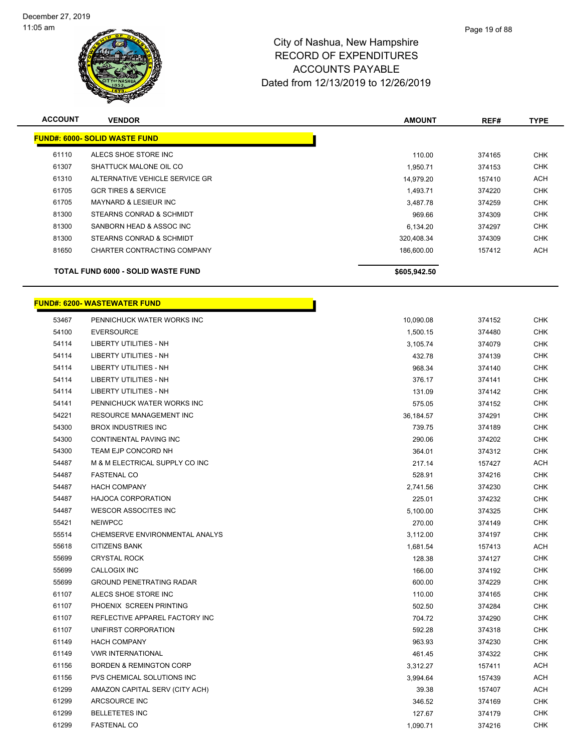City of Nashua, New Hampshire
RECORD OF EXPENDITURES
ACCOUNTS PAYABLE
Dated from 12/13/2019 to 12/26/2019

| ACCOUNT | VENDOR | AMOUNT | REF# | TYPE |
|---|---|---|---|---|
| **FUND#: 6000- SOLID WASTE FUND** | | | | |
| 61110 | ALECS SHOE STORE INC | 110.00 | 374165 | CHK |
| 61307 | SHATTUCK MALONE OIL CO | 1,950.71 | 374153 | CHK |
| 61310 | ALTERNATIVE VEHICLE SERVICE GR | 14,979.20 | 157410 | ACH |
| 61705 | GCR TIRES & SERVICE | 1,493.71 | 374220 | CHK |
| 61705 | MAYNARD & LESIEUR INC | 3,487.78 | 374259 | CHK |
| 81300 | STEARNS CONRAD & SCHMIDT | 969.66 | 374309 | CHK |
| 81300 | SANBORN HEAD & ASSOC INC | 6,134.20 | 374297 | CHK |
| 81300 | STEARNS CONRAD & SCHMIDT | 320,408.34 | 374309 | CHK |
| 81650 | CHARTER CONTRACTING COMPANY | 186,600.00 | 157412 | ACH |
| **TOTAL FUND 6000 - SOLID WASTE FUND** | | **$605,942.50** | | |

| ACCOUNT | VENDOR | AMOUNT | REF# | TYPE |
|---|---|---|---|---|
| **FUND#: 6200- WASTEWATER FUND** | | | | |
| 53467 | PENNICHUCK WATER WORKS INC | 10,090.08 | 374152 | CHK |
| 54100 | EVERSOURCE | 1,500.15 | 374480 | CHK |
| 54114 | LIBERTY UTILITIES - NH | 3,105.74 | 374079 | CHK |
| 54114 | LIBERTY UTILITIES - NH | 432.78 | 374139 | CHK |
| 54114 | LIBERTY UTILITIES - NH | 968.34 | 374140 | CHK |
| 54114 | LIBERTY UTILITIES - NH | 376.17 | 374141 | CHK |
| 54114 | LIBERTY UTILITIES - NH | 131.09 | 374142 | CHK |
| 54141 | PENNICHUCK WATER WORKS INC | 575.05 | 374152 | CHK |
| 54221 | RESOURCE MANAGEMENT INC | 36,184.57 | 374291 | CHK |
| 54300 | BROX INDUSTRIES INC | 739.75 | 374189 | CHK |
| 54300 | CONTINENTAL PAVING INC | 290.06 | 374202 | CHK |
| 54300 | TEAM EJP CONCORD NH | 364.01 | 374312 | CHK |
| 54487 | M & M ELECTRICAL SUPPLY CO INC | 217.14 | 157427 | ACH |
| 54487 | FASTENAL CO | 528.91 | 374216 | CHK |
| 54487 | HACH COMPANY | 2,741.56 | 374230 | CHK |
| 54487 | HAJOCA CORPORATION | 225.01 | 374232 | CHK |
| 54487 | WESCOR ASSOCITES INC | 5,100.00 | 374325 | CHK |
| 55421 | NEIWPCC | 270.00 | 374149 | CHK |
| 55514 | CHEMSERVE ENVIRONMENTAL ANALYS | 3,112.00 | 374197 | CHK |
| 55618 | CITIZENS BANK | 1,681.54 | 157413 | ACH |
| 55699 | CRYSTAL ROCK | 128.38 | 374127 | CHK |
| 55699 | CALLOGIX INC | 166.00 | 374192 | CHK |
| 55699 | GROUND PENETRATING RADAR | 600.00 | 374229 | CHK |
| 61107 | ALECS SHOE STORE INC | 110.00 | 374165 | CHK |
| 61107 | PHOENIX SCREEN PRINTING | 502.50 | 374284 | CHK |
| 61107 | REFLECTIVE APPAREL FACTORY INC | 704.72 | 374290 | CHK |
| 61107 | UNIFIRST CORPORATION | 592.28 | 374318 | CHK |
| 61149 | HACH COMPANY | 963.93 | 374230 | CHK |
| 61149 | VWR INTERNATIONAL | 461.45 | 374322 | CHK |
| 61156 | BORDEN & REMINGTON CORP | 3,312.27 | 157411 | ACH |
| 61156 | PVS CHEMICAL SOLUTIONS INC | 3,994.64 | 157439 | ACH |
| 61299 | AMAZON CAPITAL SERV (CITY ACH) | 39.38 | 157407 | ACH |
| 61299 | ARCSOURCE INC | 346.52 | 374169 | CHK |
| 61299 | BELLETETES INC | 127.67 | 374179 | CHK |
| 61299 | FASTENAL CO | 1,090.71 | 374216 | CHK |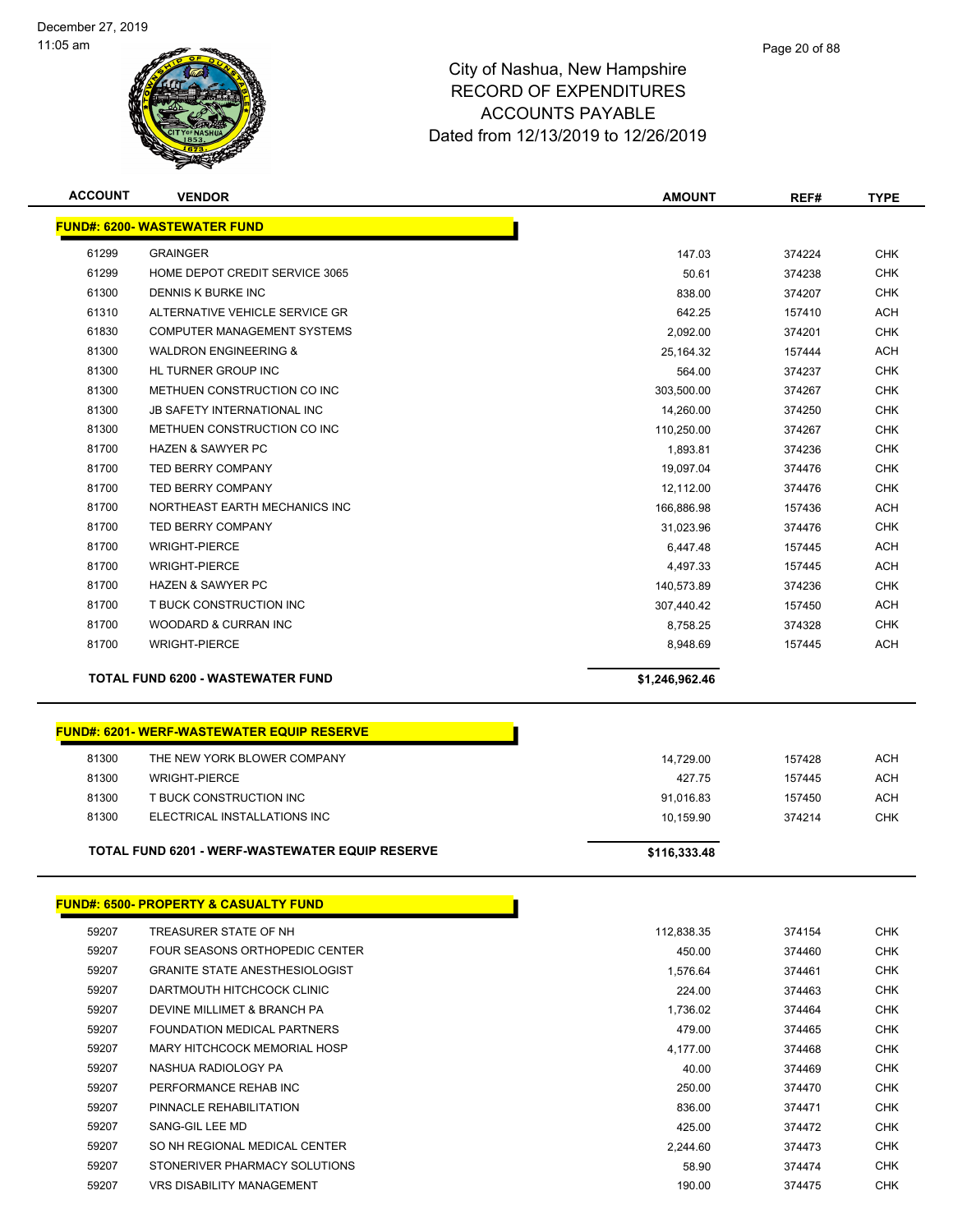# City of Nashua, New Hampshire
## RECORD OF EXPENDITURES
## ACCOUNTS PAYABLE
## Dated from 12/13/2019 to 12/26/2019

| ACCOUNT | VENDOR | AMOUNT | REF# | TYPE |
|---|---|---|---|---|
| **FUND#: 6200- WASTEWATER FUND** | | | | |
| 61299 | GRAINGER | 147.03 | 374224 | CHK |
| 61299 | HOME DEPOT CREDIT SERVICE 3065 | 50.61 | 374238 | CHK |
| 61300 | DENNIS K BURKE INC | 838.00 | 374207 | CHK |
| 61310 | ALTERNATIVE VEHICLE SERVICE GR | 642.25 | 157410 | ACH |
| 61830 | COMPUTER MANAGEMENT SYSTEMS | 2,092.00 | 374201 | CHK |
| 81300 | WALDRON ENGINEERING & | 25,164.32 | 157444 | ACH |
| 81300 | HL TURNER GROUP INC | 564.00 | 374237 | CHK |
| 81300 | METHUEN CONSTRUCTION CO INC | 303,500.00 | 374267 | CHK |
| 81300 | JB SAFETY INTERNATIONAL INC | 14,260.00 | 374250 | CHK |
| 81300 | METHUEN CONSTRUCTION CO INC | 110,250.00 | 374267 | CHK |
| 81700 | HAZEN & SAWYER PC | 1,893.81 | 374236 | CHK |
| 81700 | TED BERRY COMPANY | 19,097.04 | 374476 | CHK |
| 81700 | TED BERRY COMPANY | 12,112.00 | 374476 | CHK |
| 81700 | NORTHEAST EARTH MECHANICS INC | 166,886.98 | 157436 | ACH |
| 81700 | TED BERRY COMPANY | 31,023.96 | 374476 | CHK |
| 81700 | WRIGHT-PIERCE | 6,447.48 | 157445 | ACH |
| 81700 | WRIGHT-PIERCE | 4,497.33 | 157445 | ACH |
| 81700 | HAZEN & SAWYER PC | 140,573.89 | 374236 | CHK |
| 81700 | T BUCK CONSTRUCTION INC | 307,440.42 | 157450 | ACH |
| 81700 | WOODARD & CURRAN INC | 8,758.25 | 374328 | CHK |
| 81700 | WRIGHT-PIERCE | 8,948.69 | 157445 | ACH |
| | **TOTAL FUND 6200 - WASTEWATER FUND** | **$1,246,962.46** | | |

| ACCOUNT | VENDOR | AMOUNT | REF# | TYPE |
|---|---|---|---|---|
| **FUND#: 6201- WERF-WASTEWATER EQUIP RESERVE** | | | | |
| 81300 | THE NEW YORK BLOWER COMPANY | 14,729.00 | 157428 | ACH |
| 81300 | WRIGHT-PIERCE | 427.75 | 157445 | ACH |
| 81300 | T BUCK CONSTRUCTION INC | 91,016.83 | 157450 | ACH |
| 81300 | ELECTRICAL INSTALLATIONS INC | 10,159.90 | 374214 | CHK |
| | **TOTAL FUND 6201 - WERF-WASTEWATER EQUIP RESERVE** | **$116,333.48** | | |

| ACCOUNT | VENDOR | AMOUNT | REF# | TYPE |
|---|---|---|---|---|
| **FUND#: 6500- PROPERTY & CASUALTY FUND** | | | | |
| 59207 | TREASURER STATE OF NH | 112,838.35 | 374154 | CHK |
| 59207 | FOUR SEASONS ORTHOPEDIC CENTER | 450.00 | 374460 | CHK |
| 59207 | GRANITE STATE ANESTHESIOLOGIST | 1,576.64 | 374461 | CHK |
| 59207 | DARTMOUTH HITCHCOCK CLINIC | 224.00 | 374463 | CHK |
| 59207 | DEVINE MILLIMET & BRANCH PA | 1,736.02 | 374464 | CHK |
| 59207 | FOUNDATION MEDICAL PARTNERS | 479.00 | 374465 | CHK |
| 59207 | MARY HITCHCOCK MEMORIAL HOSP | 4,177.00 | 374468 | CHK |
| 59207 | NASHUA RADIOLOGY PA | 40.00 | 374469 | CHK |
| 59207 | PERFORMANCE REHAB INC | 250.00 | 374470 | CHK |
| 59207 | PINNACLE REHABILITATION | 836.00 | 374471 | CHK |
| 59207 | SANG-GIL LEE MD | 425.00 | 374472 | CHK |
| 59207 | SO NH REGIONAL MEDICAL CENTER | 2,244.60 | 374473 | CHK |
| 59207 | STONERIVER PHARMACY SOLUTIONS | 58.90 | 374474 | CHK |
| 59207 | VRS DISABILITY MANAGEMENT | 190.00 | 374475 | CHK |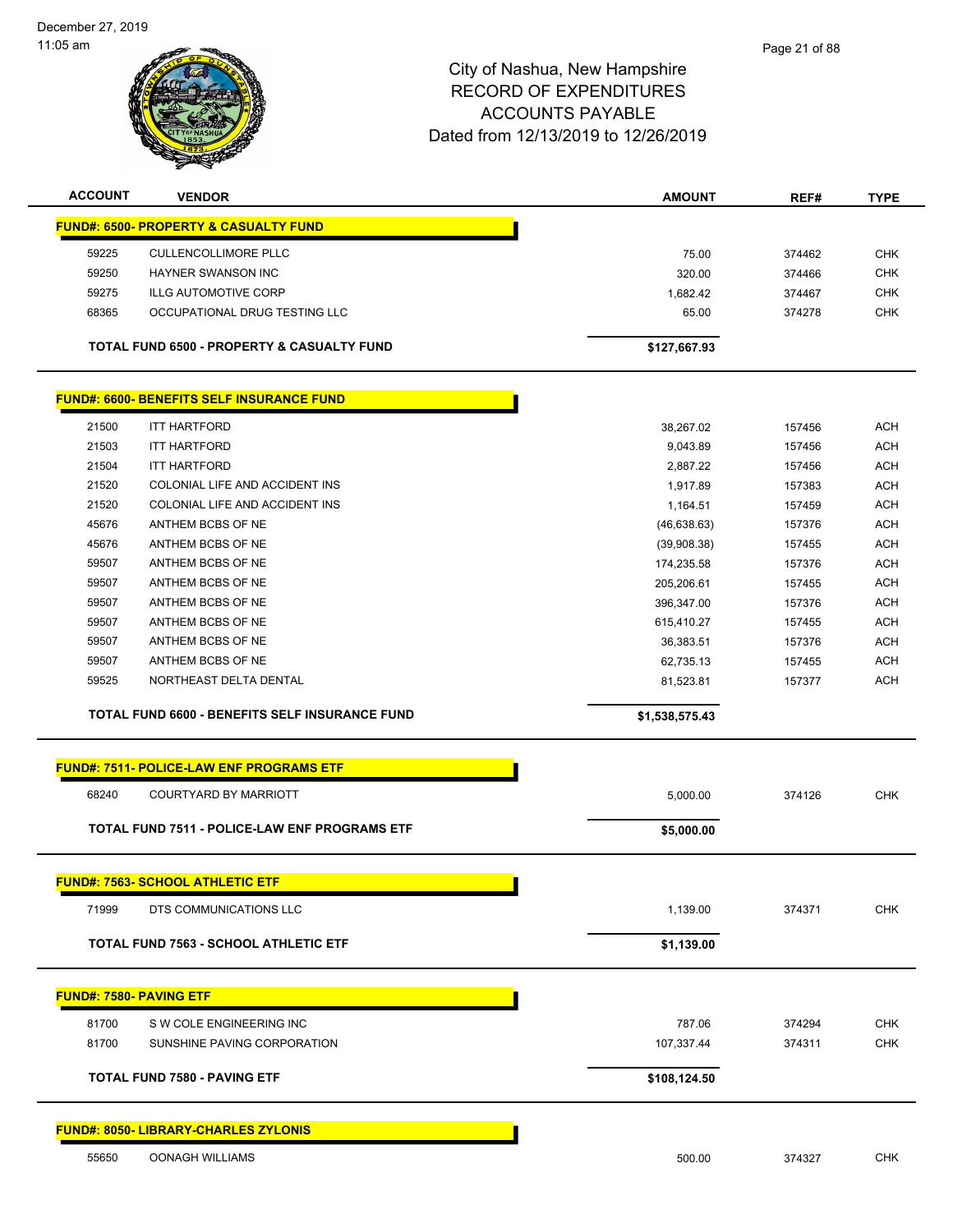City of Nashua, New Hampshire
RECORD OF EXPENDITURES
ACCOUNTS PAYABLE
Dated from 12/13/2019 to 12/26/2019

| ACCOUNT | VENDOR | AMOUNT | REF# | TYPE |
|---|---|---|---|---|
| **FUND#: 6500- PROPERTY & CASUALTY FUND** | | | | |
| 59225 | CULLENCOLLIMORE PLLC | 75.00 | 374462 | CHK |
| 59250 | HAYNER SWANSON INC | 320.00 | 374466 | CHK |
| 59275 | ILLG AUTOMOTIVE CORP | 1,682.42 | 374467 | CHK |
| 68365 | OCCUPATIONAL DRUG TESTING LLC | 65.00 | 374278 | CHK |
| **TOTAL FUND 6500 - PROPERTY & CASUALTY FUND** | | **$127,667.93** | | |
| **FUND#: 6600- BENEFITS SELF INSURANCE FUND** | | | | |
| 21500 | ITT HARTFORD | 38,267.02 | 157456 | ACH |
| 21503 | ITT HARTFORD | 9,043.89 | 157456 | ACH |
| 21504 | ITT HARTFORD | 2,887.22 | 157456 | ACH |
| 21520 | COLONIAL LIFE AND ACCIDENT INS | 1,917.89 | 157383 | ACH |
| 21520 | COLONIAL LIFE AND ACCIDENT INS | 1,164.51 | 157459 | ACH |
| 45676 | ANTHEM BCBS OF NE | (46,638.63) | 157376 | ACH |
| 45676 | ANTHEM BCBS OF NE | (39,908.38) | 157455 | ACH |
| 59507 | ANTHEM BCBS OF NE | 174,235.58 | 157376 | ACH |
| 59507 | ANTHEM BCBS OF NE | 205,206.61 | 157455 | ACH |
| 59507 | ANTHEM BCBS OF NE | 396,347.00 | 157376 | ACH |
| 59507 | ANTHEM BCBS OF NE | 615,410.27 | 157455 | ACH |
| 59507 | ANTHEM BCBS OF NE | 36,383.51 | 157376 | ACH |
| 59507 | ANTHEM BCBS OF NE | 62,735.13 | 157455 | ACH |
| 59525 | NORTHEAST DELTA DENTAL | 81,523.81 | 157377 | ACH |
| **TOTAL FUND 6600 - BENEFITS SELF INSURANCE FUND** | | **$1,538,575.43** | | |
| **FUND#: 7511- POLICE-LAW ENF PROGRAMS ETF** | | | | |
| 68240 | COURTYARD BY MARRIOTT | 5,000.00 | 374126 | CHK |
| **TOTAL FUND 7511 - POLICE-LAW ENF PROGRAMS ETF** | | **$5,000.00** | | |
| **FUND#: 7563- SCHOOL ATHLETIC ETF** | | | | |
| 71999 | DTS COMMUNICATIONS LLC | 1,139.00 | 374371 | CHK |
| **TOTAL FUND 7563 - SCHOOL ATHLETIC ETF** | | **$1,139.00** | | |
| **FUND#: 7580- PAVING ETF** | | | | |
| 81700 | S W COLE ENGINEERING INC | 787.06 | 374294 | CHK |
| 81700 | SUNSHINE PAVING CORPORATION | 107,337.44 | 374311 | CHK |
| **TOTAL FUND 7580 - PAVING ETF** | | **$108,124.50** | | |
| **FUND#: 8050- LIBRARY-CHARLES ZYLONIS** | | | | |
| 55650 | OONAGH WILLIAMS | 500.00 | 374327 | CHK |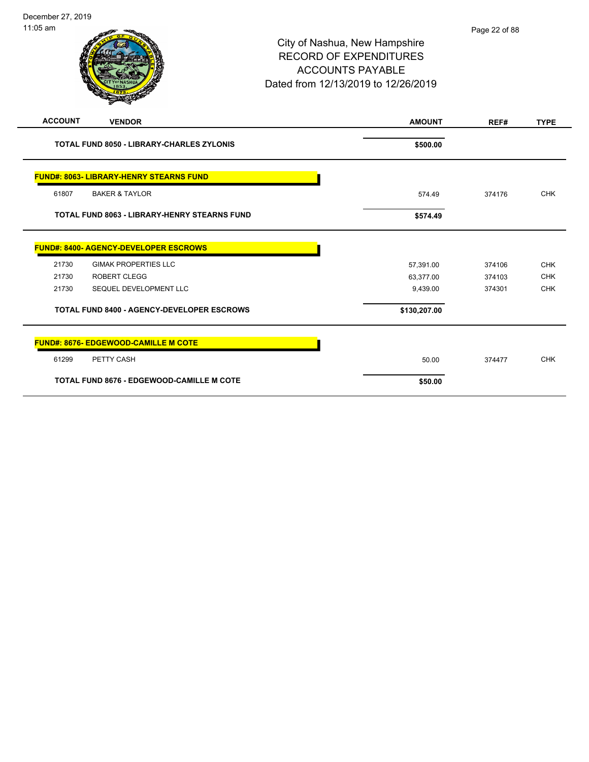City of Nashua, New Hampshire
RECORD OF EXPENDITURES
ACCOUNTS PAYABLE
Dated from 12/13/2019 to 12/26/2019

| ACCOUNT | VENDOR | AMOUNT | REF# | TYPE |
|---|---|---|---|---|
| | **TOTAL FUND 8050 - LIBRARY-CHARLES ZYLONIS** | **$500.00** | | |
| | | | | |
| **FUND#: 8063- LIBRARY-HENRY STEARNS FUND** | | | | |
| 61807 | BAKER & TAYLOR | 574.49 | 374176 | CHK |
| | **TOTAL FUND 8063 - LIBRARY-HENRY STEARNS FUND** | **$574.49** | | |
| | | | | |
| **FUND#: 8400- AGENCY-DEVELOPER ESCROWS** | | | | |
| 21730 | GIMAK PROPERTIES LLC | 57,391.00 | 374106 | CHK |
| 21730 | ROBERT CLEGG | 63,377.00 | 374103 | CHK |
| 21730 | SEQUEL DEVELOPMENT LLC | 9,439.00 | 374301 | CHK |
| | **TOTAL FUND 8400 - AGENCY-DEVELOPER ESCROWS** | **$130,207.00** | | |
| | | | | |
| **FUND#: 8676- EDGEWOOD-CAMILLE M COTE** | | | | |
| 61299 | PETTY CASH | 50.00 | 374477 | CHK |
| | **TOTAL FUND 8676 - EDGEWOOD-CAMILLE M COTE** | **$50.00** | | |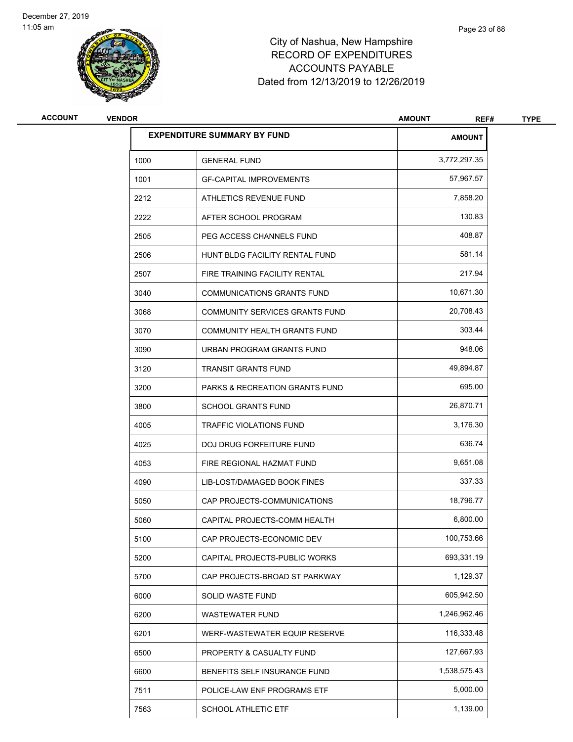# City of Nashua, New Hampshire
## RECORD OF EXPENDITURES
## ACCOUNTS PAYABLE
### Dated from 12/13/2019 to 12/26/2019

| ACCOUNT | VENDOR | AMOUNT | REF# | TYPE |
|---|---|---|---|---|

| EXPENDITURE SUMMARY BY FUND | | AMOUNT |
|---|---|---|
| 1000 | GENERAL FUND | 3,772,297.35 |
| 1001 | GF-CAPITAL IMPROVEMENTS | 57,967.57 |
| 2212 | ATHLETICS REVENUE FUND | 7,858.20 |
| 2222 | AFTER SCHOOL PROGRAM | 130.83 |
| 2505 | PEG ACCESS CHANNELS FUND | 408.87 |
| 2506 | HUNT BLDG FACILITY RENTAL FUND | 581.14 |
| 2507 | FIRE TRAINING FACILITY RENTAL | 217.94 |
| 3040 | COMMUNICATIONS GRANTS FUND | 10,671.30 |
| 3068 | COMMUNITY SERVICES GRANTS FUND | 20,708.43 |
| 3070 | COMMUNITY HEALTH GRANTS FUND | 303.44 |
| 3090 | URBAN PROGRAM GRANTS FUND | 948.06 |
| 3120 | TRANSIT GRANTS FUND | 49,894.87 |
| 3200 | PARKS & RECREATION GRANTS FUND | 695.00 |
| 3800 | SCHOOL GRANTS FUND | 26,870.71 |
| 4005 | TRAFFIC VIOLATIONS FUND | 3,176.30 |
| 4025 | DOJ DRUG FORFEITURE FUND | 636.74 |
| 4053 | FIRE REGIONAL HAZMAT FUND | 9,651.08 |
| 4090 | LIB-LOST/DAMAGED BOOK FINES | 337.33 |
| 5050 | CAP PROJECTS-COMMUNICATIONS | 18,796.77 |
| 5060 | CAPITAL PROJECTS-COMM HEALTH | 6,800.00 |
| 5100 | CAP PROJECTS-ECONOMIC DEV | 100,753.66 |
| 5200 | CAPITAL PROJECTS-PUBLIC WORKS | 693,331.19 |
| 5700 | CAP PROJECTS-BROAD ST PARKWAY | 1,129.37 |
| 6000 | SOLID WASTE FUND | 605,942.50 |
| 6200 | WASTEWATER FUND | 1,246,962.46 |
| 6201 | WERF-WASTEWATER EQUIP RESERVE | 116,333.48 |
| 6500 | PROPERTY & CASUALTY FUND | 127,667.93 |
| 6600 | BENEFITS SELF INSURANCE FUND | 1,538,575.43 |
| 7511 | POLICE-LAW ENF PROGRAMS ETF | 5,000.00 |
| 7563 | SCHOOL ATHLETIC ETF | 1,139.00 |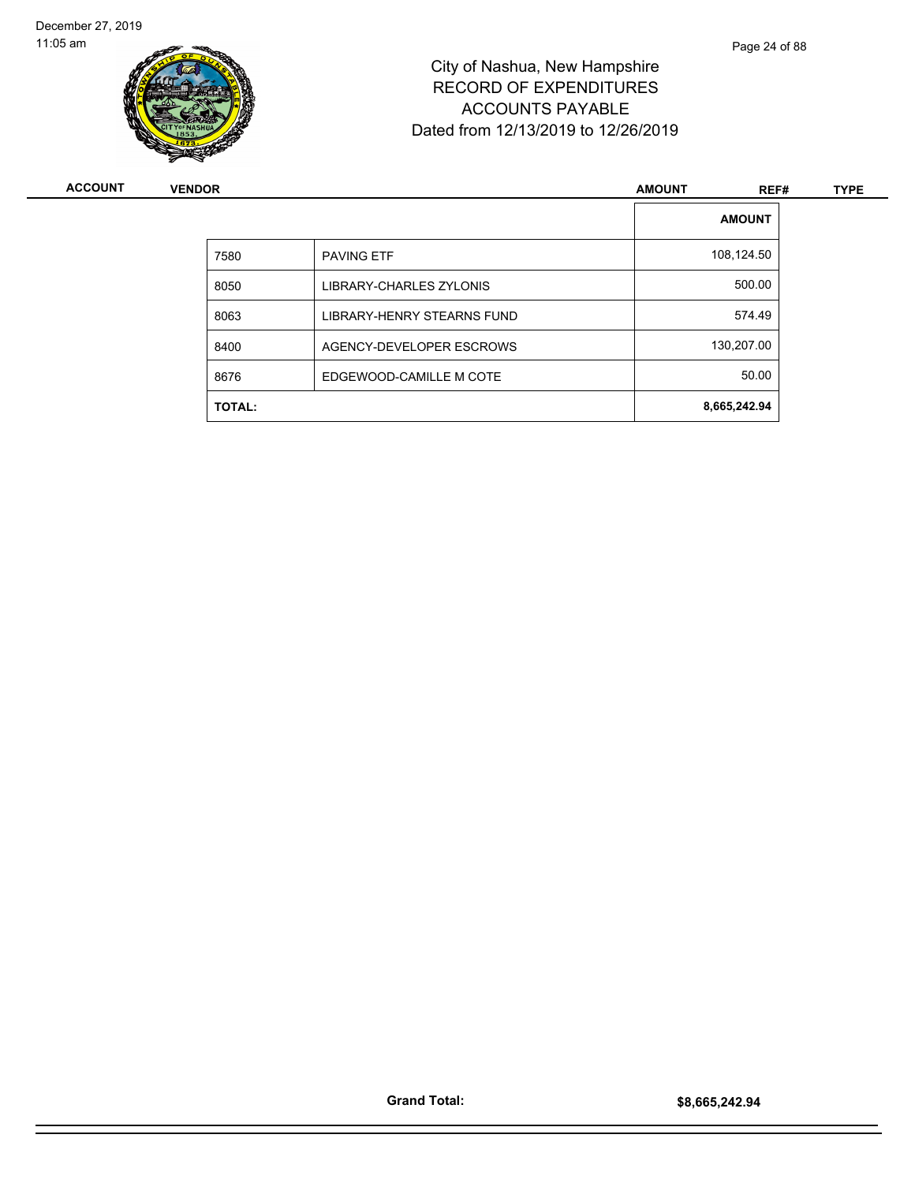City of Nashua, New Hampshire
RECORD OF EXPENDITURES
ACCOUNTS PAYABLE
Dated from 12/13/2019 to 12/26/2019

| ACCOUNT | VENDOR | AMOUNT | REF# | TYPE |
|---|---|---|---|---|

| | | AMOUNT |
|---|---|---|
| 7580 | PAVING ETF | 108,124.50 |
| 8050 | LIBRARY-CHARLES ZYLONIS | 500.00 |
| 8063 | LIBRARY-HENRY STEARNS FUND | 574.49 |
| 8400 | AGENCY-DEVELOPER ESCROWS | 130,207.00 |
| 8676 | EDGEWOOD-CAMILLE M COTE | 50.00 |
| **TOTAL:** | | **8,665,242.94** |

**Grand Total:** **$8,665,242.94**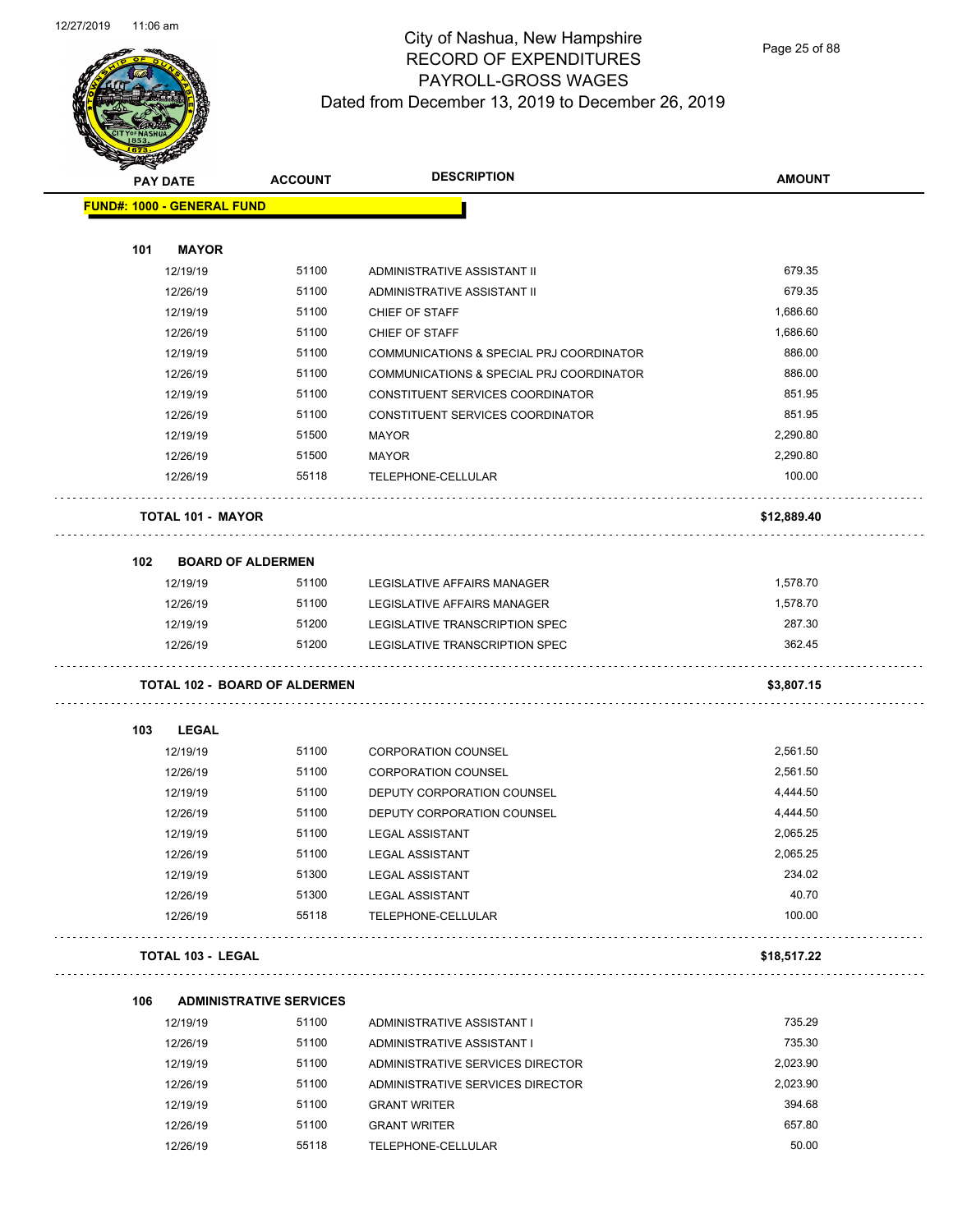# City of Nashua, New Hampshire
## RECORD OF EXPENDITURES
## PAYROLL-GROSS WAGES
## Dated from December 13, 2019 to December 26, 2019

| PAY DATE | ACCOUNT | DESCRIPTION | AMOUNT |
|---|---|---|---|
| **FUND#: 1000 - GENERAL FUND** | | | |
| **101 MAYOR** | | | |
| 12/19/19 | 51100 | ADMINISTRATIVE ASSISTANT II | 679.35 |
| 12/26/19 | 51100 | ADMINISTRATIVE ASSISTANT II | 679.35 |
| 12/19/19 | 51100 | CHIEF OF STAFF | 1,686.60 |
| 12/26/19 | 51100 | CHIEF OF STAFF | 1,686.60 |
| 12/19/19 | 51100 | COMMUNICATIONS & SPECIAL PRJ COORDINATOR | 886.00 |
| 12/26/19 | 51100 | COMMUNICATIONS & SPECIAL PRJ COORDINATOR | 886.00 |
| 12/19/19 | 51100 | CONSTITUENT SERVICES COORDINATOR | 851.95 |
| 12/26/19 | 51100 | CONSTITUENT SERVICES COORDINATOR | 851.95 |
| 12/19/19 | 51500 | MAYOR | 2,290.80 |
| 12/26/19 | 51500 | MAYOR | 2,290.80 |
| 12/26/19 | 55118 | TELEPHONE-CELLULAR | 100.00 |
| **TOTAL 101 - MAYOR** | | | **$12,889.40** |
| **102 BOARD OF ALDERMEN** | | | |
| 12/19/19 | 51100 | LEGISLATIVE AFFAIRS MANAGER | 1,578.70 |
| 12/26/19 | 51100 | LEGISLATIVE AFFAIRS MANAGER | 1,578.70 |
| 12/19/19 | 51200 | LEGISLATIVE TRANSCRIPTION SPEC | 287.30 |
| 12/26/19 | 51200 | LEGISLATIVE TRANSCRIPTION SPEC | 362.45 |
| **TOTAL 102 - BOARD OF ALDERMEN** | | | **$3,807.15** |
| **103 LEGAL** | | | |
| 12/19/19 | 51100 | CORPORATION COUNSEL | 2,561.50 |
| 12/26/19 | 51100 | CORPORATION COUNSEL | 2,561.50 |
| 12/19/19 | 51100 | DEPUTY CORPORATION COUNSEL | 4,444.50 |
| 12/26/19 | 51100 | DEPUTY CORPORATION COUNSEL | 4,444.50 |
| 12/19/19 | 51100 | LEGAL ASSISTANT | 2,065.25 |
| 12/26/19 | 51100 | LEGAL ASSISTANT | 2,065.25 |
| 12/19/19 | 51300 | LEGAL ASSISTANT | 234.02 |
| 12/26/19 | 51300 | LEGAL ASSISTANT | 40.70 |
| 12/26/19 | 55118 | TELEPHONE-CELLULAR | 100.00 |
| **TOTAL 103 - LEGAL** | | | **$18,517.22** |
| **106 ADMINISTRATIVE SERVICES** | | | |
| 12/19/19 | 51100 | ADMINISTRATIVE ASSISTANT I | 735.29 |
| 12/26/19 | 51100 | ADMINISTRATIVE ASSISTANT I | 735.30 |
| 12/19/19 | 51100 | ADMINISTRATIVE SERVICES DIRECTOR | 2,023.90 |
| 12/26/19 | 51100 | ADMINISTRATIVE SERVICES DIRECTOR | 2,023.90 |
| 12/19/19 | 51100 | GRANT WRITER | 394.68 |
| 12/26/19 | 51100 | GRANT WRITER | 657.80 |
| 12/26/19 | 55118 | TELEPHONE-CELLULAR | 50.00 |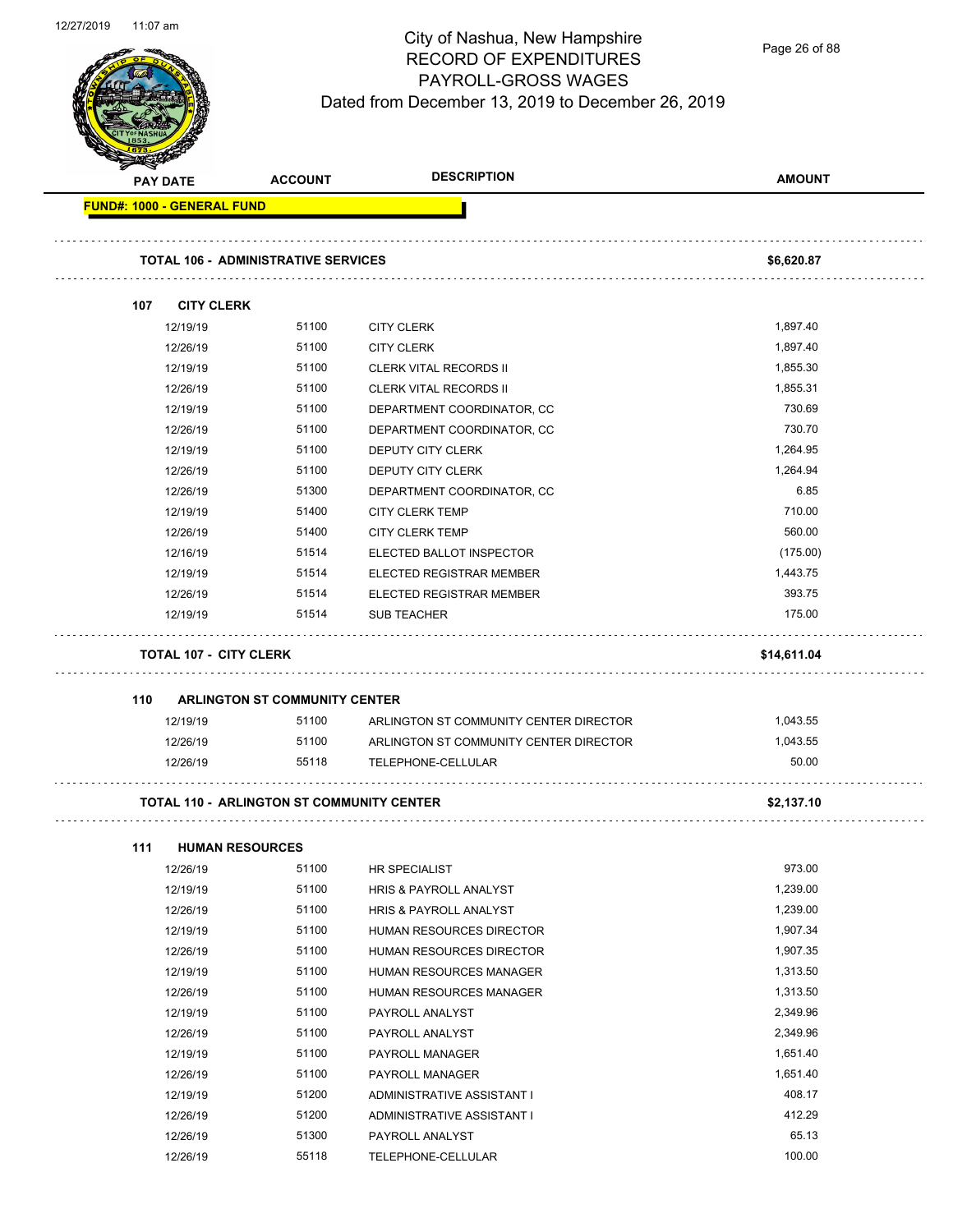# City of Nashua, New Hampshire
## RECORD OF EXPENDITURES
## PAYROLL-GROSS WAGES
## Dated from December 13, 2019 to December 26, 2019

| PAY DATE | ACCOUNT | DESCRIPTION | AMOUNT |
|---|---|---|---|
| **FUND#: 1000 - GENERAL FUND** | | | |
| **TOTAL 106 - ADMINISTRATIVE SERVICES** | | | **$6,620.87** |
| **107 CITY CLERK** | | | |
| 12/19/19 | 51100 | CITY CLERK | 1,897.40 |
| 12/26/19 | 51100 | CITY CLERK | 1,897.40 |
| 12/19/19 | 51100 | CLERK VITAL RECORDS II | 1,855.30 |
| 12/26/19 | 51100 | CLERK VITAL RECORDS II | 1,855.31 |
| 12/19/19 | 51100 | DEPARTMENT COORDINATOR, CC | 730.69 |
| 12/26/19 | 51100 | DEPARTMENT COORDINATOR, CC | 730.70 |
| 12/19/19 | 51100 | DEPUTY CITY CLERK | 1,264.95 |
| 12/26/19 | 51100 | DEPUTY CITY CLERK | 1,264.94 |
| 12/26/19 | 51300 | DEPARTMENT COORDINATOR, CC | 6.85 |
| 12/19/19 | 51400 | CITY CLERK TEMP | 710.00 |
| 12/26/19 | 51400 | CITY CLERK TEMP | 560.00 |
| 12/16/19 | 51514 | ELECTED BALLOT INSPECTOR | (175.00) |
| 12/19/19 | 51514 | ELECTED REGISTRAR MEMBER | 1,443.75 |
| 12/26/19 | 51514 | ELECTED REGISTRAR MEMBER | 393.75 |
| 12/19/19 | 51514 | SUB TEACHER | 175.00 |
| **TOTAL 107 - CITY CLERK** | | | **$14,611.04** |
| **110 ARLINGTON ST COMMUNITY CENTER** | | | |
| 12/19/19 | 51100 | ARLINGTON ST COMMUNITY CENTER DIRECTOR | 1,043.55 |
| 12/26/19 | 51100 | ARLINGTON ST COMMUNITY CENTER DIRECTOR | 1,043.55 |
| 12/26/19 | 55118 | TELEPHONE-CELLULAR | 50.00 |
| **TOTAL 110 - ARLINGTON ST COMMUNITY CENTER** | | | **$2,137.10** |
| **111 HUMAN RESOURCES** | | | |
| 12/26/19 | 51100 | HR SPECIALIST | 973.00 |
| 12/19/19 | 51100 | HRIS & PAYROLL ANALYST | 1,239.00 |
| 12/26/19 | 51100 | HRIS & PAYROLL ANALYST | 1,239.00 |
| 12/19/19 | 51100 | HUMAN RESOURCES DIRECTOR | 1,907.34 |
| 12/26/19 | 51100 | HUMAN RESOURCES DIRECTOR | 1,907.35 |
| 12/19/19 | 51100 | HUMAN RESOURCES MANAGER | 1,313.50 |
| 12/26/19 | 51100 | HUMAN RESOURCES MANAGER | 1,313.50 |
| 12/19/19 | 51100 | PAYROLL ANALYST | 2,349.96 |
| 12/26/19 | 51100 | PAYROLL ANALYST | 2,349.96 |
| 12/19/19 | 51100 | PAYROLL MANAGER | 1,651.40 |
| 12/26/19 | 51100 | PAYROLL MANAGER | 1,651.40 |
| 12/19/19 | 51200 | ADMINISTRATIVE ASSISTANT I | 408.17 |
| 12/26/19 | 51200 | ADMINISTRATIVE ASSISTANT I | 412.29 |
| 12/26/19 | 51300 | PAYROLL ANALYST | 65.13 |
| 12/26/19 | 55118 | TELEPHONE-CELLULAR | 100.00 |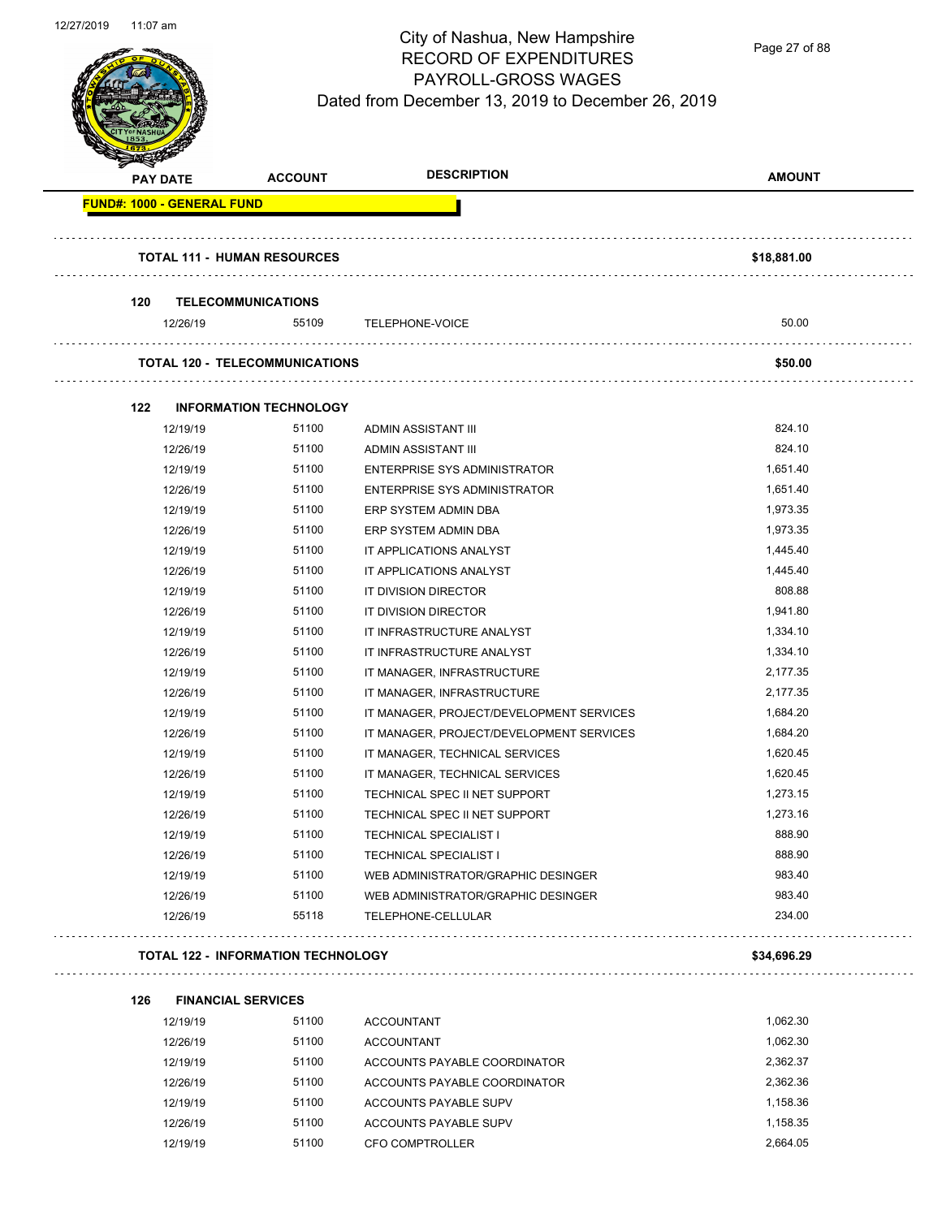# City of Nashua, New Hampshire
## RECORD OF EXPENDITURES
## PAYROLL-GROSS WAGES
### Dated from December 13, 2019 to December 26, 2019

| PAY DATE | ACCOUNT | DESCRIPTION | AMOUNT |
|---|---|---|---|
| **FUND#: 1000 - GENERAL FUND** | | | |
| **TOTAL 111 - HUMAN RESOURCES** | | | **$18,881.00** |
| **120 TELECOMMUNICATIONS** | | | |
| 12/26/19 | 55109 | TELEPHONE-VOICE | 50.00 |
| **TOTAL 120 - TELECOMMUNICATIONS** | | | **$50.00** |
| **122 INFORMATION TECHNOLOGY** | | | |
| 12/19/19 | 51100 | ADMIN ASSISTANT III | 824.10 |
| 12/26/19 | 51100 | ADMIN ASSISTANT III | 824.10 |
| 12/19/19 | 51100 | ENTERPRISE SYS ADMINISTRATOR | 1,651.40 |
| 12/26/19 | 51100 | ENTERPRISE SYS ADMINISTRATOR | 1,651.40 |
| 12/19/19 | 51100 | ERP SYSTEM ADMIN DBA | 1,973.35 |
| 12/26/19 | 51100 | ERP SYSTEM ADMIN DBA | 1,973.35 |
| 12/19/19 | 51100 | IT APPLICATIONS ANALYST | 1,445.40 |
| 12/26/19 | 51100 | IT APPLICATIONS ANALYST | 1,445.40 |
| 12/19/19 | 51100 | IT DIVISION DIRECTOR | 808.88 |
| 12/26/19 | 51100 | IT DIVISION DIRECTOR | 1,941.80 |
| 12/19/19 | 51100 | IT INFRASTRUCTURE ANALYST | 1,334.10 |
| 12/26/19 | 51100 | IT INFRASTRUCTURE ANALYST | 1,334.10 |
| 12/19/19 | 51100 | IT MANAGER, INFRASTRUCTURE | 2,177.35 |
| 12/26/19 | 51100 | IT MANAGER, INFRASTRUCTURE | 2,177.35 |
| 12/19/19 | 51100 | IT MANAGER, PROJECT/DEVELOPMENT SERVICES | 1,684.20 |
| 12/26/19 | 51100 | IT MANAGER, PROJECT/DEVELOPMENT SERVICES | 1,684.20 |
| 12/19/19 | 51100 | IT MANAGER, TECHNICAL SERVICES | 1,620.45 |
| 12/26/19 | 51100 | IT MANAGER, TECHNICAL SERVICES | 1,620.45 |
| 12/19/19 | 51100 | TECHNICAL SPEC II NET SUPPORT | 1,273.15 |
| 12/26/19 | 51100 | TECHNICAL SPEC II NET SUPPORT | 1,273.16 |
| 12/19/19 | 51100 | TECHNICAL SPECIALIST I | 888.90 |
| 12/26/19 | 51100 | TECHNICAL SPECIALIST I | 888.90 |
| 12/19/19 | 51100 | WEB ADMINISTRATOR/GRAPHIC DESINGER | 983.40 |
| 12/26/19 | 51100 | WEB ADMINISTRATOR/GRAPHIC DESINGER | 983.40 |
| 12/26/19 | 55118 | TELEPHONE-CELLULAR | 234.00 |
| **TOTAL 122 - INFORMATION TECHNOLOGY** | | | **$34,696.29** |
| **126 FINANCIAL SERVICES** | | | |
| 12/19/19 | 51100 | ACCOUNTANT | 1,062.30 |
| 12/26/19 | 51100 | ACCOUNTANT | 1,062.30 |
| 12/19/19 | 51100 | ACCOUNTS PAYABLE COORDINATOR | 2,362.37 |
| 12/26/19 | 51100 | ACCOUNTS PAYABLE COORDINATOR | 2,362.36 |
| 12/19/19 | 51100 | ACCOUNTS PAYABLE SUPV | 1,158.36 |
| 12/26/19 | 51100 | ACCOUNTS PAYABLE SUPV | 1,158.35 |
| 12/19/19 | 51100 | CFO COMPTROLLER | 2,664.05 |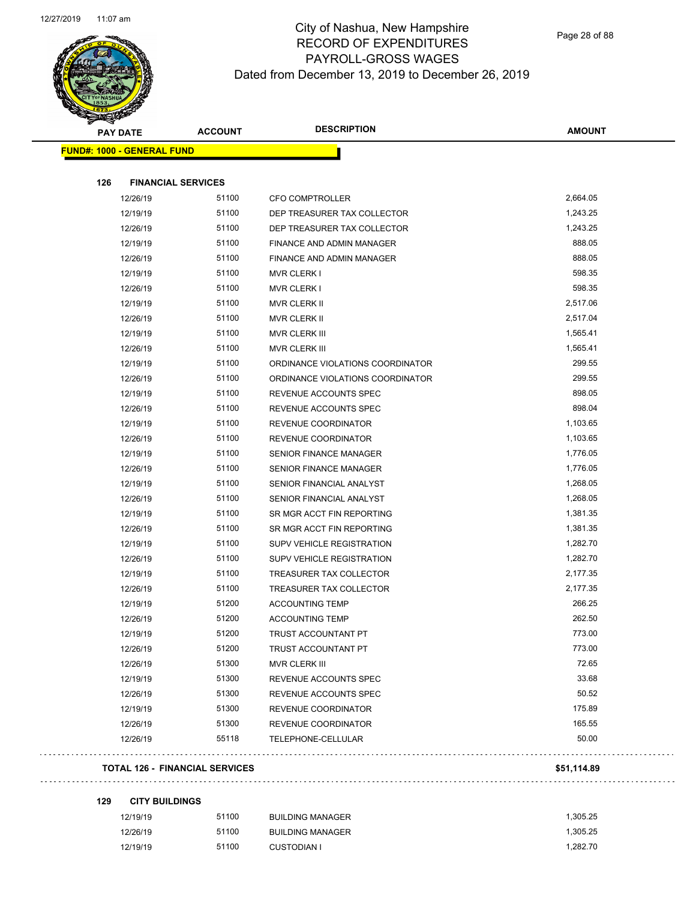# City of Nashua, New Hampshire
## RECORD OF EXPENDITURES
## PAYROLL-GROSS WAGES
### Dated from December 13, 2019 to December 26, 2019

| PAY DATE | ACCOUNT | DESCRIPTION | AMOUNT |
|---|---|---|---|
| **FUND#: 1000 - GENERAL FUND** | | | |
| **126 FINANCIAL SERVICES** | | | |
| 12/26/19 | 51100 | CFO COMPTROLLER | 2,664.05 |
| 12/19/19 | 51100 | DEP TREASURER TAX COLLECTOR | 1,243.25 |
| 12/26/19 | 51100 | DEP TREASURER TAX COLLECTOR | 1,243.25 |
| 12/19/19 | 51100 | FINANCE AND ADMIN MANAGER | 888.05 |
| 12/26/19 | 51100 | FINANCE AND ADMIN MANAGER | 888.05 |
| 12/19/19 | 51100 | MVR CLERK I | 598.35 |
| 12/26/19 | 51100 | MVR CLERK I | 598.35 |
| 12/19/19 | 51100 | MVR CLERK II | 2,517.06 |
| 12/26/19 | 51100 | MVR CLERK II | 2,517.04 |
| 12/19/19 | 51100 | MVR CLERK III | 1,565.41 |
| 12/26/19 | 51100 | MVR CLERK III | 1,565.41 |
| 12/19/19 | 51100 | ORDINANCE VIOLATIONS COORDINATOR | 299.55 |
| 12/26/19 | 51100 | ORDINANCE VIOLATIONS COORDINATOR | 299.55 |
| 12/19/19 | 51100 | REVENUE ACCOUNTS SPEC | 898.05 |
| 12/26/19 | 51100 | REVENUE ACCOUNTS SPEC | 898.04 |
| 12/19/19 | 51100 | REVENUE COORDINATOR | 1,103.65 |
| 12/26/19 | 51100 | REVENUE COORDINATOR | 1,103.65 |
| 12/19/19 | 51100 | SENIOR FINANCE MANAGER | 1,776.05 |
| 12/26/19 | 51100 | SENIOR FINANCE MANAGER | 1,776.05 |
| 12/19/19 | 51100 | SENIOR FINANCIAL ANALYST | 1,268.05 |
| 12/26/19 | 51100 | SENIOR FINANCIAL ANALYST | 1,268.05 |
| 12/19/19 | 51100 | SR MGR ACCT FIN REPORTING | 1,381.35 |
| 12/26/19 | 51100 | SR MGR ACCT FIN REPORTING | 1,381.35 |
| 12/19/19 | 51100 | SUPV VEHICLE REGISTRATION | 1,282.70 |
| 12/26/19 | 51100 | SUPV VEHICLE REGISTRATION | 1,282.70 |
| 12/19/19 | 51100 | TREASURER TAX COLLECTOR | 2,177.35 |
| 12/26/19 | 51100 | TREASURER TAX COLLECTOR | 2,177.35 |
| 12/19/19 | 51200 | ACCOUNTING TEMP | 266.25 |
| 12/26/19 | 51200 | ACCOUNTING TEMP | 262.50 |
| 12/19/19 | 51200 | TRUST ACCOUNTANT PT | 773.00 |
| 12/26/19 | 51200 | TRUST ACCOUNTANT PT | 773.00 |
| 12/26/19 | 51300 | MVR CLERK III | 72.65 |
| 12/19/19 | 51300 | REVENUE ACCOUNTS SPEC | 33.68 |
| 12/26/19 | 51300 | REVENUE ACCOUNTS SPEC | 50.52 |
| 12/19/19 | 51300 | REVENUE COORDINATOR | 175.89 |
| 12/26/19 | 51300 | REVENUE COORDINATOR | 165.55 |
| 12/26/19 | 55118 | TELEPHONE-CELLULAR | 50.00 |
| **TOTAL 126 - FINANCIAL SERVICES** | | | **$51,114.89** |
| **129 CITY BUILDINGS** | | | |
| 12/19/19 | 51100 | BUILDING MANAGER | 1,305.25 |
| 12/26/19 | 51100 | BUILDING MANAGER | 1,305.25 |
| 12/19/19 | 51100 | CUSTODIAN I | 1,282.70 |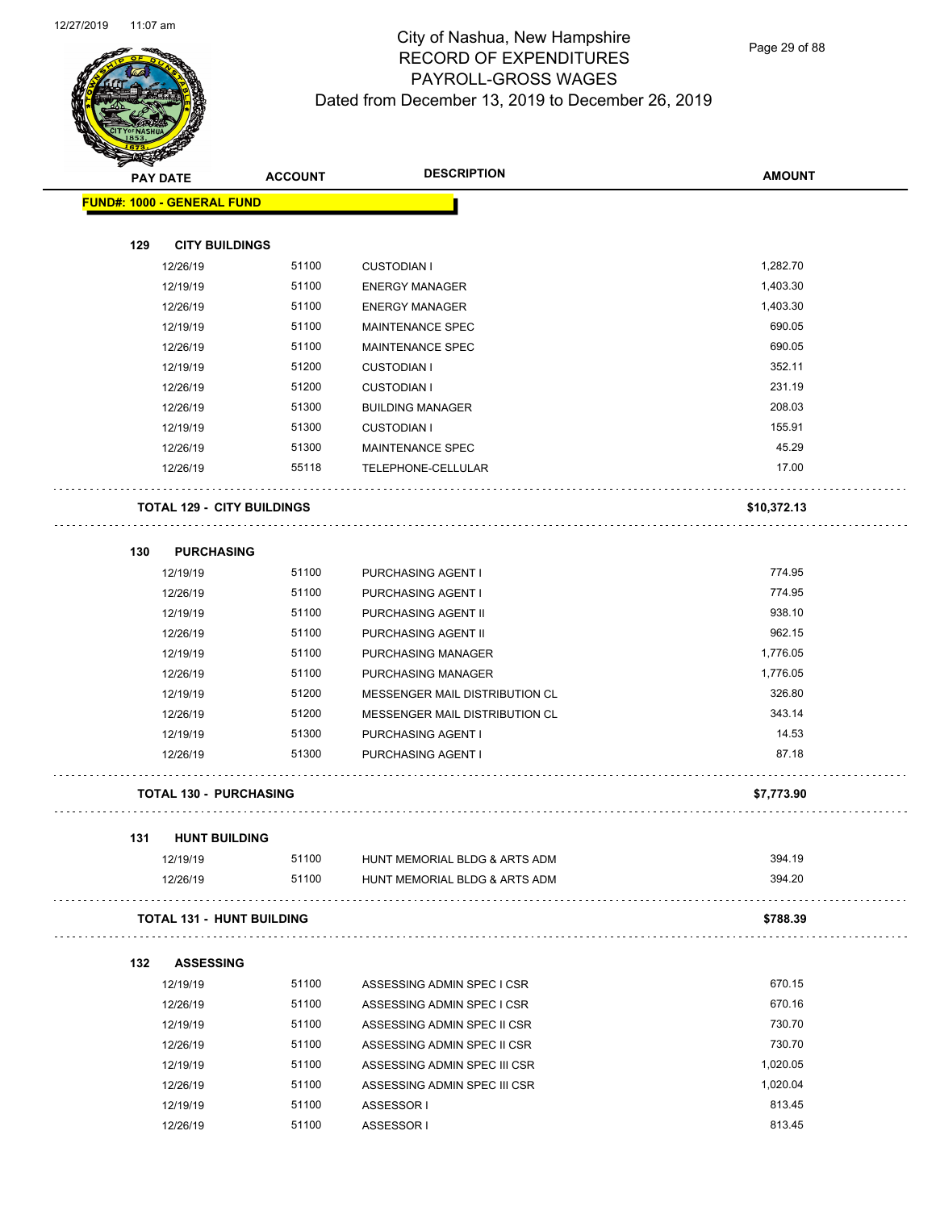# City of Nashua, New Hampshire
## RECORD OF EXPENDITURES
## PAYROLL-GROSS WAGES
## Dated from December 13, 2019 to December 26, 2019

| PAY DATE | ACCOUNT | DESCRIPTION | AMOUNT |
|---|---|---|---|
| **FUND#: 1000 - GENERAL FUND** | | | |
| **129 CITY BUILDINGS** | | | |
| 12/26/19 | 51100 | CUSTODIAN I | 1,282.70 |
| 12/19/19 | 51100 | ENERGY MANAGER | 1,403.30 |
| 12/26/19 | 51100 | ENERGY MANAGER | 1,403.30 |
| 12/19/19 | 51100 | MAINTENANCE SPEC | 690.05 |
| 12/26/19 | 51100 | MAINTENANCE SPEC | 690.05 |
| 12/19/19 | 51200 | CUSTODIAN I | 352.11 |
| 12/26/19 | 51200 | CUSTODIAN I | 231.19 |
| 12/26/19 | 51300 | BUILDING MANAGER | 208.03 |
| 12/19/19 | 51300 | CUSTODIAN I | 155.91 |
| 12/26/19 | 51300 | MAINTENANCE SPEC | 45.29 |
| 12/26/19 | 55118 | TELEPHONE-CELLULAR | 17.00 |
| **TOTAL 129 - CITY BUILDINGS** | | | **$10,372.13** |
| **130 PURCHASING** | | | |
| 12/19/19 | 51100 | PURCHASING AGENT I | 774.95 |
| 12/26/19 | 51100 | PURCHASING AGENT I | 774.95 |
| 12/19/19 | 51100 | PURCHASING AGENT II | 938.10 |
| 12/26/19 | 51100 | PURCHASING AGENT II | 962.15 |
| 12/19/19 | 51100 | PURCHASING MANAGER | 1,776.05 |
| 12/26/19 | 51100 | PURCHASING MANAGER | 1,776.05 |
| 12/19/19 | 51200 | MESSENGER MAIL DISTRIBUTION CL | 326.80 |
| 12/26/19 | 51200 | MESSENGER MAIL DISTRIBUTION CL | 343.14 |
| 12/19/19 | 51300 | PURCHASING AGENT I | 14.53 |
| 12/26/19 | 51300 | PURCHASING AGENT I | 87.18 |
| **TOTAL 130 - PURCHASING** | | | **$7,773.90** |
| **131 HUNT BUILDING** | | | |
| 12/19/19 | 51100 | HUNT MEMORIAL BLDG & ARTS ADM | 394.19 |
| 12/26/19 | 51100 | HUNT MEMORIAL BLDG & ARTS ADM | 394.20 |
| **TOTAL 131 - HUNT BUILDING** | | | **$788.39** |
| **132 ASSESSING** | | | |
| 12/19/19 | 51100 | ASSESSING ADMIN SPEC I CSR | 670.15 |
| 12/26/19 | 51100 | ASSESSING ADMIN SPEC I CSR | 670.16 |
| 12/19/19 | 51100 | ASSESSING ADMIN SPEC II CSR | 730.70 |
| 12/26/19 | 51100 | ASSESSING ADMIN SPEC II CSR | 730.70 |
| 12/19/19 | 51100 | ASSESSING ADMIN SPEC III CSR | 1,020.05 |
| 12/26/19 | 51100 | ASSESSING ADMIN SPEC III CSR | 1,020.04 |
| 12/19/19 | 51100 | ASSESSOR I | 813.45 |
| 12/26/19 | 51100 | ASSESSOR I | 813.45 |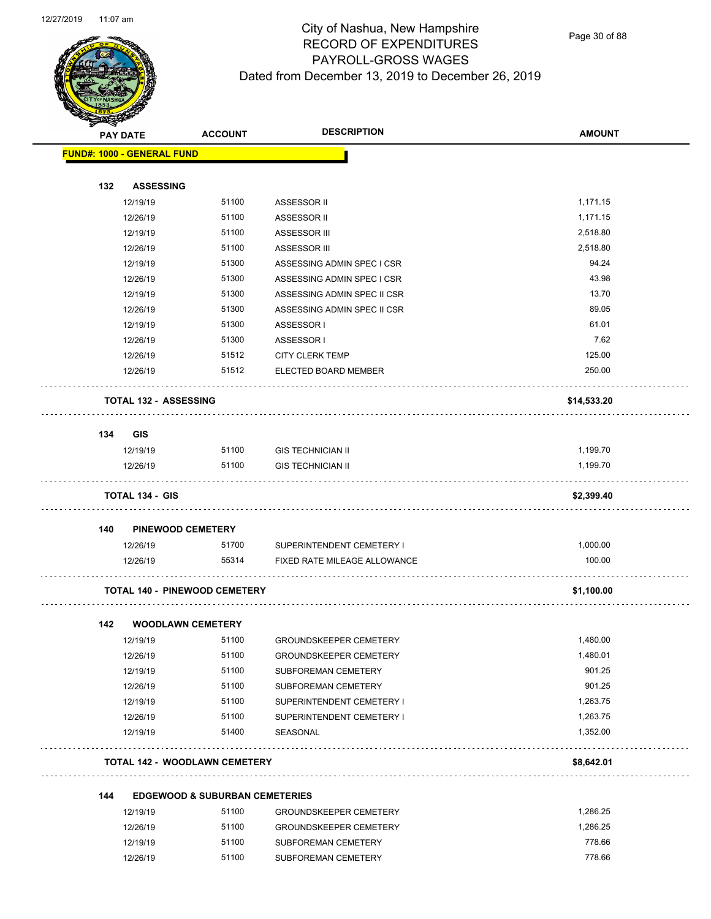# City of Nashua, New Hampshire
## RECORD OF EXPENDITURES
## PAYROLL-GROSS WAGES
## Dated from December 13, 2019 to December 26, 2019

| PAY DATE | ACCOUNT | DESCRIPTION | AMOUNT |
|---|---|---|---|
| **FUND#: 1000 - GENERAL FUND** | | | |
| **132 ASSESSING** | | | |
| 12/19/19 | 51100 | ASSESSOR II | 1,171.15 |
| 12/26/19 | 51100 | ASSESSOR II | 1,171.15 |
| 12/19/19 | 51100 | ASSESSOR III | 2,518.80 |
| 12/26/19 | 51100 | ASSESSOR III | 2,518.80 |
| 12/19/19 | 51300 | ASSESSING ADMIN SPEC I CSR | 94.24 |
| 12/26/19 | 51300 | ASSESSING ADMIN SPEC I CSR | 43.98 |
| 12/19/19 | 51300 | ASSESSING ADMIN SPEC II CSR | 13.70 |
| 12/26/19 | 51300 | ASSESSING ADMIN SPEC II CSR | 89.05 |
| 12/19/19 | 51300 | ASSESSOR I | 61.01 |
| 12/26/19 | 51300 | ASSESSOR I | 7.62 |
| 12/26/19 | 51512 | CITY CLERK TEMP | 125.00 |
| 12/26/19 | 51512 | ELECTED BOARD MEMBER | 250.00 |
| **TOTAL 132 - ASSESSING** | | | **$14,533.20** |
| **134 GIS** | | | |
| 12/19/19 | 51100 | GIS TECHNICIAN II | 1,199.70 |
| 12/26/19 | 51100 | GIS TECHNICIAN II | 1,199.70 |
| **TOTAL 134 - GIS** | | | **$2,399.40** |
| **140 PINEWOOD CEMETERY** | | | |
| 12/26/19 | 51700 | SUPERINTENDENT CEMETERY I | 1,000.00 |
| 12/26/19 | 55314 | FIXED RATE MILEAGE ALLOWANCE | 100.00 |
| **TOTAL 140 - PINEWOOD CEMETERY** | | | **$1,100.00** |
| **142 WOODLAWN CEMETERY** | | | |
| 12/19/19 | 51100 | GROUNDSKEEPER CEMETERY | 1,480.00 |
| 12/26/19 | 51100 | GROUNDSKEEPER CEMETERY | 1,480.01 |
| 12/19/19 | 51100 | SUBFOREMAN CEMETERY | 901.25 |
| 12/26/19 | 51100 | SUBFOREMAN CEMETERY | 901.25 |
| 12/19/19 | 51100 | SUPERINTENDENT CEMETERY I | 1,263.75 |
| 12/26/19 | 51100 | SUPERINTENDENT CEMETERY I | 1,263.75 |
| 12/19/19 | 51400 | SEASONAL | 1,352.00 |
| **TOTAL 142 - WOODLAWN CEMETERY** | | | **$8,642.01** |
| **144 EDGEWOOD & SUBURBAN CEMETERIES** | | | |
| 12/19/19 | 51100 | GROUNDSKEEPER CEMETERY | 1,286.25 |
| 12/26/19 | 51100 | GROUNDSKEEPER CEMETERY | 1,286.25 |
| 12/19/19 | 51100 | SUBFOREMAN CEMETERY | 778.66 |
| 12/26/19 | 51100 | SUBFOREMAN CEMETERY | 778.66 |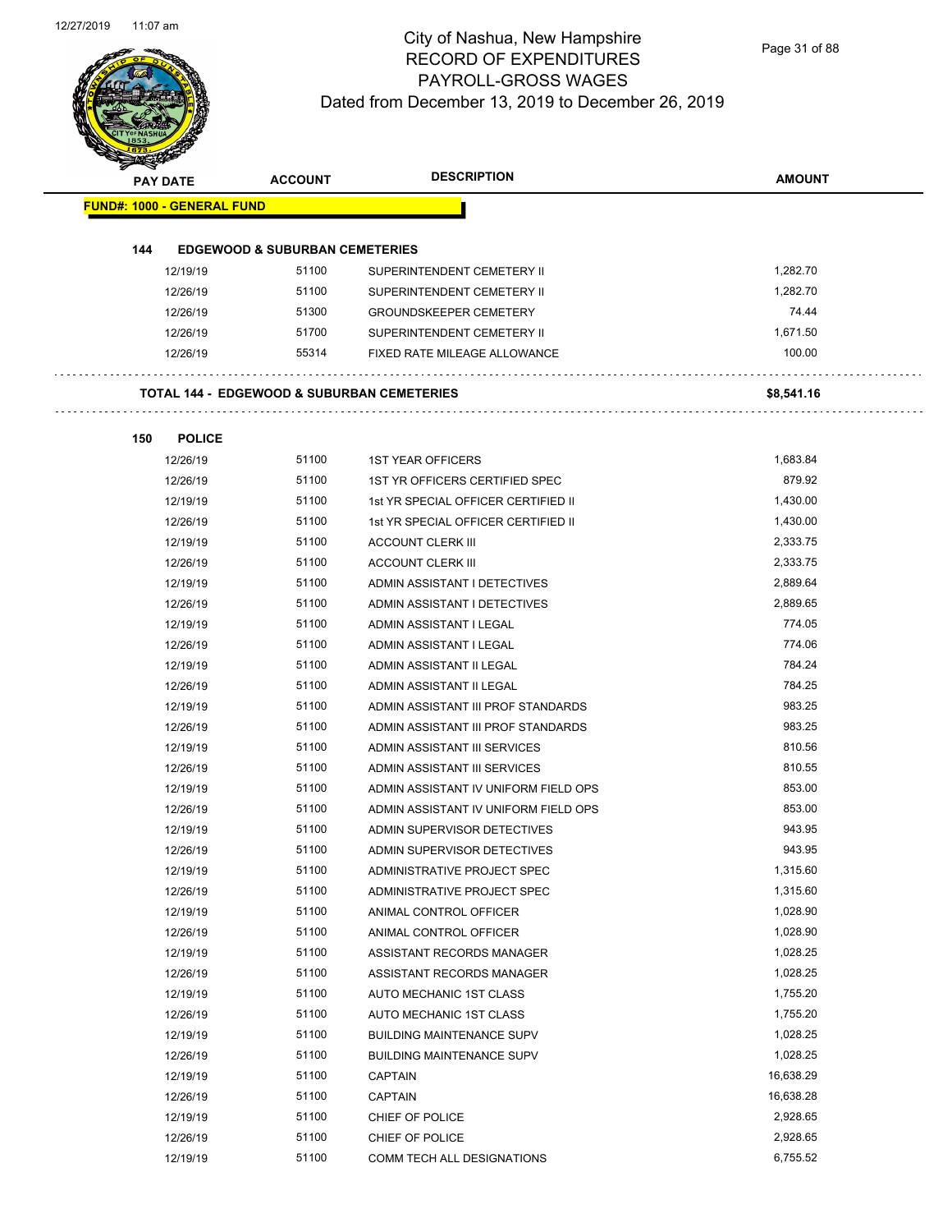# City of Nashua, New Hampshire
## RECORD OF EXPENDITURES
## PAYROLL-GROSS WAGES
### Dated from December 13, 2019 to December 26, 2019

| PAY DATE | ACCOUNT | DESCRIPTION | AMOUNT |
|---|---|---|---|
| **FUND#: 1000 - GENERAL FUND** | | | |
| **144 EDGEWOOD & SUBURBAN CEMETERIES** | | | |
| 12/19/19 | 51100 | SUPERINTENDENT CEMETERY II | 1,282.70 |
| 12/26/19 | 51100 | SUPERINTENDENT CEMETERY II | 1,282.70 |
| 12/26/19 | 51300 | GROUNDSKEEPER CEMETERY | 74.44 |
| 12/26/19 | 51700 | SUPERINTENDENT CEMETERY II | 1,671.50 |
| 12/26/19 | 55314 | FIXED RATE MILEAGE ALLOWANCE | 100.00 |
| **TOTAL 144 - EDGEWOOD & SUBURBAN CEMETERIES** | | | **$8,541.16** |
| **150 POLICE** | | | |
| 12/26/19 | 51100 | 1ST YEAR OFFICERS | 1,683.84 |
| 12/26/19 | 51100 | 1ST YR OFFICERS CERTIFIED SPEC | 879.92 |
| 12/19/19 | 51100 | 1st YR SPECIAL OFFICER CERTIFIED II | 1,430.00 |
| 12/26/19 | 51100 | 1st YR SPECIAL OFFICER CERTIFIED II | 1,430.00 |
| 12/19/19 | 51100 | ACCOUNT CLERK III | 2,333.75 |
| 12/26/19 | 51100 | ACCOUNT CLERK III | 2,333.75 |
| 12/19/19 | 51100 | ADMIN ASSISTANT I DETECTIVES | 2,889.64 |
| 12/26/19 | 51100 | ADMIN ASSISTANT I DETECTIVES | 2,889.65 |
| 12/19/19 | 51100 | ADMIN ASSISTANT I LEGAL | 774.05 |
| 12/26/19 | 51100 | ADMIN ASSISTANT I LEGAL | 774.06 |
| 12/19/19 | 51100 | ADMIN ASSISTANT II LEGAL | 784.24 |
| 12/26/19 | 51100 | ADMIN ASSISTANT II LEGAL | 784.25 |
| 12/19/19 | 51100 | ADMIN ASSISTANT III PROF STANDARDS | 983.25 |
| 12/26/19 | 51100 | ADMIN ASSISTANT III PROF STANDARDS | 983.25 |
| 12/19/19 | 51100 | ADMIN ASSISTANT III SERVICES | 810.56 |
| 12/26/19 | 51100 | ADMIN ASSISTANT III SERVICES | 810.55 |
| 12/19/19 | 51100 | ADMIN ASSISTANT IV UNIFORM FIELD OPS | 853.00 |
| 12/26/19 | 51100 | ADMIN ASSISTANT IV UNIFORM FIELD OPS | 853.00 |
| 12/19/19 | 51100 | ADMIN SUPERVISOR DETECTIVES | 943.95 |
| 12/26/19 | 51100 | ADMIN SUPERVISOR DETECTIVES | 943.95 |
| 12/19/19 | 51100 | ADMINISTRATIVE PROJECT SPEC | 1,315.60 |
| 12/26/19 | 51100 | ADMINISTRATIVE PROJECT SPEC | 1,315.60 |
| 12/19/19 | 51100 | ANIMAL CONTROL OFFICER | 1,028.90 |
| 12/26/19 | 51100 | ANIMAL CONTROL OFFICER | 1,028.90 |
| 12/19/19 | 51100 | ASSISTANT RECORDS MANAGER | 1,028.25 |
| 12/26/19 | 51100 | ASSISTANT RECORDS MANAGER | 1,028.25 |
| 12/19/19 | 51100 | AUTO MECHANIC 1ST CLASS | 1,755.20 |
| 12/26/19 | 51100 | AUTO MECHANIC 1ST CLASS | 1,755.20 |
| 12/19/19 | 51100 | BUILDING MAINTENANCE SUPV | 1,028.25 |
| 12/26/19 | 51100 | BUILDING MAINTENANCE SUPV | 1,028.25 |
| 12/19/19 | 51100 | CAPTAIN | 16,638.29 |
| 12/26/19 | 51100 | CAPTAIN | 16,638.28 |
| 12/19/19 | 51100 | CHIEF OF POLICE | 2,928.65 |
| 12/26/19 | 51100 | CHIEF OF POLICE | 2,928.65 |
| 12/19/19 | 51100 | COMM TECH ALL DESIGNATIONS | 6,755.52 |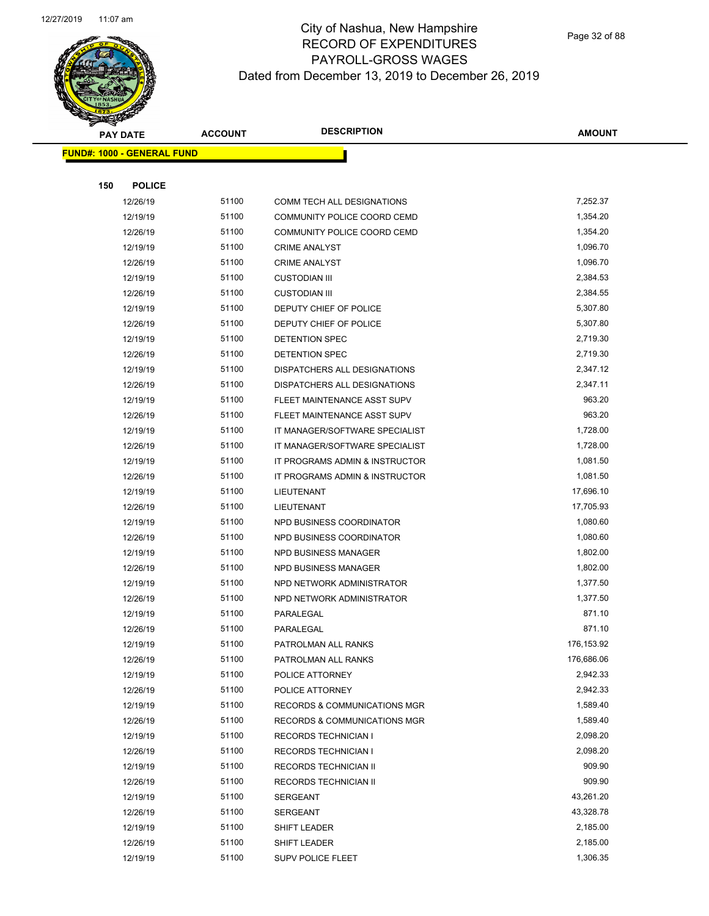# City of Nashua, New Hampshire
## RECORD OF EXPENDITURES
## PAYROLL-GROSS WAGES
## Dated from December 13, 2019 to December 26, 2019

| PAY DATE | ACCOUNT | DESCRIPTION | AMOUNT |
|---|---|---|---|

**FUND#: 1000 - GENERAL FUND**

**150 POLICE**

| PAY DATE | ACCOUNT | DESCRIPTION | AMOUNT |
|---|---|---|---|
| 12/26/19 | 51100 | COMM TECH ALL DESIGNATIONS | 7,252.37 |
| 12/19/19 | 51100 | COMMUNITY POLICE COORD CEMD | 1,354.20 |
| 12/26/19 | 51100 | COMMUNITY POLICE COORD CEMD | 1,354.20 |
| 12/19/19 | 51100 | CRIME ANALYST | 1,096.70 |
| 12/26/19 | 51100 | CRIME ANALYST | 1,096.70 |
| 12/19/19 | 51100 | CUSTODIAN III | 2,384.53 |
| 12/26/19 | 51100 | CUSTODIAN III | 2,384.55 |
| 12/19/19 | 51100 | DEPUTY CHIEF OF POLICE | 5,307.80 |
| 12/26/19 | 51100 | DEPUTY CHIEF OF POLICE | 5,307.80 |
| 12/19/19 | 51100 | DETENTION SPEC | 2,719.30 |
| 12/26/19 | 51100 | DETENTION SPEC | 2,719.30 |
| 12/19/19 | 51100 | DISPATCHERS ALL DESIGNATIONS | 2,347.12 |
| 12/26/19 | 51100 | DISPATCHERS ALL DESIGNATIONS | 2,347.11 |
| 12/19/19 | 51100 | FLEET MAINTENANCE ASST SUPV | 963.20 |
| 12/26/19 | 51100 | FLEET MAINTENANCE ASST SUPV | 963.20 |
| 12/19/19 | 51100 | IT MANAGER/SOFTWARE SPECIALIST | 1,728.00 |
| 12/26/19 | 51100 | IT MANAGER/SOFTWARE SPECIALIST | 1,728.00 |
| 12/19/19 | 51100 | IT PROGRAMS ADMIN & INSTRUCTOR | 1,081.50 |
| 12/26/19 | 51100 | IT PROGRAMS ADMIN & INSTRUCTOR | 1,081.50 |
| 12/19/19 | 51100 | LIEUTENANT | 17,696.10 |
| 12/26/19 | 51100 | LIEUTENANT | 17,705.93 |
| 12/19/19 | 51100 | NPD BUSINESS COORDINATOR | 1,080.60 |
| 12/26/19 | 51100 | NPD BUSINESS COORDINATOR | 1,080.60 |
| 12/19/19 | 51100 | NPD BUSINESS MANAGER | 1,802.00 |
| 12/26/19 | 51100 | NPD BUSINESS MANAGER | 1,802.00 |
| 12/19/19 | 51100 | NPD NETWORK ADMINISTRATOR | 1,377.50 |
| 12/26/19 | 51100 | NPD NETWORK ADMINISTRATOR | 1,377.50 |
| 12/19/19 | 51100 | PARALEGAL | 871.10 |
| 12/26/19 | 51100 | PARALEGAL | 871.10 |
| 12/19/19 | 51100 | PATROLMAN ALL RANKS | 176,153.92 |
| 12/26/19 | 51100 | PATROLMAN ALL RANKS | 176,686.06 |
| 12/19/19 | 51100 | POLICE ATTORNEY | 2,942.33 |
| 12/26/19 | 51100 | POLICE ATTORNEY | 2,942.33 |
| 12/19/19 | 51100 | RECORDS & COMMUNICATIONS MGR | 1,589.40 |
| 12/26/19 | 51100 | RECORDS & COMMUNICATIONS MGR | 1,589.40 |
| 12/19/19 | 51100 | RECORDS TECHNICIAN I | 2,098.20 |
| 12/26/19 | 51100 | RECORDS TECHNICIAN I | 2,098.20 |
| 12/19/19 | 51100 | RECORDS TECHNICIAN II | 909.90 |
| 12/26/19 | 51100 | RECORDS TECHNICIAN II | 909.90 |
| 12/19/19 | 51100 | SERGEANT | 43,261.20 |
| 12/26/19 | 51100 | SERGEANT | 43,328.78 |
| 12/19/19 | 51100 | SHIFT LEADER | 2,185.00 |
| 12/26/19 | 51100 | SHIFT LEADER | 2,185.00 |
| 12/19/19 | 51100 | SUPV POLICE FLEET | 1,306.35 |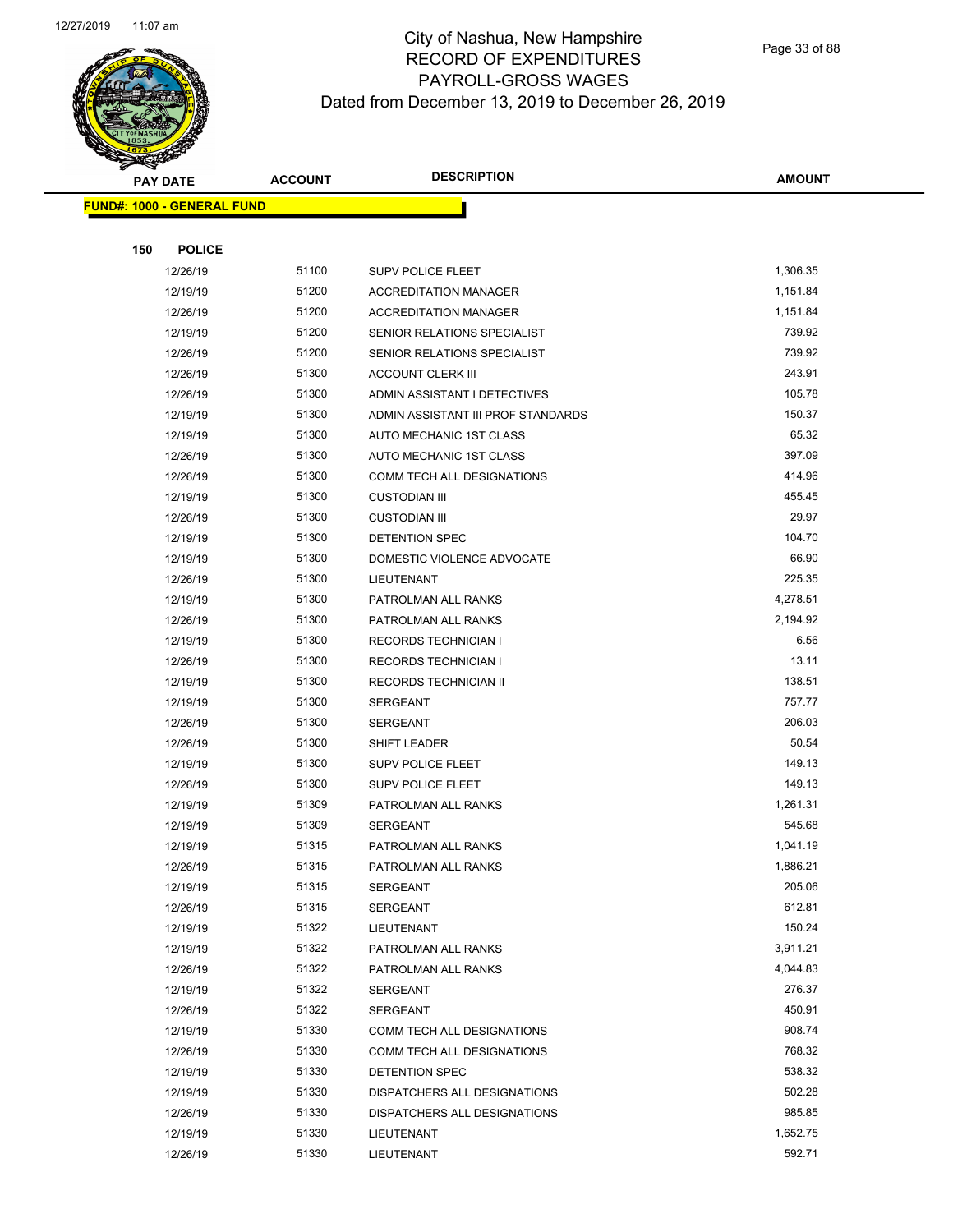# City of Nashua, New Hampshire
## RECORD OF EXPENDITURES
## PAYROLL-GROSS WAGES
## Dated from December 13, 2019 to December 26, 2019

| PAY DATE | ACCOUNT | DESCRIPTION | AMOUNT |
|---|---|---|---|

**FUND#: 1000 - GENERAL FUND**

**150 POLICE**

| PAY DATE | ACCOUNT | DESCRIPTION | AMOUNT |
|---|---|---|---|
| 12/26/19 | 51100 | SUPV POLICE FLEET | 1,306.35 |
| 12/19/19 | 51200 | ACCREDITATION MANAGER | 1,151.84 |
| 12/26/19 | 51200 | ACCREDITATION MANAGER | 1,151.84 |
| 12/19/19 | 51200 | SENIOR RELATIONS SPECIALIST | 739.92 |
| 12/26/19 | 51200 | SENIOR RELATIONS SPECIALIST | 739.92 |
| 12/26/19 | 51300 | ACCOUNT CLERK III | 243.91 |
| 12/26/19 | 51300 | ADMIN ASSISTANT I DETECTIVES | 105.78 |
| 12/19/19 | 51300 | ADMIN ASSISTANT III PROF STANDARDS | 150.37 |
| 12/19/19 | 51300 | AUTO MECHANIC 1ST CLASS | 65.32 |
| 12/26/19 | 51300 | AUTO MECHANIC 1ST CLASS | 397.09 |
| 12/26/19 | 51300 | COMM TECH ALL DESIGNATIONS | 414.96 |
| 12/19/19 | 51300 | CUSTODIAN III | 455.45 |
| 12/26/19 | 51300 | CUSTODIAN III | 29.97 |
| 12/19/19 | 51300 | DETENTION SPEC | 104.70 |
| 12/19/19 | 51300 | DOMESTIC VIOLENCE ADVOCATE | 66.90 |
| 12/26/19 | 51300 | LIEUTENANT | 225.35 |
| 12/19/19 | 51300 | PATROLMAN ALL RANKS | 4,278.51 |
| 12/26/19 | 51300 | PATROLMAN ALL RANKS | 2,194.92 |
| 12/19/19 | 51300 | RECORDS TECHNICIAN I | 6.56 |
| 12/26/19 | 51300 | RECORDS TECHNICIAN I | 13.11 |
| 12/19/19 | 51300 | RECORDS TECHNICIAN II | 138.51 |
| 12/19/19 | 51300 | SERGEANT | 757.77 |
| 12/26/19 | 51300 | SERGEANT | 206.03 |
| 12/26/19 | 51300 | SHIFT LEADER | 50.54 |
| 12/19/19 | 51300 | SUPV POLICE FLEET | 149.13 |
| 12/26/19 | 51300 | SUPV POLICE FLEET | 149.13 |
| 12/19/19 | 51309 | PATROLMAN ALL RANKS | 1,261.31 |
| 12/19/19 | 51309 | SERGEANT | 545.68 |
| 12/19/19 | 51315 | PATROLMAN ALL RANKS | 1,041.19 |
| 12/26/19 | 51315 | PATROLMAN ALL RANKS | 1,886.21 |
| 12/19/19 | 51315 | SERGEANT | 205.06 |
| 12/26/19 | 51315 | SERGEANT | 612.81 |
| 12/19/19 | 51322 | LIEUTENANT | 150.24 |
| 12/19/19 | 51322 | PATROLMAN ALL RANKS | 3,911.21 |
| 12/26/19 | 51322 | PATROLMAN ALL RANKS | 4,044.83 |
| 12/19/19 | 51322 | SERGEANT | 276.37 |
| 12/26/19 | 51322 | SERGEANT | 450.91 |
| 12/19/19 | 51330 | COMM TECH ALL DESIGNATIONS | 908.74 |
| 12/26/19 | 51330 | COMM TECH ALL DESIGNATIONS | 768.32 |
| 12/19/19 | 51330 | DETENTION SPEC | 538.32 |
| 12/19/19 | 51330 | DISPATCHERS ALL DESIGNATIONS | 502.28 |
| 12/26/19 | 51330 | DISPATCHERS ALL DESIGNATIONS | 985.85 |
| 12/19/19 | 51330 | LIEUTENANT | 1,652.75 |
| 12/26/19 | 51330 | LIEUTENANT | 592.71 |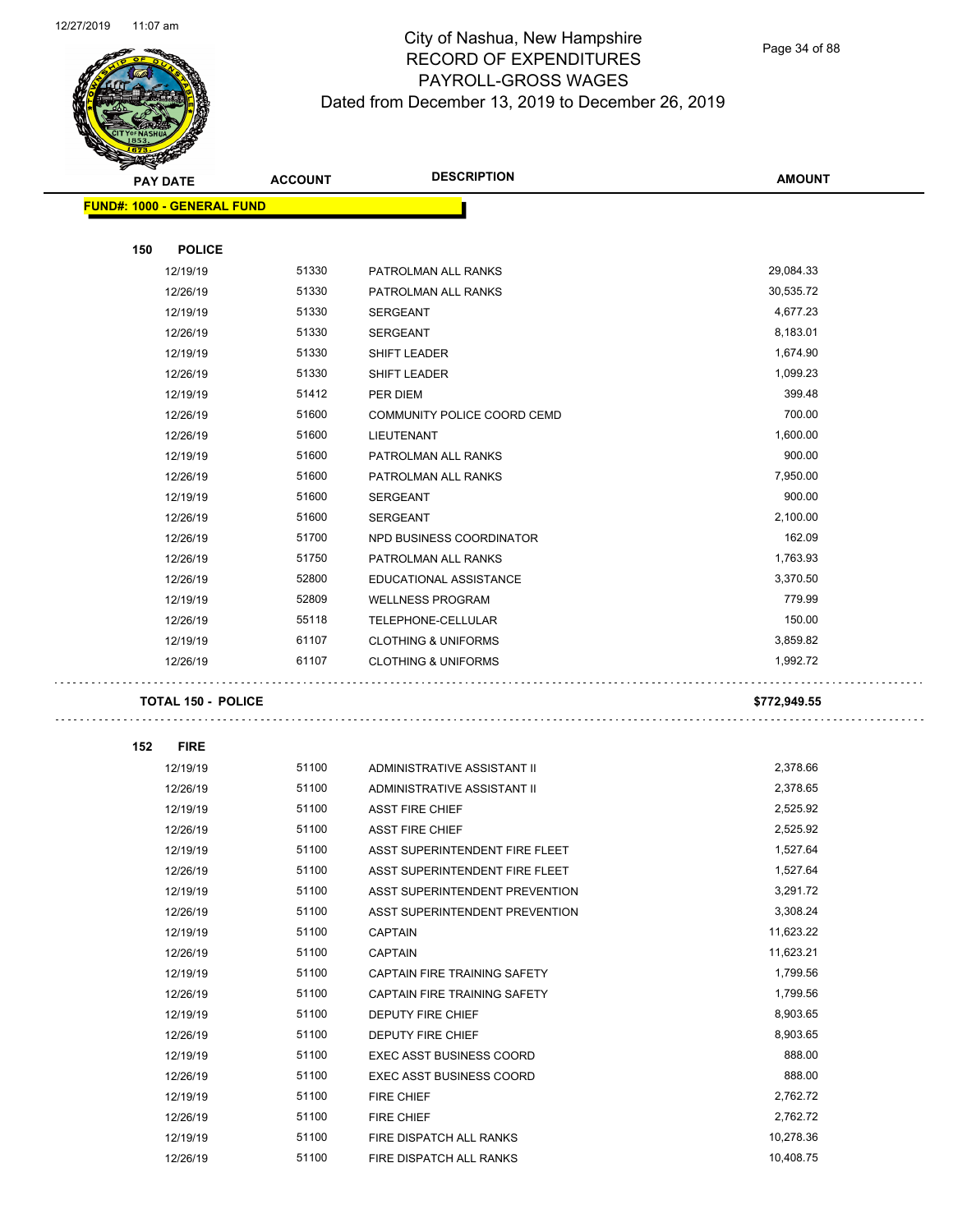# City of Nashua, New Hampshire
# RECORD OF EXPENDITURES
# PAYROLL-GROSS WAGES
# Dated from December 13, 2019 to December 26, 2019

| PAY DATE | ACCOUNT | DESCRIPTION | AMOUNT |
|---|---|---|---|
| **FUND#: 1000 - GENERAL FUND** | | | |
| **150 POLICE** | | | |
| 12/19/19 | 51330 | PATROLMAN ALL RANKS | 29,084.33 |
| 12/26/19 | 51330 | PATROLMAN ALL RANKS | 30,535.72 |
| 12/19/19 | 51330 | SERGEANT | 4,677.23 |
| 12/26/19 | 51330 | SERGEANT | 8,183.01 |
| 12/19/19 | 51330 | SHIFT LEADER | 1,674.90 |
| 12/26/19 | 51330 | SHIFT LEADER | 1,099.23 |
| 12/19/19 | 51412 | PER DIEM | 399.48 |
| 12/26/19 | 51600 | COMMUNITY POLICE COORD CEMD | 700.00 |
| 12/26/19 | 51600 | LIEUTENANT | 1,600.00 |
| 12/19/19 | 51600 | PATROLMAN ALL RANKS | 900.00 |
| 12/26/19 | 51600 | PATROLMAN ALL RANKS | 7,950.00 |
| 12/19/19 | 51600 | SERGEANT | 900.00 |
| 12/26/19 | 51600 | SERGEANT | 2,100.00 |
| 12/26/19 | 51700 | NPD BUSINESS COORDINATOR | 162.09 |
| 12/26/19 | 51750 | PATROLMAN ALL RANKS | 1,763.93 |
| 12/26/19 | 52800 | EDUCATIONAL ASSISTANCE | 3,370.50 |
| 12/19/19 | 52809 | WELLNESS PROGRAM | 779.99 |
| 12/26/19 | 55118 | TELEPHONE-CELLULAR | 150.00 |
| 12/19/19 | 61107 | CLOTHING & UNIFORMS | 3,859.82 |
| 12/26/19 | 61107 | CLOTHING & UNIFORMS | 1,992.72 |
| **TOTAL 150 - POLICE** | | | **$772,949.55** |
| **152 FIRE** | | | |
| 12/19/19 | 51100 | ADMINISTRATIVE ASSISTANT II | 2,378.66 |
| 12/26/19 | 51100 | ADMINISTRATIVE ASSISTANT II | 2,378.65 |
| 12/19/19 | 51100 | ASST FIRE CHIEF | 2,525.92 |
| 12/26/19 | 51100 | ASST FIRE CHIEF | 2,525.92 |
| 12/19/19 | 51100 | ASST SUPERINTENDENT FIRE FLEET | 1,527.64 |
| 12/26/19 | 51100 | ASST SUPERINTENDENT FIRE FLEET | 1,527.64 |
| 12/19/19 | 51100 | ASST SUPERINTENDENT PREVENTION | 3,291.72 |
| 12/26/19 | 51100 | ASST SUPERINTENDENT PREVENTION | 3,308.24 |
| 12/19/19 | 51100 | CAPTAIN | 11,623.22 |
| 12/26/19 | 51100 | CAPTAIN | 11,623.21 |
| 12/19/19 | 51100 | CAPTAIN FIRE TRAINING SAFETY | 1,799.56 |
| 12/26/19 | 51100 | CAPTAIN FIRE TRAINING SAFETY | 1,799.56 |
| 12/19/19 | 51100 | DEPUTY FIRE CHIEF | 8,903.65 |
| 12/26/19 | 51100 | DEPUTY FIRE CHIEF | 8,903.65 |
| 12/19/19 | 51100 | EXEC ASST BUSINESS COORD | 888.00 |
| 12/26/19 | 51100 | EXEC ASST BUSINESS COORD | 888.00 |
| 12/19/19 | 51100 | FIRE CHIEF | 2,762.72 |
| 12/26/19 | 51100 | FIRE CHIEF | 2,762.72 |
| 12/19/19 | 51100 | FIRE DISPATCH ALL RANKS | 10,278.36 |
| 12/26/19 | 51100 | FIRE DISPATCH ALL RANKS | 10,408.75 |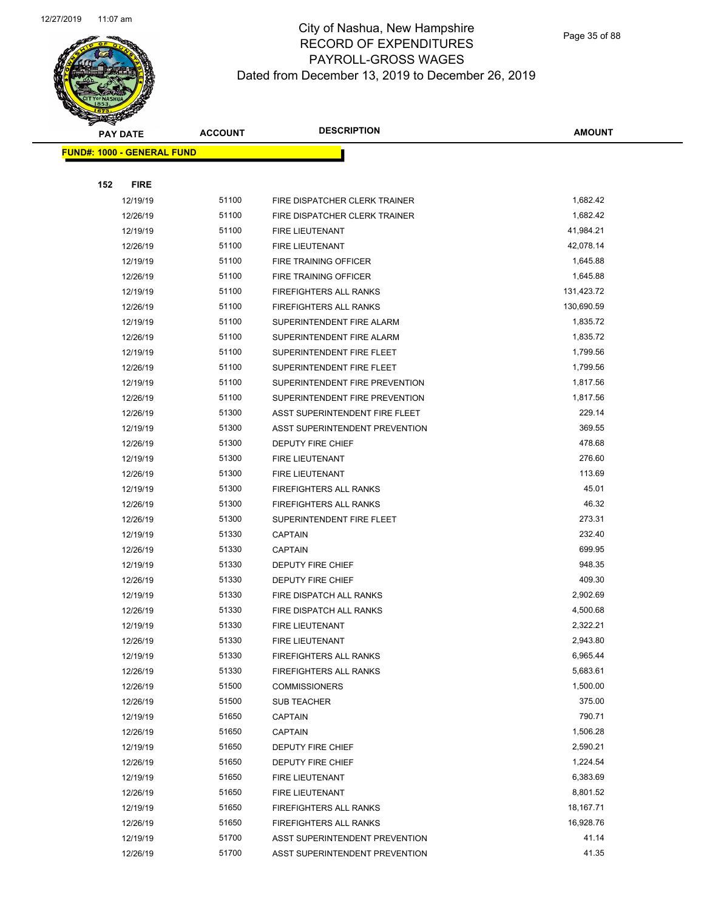# City of Nashua, New Hampshire
## RECORD OF EXPENDITURES
## PAYROLL-GROSS WAGES
## Dated from December 13, 2019 to December 26, 2019

| PAY DATE | ACCOUNT | DESCRIPTION | AMOUNT |
|---|---|---|---|
| **FUND#: 1000 - GENERAL FUND** | | | |
| **152 FIRE** | | | |
| 12/19/19 | 51100 | FIRE DISPATCHER CLERK TRAINER | 1,682.42 |
| 12/26/19 | 51100 | FIRE DISPATCHER CLERK TRAINER | 1,682.42 |
| 12/19/19 | 51100 | FIRE LIEUTENANT | 41,984.21 |
| 12/26/19 | 51100 | FIRE LIEUTENANT | 42,078.14 |
| 12/19/19 | 51100 | FIRE TRAINING OFFICER | 1,645.88 |
| 12/26/19 | 51100 | FIRE TRAINING OFFICER | 1,645.88 |
| 12/19/19 | 51100 | FIREFIGHTERS ALL RANKS | 131,423.72 |
| 12/26/19 | 51100 | FIREFIGHTERS ALL RANKS | 130,690.59 |
| 12/19/19 | 51100 | SUPERINTENDENT FIRE ALARM | 1,835.72 |
| 12/26/19 | 51100 | SUPERINTENDENT FIRE ALARM | 1,835.72 |
| 12/19/19 | 51100 | SUPERINTENDENT FIRE FLEET | 1,799.56 |
| 12/26/19 | 51100 | SUPERINTENDENT FIRE FLEET | 1,799.56 |
| 12/19/19 | 51100 | SUPERINTENDENT FIRE PREVENTION | 1,817.56 |
| 12/26/19 | 51100 | SUPERINTENDENT FIRE PREVENTION | 1,817.56 |
| 12/26/19 | 51300 | ASST SUPERINTENDENT FIRE FLEET | 229.14 |
| 12/19/19 | 51300 | ASST SUPERINTENDENT PREVENTION | 369.55 |
| 12/26/19 | 51300 | DEPUTY FIRE CHIEF | 478.68 |
| 12/19/19 | 51300 | FIRE LIEUTENANT | 276.60 |
| 12/26/19 | 51300 | FIRE LIEUTENANT | 113.69 |
| 12/19/19 | 51300 | FIREFIGHTERS ALL RANKS | 45.01 |
| 12/26/19 | 51300 | FIREFIGHTERS ALL RANKS | 46.32 |
| 12/26/19 | 51300 | SUPERINTENDENT FIRE FLEET | 273.31 |
| 12/19/19 | 51330 | CAPTAIN | 232.40 |
| 12/26/19 | 51330 | CAPTAIN | 699.95 |
| 12/19/19 | 51330 | DEPUTY FIRE CHIEF | 948.35 |
| 12/26/19 | 51330 | DEPUTY FIRE CHIEF | 409.30 |
| 12/19/19 | 51330 | FIRE DISPATCH ALL RANKS | 2,902.69 |
| 12/26/19 | 51330 | FIRE DISPATCH ALL RANKS | 4,500.68 |
| 12/19/19 | 51330 | FIRE LIEUTENANT | 2,322.21 |
| 12/26/19 | 51330 | FIRE LIEUTENANT | 2,943.80 |
| 12/19/19 | 51330 | FIREFIGHTERS ALL RANKS | 6,965.44 |
| 12/26/19 | 51330 | FIREFIGHTERS ALL RANKS | 5,683.61 |
| 12/26/19 | 51500 | COMMISSIONERS | 1,500.00 |
| 12/26/19 | 51500 | SUB TEACHER | 375.00 |
| 12/19/19 | 51650 | CAPTAIN | 790.71 |
| 12/26/19 | 51650 | CAPTAIN | 1,506.28 |
| 12/19/19 | 51650 | DEPUTY FIRE CHIEF | 2,590.21 |
| 12/26/19 | 51650 | DEPUTY FIRE CHIEF | 1,224.54 |
| 12/19/19 | 51650 | FIRE LIEUTENANT | 6,383.69 |
| 12/26/19 | 51650 | FIRE LIEUTENANT | 8,801.52 |
| 12/19/19 | 51650 | FIREFIGHTERS ALL RANKS | 18,167.71 |
| 12/26/19 | 51650 | FIREFIGHTERS ALL RANKS | 16,928.76 |
| 12/19/19 | 51700 | ASST SUPERINTENDENT PREVENTION | 41.14 |
| 12/26/19 | 51700 | ASST SUPERINTENDENT PREVENTION | 41.35 |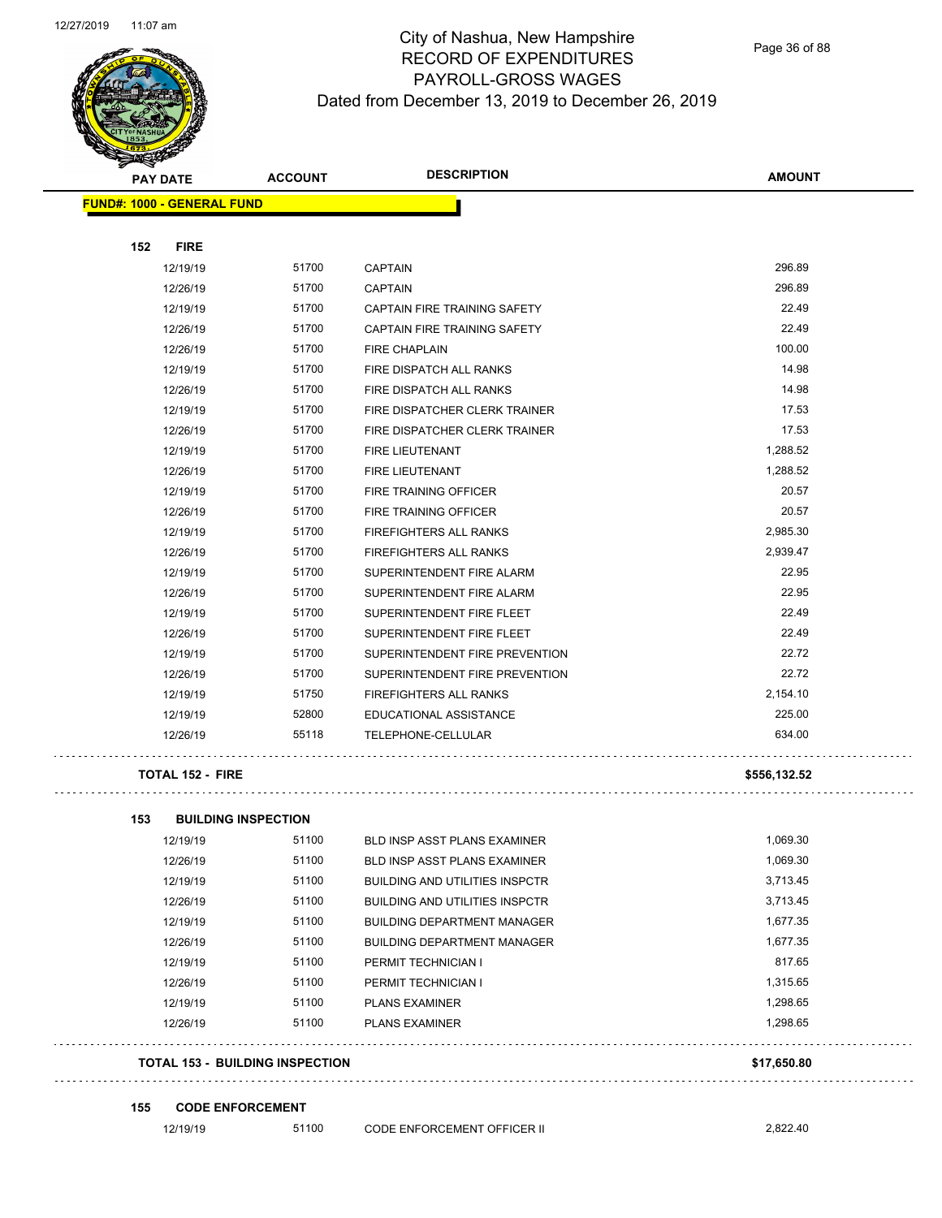# City of Nashua, New Hampshire
## RECORD OF EXPENDITURES
## PAYROLL-GROSS WAGES
## Dated from December 13, 2019 to December 26, 2019

| PAY DATE | ACCOUNT | DESCRIPTION | AMOUNT |
|---|---|---|---|
| **FUND#: 1000 - GENERAL FUND** | | | |
| **152 FIRE** | | | |
| 12/19/19 | 51700 | CAPTAIN | 296.89 |
| 12/26/19 | 51700 | CAPTAIN | 296.89 |
| 12/19/19 | 51700 | CAPTAIN FIRE TRAINING SAFETY | 22.49 |
| 12/26/19 | 51700 | CAPTAIN FIRE TRAINING SAFETY | 22.49 |
| 12/26/19 | 51700 | FIRE CHAPLAIN | 100.00 |
| 12/19/19 | 51700 | FIRE DISPATCH ALL RANKS | 14.98 |
| 12/26/19 | 51700 | FIRE DISPATCH ALL RANKS | 14.98 |
| 12/19/19 | 51700 | FIRE DISPATCHER CLERK TRAINER | 17.53 |
| 12/26/19 | 51700 | FIRE DISPATCHER CLERK TRAINER | 17.53 |
| 12/19/19 | 51700 | FIRE LIEUTENANT | 1,288.52 |
| 12/26/19 | 51700 | FIRE LIEUTENANT | 1,288.52 |
| 12/19/19 | 51700 | FIRE TRAINING OFFICER | 20.57 |
| 12/26/19 | 51700 | FIRE TRAINING OFFICER | 20.57 |
| 12/19/19 | 51700 | FIREFIGHTERS ALL RANKS | 2,985.30 |
| 12/26/19 | 51700 | FIREFIGHTERS ALL RANKS | 2,939.47 |
| 12/19/19 | 51700 | SUPERINTENDENT FIRE ALARM | 22.95 |
| 12/26/19 | 51700 | SUPERINTENDENT FIRE ALARM | 22.95 |
| 12/19/19 | 51700 | SUPERINTENDENT FIRE FLEET | 22.49 |
| 12/26/19 | 51700 | SUPERINTENDENT FIRE FLEET | 22.49 |
| 12/19/19 | 51700 | SUPERINTENDENT FIRE PREVENTION | 22.72 |
| 12/26/19 | 51700 | SUPERINTENDENT FIRE PREVENTION | 22.72 |
| 12/19/19 | 51750 | FIREFIGHTERS ALL RANKS | 2,154.10 |
| 12/19/19 | 52800 | EDUCATIONAL ASSISTANCE | 225.00 |
| 12/26/19 | 55118 | TELEPHONE-CELLULAR | 634.00 |
| **TOTAL 152 - FIRE** | | | **$556,132.52** |
| **153 BUILDING INSPECTION** | | | |
| 12/19/19 | 51100 | BLD INSP ASST PLANS EXAMINER | 1,069.30 |
| 12/26/19 | 51100 | BLD INSP ASST PLANS EXAMINER | 1,069.30 |
| 12/19/19 | 51100 | BUILDING AND UTILITIES INSPCTR | 3,713.45 |
| 12/26/19 | 51100 | BUILDING AND UTILITIES INSPCTR | 3,713.45 |
| 12/19/19 | 51100 | BUILDING DEPARTMENT MANAGER | 1,677.35 |
| 12/26/19 | 51100 | BUILDING DEPARTMENT MANAGER | 1,677.35 |
| 12/19/19 | 51100 | PERMIT TECHNICIAN I | 817.65 |
| 12/26/19 | 51100 | PERMIT TECHNICIAN I | 1,315.65 |
| 12/19/19 | 51100 | PLANS EXAMINER | 1,298.65 |
| 12/26/19 | 51100 | PLANS EXAMINER | 1,298.65 |
| **TOTAL 153 - BUILDING INSPECTION** | | | **$17,650.80** |
| **155 CODE ENFORCEMENT** | | | |
| 12/19/19 | 51100 | CODE ENFORCEMENT OFFICER II | 2,822.40 |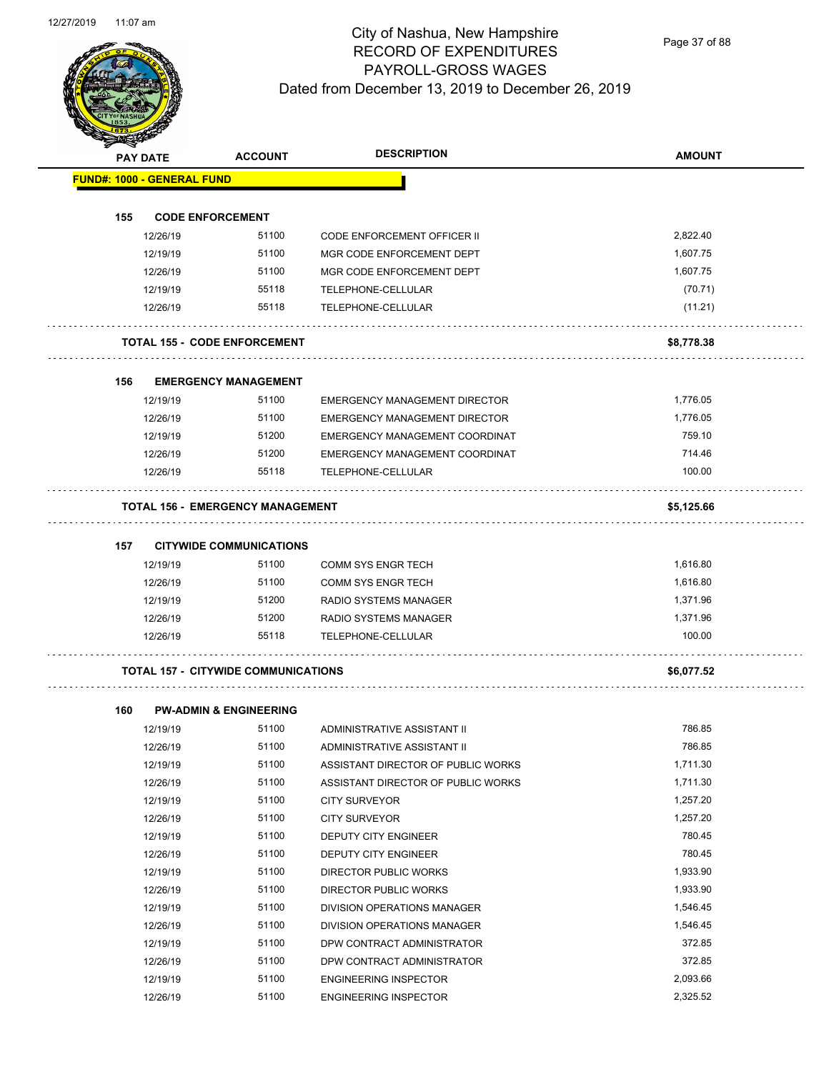# City of Nashua, New Hampshire
## RECORD OF EXPENDITURES
## PAYROLL-GROSS WAGES
### Dated from December 13, 2019 to December 26, 2019

| PAY DATE | ACCOUNT | DESCRIPTION | AMOUNT |
|---|---|---|---|
| **FUND#: 1000 - GENERAL FUND** | | | |
| **155 CODE ENFORCEMENT** | | | |
| 12/26/19 | 51100 | CODE ENFORCEMENT OFFICER II | 2,822.40 |
| 12/19/19 | 51100 | MGR CODE ENFORCEMENT DEPT | 1,607.75 |
| 12/26/19 | 51100 | MGR CODE ENFORCEMENT DEPT | 1,607.75 |
| 12/19/19 | 55118 | TELEPHONE-CELLULAR | (70.71) |
| 12/26/19 | 55118 | TELEPHONE-CELLULAR | (11.21) |
| **TOTAL 155 - CODE ENFORCEMENT** | | | **$8,778.38** |
| **156 EMERGENCY MANAGEMENT** | | | |
| 12/19/19 | 51100 | EMERGENCY MANAGEMENT DIRECTOR | 1,776.05 |
| 12/26/19 | 51100 | EMERGENCY MANAGEMENT DIRECTOR | 1,776.05 |
| 12/19/19 | 51200 | EMERGENCY MANAGEMENT COORDINAT | 759.10 |
| 12/26/19 | 51200 | EMERGENCY MANAGEMENT COORDINAT | 714.46 |
| 12/26/19 | 55118 | TELEPHONE-CELLULAR | 100.00 |
| **TOTAL 156 - EMERGENCY MANAGEMENT** | | | **$5,125.66** |
| **157 CITYWIDE COMMUNICATIONS** | | | |
| 12/19/19 | 51100 | COMM SYS ENGR TECH | 1,616.80 |
| 12/26/19 | 51100 | COMM SYS ENGR TECH | 1,616.80 |
| 12/19/19 | 51200 | RADIO SYSTEMS MANAGER | 1,371.96 |
| 12/26/19 | 51200 | RADIO SYSTEMS MANAGER | 1,371.96 |
| 12/26/19 | 55118 | TELEPHONE-CELLULAR | 100.00 |
| **TOTAL 157 - CITYWIDE COMMUNICATIONS** | | | **$6,077.52** |
| **160 PW-ADMIN & ENGINEERING** | | | |
| 12/19/19 | 51100 | ADMINISTRATIVE ASSISTANT II | 786.85 |
| 12/26/19 | 51100 | ADMINISTRATIVE ASSISTANT II | 786.85 |
| 12/19/19 | 51100 | ASSISTANT DIRECTOR OF PUBLIC WORKS | 1,711.30 |
| 12/26/19 | 51100 | ASSISTANT DIRECTOR OF PUBLIC WORKS | 1,711.30 |
| 12/19/19 | 51100 | CITY SURVEYOR | 1,257.20 |
| 12/26/19 | 51100 | CITY SURVEYOR | 1,257.20 |
| 12/19/19 | 51100 | DEPUTY CITY ENGINEER | 780.45 |
| 12/26/19 | 51100 | DEPUTY CITY ENGINEER | 780.45 |
| 12/19/19 | 51100 | DIRECTOR PUBLIC WORKS | 1,933.90 |
| 12/26/19 | 51100 | DIRECTOR PUBLIC WORKS | 1,933.90 |
| 12/19/19 | 51100 | DIVISION OPERATIONS MANAGER | 1,546.45 |
| 12/26/19 | 51100 | DIVISION OPERATIONS MANAGER | 1,546.45 |
| 12/19/19 | 51100 | DPW CONTRACT ADMINISTRATOR | 372.85 |
| 12/26/19 | 51100 | DPW CONTRACT ADMINISTRATOR | 372.85 |
| 12/19/19 | 51100 | ENGINEERING INSPECTOR | 2,093.66 |
| 12/26/19 | 51100 | ENGINEERING INSPECTOR | 2,325.52 |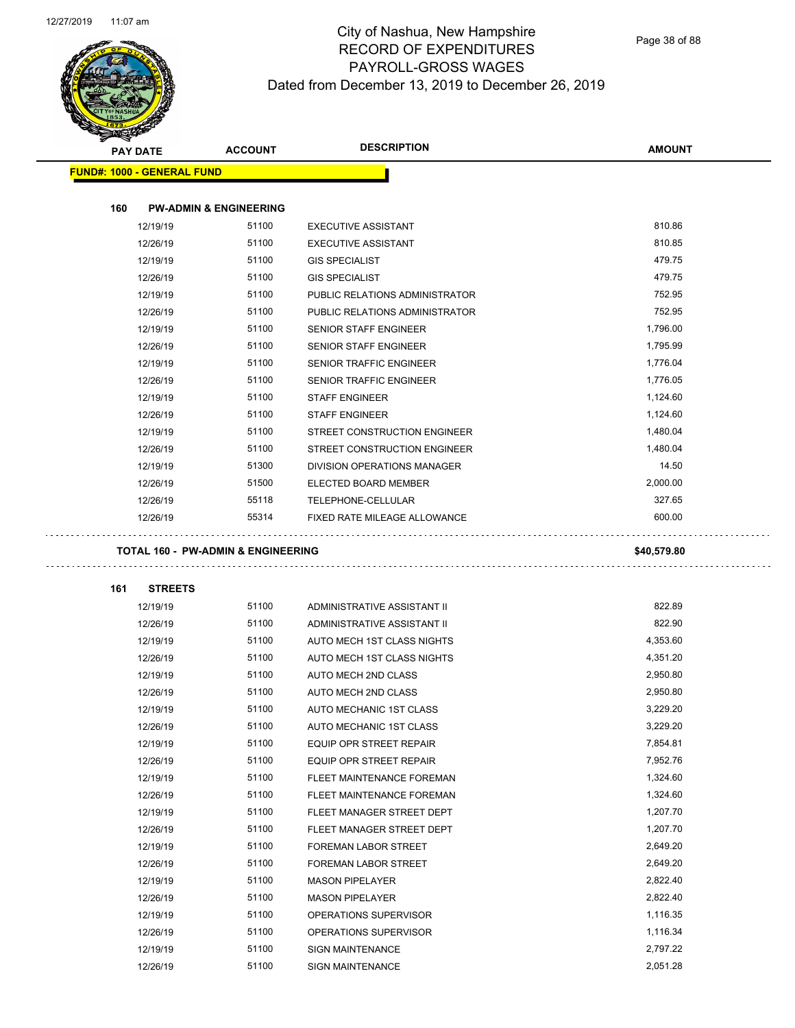# City of Nashua, New Hampshire
## RECORD OF EXPENDITURES
## PAYROLL-GROSS WAGES
## Dated from December 13, 2019 to December 26, 2019

**FUND#: 1000 - GENERAL FUND**

**160 PW-ADMIN & ENGINEERING**

| PAY DATE | ACCOUNT | DESCRIPTION | AMOUNT |
|---|---|---|---|
| 12/19/19 | 51100 | EXECUTIVE ASSISTANT | 810.86 |
| 12/26/19 | 51100 | EXECUTIVE ASSISTANT | 810.85 |
| 12/19/19 | 51100 | GIS SPECIALIST | 479.75 |
| 12/26/19 | 51100 | GIS SPECIALIST | 479.75 |
| 12/19/19 | 51100 | PUBLIC RELATIONS ADMINISTRATOR | 752.95 |
| 12/26/19 | 51100 | PUBLIC RELATIONS ADMINISTRATOR | 752.95 |
| 12/19/19 | 51100 | SENIOR STAFF ENGINEER | 1,796.00 |
| 12/26/19 | 51100 | SENIOR STAFF ENGINEER | 1,795.99 |
| 12/19/19 | 51100 | SENIOR TRAFFIC ENGINEER | 1,776.04 |
| 12/26/19 | 51100 | SENIOR TRAFFIC ENGINEER | 1,776.05 |
| 12/19/19 | 51100 | STAFF ENGINEER | 1,124.60 |
| 12/26/19 | 51100 | STAFF ENGINEER | 1,124.60 |
| 12/19/19 | 51100 | STREET CONSTRUCTION ENGINEER | 1,480.04 |
| 12/26/19 | 51100 | STREET CONSTRUCTION ENGINEER | 1,480.04 |
| 12/19/19 | 51300 | DIVISION OPERATIONS MANAGER | 14.50 |
| 12/26/19 | 51500 | ELECTED BOARD MEMBER | 2,000.00 |
| 12/26/19 | 55118 | TELEPHONE-CELLULAR | 327.65 |
| 12/26/19 | 55314 | FIXED RATE MILEAGE ALLOWANCE | 600.00 |

**TOTAL 160 - PW-ADMIN & ENGINEERING** **$40,579.80**

**161 STREETS**

| PAY DATE | ACCOUNT | DESCRIPTION | AMOUNT |
|---|---|---|---|
| 12/19/19 | 51100 | ADMINISTRATIVE ASSISTANT II | 822.89 |
| 12/26/19 | 51100 | ADMINISTRATIVE ASSISTANT II | 822.90 |
| 12/19/19 | 51100 | AUTO MECH 1ST CLASS NIGHTS | 4,353.60 |
| 12/26/19 | 51100 | AUTO MECH 1ST CLASS NIGHTS | 4,351.20 |
| 12/19/19 | 51100 | AUTO MECH 2ND CLASS | 2,950.80 |
| 12/26/19 | 51100 | AUTO MECH 2ND CLASS | 2,950.80 |
| 12/19/19 | 51100 | AUTO MECHANIC 1ST CLASS | 3,229.20 |
| 12/26/19 | 51100 | AUTO MECHANIC 1ST CLASS | 3,229.20 |
| 12/19/19 | 51100 | EQUIP OPR STREET REPAIR | 7,854.81 |
| 12/26/19 | 51100 | EQUIP OPR STREET REPAIR | 7,952.76 |
| 12/19/19 | 51100 | FLEET MAINTENANCE FOREMAN | 1,324.60 |
| 12/26/19 | 51100 | FLEET MAINTENANCE FOREMAN | 1,324.60 |
| 12/19/19 | 51100 | FLEET MANAGER STREET DEPT | 1,207.70 |
| 12/26/19 | 51100 | FLEET MANAGER STREET DEPT | 1,207.70 |
| 12/19/19 | 51100 | FOREMAN LABOR STREET | 2,649.20 |
| 12/26/19 | 51100 | FOREMAN LABOR STREET | 2,649.20 |
| 12/19/19 | 51100 | MASON PIPELAYER | 2,822.40 |
| 12/26/19 | 51100 | MASON PIPELAYER | 2,822.40 |
| 12/19/19 | 51100 | OPERATIONS SUPERVISOR | 1,116.35 |
| 12/26/19 | 51100 | OPERATIONS SUPERVISOR | 1,116.34 |
| 12/19/19 | 51100 | SIGN MAINTENANCE | 2,797.22 |
| 12/26/19 | 51100 | SIGN MAINTENANCE | 2,051.28 |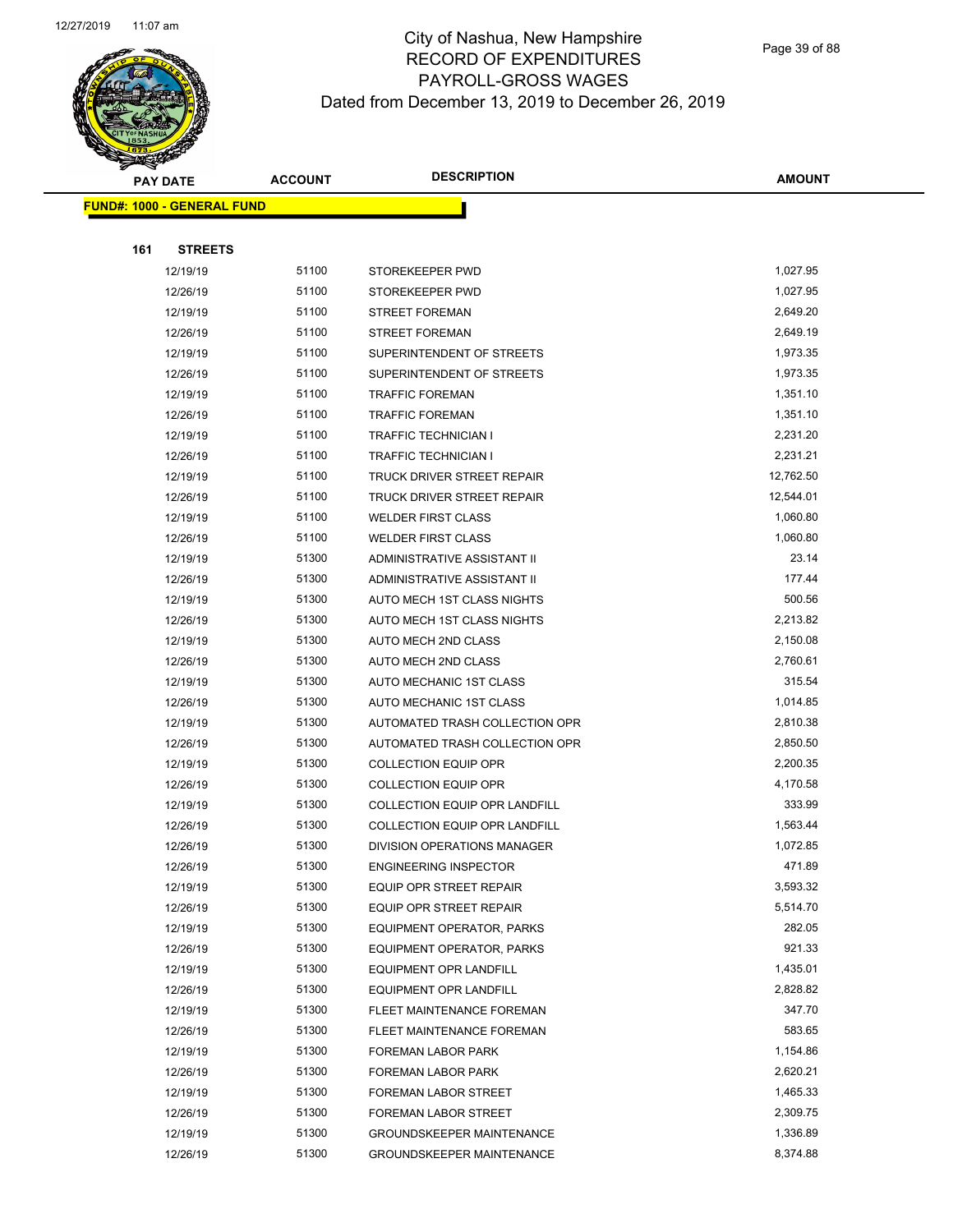# City of Nashua, New Hampshire
## RECORD OF EXPENDITURES
## PAYROLL-GROSS WAGES
## Dated from December 13, 2019 to December 26, 2019

| PAY DATE | ACCOUNT | DESCRIPTION | AMOUNT |
|---|---|---|---|
| **FUND#: 1000 - GENERAL FUND** | | | |
| **161 STREETS** | | | |
| 12/19/19 | 51100 | STOREKEEPER PWD | 1,027.95 |
| 12/26/19 | 51100 | STOREKEEPER PWD | 1,027.95 |
| 12/19/19 | 51100 | STREET FOREMAN | 2,649.20 |
| 12/26/19 | 51100 | STREET FOREMAN | 2,649.19 |
| 12/19/19 | 51100 | SUPERINTENDENT OF STREETS | 1,973.35 |
| 12/26/19 | 51100 | SUPERINTENDENT OF STREETS | 1,973.35 |
| 12/19/19 | 51100 | TRAFFIC FOREMAN | 1,351.10 |
| 12/26/19 | 51100 | TRAFFIC FOREMAN | 1,351.10 |
| 12/19/19 | 51100 | TRAFFIC TECHNICIAN I | 2,231.20 |
| 12/26/19 | 51100 | TRAFFIC TECHNICIAN I | 2,231.21 |
| 12/19/19 | 51100 | TRUCK DRIVER STREET REPAIR | 12,762.50 |
| 12/26/19 | 51100 | TRUCK DRIVER STREET REPAIR | 12,544.01 |
| 12/19/19 | 51100 | WELDER FIRST CLASS | 1,060.80 |
| 12/26/19 | 51100 | WELDER FIRST CLASS | 1,060.80 |
| 12/19/19 | 51300 | ADMINISTRATIVE ASSISTANT II | 23.14 |
| 12/26/19 | 51300 | ADMINISTRATIVE ASSISTANT II | 177.44 |
| 12/19/19 | 51300 | AUTO MECH 1ST CLASS NIGHTS | 500.56 |
| 12/26/19 | 51300 | AUTO MECH 1ST CLASS NIGHTS | 2,213.82 |
| 12/19/19 | 51300 | AUTO MECH 2ND CLASS | 2,150.08 |
| 12/26/19 | 51300 | AUTO MECH 2ND CLASS | 2,760.61 |
| 12/19/19 | 51300 | AUTO MECHANIC 1ST CLASS | 315.54 |
| 12/26/19 | 51300 | AUTO MECHANIC 1ST CLASS | 1,014.85 |
| 12/19/19 | 51300 | AUTOMATED TRASH COLLECTION OPR | 2,810.38 |
| 12/26/19 | 51300 | AUTOMATED TRASH COLLECTION OPR | 2,850.50 |
| 12/19/19 | 51300 | COLLECTION EQUIP OPR | 2,200.35 |
| 12/26/19 | 51300 | COLLECTION EQUIP OPR | 4,170.58 |
| 12/19/19 | 51300 | COLLECTION EQUIP OPR LANDFILL | 333.99 |
| 12/26/19 | 51300 | COLLECTION EQUIP OPR LANDFILL | 1,563.44 |
| 12/26/19 | 51300 | DIVISION OPERATIONS MANAGER | 1,072.85 |
| 12/26/19 | 51300 | ENGINEERING INSPECTOR | 471.89 |
| 12/19/19 | 51300 | EQUIP OPR STREET REPAIR | 3,593.32 |
| 12/26/19 | 51300 | EQUIP OPR STREET REPAIR | 5,514.70 |
| 12/19/19 | 51300 | EQUIPMENT OPERATOR, PARKS | 282.05 |
| 12/26/19 | 51300 | EQUIPMENT OPERATOR, PARKS | 921.33 |
| 12/19/19 | 51300 | EQUIPMENT OPR LANDFILL | 1,435.01 |
| 12/26/19 | 51300 | EQUIPMENT OPR LANDFILL | 2,828.82 |
| 12/19/19 | 51300 | FLEET MAINTENANCE FOREMAN | 347.70 |
| 12/26/19 | 51300 | FLEET MAINTENANCE FOREMAN | 583.65 |
| 12/19/19 | 51300 | FOREMAN LABOR PARK | 1,154.86 |
| 12/26/19 | 51300 | FOREMAN LABOR PARK | 2,620.21 |
| 12/19/19 | 51300 | FOREMAN LABOR STREET | 1,465.33 |
| 12/26/19 | 51300 | FOREMAN LABOR STREET | 2,309.75 |
| 12/19/19 | 51300 | GROUNDSKEEPER MAINTENANCE | 1,336.89 |
| 12/26/19 | 51300 | GROUNDSKEEPER MAINTENANCE | 8,374.88 |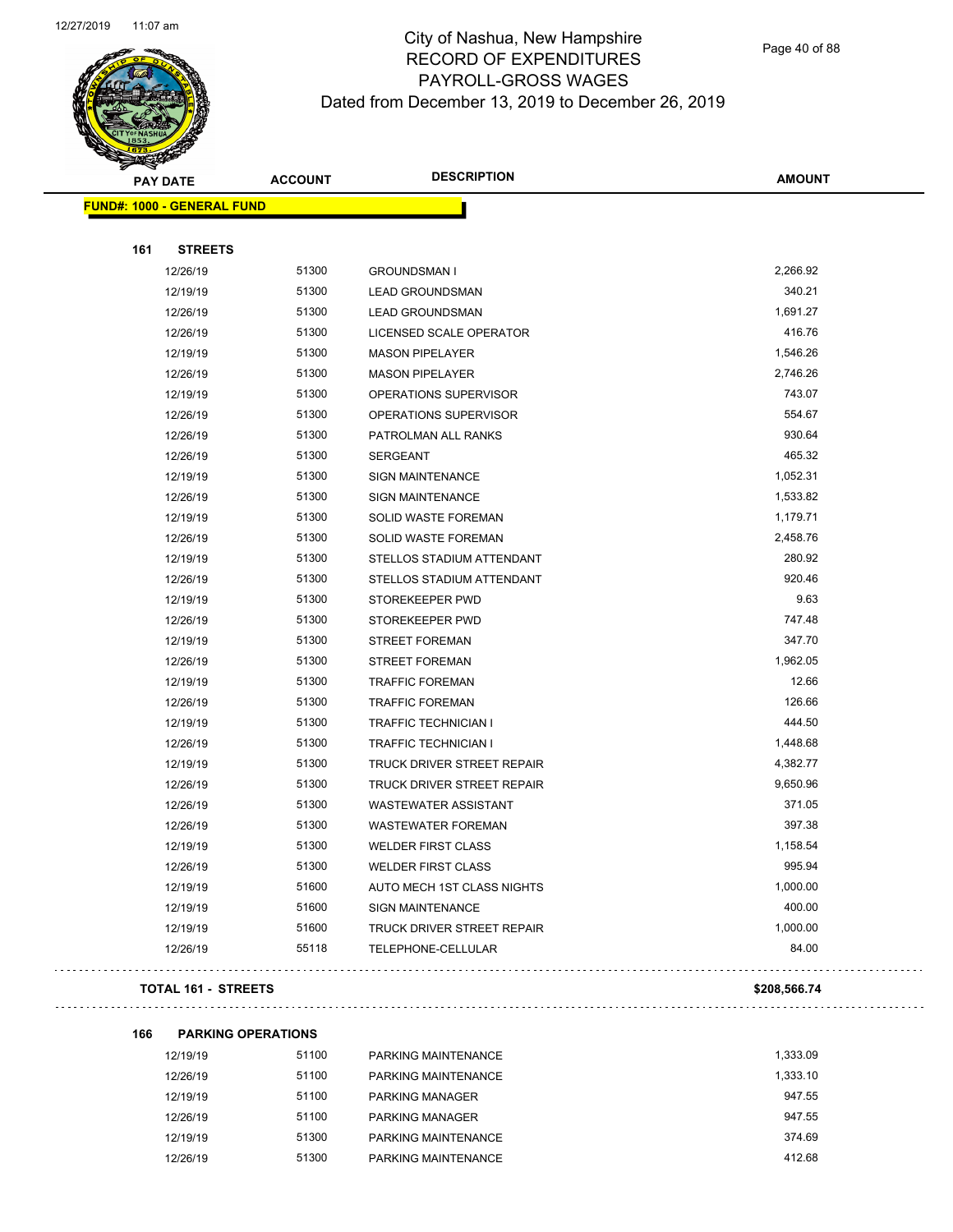# City of Nashua, New Hampshire
## RECORD OF EXPENDITURES
## PAYROLL-GROSS WAGES
### Dated from December 13, 2019 to December 26, 2019

| PAY DATE | ACCOUNT | DESCRIPTION | AMOUNT |
|---|---|---|---|
| **FUND#: 1000 - GENERAL FUND** | | | |
| **161 STREETS** | | | |
| 12/26/19 | 51300 | GROUNDSMAN I | 2,266.92 |
| 12/19/19 | 51300 | LEAD GROUNDSMAN | 340.21 |
| 12/26/19 | 51300 | LEAD GROUNDSMAN | 1,691.27 |
| 12/26/19 | 51300 | LICENSED SCALE OPERATOR | 416.76 |
| 12/19/19 | 51300 | MASON PIPELAYER | 1,546.26 |
| 12/26/19 | 51300 | MASON PIPELAYER | 2,746.26 |
| 12/19/19 | 51300 | OPERATIONS SUPERVISOR | 743.07 |
| 12/26/19 | 51300 | OPERATIONS SUPERVISOR | 554.67 |
| 12/26/19 | 51300 | PATROLMAN ALL RANKS | 930.64 |
| 12/26/19 | 51300 | SERGEANT | 465.32 |
| 12/19/19 | 51300 | SIGN MAINTENANCE | 1,052.31 |
| 12/26/19 | 51300 | SIGN MAINTENANCE | 1,533.82 |
| 12/19/19 | 51300 | SOLID WASTE FOREMAN | 1,179.71 |
| 12/26/19 | 51300 | SOLID WASTE FOREMAN | 2,458.76 |
| 12/19/19 | 51300 | STELLOS STADIUM ATTENDANT | 280.92 |
| 12/26/19 | 51300 | STELLOS STADIUM ATTENDANT | 920.46 |
| 12/19/19 | 51300 | STOREKEEPER PWD | 9.63 |
| 12/26/19 | 51300 | STOREKEEPER PWD | 747.48 |
| 12/19/19 | 51300 | STREET FOREMAN | 347.70 |
| 12/26/19 | 51300 | STREET FOREMAN | 1,962.05 |
| 12/19/19 | 51300 | TRAFFIC FOREMAN | 12.66 |
| 12/26/19 | 51300 | TRAFFIC FOREMAN | 126.66 |
| 12/19/19 | 51300 | TRAFFIC TECHNICIAN I | 444.50 |
| 12/26/19 | 51300 | TRAFFIC TECHNICIAN I | 1,448.68 |
| 12/19/19 | 51300 | TRUCK DRIVER STREET REPAIR | 4,382.77 |
| 12/26/19 | 51300 | TRUCK DRIVER STREET REPAIR | 9,650.96 |
| 12/26/19 | 51300 | WASTEWATER ASSISTANT | 371.05 |
| 12/26/19 | 51300 | WASTEWATER FOREMAN | 397.38 |
| 12/19/19 | 51300 | WELDER FIRST CLASS | 1,158.54 |
| 12/26/19 | 51300 | WELDER FIRST CLASS | 995.94 |
| 12/19/19 | 51600 | AUTO MECH 1ST CLASS NIGHTS | 1,000.00 |
| 12/19/19 | 51600 | SIGN MAINTENANCE | 400.00 |
| 12/19/19 | 51600 | TRUCK DRIVER STREET REPAIR | 1,000.00 |
| 12/26/19 | 55118 | TELEPHONE-CELLULAR | 84.00 |
| **TOTAL 161 - STREETS** | | | **$208,566.74** |
| **166 PARKING OPERATIONS** | | | |
| 12/19/19 | 51100 | PARKING MAINTENANCE | 1,333.09 |
| 12/26/19 | 51100 | PARKING MAINTENANCE | 1,333.10 |
| 12/19/19 | 51100 | PARKING MANAGER | 947.55 |
| 12/26/19 | 51100 | PARKING MANAGER | 947.55 |
| 12/19/19 | 51300 | PARKING MAINTENANCE | 374.69 |
| 12/26/19 | 51300 | PARKING MAINTENANCE | 412.68 |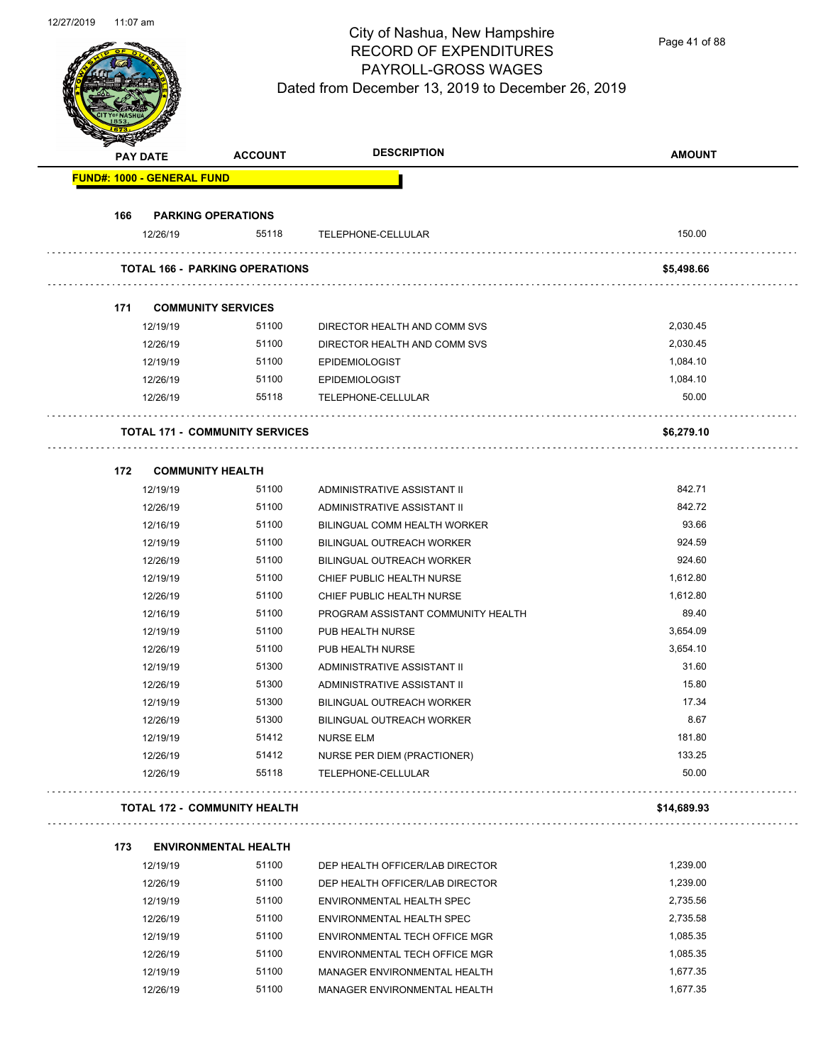City of Nashua, New Hampshire
RECORD OF EXPENDITURES
PAYROLL-GROSS WAGES
Dated from December 13, 2019 to December 26, 2019

| PAY DATE | ACCOUNT | DESCRIPTION | AMOUNT |
|---|---|---|---|
| **FUND#: 1000 - GENERAL FUND** | | | |
| **166 PARKING OPERATIONS** | | | |
| 12/26/19 | 55118 | TELEPHONE-CELLULAR | 150.00 |
| **TOTAL 166 - PARKING OPERATIONS** | | | **$5,498.66** |
| **171 COMMUNITY SERVICES** | | | |
| 12/19/19 | 51100 | DIRECTOR HEALTH AND COMM SVS | 2,030.45 |
| 12/26/19 | 51100 | DIRECTOR HEALTH AND COMM SVS | 2,030.45 |
| 12/19/19 | 51100 | EPIDEMIOLOGIST | 1,084.10 |
| 12/26/19 | 51100 | EPIDEMIOLOGIST | 1,084.10 |
| 12/26/19 | 55118 | TELEPHONE-CELLULAR | 50.00 |
| **TOTAL 171 - COMMUNITY SERVICES** | | | **$6,279.10** |
| **172 COMMUNITY HEALTH** | | | |
| 12/19/19 | 51100 | ADMINISTRATIVE ASSISTANT II | 842.71 |
| 12/26/19 | 51100 | ADMINISTRATIVE ASSISTANT II | 842.72 |
| 12/16/19 | 51100 | BILINGUAL COMM HEALTH WORKER | 93.66 |
| 12/19/19 | 51100 | BILINGUAL OUTREACH WORKER | 924.59 |
| 12/26/19 | 51100 | BILINGUAL OUTREACH WORKER | 924.60 |
| 12/19/19 | 51100 | CHIEF PUBLIC HEALTH NURSE | 1,612.80 |
| 12/26/19 | 51100 | CHIEF PUBLIC HEALTH NURSE | 1,612.80 |
| 12/16/19 | 51100 | PROGRAM ASSISTANT COMMUNITY HEALTH | 89.40 |
| 12/19/19 | 51100 | PUB HEALTH NURSE | 3,654.09 |
| 12/26/19 | 51100 | PUB HEALTH NURSE | 3,654.10 |
| 12/19/19 | 51300 | ADMINISTRATIVE ASSISTANT II | 31.60 |
| 12/26/19 | 51300 | ADMINISTRATIVE ASSISTANT II | 15.80 |
| 12/19/19 | 51300 | BILINGUAL OUTREACH WORKER | 17.34 |
| 12/26/19 | 51300 | BILINGUAL OUTREACH WORKER | 8.67 |
| 12/19/19 | 51412 | NURSE ELM | 181.80 |
| 12/26/19 | 51412 | NURSE PER DIEM (PRACTIONER) | 133.25 |
| 12/26/19 | 55118 | TELEPHONE-CELLULAR | 50.00 |
| **TOTAL 172 - COMMUNITY HEALTH** | | | **$14,689.93** |
| **173 ENVIRONMENTAL HEALTH** | | | |
| 12/19/19 | 51100 | DEP HEALTH OFFICER/LAB DIRECTOR | 1,239.00 |
| 12/26/19 | 51100 | DEP HEALTH OFFICER/LAB DIRECTOR | 1,239.00 |
| 12/19/19 | 51100 | ENVIRONMENTAL HEALTH SPEC | 2,735.56 |
| 12/26/19 | 51100 | ENVIRONMENTAL HEALTH SPEC | 2,735.58 |
| 12/19/19 | 51100 | ENVIRONMENTAL TECH OFFICE MGR | 1,085.35 |
| 12/26/19 | 51100 | ENVIRONMENTAL TECH OFFICE MGR | 1,085.35 |
| 12/19/19 | 51100 | MANAGER ENVIRONMENTAL HEALTH | 1,677.35 |
| 12/26/19 | 51100 | MANAGER ENVIRONMENTAL HEALTH | 1,677.35 |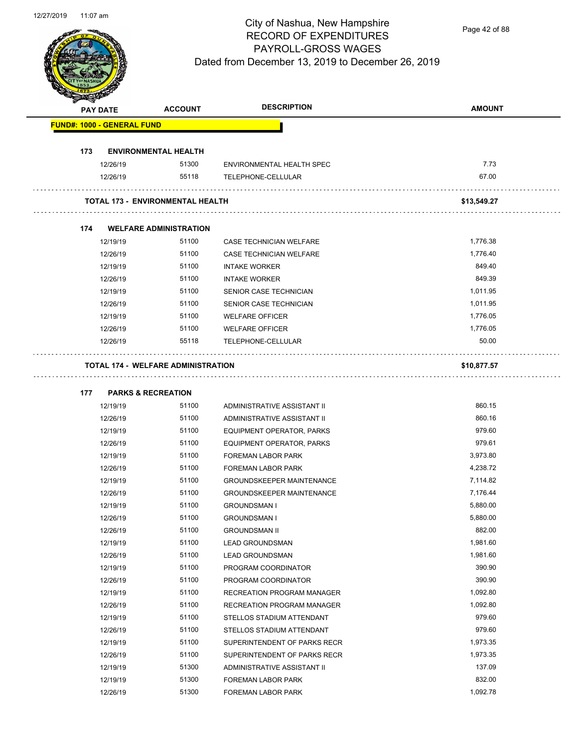# City of Nashua, New Hampshire
## RECORD OF EXPENDITURES
## PAYROLL-GROSS WAGES
### Dated from December 13, 2019 to December 26, 2019

**FUND#: 1000 - GENERAL FUND**

**173 ENVIRONMENTAL HEALTH**

| PAY DATE | ACCOUNT | DESCRIPTION | AMOUNT |
|---|---|---|---|
| 12/26/19 | 51300 | ENVIRONMENTAL HEALTH SPEC | 7.73 |
| 12/26/19 | 55118 | TELEPHONE-CELLULAR | 67.00 |
| **TOTAL 173 - ENVIRONMENTAL HEALTH** | | | **$13,549.27** |

**174 WELFARE ADMINISTRATION**

| PAY DATE | ACCOUNT | DESCRIPTION | AMOUNT |
|---|---|---|---|
| 12/19/19 | 51100 | CASE TECHNICIAN WELFARE | 1,776.38 |
| 12/26/19 | 51100 | CASE TECHNICIAN WELFARE | 1,776.40 |
| 12/19/19 | 51100 | INTAKE WORKER | 849.40 |
| 12/26/19 | 51100 | INTAKE WORKER | 849.39 |
| 12/19/19 | 51100 | SENIOR CASE TECHNICIAN | 1,011.95 |
| 12/26/19 | 51100 | SENIOR CASE TECHNICIAN | 1,011.95 |
| 12/19/19 | 51100 | WELFARE OFFICER | 1,776.05 |
| 12/26/19 | 51100 | WELFARE OFFICER | 1,776.05 |
| 12/26/19 | 55118 | TELEPHONE-CELLULAR | 50.00 |
| **TOTAL 174 - WELFARE ADMINISTRATION** | | | **$10,877.57** |

**177 PARKS & RECREATION**

| PAY DATE | ACCOUNT | DESCRIPTION | AMOUNT |
|---|---|---|---|
| 12/19/19 | 51100 | ADMINISTRATIVE ASSISTANT II | 860.15 |
| 12/26/19 | 51100 | ADMINISTRATIVE ASSISTANT II | 860.16 |
| 12/19/19 | 51100 | EQUIPMENT OPERATOR, PARKS | 979.60 |
| 12/26/19 | 51100 | EQUIPMENT OPERATOR, PARKS | 979.61 |
| 12/19/19 | 51100 | FOREMAN LABOR PARK | 3,973.80 |
| 12/26/19 | 51100 | FOREMAN LABOR PARK | 4,238.72 |
| 12/19/19 | 51100 | GROUNDSKEEPER MAINTENANCE | 7,114.82 |
| 12/26/19 | 51100 | GROUNDSKEEPER MAINTENANCE | 7,176.44 |
| 12/19/19 | 51100 | GROUNDSMAN I | 5,880.00 |
| 12/26/19 | 51100 | GROUNDSMAN I | 5,880.00 |
| 12/26/19 | 51100 | GROUNDSMAN II | 882.00 |
| 12/19/19 | 51100 | LEAD GROUNDSMAN | 1,981.60 |
| 12/26/19 | 51100 | LEAD GROUNDSMAN | 1,981.60 |
| 12/19/19 | 51100 | PROGRAM COORDINATOR | 390.90 |
| 12/26/19 | 51100 | PROGRAM COORDINATOR | 390.90 |
| 12/19/19 | 51100 | RECREATION PROGRAM MANAGER | 1,092.80 |
| 12/26/19 | 51100 | RECREATION PROGRAM MANAGER | 1,092.80 |
| 12/19/19 | 51100 | STELLOS STADIUM ATTENDANT | 979.60 |
| 12/26/19 | 51100 | STELLOS STADIUM ATTENDANT | 979.60 |
| 12/19/19 | 51100 | SUPERINTENDENT OF PARKS RECR | 1,973.35 |
| 12/26/19 | 51100 | SUPERINTENDENT OF PARKS RECR | 1,973.35 |
| 12/19/19 | 51300 | ADMINISTRATIVE ASSISTANT II | 137.09 |
| 12/19/19 | 51300 | FOREMAN LABOR PARK | 832.00 |
| 12/26/19 | 51300 | FOREMAN LABOR PARK | 1,092.78 |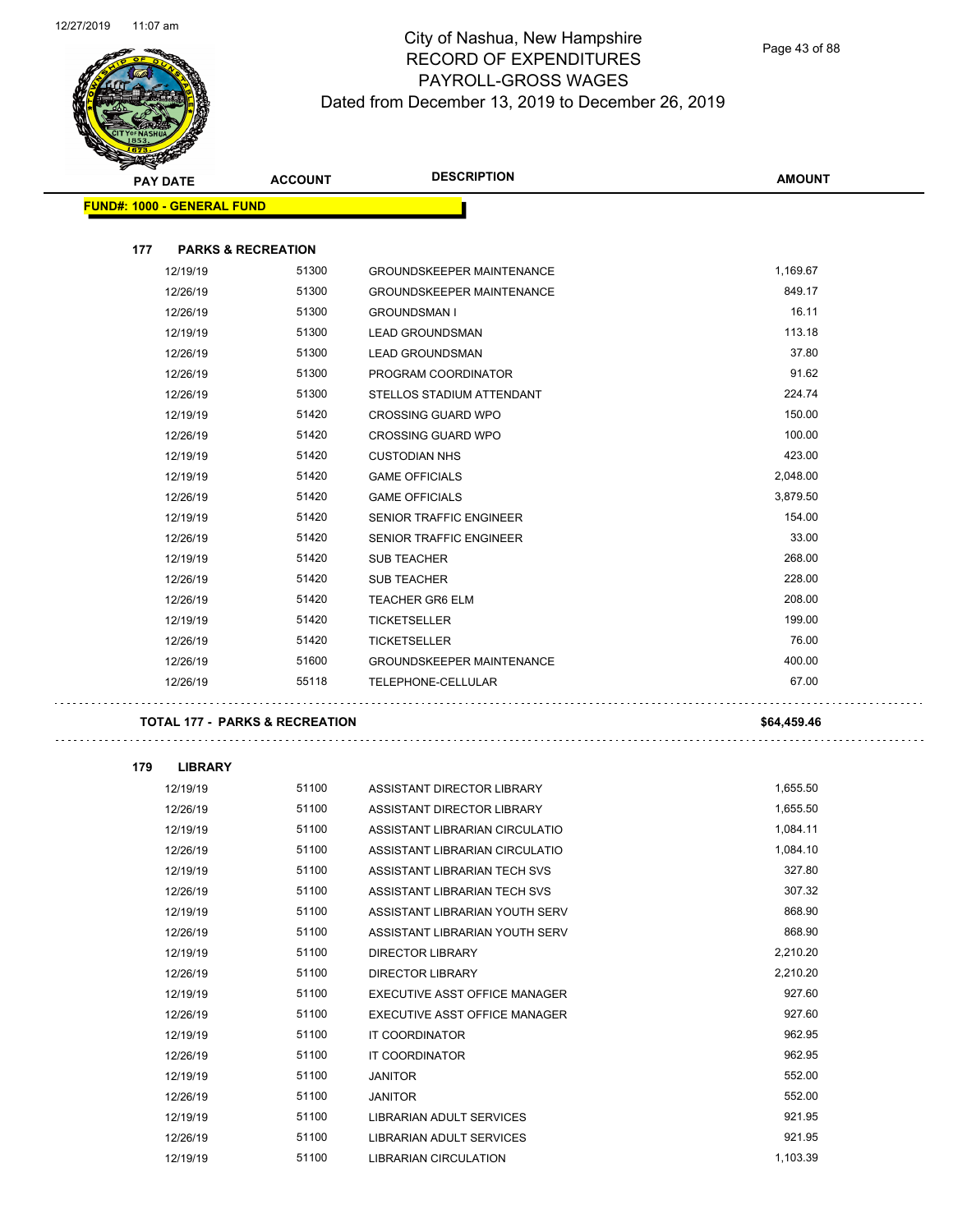# City of Nashua, New Hampshire
## RECORD OF EXPENDITURES
## PAYROLL-GROSS WAGES
## Dated from December 13, 2019 to December 26, 2019

| PAY DATE | ACCOUNT | DESCRIPTION | AMOUNT |
|---|---|---|---|

**FUND#: 1000 - GENERAL FUND**

**177 PARKS & RECREATION**

| PAY DATE | ACCOUNT | DESCRIPTION | AMOUNT |
|---|---|---|---|
| 12/19/19 | 51300 | GROUNDSKEEPER MAINTENANCE | 1,169.67 |
| 12/26/19 | 51300 | GROUNDSKEEPER MAINTENANCE | 849.17 |
| 12/26/19 | 51300 | GROUNDSMAN I | 16.11 |
| 12/19/19 | 51300 | LEAD GROUNDSMAN | 113.18 |
| 12/26/19 | 51300 | LEAD GROUNDSMAN | 37.80 |
| 12/26/19 | 51300 | PROGRAM COORDINATOR | 91.62 |
| 12/26/19 | 51300 | STELLOS STADIUM ATTENDANT | 224.74 |
| 12/19/19 | 51420 | CROSSING GUARD WPO | 150.00 |
| 12/26/19 | 51420 | CROSSING GUARD WPO | 100.00 |
| 12/19/19 | 51420 | CUSTODIAN NHS | 423.00 |
| 12/19/19 | 51420 | GAME OFFICIALS | 2,048.00 |
| 12/26/19 | 51420 | GAME OFFICIALS | 3,879.50 |
| 12/19/19 | 51420 | SENIOR TRAFFIC ENGINEER | 154.00 |
| 12/26/19 | 51420 | SENIOR TRAFFIC ENGINEER | 33.00 |
| 12/19/19 | 51420 | SUB TEACHER | 268.00 |
| 12/26/19 | 51420 | SUB TEACHER | 228.00 |
| 12/26/19 | 51420 | TEACHER GR6 ELM | 208.00 |
| 12/19/19 | 51420 | TICKETSELLER | 199.00 |
| 12/26/19 | 51420 | TICKETSELLER | 76.00 |
| 12/26/19 | 51600 | GROUNDSKEEPER MAINTENANCE | 400.00 |
| 12/26/19 | 55118 | TELEPHONE-CELLULAR | 67.00 |

**TOTAL 177 - PARKS & RECREATION** **$64,459.46**

**179 LIBRARY**

| PAY DATE | ACCOUNT | DESCRIPTION | AMOUNT |
|---|---|---|---|
| 12/19/19 | 51100 | ASSISTANT DIRECTOR LIBRARY | 1,655.50 |
| 12/26/19 | 51100 | ASSISTANT DIRECTOR LIBRARY | 1,655.50 |
| 12/19/19 | 51100 | ASSISTANT LIBRARIAN CIRCULATIO | 1,084.11 |
| 12/26/19 | 51100 | ASSISTANT LIBRARIAN CIRCULATIO | 1,084.10 |
| 12/19/19 | 51100 | ASSISTANT LIBRARIAN TECH SVS | 327.80 |
| 12/26/19 | 51100 | ASSISTANT LIBRARIAN TECH SVS | 307.32 |
| 12/19/19 | 51100 | ASSISTANT LIBRARIAN YOUTH SERV | 868.90 |
| 12/26/19 | 51100 | ASSISTANT LIBRARIAN YOUTH SERV | 868.90 |
| 12/19/19 | 51100 | DIRECTOR LIBRARY | 2,210.20 |
| 12/26/19 | 51100 | DIRECTOR LIBRARY | 2,210.20 |
| 12/19/19 | 51100 | EXECUTIVE ASST OFFICE MANAGER | 927.60 |
| 12/26/19 | 51100 | EXECUTIVE ASST OFFICE MANAGER | 927.60 |
| 12/19/19 | 51100 | IT COORDINATOR | 962.95 |
| 12/26/19 | 51100 | IT COORDINATOR | 962.95 |
| 12/19/19 | 51100 | JANITOR | 552.00 |
| 12/26/19 | 51100 | JANITOR | 552.00 |
| 12/19/19 | 51100 | LIBRARIAN ADULT SERVICES | 921.95 |
| 12/26/19 | 51100 | LIBRARIAN ADULT SERVICES | 921.95 |
| 12/19/19 | 51100 | LIBRARIAN CIRCULATION | 1,103.39 |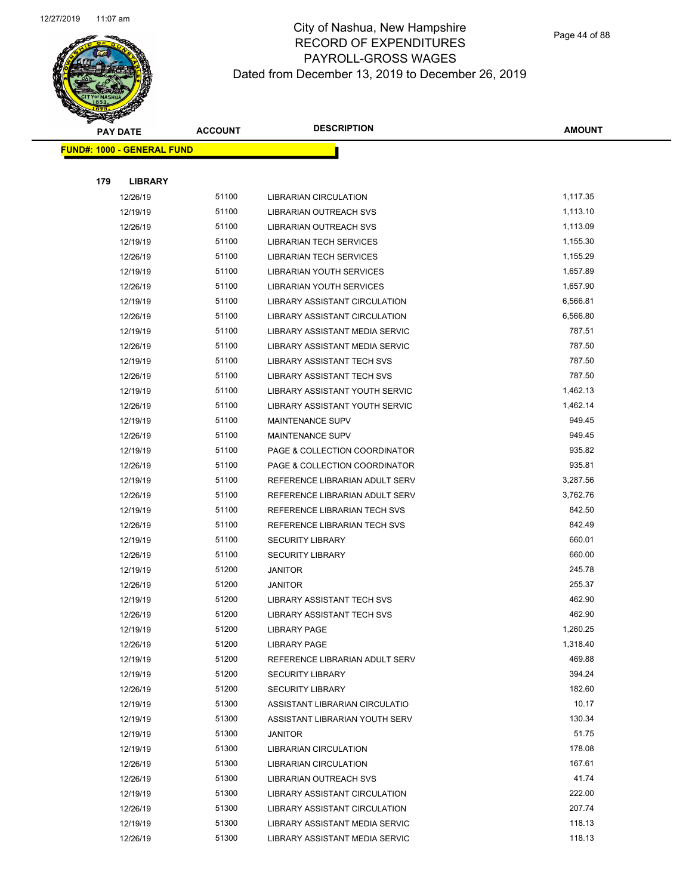# City of Nashua, New Hampshire
## RECORD OF EXPENDITURES
## PAYROLL-GROSS WAGES
### Dated from December 13, 2019 to December 26, 2019

| PAY DATE | ACCOUNT | DESCRIPTION | AMOUNT |
|---|---|---|---|

**FUND#: 1000 - GENERAL FUND**

**179 LIBRARY**

| PAY DATE | ACCOUNT | DESCRIPTION | AMOUNT |
|---|---|---|---|
| 12/26/19 | 51100 | LIBRARIAN CIRCULATION | 1,117.35 |
| 12/19/19 | 51100 | LIBRARIAN OUTREACH SVS | 1,113.10 |
| 12/26/19 | 51100 | LIBRARIAN OUTREACH SVS | 1,113.09 |
| 12/19/19 | 51100 | LIBRARIAN TECH SERVICES | 1,155.30 |
| 12/26/19 | 51100 | LIBRARIAN TECH SERVICES | 1,155.29 |
| 12/19/19 | 51100 | LIBRARIAN YOUTH SERVICES | 1,657.89 |
| 12/26/19 | 51100 | LIBRARIAN YOUTH SERVICES | 1,657.90 |
| 12/19/19 | 51100 | LIBRARY ASSISTANT CIRCULATION | 6,566.81 |
| 12/26/19 | 51100 | LIBRARY ASSISTANT CIRCULATION | 6,566.80 |
| 12/19/19 | 51100 | LIBRARY ASSISTANT MEDIA SERVIC | 787.51 |
| 12/26/19 | 51100 | LIBRARY ASSISTANT MEDIA SERVIC | 787.50 |
| 12/19/19 | 51100 | LIBRARY ASSISTANT TECH SVS | 787.50 |
| 12/26/19 | 51100 | LIBRARY ASSISTANT TECH SVS | 787.50 |
| 12/19/19 | 51100 | LIBRARY ASSISTANT YOUTH SERVIC | 1,462.13 |
| 12/26/19 | 51100 | LIBRARY ASSISTANT YOUTH SERVIC | 1,462.14 |
| 12/19/19 | 51100 | MAINTENANCE SUPV | 949.45 |
| 12/26/19 | 51100 | MAINTENANCE SUPV | 949.45 |
| 12/19/19 | 51100 | PAGE & COLLECTION COORDINATOR | 935.82 |
| 12/26/19 | 51100 | PAGE & COLLECTION COORDINATOR | 935.81 |
| 12/19/19 | 51100 | REFERENCE LIBRARIAN ADULT SERV | 3,287.56 |
| 12/26/19 | 51100 | REFERENCE LIBRARIAN ADULT SERV | 3,762.76 |
| 12/19/19 | 51100 | REFERENCE LIBRARIAN TECH SVS | 842.50 |
| 12/26/19 | 51100 | REFERENCE LIBRARIAN TECH SVS | 842.49 |
| 12/19/19 | 51100 | SECURITY LIBRARY | 660.01 |
| 12/26/19 | 51100 | SECURITY LIBRARY | 660.00 |
| 12/19/19 | 51200 | JANITOR | 245.78 |
| 12/26/19 | 51200 | JANITOR | 255.37 |
| 12/19/19 | 51200 | LIBRARY ASSISTANT TECH SVS | 462.90 |
| 12/26/19 | 51200 | LIBRARY ASSISTANT TECH SVS | 462.90 |
| 12/19/19 | 51200 | LIBRARY PAGE | 1,260.25 |
| 12/26/19 | 51200 | LIBRARY PAGE | 1,318.40 |
| 12/19/19 | 51200 | REFERENCE LIBRARIAN ADULT SERV | 469.88 |
| 12/19/19 | 51200 | SECURITY LIBRARY | 394.24 |
| 12/26/19 | 51200 | SECURITY LIBRARY | 182.60 |
| 12/19/19 | 51300 | ASSISTANT LIBRARIAN CIRCULATIO | 10.17 |
| 12/19/19 | 51300 | ASSISTANT LIBRARIAN YOUTH SERV | 130.34 |
| 12/19/19 | 51300 | JANITOR | 51.75 |
| 12/19/19 | 51300 | LIBRARIAN CIRCULATION | 178.08 |
| 12/26/19 | 51300 | LIBRARIAN CIRCULATION | 167.61 |
| 12/26/19 | 51300 | LIBRARIAN OUTREACH SVS | 41.74 |
| 12/19/19 | 51300 | LIBRARY ASSISTANT CIRCULATION | 222.00 |
| 12/26/19 | 51300 | LIBRARY ASSISTANT CIRCULATION | 207.74 |
| 12/19/19 | 51300 | LIBRARY ASSISTANT MEDIA SERVIC | 118.13 |
| 12/26/19 | 51300 | LIBRARY ASSISTANT MEDIA SERVIC | 118.13 |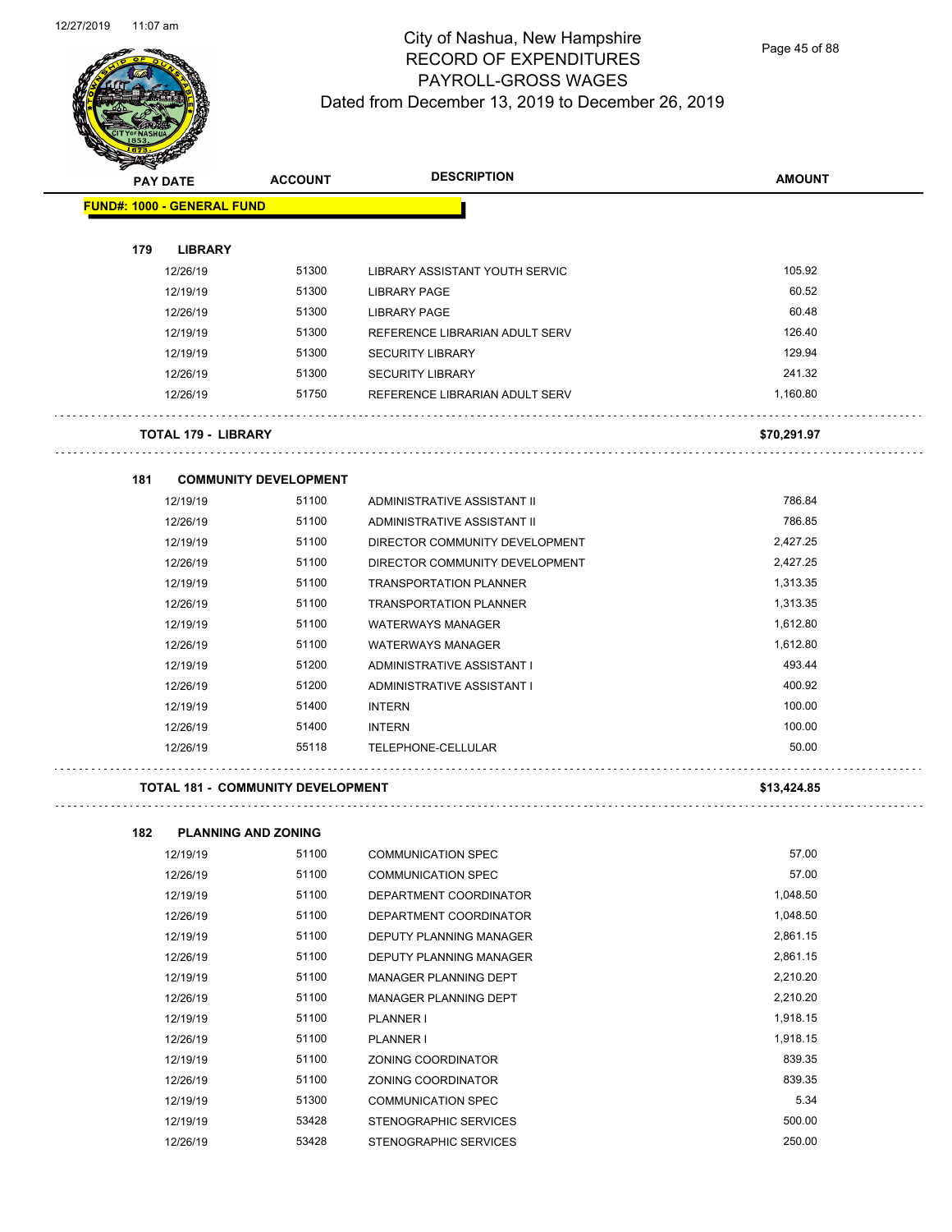# City of Nashua, New Hampshire
## RECORD OF EXPENDITURES
## PAYROLL-GROSS WAGES
## Dated from December 13, 2019 to December 26, 2019

| PAY DATE | ACCOUNT | DESCRIPTION | AMOUNT |
|---|---|---|---|
| **FUND#: 1000 - GENERAL FUND** | | | |
| **179 LIBRARY** | | | |
| 12/26/19 | 51300 | LIBRARY ASSISTANT YOUTH SERVIC | 105.92 |
| 12/19/19 | 51300 | LIBRARY PAGE | 60.52 |
| 12/26/19 | 51300 | LIBRARY PAGE | 60.48 |
| 12/19/19 | 51300 | REFERENCE LIBRARIAN ADULT SERV | 126.40 |
| 12/19/19 | 51300 | SECURITY LIBRARY | 129.94 |
| 12/26/19 | 51300 | SECURITY LIBRARY | 241.32 |
| 12/26/19 | 51750 | REFERENCE LIBRARIAN ADULT SERV | 1,160.80 |
| **TOTAL 179 - LIBRARY** | | | **$70,291.97** |
| **181 COMMUNITY DEVELOPMENT** | | | |
| 12/19/19 | 51100 | ADMINISTRATIVE ASSISTANT II | 786.84 |
| 12/26/19 | 51100 | ADMINISTRATIVE ASSISTANT II | 786.85 |
| 12/19/19 | 51100 | DIRECTOR COMMUNITY DEVELOPMENT | 2,427.25 |
| 12/26/19 | 51100 | DIRECTOR COMMUNITY DEVELOPMENT | 2,427.25 |
| 12/19/19 | 51100 | TRANSPORTATION PLANNER | 1,313.35 |
| 12/26/19 | 51100 | TRANSPORTATION PLANNER | 1,313.35 |
| 12/19/19 | 51100 | WATERWAYS MANAGER | 1,612.80 |
| 12/26/19 | 51100 | WATERWAYS MANAGER | 1,612.80 |
| 12/19/19 | 51200 | ADMINISTRATIVE ASSISTANT I | 493.44 |
| 12/26/19 | 51200 | ADMINISTRATIVE ASSISTANT I | 400.92 |
| 12/19/19 | 51400 | INTERN | 100.00 |
| 12/26/19 | 51400 | INTERN | 100.00 |
| 12/26/19 | 55118 | TELEPHONE-CELLULAR | 50.00 |
| **TOTAL 181 - COMMUNITY DEVELOPMENT** | | | **$13,424.85** |
| **182 PLANNING AND ZONING** | | | |
| 12/19/19 | 51100 | COMMUNICATION SPEC | 57.00 |
| 12/26/19 | 51100 | COMMUNICATION SPEC | 57.00 |
| 12/19/19 | 51100 | DEPARTMENT COORDINATOR | 1,048.50 |
| 12/26/19 | 51100 | DEPARTMENT COORDINATOR | 1,048.50 |
| 12/19/19 | 51100 | DEPUTY PLANNING MANAGER | 2,861.15 |
| 12/26/19 | 51100 | DEPUTY PLANNING MANAGER | 2,861.15 |
| 12/19/19 | 51100 | MANAGER PLANNING DEPT | 2,210.20 |
| 12/26/19 | 51100 | MANAGER PLANNING DEPT | 2,210.20 |
| 12/19/19 | 51100 | PLANNER I | 1,918.15 |
| 12/26/19 | 51100 | PLANNER I | 1,918.15 |
| 12/19/19 | 51100 | ZONING COORDINATOR | 839.35 |
| 12/26/19 | 51100 | ZONING COORDINATOR | 839.35 |
| 12/19/19 | 51300 | COMMUNICATION SPEC | 5.34 |
| 12/19/19 | 53428 | STENOGRAPHIC SERVICES | 500.00 |
| 12/26/19 | 53428 | STENOGRAPHIC SERVICES | 250.00 |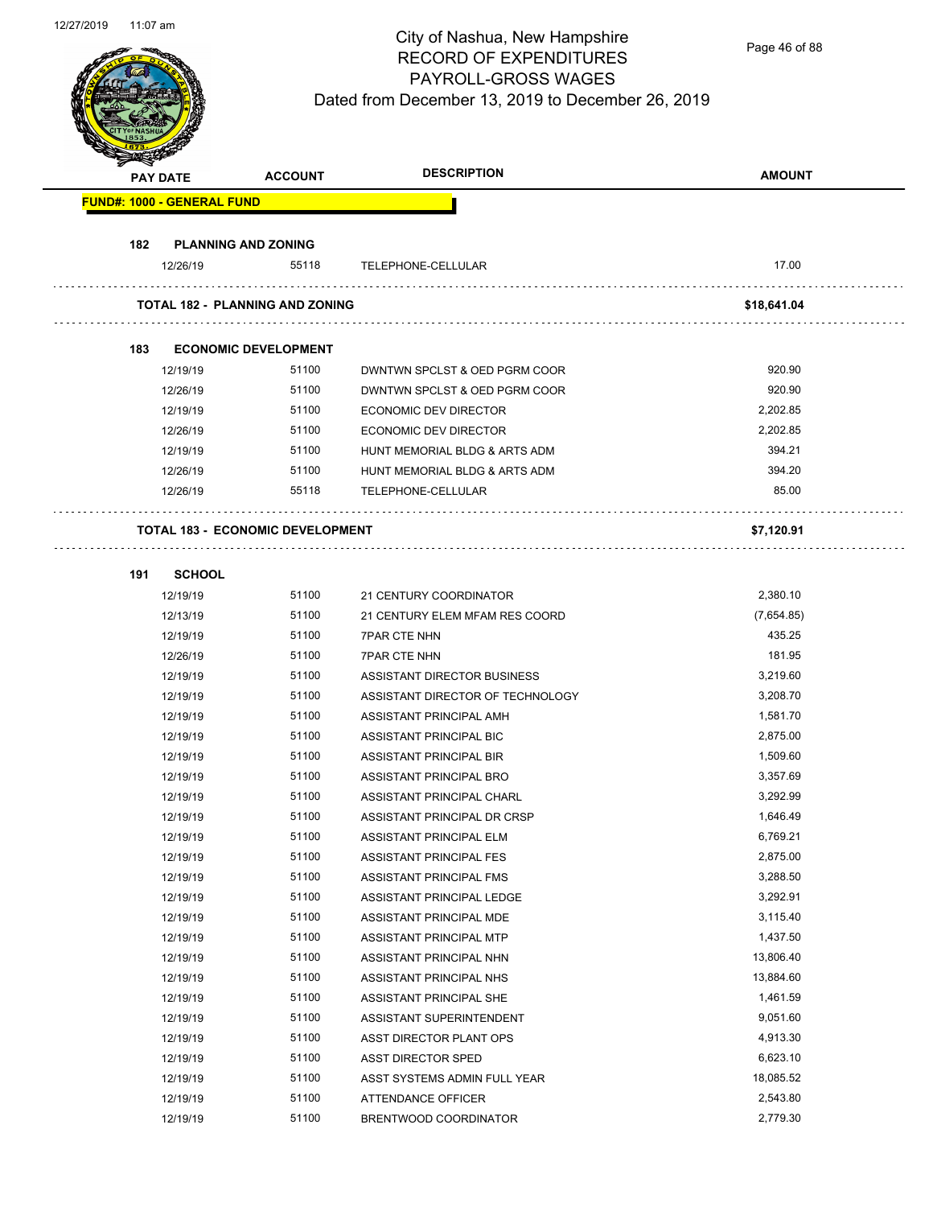# City of Nashua, New Hampshire
## RECORD OF EXPENDITURES
## PAYROLL-GROSS WAGES
### Dated from December 13, 2019 to December 26, 2019

| PAY DATE | ACCOUNT | DESCRIPTION | AMOUNT |
|---|---|---|---|
| **FUND#: 1000 - GENERAL FUND** | | | |
| **182 PLANNING AND ZONING** | | | |
| 12/26/19 | 55118 | TELEPHONE-CELLULAR | 17.00 |
| **TOTAL 182 - PLANNING AND ZONING** | | | **$18,641.04** |
| **183 ECONOMIC DEVELOPMENT** | | | |
| 12/19/19 | 51100 | DWNTWN SPCLST & OED PGRM COOR | 920.90 |
| 12/26/19 | 51100 | DWNTWN SPCLST & OED PGRM COOR | 920.90 |
| 12/19/19 | 51100 | ECONOMIC DEV DIRECTOR | 2,202.85 |
| 12/26/19 | 51100 | ECONOMIC DEV DIRECTOR | 2,202.85 |
| 12/19/19 | 51100 | HUNT MEMORIAL BLDG & ARTS ADM | 394.21 |
| 12/26/19 | 51100 | HUNT MEMORIAL BLDG & ARTS ADM | 394.20 |
| 12/26/19 | 55118 | TELEPHONE-CELLULAR | 85.00 |
| **TOTAL 183 - ECONOMIC DEVELOPMENT** | | | **$7,120.91** |
| **191 SCHOOL** | | | |
| 12/19/19 | 51100 | 21 CENTURY COORDINATOR | 2,380.10 |
| 12/13/19 | 51100 | 21 CENTURY ELEM MFAM RES COORD | (7,654.85) |
| 12/19/19 | 51100 | 7PAR CTE NHN | 435.25 |
| 12/26/19 | 51100 | 7PAR CTE NHN | 181.95 |
| 12/19/19 | 51100 | ASSISTANT DIRECTOR BUSINESS | 3,219.60 |
| 12/19/19 | 51100 | ASSISTANT DIRECTOR OF TECHNOLOGY | 3,208.70 |
| 12/19/19 | 51100 | ASSISTANT PRINCIPAL AMH | 1,581.70 |
| 12/19/19 | 51100 | ASSISTANT PRINCIPAL BIC | 2,875.00 |
| 12/19/19 | 51100 | ASSISTANT PRINCIPAL BIR | 1,509.60 |
| 12/19/19 | 51100 | ASSISTANT PRINCIPAL BRO | 3,357.69 |
| 12/19/19 | 51100 | ASSISTANT PRINCIPAL CHARL | 3,292.99 |
| 12/19/19 | 51100 | ASSISTANT PRINCIPAL DR CRSP | 1,646.49 |
| 12/19/19 | 51100 | ASSISTANT PRINCIPAL ELM | 6,769.21 |
| 12/19/19 | 51100 | ASSISTANT PRINCIPAL FES | 2,875.00 |
| 12/19/19 | 51100 | ASSISTANT PRINCIPAL FMS | 3,288.50 |
| 12/19/19 | 51100 | ASSISTANT PRINCIPAL LEDGE | 3,292.91 |
| 12/19/19 | 51100 | ASSISTANT PRINCIPAL MDE | 3,115.40 |
| 12/19/19 | 51100 | ASSISTANT PRINCIPAL MTP | 1,437.50 |
| 12/19/19 | 51100 | ASSISTANT PRINCIPAL NHN | 13,806.40 |
| 12/19/19 | 51100 | ASSISTANT PRINCIPAL NHS | 13,884.60 |
| 12/19/19 | 51100 | ASSISTANT PRINCIPAL SHE | 1,461.59 |
| 12/19/19 | 51100 | ASSISTANT SUPERINTENDENT | 9,051.60 |
| 12/19/19 | 51100 | ASST DIRECTOR PLANT OPS | 4,913.30 |
| 12/19/19 | 51100 | ASST DIRECTOR SPED | 6,623.10 |
| 12/19/19 | 51100 | ASST SYSTEMS ADMIN FULL YEAR | 18,085.52 |
| 12/19/19 | 51100 | ATTENDANCE OFFICER | 2,543.80 |
| 12/19/19 | 51100 | BRENTWOOD COORDINATOR | 2,779.30 |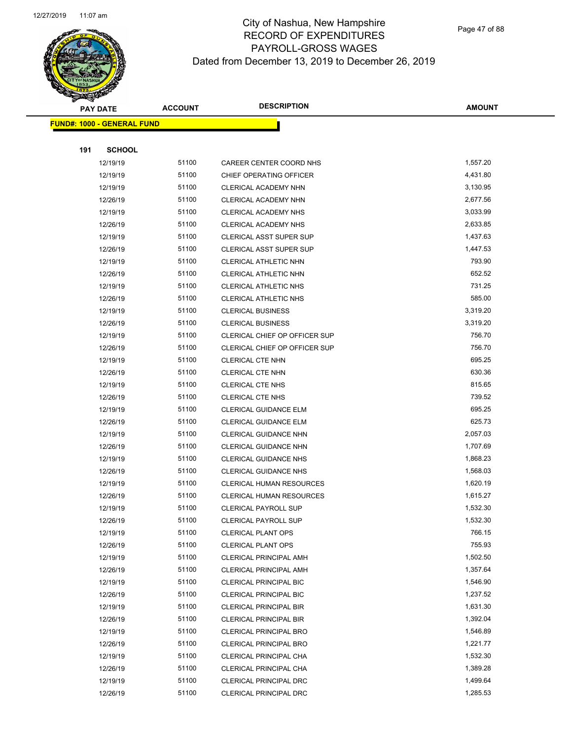# City of Nashua, New Hampshire
# RECORD OF EXPENDITURES
# PAYROLL-GROSS WAGES
## Dated from December 13, 2019 to December 26, 2019

| PAY DATE | ACCOUNT | DESCRIPTION | AMOUNT |
|---|---|---|---|

**FUND#: 1000 - GENERAL FUND**

**191 SCHOOL**

| PAY DATE | ACCOUNT | DESCRIPTION | AMOUNT |
|---|---|---|---|
| 12/19/19 | 51100 | CAREER CENTER COORD NHS | 1,557.20 |
| 12/19/19 | 51100 | CHIEF OPERATING OFFICER | 4,431.80 |
| 12/19/19 | 51100 | CLERICAL ACADEMY NHN | 3,130.95 |
| 12/26/19 | 51100 | CLERICAL ACADEMY NHN | 2,677.56 |
| 12/19/19 | 51100 | CLERICAL ACADEMY NHS | 3,033.99 |
| 12/26/19 | 51100 | CLERICAL ACADEMY NHS | 2,633.85 |
| 12/19/19 | 51100 | CLERICAL ASST SUPER SUP | 1,437.63 |
| 12/26/19 | 51100 | CLERICAL ASST SUPER SUP | 1,447.53 |
| 12/19/19 | 51100 | CLERICAL ATHLETIC NHN | 793.90 |
| 12/26/19 | 51100 | CLERICAL ATHLETIC NHN | 652.52 |
| 12/19/19 | 51100 | CLERICAL ATHLETIC NHS | 731.25 |
| 12/26/19 | 51100 | CLERICAL ATHLETIC NHS | 585.00 |
| 12/19/19 | 51100 | CLERICAL BUSINESS | 3,319.20 |
| 12/26/19 | 51100 | CLERICAL BUSINESS | 3,319.20 |
| 12/19/19 | 51100 | CLERICAL CHIEF OP OFFICER SUP | 756.70 |
| 12/26/19 | 51100 | CLERICAL CHIEF OP OFFICER SUP | 756.70 |
| 12/19/19 | 51100 | CLERICAL CTE NHN | 695.25 |
| 12/26/19 | 51100 | CLERICAL CTE NHN | 630.36 |
| 12/19/19 | 51100 | CLERICAL CTE NHS | 815.65 |
| 12/26/19 | 51100 | CLERICAL CTE NHS | 739.52 |
| 12/19/19 | 51100 | CLERICAL GUIDANCE ELM | 695.25 |
| 12/26/19 | 51100 | CLERICAL GUIDANCE ELM | 625.73 |
| 12/19/19 | 51100 | CLERICAL GUIDANCE NHN | 2,057.03 |
| 12/26/19 | 51100 | CLERICAL GUIDANCE NHN | 1,707.69 |
| 12/19/19 | 51100 | CLERICAL GUIDANCE NHS | 1,868.23 |
| 12/26/19 | 51100 | CLERICAL GUIDANCE NHS | 1,568.03 |
| 12/19/19 | 51100 | CLERICAL HUMAN RESOURCES | 1,620.19 |
| 12/26/19 | 51100 | CLERICAL HUMAN RESOURCES | 1,615.27 |
| 12/19/19 | 51100 | CLERICAL PAYROLL SUP | 1,532.30 |
| 12/26/19 | 51100 | CLERICAL PAYROLL SUP | 1,532.30 |
| 12/19/19 | 51100 | CLERICAL PLANT OPS | 766.15 |
| 12/26/19 | 51100 | CLERICAL PLANT OPS | 755.93 |
| 12/19/19 | 51100 | CLERICAL PRINCIPAL AMH | 1,502.50 |
| 12/26/19 | 51100 | CLERICAL PRINCIPAL AMH | 1,357.64 |
| 12/19/19 | 51100 | CLERICAL PRINCIPAL BIC | 1,546.90 |
| 12/26/19 | 51100 | CLERICAL PRINCIPAL BIC | 1,237.52 |
| 12/19/19 | 51100 | CLERICAL PRINCIPAL BIR | 1,631.30 |
| 12/26/19 | 51100 | CLERICAL PRINCIPAL BIR | 1,392.04 |
| 12/19/19 | 51100 | CLERICAL PRINCIPAL BRO | 1,546.89 |
| 12/26/19 | 51100 | CLERICAL PRINCIPAL BRO | 1,221.77 |
| 12/19/19 | 51100 | CLERICAL PRINCIPAL CHA | 1,532.30 |
| 12/26/19 | 51100 | CLERICAL PRINCIPAL CHA | 1,389.28 |
| 12/19/19 | 51100 | CLERICAL PRINCIPAL DRC | 1,499.64 |
| 12/26/19 | 51100 | CLERICAL PRINCIPAL DRC | 1,285.53 |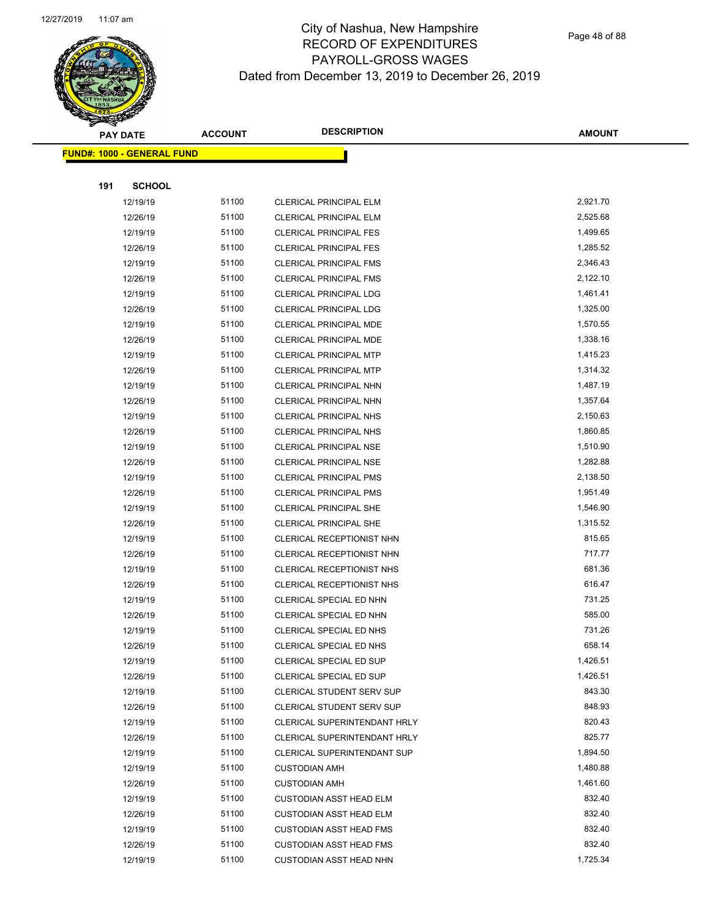# City of Nashua, New Hampshire
# RECORD OF EXPENDITURES
# PAYROLL-GROSS WAGES
# Dated from December 13, 2019 to December 26, 2019

| PAY DATE | ACCOUNT | DESCRIPTION | AMOUNT |
|---|---|---|---|
| **FUND#: 1000 - GENERAL FUND** | | | |
| **191 SCHOOL** | | | |
| 12/19/19 | 51100 | CLERICAL PRINCIPAL ELM | 2,921.70 |
| 12/26/19 | 51100 | CLERICAL PRINCIPAL ELM | 2,525.68 |
| 12/19/19 | 51100 | CLERICAL PRINCIPAL FES | 1,499.65 |
| 12/26/19 | 51100 | CLERICAL PRINCIPAL FES | 1,285.52 |
| 12/19/19 | 51100 | CLERICAL PRINCIPAL FMS | 2,346.43 |
| 12/26/19 | 51100 | CLERICAL PRINCIPAL FMS | 2,122.10 |
| 12/19/19 | 51100 | CLERICAL PRINCIPAL LDG | 1,461.41 |
| 12/26/19 | 51100 | CLERICAL PRINCIPAL LDG | 1,325.00 |
| 12/19/19 | 51100 | CLERICAL PRINCIPAL MDE | 1,570.55 |
| 12/26/19 | 51100 | CLERICAL PRINCIPAL MDE | 1,338.16 |
| 12/19/19 | 51100 | CLERICAL PRINCIPAL MTP | 1,415.23 |
| 12/26/19 | 51100 | CLERICAL PRINCIPAL MTP | 1,314.32 |
| 12/19/19 | 51100 | CLERICAL PRINCIPAL NHN | 1,487.19 |
| 12/26/19 | 51100 | CLERICAL PRINCIPAL NHN | 1,357.64 |
| 12/19/19 | 51100 | CLERICAL PRINCIPAL NHS | 2,150.63 |
| 12/26/19 | 51100 | CLERICAL PRINCIPAL NHS | 1,860.85 |
| 12/19/19 | 51100 | CLERICAL PRINCIPAL NSE | 1,510.90 |
| 12/26/19 | 51100 | CLERICAL PRINCIPAL NSE | 1,282.88 |
| 12/19/19 | 51100 | CLERICAL PRINCIPAL PMS | 2,138.50 |
| 12/26/19 | 51100 | CLERICAL PRINCIPAL PMS | 1,951.49 |
| 12/19/19 | 51100 | CLERICAL PRINCIPAL SHE | 1,546.90 |
| 12/26/19 | 51100 | CLERICAL PRINCIPAL SHE | 1,315.52 |
| 12/19/19 | 51100 | CLERICAL RECEPTIONIST NHN | 815.65 |
| 12/26/19 | 51100 | CLERICAL RECEPTIONIST NHN | 717.77 |
| 12/19/19 | 51100 | CLERICAL RECEPTIONIST NHS | 681.36 |
| 12/26/19 | 51100 | CLERICAL RECEPTIONIST NHS | 616.47 |
| 12/19/19 | 51100 | CLERICAL SPECIAL ED NHN | 731.25 |
| 12/26/19 | 51100 | CLERICAL SPECIAL ED NHN | 585.00 |
| 12/19/19 | 51100 | CLERICAL SPECIAL ED NHS | 731.26 |
| 12/26/19 | 51100 | CLERICAL SPECIAL ED NHS | 658.14 |
| 12/19/19 | 51100 | CLERICAL SPECIAL ED SUP | 1,426.51 |
| 12/26/19 | 51100 | CLERICAL SPECIAL ED SUP | 1,426.51 |
| 12/19/19 | 51100 | CLERICAL STUDENT SERV SUP | 843.30 |
| 12/26/19 | 51100 | CLERICAL STUDENT SERV SUP | 848.93 |
| 12/19/19 | 51100 | CLERICAL SUPERINTENDANT HRLY | 820.43 |
| 12/26/19 | 51100 | CLERICAL SUPERINTENDANT HRLY | 825.77 |
| 12/19/19 | 51100 | CLERICAL SUPERINTENDANT SUP | 1,894.50 |
| 12/19/19 | 51100 | CUSTODIAN AMH | 1,480.88 |
| 12/26/19 | 51100 | CUSTODIAN AMH | 1,461.60 |
| 12/19/19 | 51100 | CUSTODIAN ASST HEAD ELM | 832.40 |
| 12/26/19 | 51100 | CUSTODIAN ASST HEAD ELM | 832.40 |
| 12/19/19 | 51100 | CUSTODIAN ASST HEAD FMS | 832.40 |
| 12/26/19 | 51100 | CUSTODIAN ASST HEAD FMS | 832.40 |
| 12/19/19 | 51100 | CUSTODIAN ASST HEAD NHN | 1,725.34 |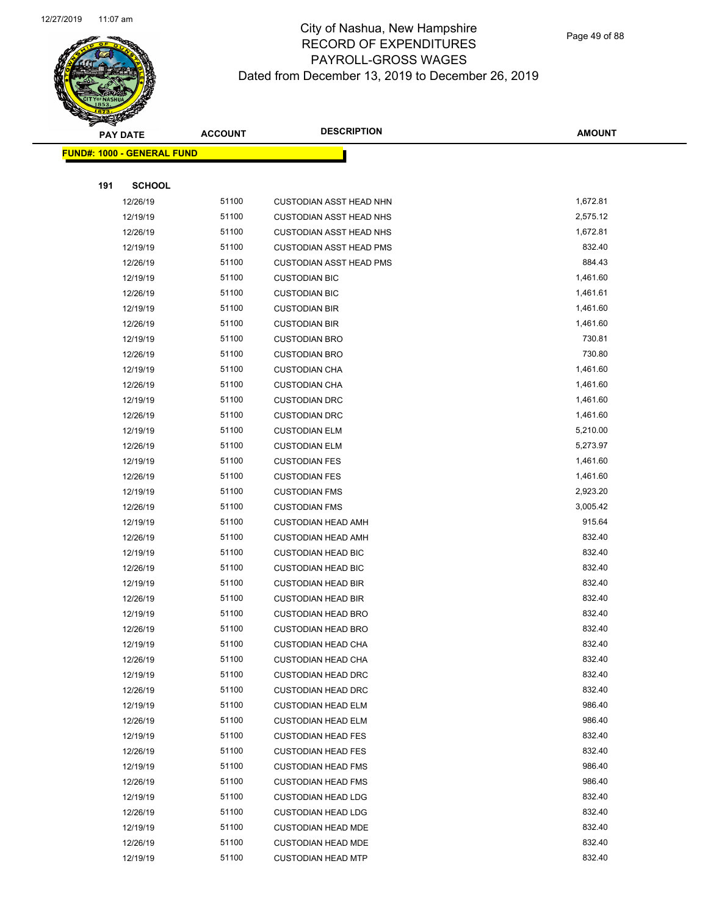# City of Nashua, New Hampshire
## RECORD OF EXPENDITURES
## PAYROLL-GROSS WAGES
## Dated from December 13, 2019 to December 26, 2019

**FUND#: 1000 - GENERAL FUND**

**191 SCHOOL**

| PAY DATE | ACCOUNT | DESCRIPTION | AMOUNT |
|---|---|---|---|
| 12/26/19 | 51100 | CUSTODIAN ASST HEAD NHN | 1,672.81 |
| 12/19/19 | 51100 | CUSTODIAN ASST HEAD NHS | 2,575.12 |
| 12/26/19 | 51100 | CUSTODIAN ASST HEAD NHS | 1,672.81 |
| 12/19/19 | 51100 | CUSTODIAN ASST HEAD PMS | 832.40 |
| 12/26/19 | 51100 | CUSTODIAN ASST HEAD PMS | 884.43 |
| 12/19/19 | 51100 | CUSTODIAN BIC | 1,461.60 |
| 12/26/19 | 51100 | CUSTODIAN BIC | 1,461.61 |
| 12/19/19 | 51100 | CUSTODIAN BIR | 1,461.60 |
| 12/26/19 | 51100 | CUSTODIAN BIR | 1,461.60 |
| 12/19/19 | 51100 | CUSTODIAN BRO | 730.81 |
| 12/26/19 | 51100 | CUSTODIAN BRO | 730.80 |
| 12/19/19 | 51100 | CUSTODIAN CHA | 1,461.60 |
| 12/26/19 | 51100 | CUSTODIAN CHA | 1,461.60 |
| 12/19/19 | 51100 | CUSTODIAN DRC | 1,461.60 |
| 12/26/19 | 51100 | CUSTODIAN DRC | 1,461.60 |
| 12/19/19 | 51100 | CUSTODIAN ELM | 5,210.00 |
| 12/26/19 | 51100 | CUSTODIAN ELM | 5,273.97 |
| 12/19/19 | 51100 | CUSTODIAN FES | 1,461.60 |
| 12/26/19 | 51100 | CUSTODIAN FES | 1,461.60 |
| 12/19/19 | 51100 | CUSTODIAN FMS | 2,923.20 |
| 12/26/19 | 51100 | CUSTODIAN FMS | 3,005.42 |
| 12/19/19 | 51100 | CUSTODIAN HEAD AMH | 915.64 |
| 12/26/19 | 51100 | CUSTODIAN HEAD AMH | 832.40 |
| 12/19/19 | 51100 | CUSTODIAN HEAD BIC | 832.40 |
| 12/26/19 | 51100 | CUSTODIAN HEAD BIC | 832.40 |
| 12/19/19 | 51100 | CUSTODIAN HEAD BIR | 832.40 |
| 12/26/19 | 51100 | CUSTODIAN HEAD BIR | 832.40 |
| 12/19/19 | 51100 | CUSTODIAN HEAD BRO | 832.40 |
| 12/26/19 | 51100 | CUSTODIAN HEAD BRO | 832.40 |
| 12/19/19 | 51100 | CUSTODIAN HEAD CHA | 832.40 |
| 12/26/19 | 51100 | CUSTODIAN HEAD CHA | 832.40 |
| 12/19/19 | 51100 | CUSTODIAN HEAD DRC | 832.40 |
| 12/26/19 | 51100 | CUSTODIAN HEAD DRC | 832.40 |
| 12/19/19 | 51100 | CUSTODIAN HEAD ELM | 986.40 |
| 12/26/19 | 51100 | CUSTODIAN HEAD ELM | 986.40 |
| 12/19/19 | 51100 | CUSTODIAN HEAD FES | 832.40 |
| 12/26/19 | 51100 | CUSTODIAN HEAD FES | 832.40 |
| 12/19/19 | 51100 | CUSTODIAN HEAD FMS | 986.40 |
| 12/26/19 | 51100 | CUSTODIAN HEAD FMS | 986.40 |
| 12/19/19 | 51100 | CUSTODIAN HEAD LDG | 832.40 |
| 12/26/19 | 51100 | CUSTODIAN HEAD LDG | 832.40 |
| 12/19/19 | 51100 | CUSTODIAN HEAD MDE | 832.40 |
| 12/26/19 | 51100 | CUSTODIAN HEAD MDE | 832.40 |
| 12/19/19 | 51100 | CUSTODIAN HEAD MTP | 832.40 |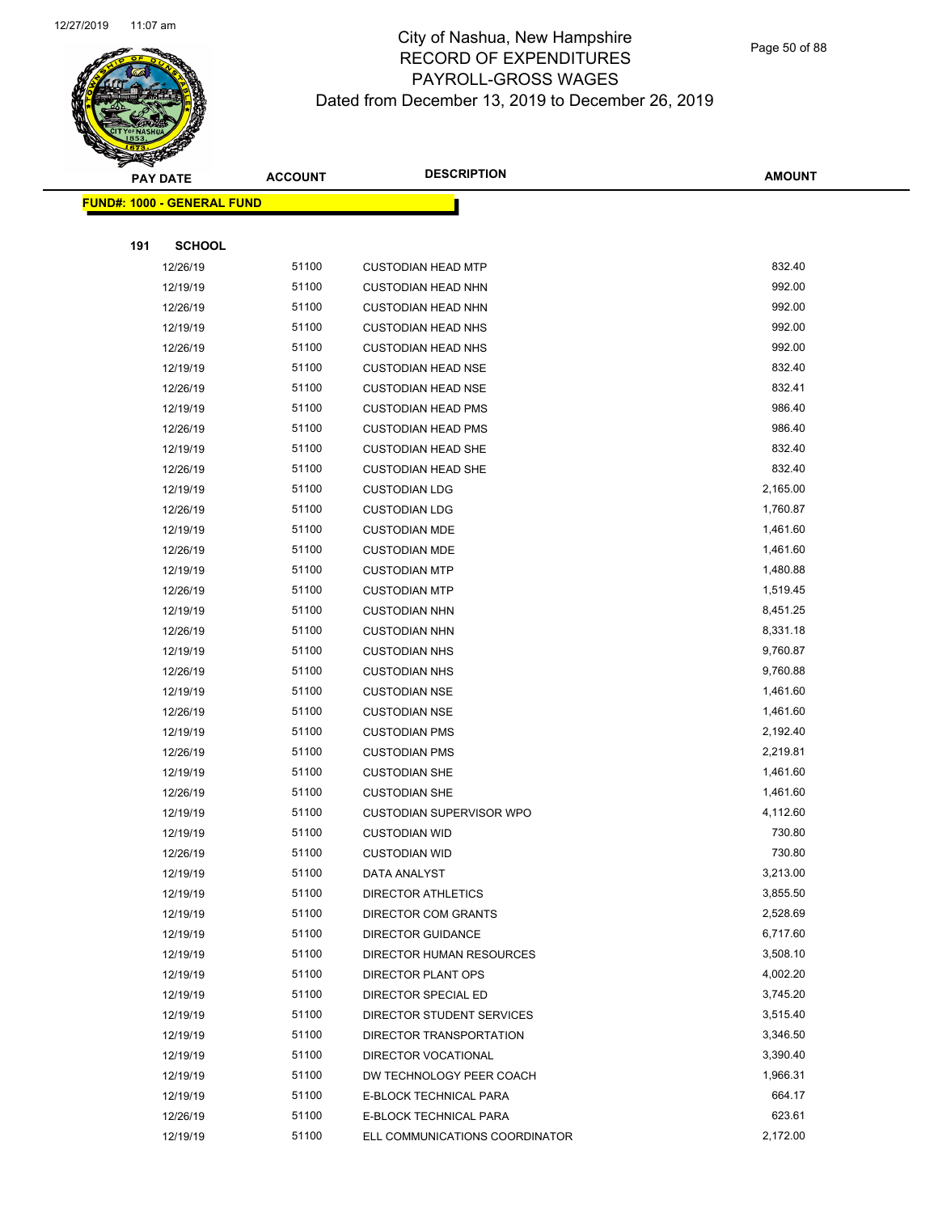# City of Nashua, New Hampshire
## RECORD OF EXPENDITURES
## PAYROLL-GROSS WAGES
## Dated from December 13, 2019 to December 26, 2019

| PAY DATE | ACCOUNT | DESCRIPTION | AMOUNT |
|---|---|---|---|
| **FUND#: 1000 - GENERAL FUND** | | | |
| **191 SCHOOL** | | | |
| 12/26/19 | 51100 | CUSTODIAN HEAD MTP | 832.40 |
| 12/19/19 | 51100 | CUSTODIAN HEAD NHN | 992.00 |
| 12/26/19 | 51100 | CUSTODIAN HEAD NHN | 992.00 |
| 12/19/19 | 51100 | CUSTODIAN HEAD NHS | 992.00 |
| 12/26/19 | 51100 | CUSTODIAN HEAD NHS | 992.00 |
| 12/19/19 | 51100 | CUSTODIAN HEAD NSE | 832.40 |
| 12/26/19 | 51100 | CUSTODIAN HEAD NSE | 832.41 |
| 12/19/19 | 51100 | CUSTODIAN HEAD PMS | 986.40 |
| 12/26/19 | 51100 | CUSTODIAN HEAD PMS | 986.40 |
| 12/19/19 | 51100 | CUSTODIAN HEAD SHE | 832.40 |
| 12/26/19 | 51100 | CUSTODIAN HEAD SHE | 832.40 |
| 12/19/19 | 51100 | CUSTODIAN LDG | 2,165.00 |
| 12/26/19 | 51100 | CUSTODIAN LDG | 1,760.87 |
| 12/19/19 | 51100 | CUSTODIAN MDE | 1,461.60 |
| 12/26/19 | 51100 | CUSTODIAN MDE | 1,461.60 |
| 12/19/19 | 51100 | CUSTODIAN MTP | 1,480.88 |
| 12/26/19 | 51100 | CUSTODIAN MTP | 1,519.45 |
| 12/19/19 | 51100 | CUSTODIAN NHN | 8,451.25 |
| 12/26/19 | 51100 | CUSTODIAN NHN | 8,331.18 |
| 12/19/19 | 51100 | CUSTODIAN NHS | 9,760.87 |
| 12/26/19 | 51100 | CUSTODIAN NHS | 9,760.88 |
| 12/19/19 | 51100 | CUSTODIAN NSE | 1,461.60 |
| 12/26/19 | 51100 | CUSTODIAN NSE | 1,461.60 |
| 12/19/19 | 51100 | CUSTODIAN PMS | 2,192.40 |
| 12/26/19 | 51100 | CUSTODIAN PMS | 2,219.81 |
| 12/19/19 | 51100 | CUSTODIAN SHE | 1,461.60 |
| 12/26/19 | 51100 | CUSTODIAN SHE | 1,461.60 |
| 12/19/19 | 51100 | CUSTODIAN SUPERVISOR WPO | 4,112.60 |
| 12/19/19 | 51100 | CUSTODIAN WID | 730.80 |
| 12/26/19 | 51100 | CUSTODIAN WID | 730.80 |
| 12/19/19 | 51100 | DATA ANALYST | 3,213.00 |
| 12/19/19 | 51100 | DIRECTOR ATHLETICS | 3,855.50 |
| 12/19/19 | 51100 | DIRECTOR COM GRANTS | 2,528.69 |
| 12/19/19 | 51100 | DIRECTOR GUIDANCE | 6,717.60 |
| 12/19/19 | 51100 | DIRECTOR HUMAN RESOURCES | 3,508.10 |
| 12/19/19 | 51100 | DIRECTOR PLANT OPS | 4,002.20 |
| 12/19/19 | 51100 | DIRECTOR SPECIAL ED | 3,745.20 |
| 12/19/19 | 51100 | DIRECTOR STUDENT SERVICES | 3,515.40 |
| 12/19/19 | 51100 | DIRECTOR TRANSPORTATION | 3,346.50 |
| 12/19/19 | 51100 | DIRECTOR VOCATIONAL | 3,390.40 |
| 12/19/19 | 51100 | DW TECHNOLOGY PEER COACH | 1,966.31 |
| 12/19/19 | 51100 | E-BLOCK TECHNICAL PARA | 664.17 |
| 12/26/19 | 51100 | E-BLOCK TECHNICAL PARA | 623.61 |
| 12/19/19 | 51100 | ELL COMMUNICATIONS COORDINATOR | 2,172.00 |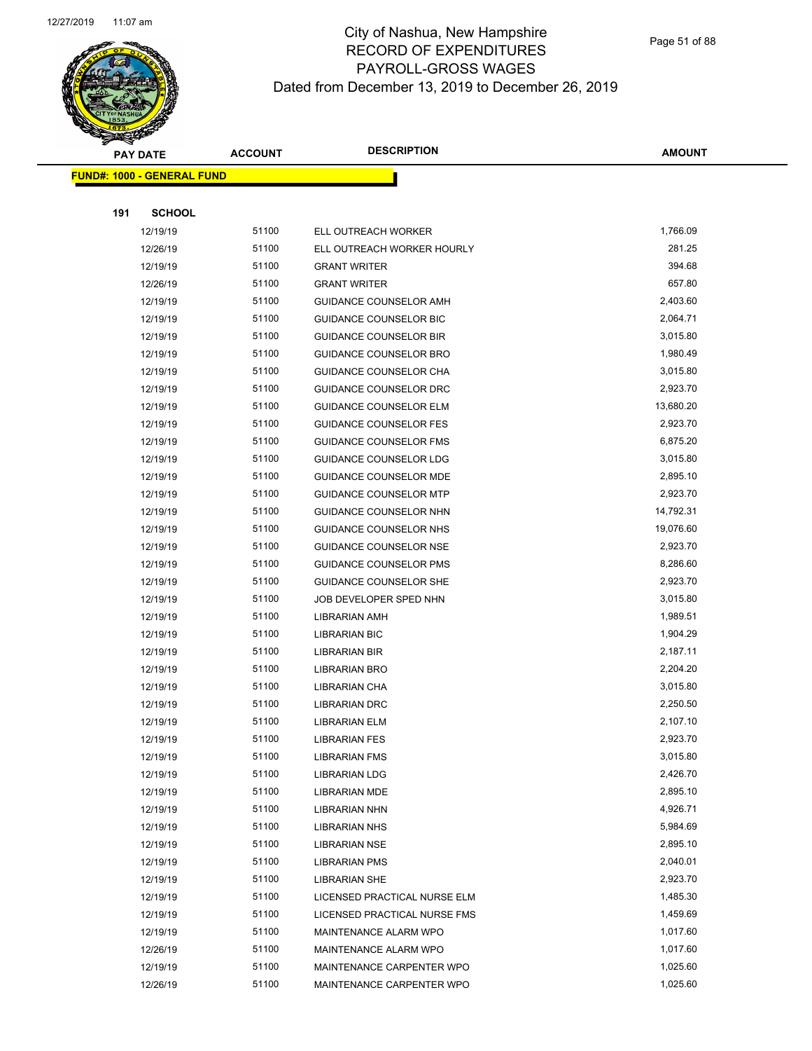# City of Nashua, New Hampshire
## RECORD OF EXPENDITURES
## PAYROLL-GROSS WAGES
### Dated from December 13, 2019 to December 26, 2019

| PAY DATE | ACCOUNT | DESCRIPTION | AMOUNT |
|---|---|---|---|
| **FUND#: 1000 - GENERAL FUND** | | | |
| **191 SCHOOL** | | | |
| 12/19/19 | 51100 | ELL OUTREACH WORKER | 1,766.09 |
| 12/26/19 | 51100 | ELL OUTREACH WORKER HOURLY | 281.25 |
| 12/19/19 | 51100 | GRANT WRITER | 394.68 |
| 12/26/19 | 51100 | GRANT WRITER | 657.80 |
| 12/19/19 | 51100 | GUIDANCE COUNSELOR AMH | 2,403.60 |
| 12/19/19 | 51100 | GUIDANCE COUNSELOR BIC | 2,064.71 |
| 12/19/19 | 51100 | GUIDANCE COUNSELOR BIR | 3,015.80 |
| 12/19/19 | 51100 | GUIDANCE COUNSELOR BRO | 1,980.49 |
| 12/19/19 | 51100 | GUIDANCE COUNSELOR CHA | 3,015.80 |
| 12/19/19 | 51100 | GUIDANCE COUNSELOR DRC | 2,923.70 |
| 12/19/19 | 51100 | GUIDANCE COUNSELOR ELM | 13,680.20 |
| 12/19/19 | 51100 | GUIDANCE COUNSELOR FES | 2,923.70 |
| 12/19/19 | 51100 | GUIDANCE COUNSELOR FMS | 6,875.20 |
| 12/19/19 | 51100 | GUIDANCE COUNSELOR LDG | 3,015.80 |
| 12/19/19 | 51100 | GUIDANCE COUNSELOR MDE | 2,895.10 |
| 12/19/19 | 51100 | GUIDANCE COUNSELOR MTP | 2,923.70 |
| 12/19/19 | 51100 | GUIDANCE COUNSELOR NHN | 14,792.31 |
| 12/19/19 | 51100 | GUIDANCE COUNSELOR NHS | 19,076.60 |
| 12/19/19 | 51100 | GUIDANCE COUNSELOR NSE | 2,923.70 |
| 12/19/19 | 51100 | GUIDANCE COUNSELOR PMS | 8,286.60 |
| 12/19/19 | 51100 | GUIDANCE COUNSELOR SHE | 2,923.70 |
| 12/19/19 | 51100 | JOB DEVELOPER SPED NHN | 3,015.80 |
| 12/19/19 | 51100 | LIBRARIAN AMH | 1,989.51 |
| 12/19/19 | 51100 | LIBRARIAN BIC | 1,904.29 |
| 12/19/19 | 51100 | LIBRARIAN BIR | 2,187.11 |
| 12/19/19 | 51100 | LIBRARIAN BRO | 2,204.20 |
| 12/19/19 | 51100 | LIBRARIAN CHA | 3,015.80 |
| 12/19/19 | 51100 | LIBRARIAN DRC | 2,250.50 |
| 12/19/19 | 51100 | LIBRARIAN ELM | 2,107.10 |
| 12/19/19 | 51100 | LIBRARIAN FES | 2,923.70 |
| 12/19/19 | 51100 | LIBRARIAN FMS | 3,015.80 |
| 12/19/19 | 51100 | LIBRARIAN LDG | 2,426.70 |
| 12/19/19 | 51100 | LIBRARIAN MDE | 2,895.10 |
| 12/19/19 | 51100 | LIBRARIAN NHN | 4,926.71 |
| 12/19/19 | 51100 | LIBRARIAN NHS | 5,984.69 |
| 12/19/19 | 51100 | LIBRARIAN NSE | 2,895.10 |
| 12/19/19 | 51100 | LIBRARIAN PMS | 2,040.01 |
| 12/19/19 | 51100 | LIBRARIAN SHE | 2,923.70 |
| 12/19/19 | 51100 | LICENSED PRACTICAL NURSE ELM | 1,485.30 |
| 12/19/19 | 51100 | LICENSED PRACTICAL NURSE FMS | 1,459.69 |
| 12/19/19 | 51100 | MAINTENANCE ALARM WPO | 1,017.60 |
| 12/26/19 | 51100 | MAINTENANCE ALARM WPO | 1,017.60 |
| 12/19/19 | 51100 | MAINTENANCE CARPENTER WPO | 1,025.60 |
| 12/26/19 | 51100 | MAINTENANCE CARPENTER WPO | 1,025.60 |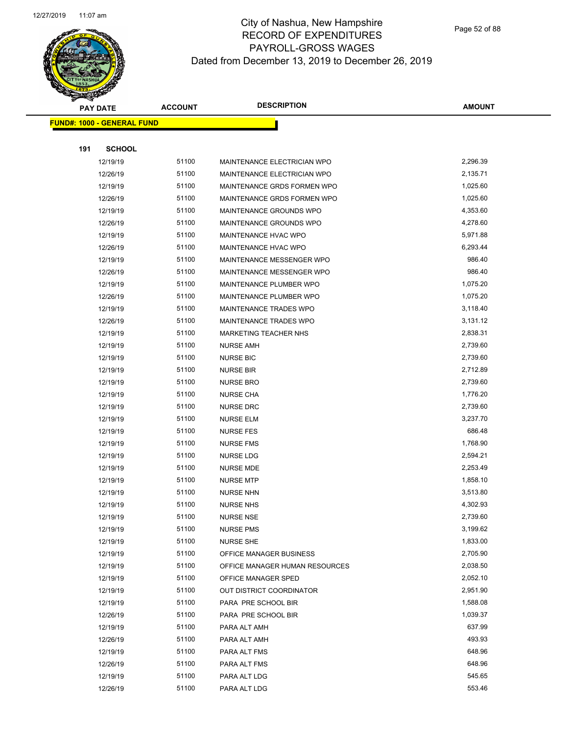# City of Nashua, New Hampshire
## RECORD OF EXPENDITURES
## PAYROLL-GROSS WAGES
## Dated from December 13, 2019 to December 26, 2019

| PAY DATE | ACCOUNT | DESCRIPTION | AMOUNT |
|---|---|---|---|

**FUND#: 1000 - GENERAL FUND**

**191 SCHOOL**

| PAY DATE | ACCOUNT | DESCRIPTION | AMOUNT |
|---|---|---|---|
| 12/19/19 | 51100 | MAINTENANCE ELECTRICIAN WPO | 2,296.39 |
| 12/26/19 | 51100 | MAINTENANCE ELECTRICIAN WPO | 2,135.71 |
| 12/19/19 | 51100 | MAINTENANCE GRDS FORMEN WPO | 1,025.60 |
| 12/26/19 | 51100 | MAINTENANCE GRDS FORMEN WPO | 1,025.60 |
| 12/19/19 | 51100 | MAINTENANCE GROUNDS WPO | 4,353.60 |
| 12/26/19 | 51100 | MAINTENANCE GROUNDS WPO | 4,278.60 |
| 12/19/19 | 51100 | MAINTENANCE HVAC WPO | 5,971.88 |
| 12/26/19 | 51100 | MAINTENANCE HVAC WPO | 6,293.44 |
| 12/19/19 | 51100 | MAINTENANCE MESSENGER WPO | 986.40 |
| 12/26/19 | 51100 | MAINTENANCE MESSENGER WPO | 986.40 |
| 12/19/19 | 51100 | MAINTENANCE PLUMBER WPO | 1,075.20 |
| 12/26/19 | 51100 | MAINTENANCE PLUMBER WPO | 1,075.20 |
| 12/19/19 | 51100 | MAINTENANCE TRADES WPO | 3,118.40 |
| 12/26/19 | 51100 | MAINTENANCE TRADES WPO | 3,131.12 |
| 12/19/19 | 51100 | MARKETING TEACHER NHS | 2,838.31 |
| 12/19/19 | 51100 | NURSE AMH | 2,739.60 |
| 12/19/19 | 51100 | NURSE BIC | 2,739.60 |
| 12/19/19 | 51100 | NURSE BIR | 2,712.89 |
| 12/19/19 | 51100 | NURSE BRO | 2,739.60 |
| 12/19/19 | 51100 | NURSE CHA | 1,776.20 |
| 12/19/19 | 51100 | NURSE DRC | 2,739.60 |
| 12/19/19 | 51100 | NURSE ELM | 3,237.70 |
| 12/19/19 | 51100 | NURSE FES | 686.48 |
| 12/19/19 | 51100 | NURSE FMS | 1,768.90 |
| 12/19/19 | 51100 | NURSE LDG | 2,594.21 |
| 12/19/19 | 51100 | NURSE MDE | 2,253.49 |
| 12/19/19 | 51100 | NURSE MTP | 1,858.10 |
| 12/19/19 | 51100 | NURSE NHN | 3,513.80 |
| 12/19/19 | 51100 | NURSE NHS | 4,302.93 |
| 12/19/19 | 51100 | NURSE NSE | 2,739.60 |
| 12/19/19 | 51100 | NURSE PMS | 3,199.62 |
| 12/19/19 | 51100 | NURSE SHE | 1,833.00 |
| 12/19/19 | 51100 | OFFICE MANAGER BUSINESS | 2,705.90 |
| 12/19/19 | 51100 | OFFICE MANAGER HUMAN RESOURCES | 2,038.50 |
| 12/19/19 | 51100 | OFFICE MANAGER SPED | 2,052.10 |
| 12/19/19 | 51100 | OUT DISTRICT COORDINATOR | 2,951.90 |
| 12/19/19 | 51100 | PARA PRE SCHOOL BIR | 1,588.08 |
| 12/26/19 | 51100 | PARA PRE SCHOOL BIR | 1,039.37 |
| 12/19/19 | 51100 | PARA ALT AMH | 637.99 |
| 12/26/19 | 51100 | PARA ALT AMH | 493.93 |
| 12/19/19 | 51100 | PARA ALT FMS | 648.96 |
| 12/26/19 | 51100 | PARA ALT FMS | 648.96 |
| 12/19/19 | 51100 | PARA ALT LDG | 545.65 |
| 12/26/19 | 51100 | PARA ALT LDG | 553.46 |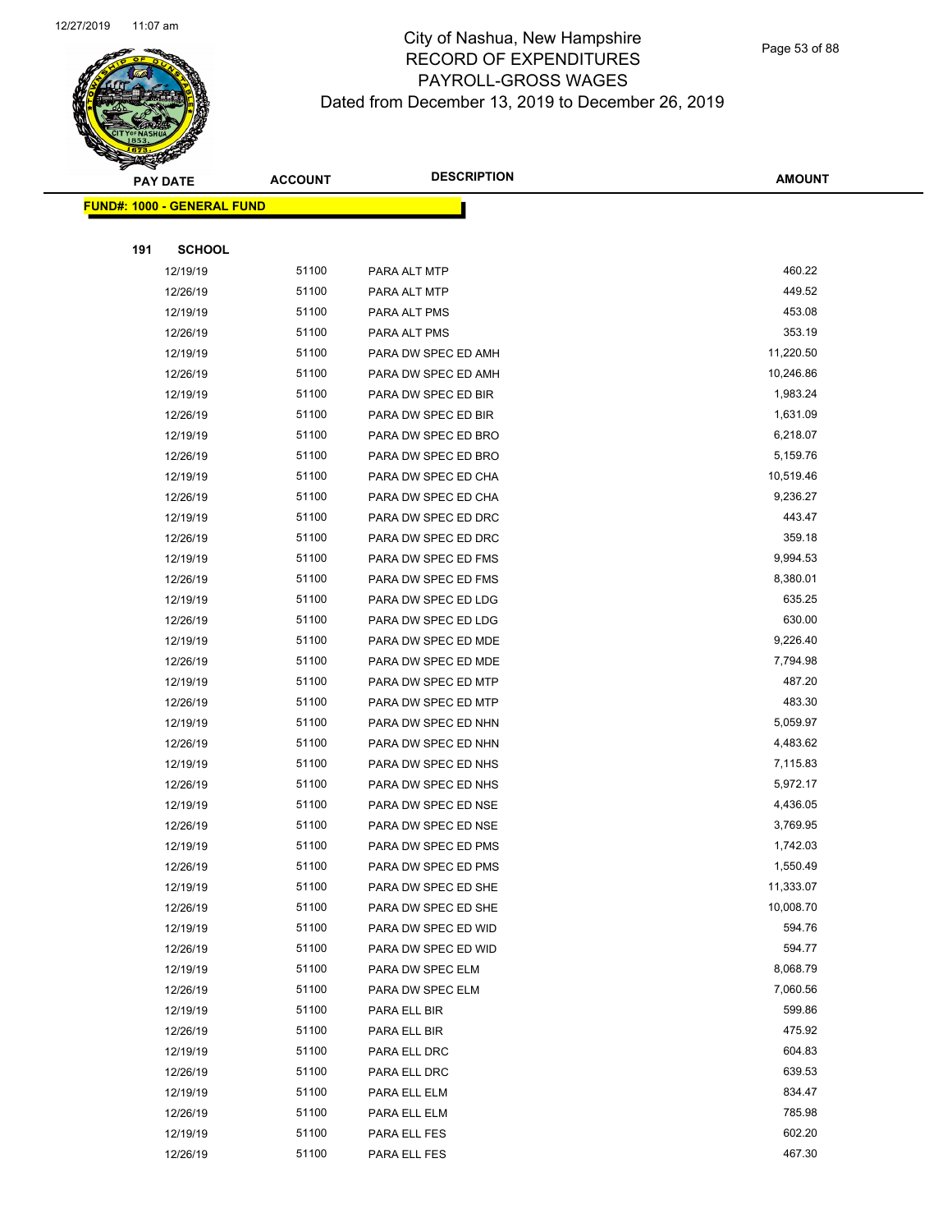# City of Nashua, New Hampshire
# RECORD OF EXPENDITURES
# PAYROLL-GROSS WAGES
# Dated from December 13, 2019 to December 26, 2019

| PAY DATE | ACCOUNT | DESCRIPTION | AMOUNT |
|---|---|---|---|

**FUND#: 1000 - GENERAL FUND**

**191 SCHOOL**

| PAY DATE | ACCOUNT | DESCRIPTION | AMOUNT |
|---|---|---|---|
| 12/19/19 | 51100 | PARA ALT MTP | 460.22 |
| 12/26/19 | 51100 | PARA ALT MTP | 449.52 |
| 12/19/19 | 51100 | PARA ALT PMS | 453.08 |
| 12/26/19 | 51100 | PARA ALT PMS | 353.19 |
| 12/19/19 | 51100 | PARA DW SPEC ED AMH | 11,220.50 |
| 12/26/19 | 51100 | PARA DW SPEC ED AMH | 10,246.86 |
| 12/19/19 | 51100 | PARA DW SPEC ED BIR | 1,983.24 |
| 12/26/19 | 51100 | PARA DW SPEC ED BIR | 1,631.09 |
| 12/19/19 | 51100 | PARA DW SPEC ED BRO | 6,218.07 |
| 12/26/19 | 51100 | PARA DW SPEC ED BRO | 5,159.76 |
| 12/19/19 | 51100 | PARA DW SPEC ED CHA | 10,519.46 |
| 12/26/19 | 51100 | PARA DW SPEC ED CHA | 9,236.27 |
| 12/19/19 | 51100 | PARA DW SPEC ED DRC | 443.47 |
| 12/26/19 | 51100 | PARA DW SPEC ED DRC | 359.18 |
| 12/19/19 | 51100 | PARA DW SPEC ED FMS | 9,994.53 |
| 12/26/19 | 51100 | PARA DW SPEC ED FMS | 8,380.01 |
| 12/19/19 | 51100 | PARA DW SPEC ED LDG | 635.25 |
| 12/26/19 | 51100 | PARA DW SPEC ED LDG | 630.00 |
| 12/19/19 | 51100 | PARA DW SPEC ED MDE | 9,226.40 |
| 12/26/19 | 51100 | PARA DW SPEC ED MDE | 7,794.98 |
| 12/19/19 | 51100 | PARA DW SPEC ED MTP | 487.20 |
| 12/26/19 | 51100 | PARA DW SPEC ED MTP | 483.30 |
| 12/19/19 | 51100 | PARA DW SPEC ED NHN | 5,059.97 |
| 12/26/19 | 51100 | PARA DW SPEC ED NHN | 4,483.62 |
| 12/19/19 | 51100 | PARA DW SPEC ED NHS | 7,115.83 |
| 12/26/19 | 51100 | PARA DW SPEC ED NHS | 5,972.17 |
| 12/19/19 | 51100 | PARA DW SPEC ED NSE | 4,436.05 |
| 12/26/19 | 51100 | PARA DW SPEC ED NSE | 3,769.95 |
| 12/19/19 | 51100 | PARA DW SPEC ED PMS | 1,742.03 |
| 12/26/19 | 51100 | PARA DW SPEC ED PMS | 1,550.49 |
| 12/19/19 | 51100 | PARA DW SPEC ED SHE | 11,333.07 |
| 12/26/19 | 51100 | PARA DW SPEC ED SHE | 10,008.70 |
| 12/19/19 | 51100 | PARA DW SPEC ED WID | 594.76 |
| 12/26/19 | 51100 | PARA DW SPEC ED WID | 594.77 |
| 12/19/19 | 51100 | PARA DW SPEC ELM | 8,068.79 |
| 12/26/19 | 51100 | PARA DW SPEC ELM | 7,060.56 |
| 12/19/19 | 51100 | PARA ELL BIR | 599.86 |
| 12/26/19 | 51100 | PARA ELL BIR | 475.92 |
| 12/19/19 | 51100 | PARA ELL DRC | 604.83 |
| 12/26/19 | 51100 | PARA ELL DRC | 639.53 |
| 12/19/19 | 51100 | PARA ELL ELM | 834.47 |
| 12/26/19 | 51100 | PARA ELL ELM | 785.98 |
| 12/19/19 | 51100 | PARA ELL FES | 602.20 |
| 12/26/19 | 51100 | PARA ELL FES | 467.30 |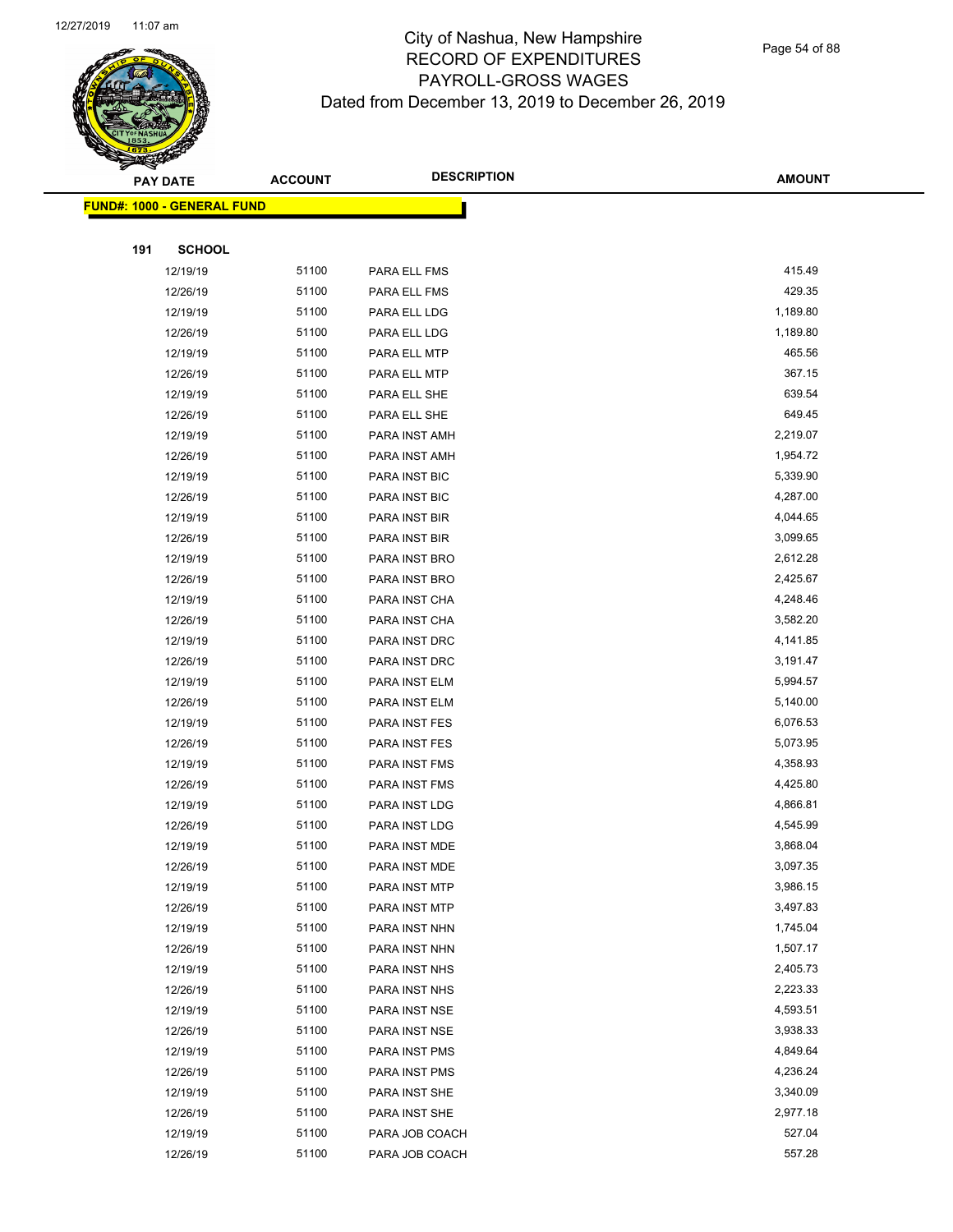# City of Nashua, New Hampshire
# RECORD OF EXPENDITURES
# PAYROLL-GROSS WAGES
# Dated from December 13, 2019 to December 26, 2019

| PAY DATE | ACCOUNT | DESCRIPTION | AMOUNT |
|---|---|---|---|
| **FUND#: 1000 - GENERAL FUND** | | | |
| **191 SCHOOL** | | | |
| 12/19/19 | 51100 | PARA ELL FMS | 415.49 |
| 12/26/19 | 51100 | PARA ELL FMS | 429.35 |
| 12/19/19 | 51100 | PARA ELL LDG | 1,189.80 |
| 12/26/19 | 51100 | PARA ELL LDG | 1,189.80 |
| 12/19/19 | 51100 | PARA ELL MTP | 465.56 |
| 12/26/19 | 51100 | PARA ELL MTP | 367.15 |
| 12/19/19 | 51100 | PARA ELL SHE | 639.54 |
| 12/26/19 | 51100 | PARA ELL SHE | 649.45 |
| 12/19/19 | 51100 | PARA INST AMH | 2,219.07 |
| 12/26/19 | 51100 | PARA INST AMH | 1,954.72 |
| 12/19/19 | 51100 | PARA INST BIC | 5,339.90 |
| 12/26/19 | 51100 | PARA INST BIC | 4,287.00 |
| 12/19/19 | 51100 | PARA INST BIR | 4,044.65 |
| 12/26/19 | 51100 | PARA INST BIR | 3,099.65 |
| 12/19/19 | 51100 | PARA INST BRO | 2,612.28 |
| 12/26/19 | 51100 | PARA INST BRO | 2,425.67 |
| 12/19/19 | 51100 | PARA INST CHA | 4,248.46 |
| 12/26/19 | 51100 | PARA INST CHA | 3,582.20 |
| 12/19/19 | 51100 | PARA INST DRC | 4,141.85 |
| 12/26/19 | 51100 | PARA INST DRC | 3,191.47 |
| 12/19/19 | 51100 | PARA INST ELM | 5,994.57 |
| 12/26/19 | 51100 | PARA INST ELM | 5,140.00 |
| 12/19/19 | 51100 | PARA INST FES | 6,076.53 |
| 12/26/19 | 51100 | PARA INST FES | 5,073.95 |
| 12/19/19 | 51100 | PARA INST FMS | 4,358.93 |
| 12/26/19 | 51100 | PARA INST FMS | 4,425.80 |
| 12/19/19 | 51100 | PARA INST LDG | 4,866.81 |
| 12/26/19 | 51100 | PARA INST LDG | 4,545.99 |
| 12/19/19 | 51100 | PARA INST MDE | 3,868.04 |
| 12/26/19 | 51100 | PARA INST MDE | 3,097.35 |
| 12/19/19 | 51100 | PARA INST MTP | 3,986.15 |
| 12/26/19 | 51100 | PARA INST MTP | 3,497.83 |
| 12/19/19 | 51100 | PARA INST NHN | 1,745.04 |
| 12/26/19 | 51100 | PARA INST NHN | 1,507.17 |
| 12/19/19 | 51100 | PARA INST NHS | 2,405.73 |
| 12/26/19 | 51100 | PARA INST NHS | 2,223.33 |
| 12/19/19 | 51100 | PARA INST NSE | 4,593.51 |
| 12/26/19 | 51100 | PARA INST NSE | 3,938.33 |
| 12/19/19 | 51100 | PARA INST PMS | 4,849.64 |
| 12/26/19 | 51100 | PARA INST PMS | 4,236.24 |
| 12/19/19 | 51100 | PARA INST SHE | 3,340.09 |
| 12/26/19 | 51100 | PARA INST SHE | 2,977.18 |
| 12/19/19 | 51100 | PARA JOB COACH | 527.04 |
| 12/26/19 | 51100 | PARA JOB COACH | 557.28 |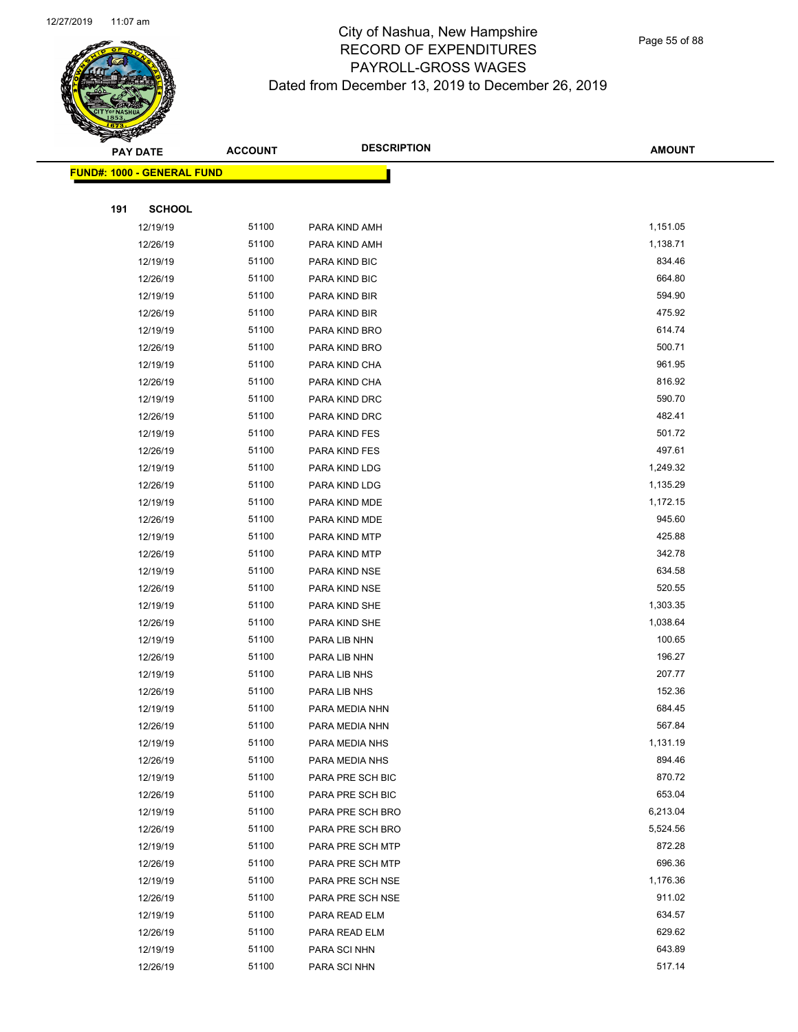# City of Nashua, New Hampshire
# RECORD OF EXPENDITURES
# PAYROLL-GROSS WAGES
# Dated from December 13, 2019 to December 26, 2019

| PAY DATE | ACCOUNT | DESCRIPTION | AMOUNT |
|---|---|---|---|

**FUND#: 1000 - GENERAL FUND**

**191 SCHOOL**

| PAY DATE | ACCOUNT | DESCRIPTION | AMOUNT |
|---|---|---|---|
| 12/19/19 | 51100 | PARA KIND AMH | 1,151.05 |
| 12/26/19 | 51100 | PARA KIND AMH | 1,138.71 |
| 12/19/19 | 51100 | PARA KIND BIC | 834.46 |
| 12/26/19 | 51100 | PARA KIND BIC | 664.80 |
| 12/19/19 | 51100 | PARA KIND BIR | 594.90 |
| 12/26/19 | 51100 | PARA KIND BIR | 475.92 |
| 12/19/19 | 51100 | PARA KIND BRO | 614.74 |
| 12/26/19 | 51100 | PARA KIND BRO | 500.71 |
| 12/19/19 | 51100 | PARA KIND CHA | 961.95 |
| 12/26/19 | 51100 | PARA KIND CHA | 816.92 |
| 12/19/19 | 51100 | PARA KIND DRC | 590.70 |
| 12/26/19 | 51100 | PARA KIND DRC | 482.41 |
| 12/19/19 | 51100 | PARA KIND FES | 501.72 |
| 12/26/19 | 51100 | PARA KIND FES | 497.61 |
| 12/19/19 | 51100 | PARA KIND LDG | 1,249.32 |
| 12/26/19 | 51100 | PARA KIND LDG | 1,135.29 |
| 12/19/19 | 51100 | PARA KIND MDE | 1,172.15 |
| 12/26/19 | 51100 | PARA KIND MDE | 945.60 |
| 12/19/19 | 51100 | PARA KIND MTP | 425.88 |
| 12/26/19 | 51100 | PARA KIND MTP | 342.78 |
| 12/19/19 | 51100 | PARA KIND NSE | 634.58 |
| 12/26/19 | 51100 | PARA KIND NSE | 520.55 |
| 12/19/19 | 51100 | PARA KIND SHE | 1,303.35 |
| 12/26/19 | 51100 | PARA KIND SHE | 1,038.64 |
| 12/19/19 | 51100 | PARA LIB NHN | 100.65 |
| 12/26/19 | 51100 | PARA LIB NHN | 196.27 |
| 12/19/19 | 51100 | PARA LIB NHS | 207.77 |
| 12/26/19 | 51100 | PARA LIB NHS | 152.36 |
| 12/19/19 | 51100 | PARA MEDIA NHN | 684.45 |
| 12/26/19 | 51100 | PARA MEDIA NHN | 567.84 |
| 12/19/19 | 51100 | PARA MEDIA NHS | 1,131.19 |
| 12/26/19 | 51100 | PARA MEDIA NHS | 894.46 |
| 12/19/19 | 51100 | PARA PRE SCH BIC | 870.72 |
| 12/26/19 | 51100 | PARA PRE SCH BIC | 653.04 |
| 12/19/19 | 51100 | PARA PRE SCH BRO | 6,213.04 |
| 12/26/19 | 51100 | PARA PRE SCH BRO | 5,524.56 |
| 12/19/19 | 51100 | PARA PRE SCH MTP | 872.28 |
| 12/26/19 | 51100 | PARA PRE SCH MTP | 696.36 |
| 12/19/19 | 51100 | PARA PRE SCH NSE | 1,176.36 |
| 12/26/19 | 51100 | PARA PRE SCH NSE | 911.02 |
| 12/19/19 | 51100 | PARA READ ELM | 634.57 |
| 12/26/19 | 51100 | PARA READ ELM | 629.62 |
| 12/19/19 | 51100 | PARA SCI NHN | 643.89 |
| 12/26/19 | 51100 | PARA SCI NHN | 517.14 |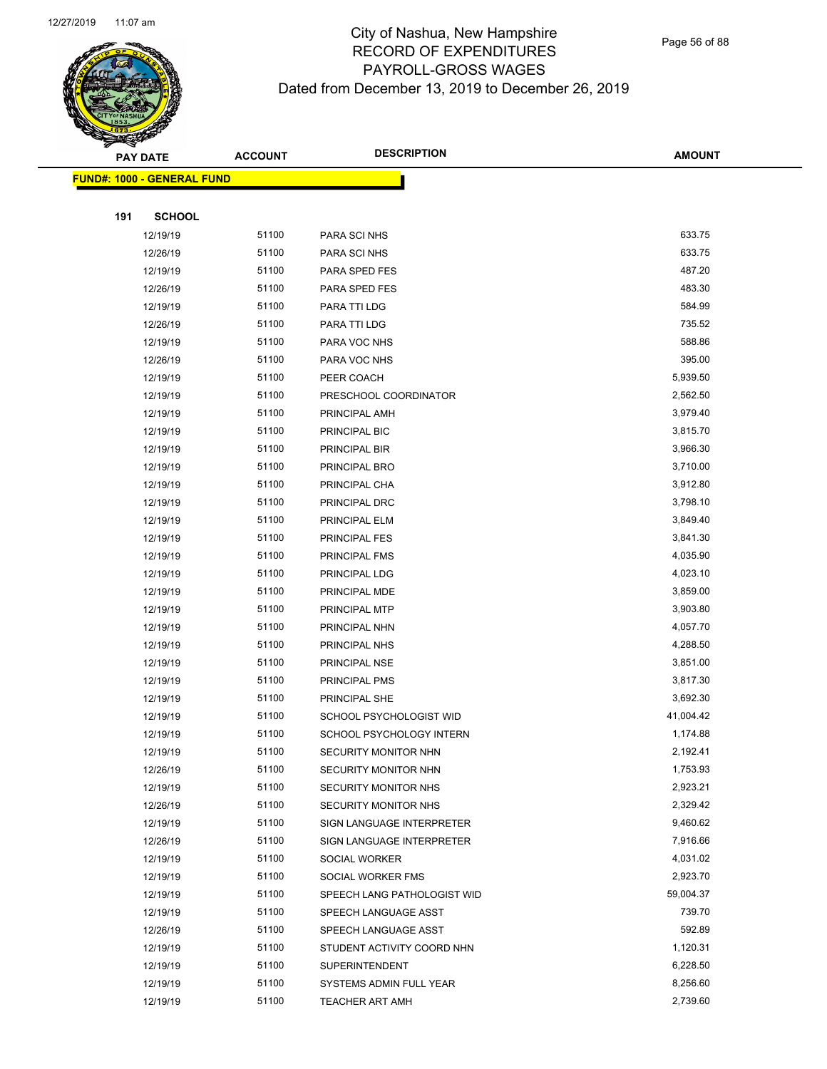# City of Nashua, New Hampshire
## RECORD OF EXPENDITURES
## PAYROLL-GROSS WAGES
## Dated from December 13, 2019 to December 26, 2019

| PAY DATE | ACCOUNT | DESCRIPTION | AMOUNT |
|---|---|---|---|
| **FUND#: 1000 - GENERAL FUND** | | | |
| **191 SCHOOL** | | | |
| 12/19/19 | 51100 | PARA SCI NHS | 633.75 |
| 12/26/19 | 51100 | PARA SCI NHS | 633.75 |
| 12/19/19 | 51100 | PARA SPED FES | 487.20 |
| 12/26/19 | 51100 | PARA SPED FES | 483.30 |
| 12/19/19 | 51100 | PARA TTI LDG | 584.99 |
| 12/26/19 | 51100 | PARA TTI LDG | 735.52 |
| 12/19/19 | 51100 | PARA VOC NHS | 588.86 |
| 12/26/19 | 51100 | PARA VOC NHS | 395.00 |
| 12/19/19 | 51100 | PEER COACH | 5,939.50 |
| 12/19/19 | 51100 | PRESCHOOL COORDINATOR | 2,562.50 |
| 12/19/19 | 51100 | PRINCIPAL AMH | 3,979.40 |
| 12/19/19 | 51100 | PRINCIPAL BIC | 3,815.70 |
| 12/19/19 | 51100 | PRINCIPAL BIR | 3,966.30 |
| 12/19/19 | 51100 | PRINCIPAL BRO | 3,710.00 |
| 12/19/19 | 51100 | PRINCIPAL CHA | 3,912.80 |
| 12/19/19 | 51100 | PRINCIPAL DRC | 3,798.10 |
| 12/19/19 | 51100 | PRINCIPAL ELM | 3,849.40 |
| 12/19/19 | 51100 | PRINCIPAL FES | 3,841.30 |
| 12/19/19 | 51100 | PRINCIPAL FMS | 4,035.90 |
| 12/19/19 | 51100 | PRINCIPAL LDG | 4,023.10 |
| 12/19/19 | 51100 | PRINCIPAL MDE | 3,859.00 |
| 12/19/19 | 51100 | PRINCIPAL MTP | 3,903.80 |
| 12/19/19 | 51100 | PRINCIPAL NHN | 4,057.70 |
| 12/19/19 | 51100 | PRINCIPAL NHS | 4,288.50 |
| 12/19/19 | 51100 | PRINCIPAL NSE | 3,851.00 |
| 12/19/19 | 51100 | PRINCIPAL PMS | 3,817.30 |
| 12/19/19 | 51100 | PRINCIPAL SHE | 3,692.30 |
| 12/19/19 | 51100 | SCHOOL PSYCHOLOGIST WID | 41,004.42 |
| 12/19/19 | 51100 | SCHOOL PSYCHOLOGY INTERN | 1,174.88 |
| 12/19/19 | 51100 | SECURITY MONITOR NHN | 2,192.41 |
| 12/26/19 | 51100 | SECURITY MONITOR NHN | 1,753.93 |
| 12/19/19 | 51100 | SECURITY MONITOR NHS | 2,923.21 |
| 12/26/19 | 51100 | SECURITY MONITOR NHS | 2,329.42 |
| 12/19/19 | 51100 | SIGN LANGUAGE INTERPRETER | 9,460.62 |
| 12/26/19 | 51100 | SIGN LANGUAGE INTERPRETER | 7,916.66 |
| 12/19/19 | 51100 | SOCIAL WORKER | 4,031.02 |
| 12/19/19 | 51100 | SOCIAL WORKER FMS | 2,923.70 |
| 12/19/19 | 51100 | SPEECH LANG PATHOLOGIST WID | 59,004.37 |
| 12/19/19 | 51100 | SPEECH LANGUAGE ASST | 739.70 |
| 12/26/19 | 51100 | SPEECH LANGUAGE ASST | 592.89 |
| 12/19/19 | 51100 | STUDENT ACTIVITY COORD NHN | 1,120.31 |
| 12/19/19 | 51100 | SUPERINTENDENT | 6,228.50 |
| 12/19/19 | 51100 | SYSTEMS ADMIN FULL YEAR | 8,256.60 |
| 12/19/19 | 51100 | TEACHER ART AMH | 2,739.60 |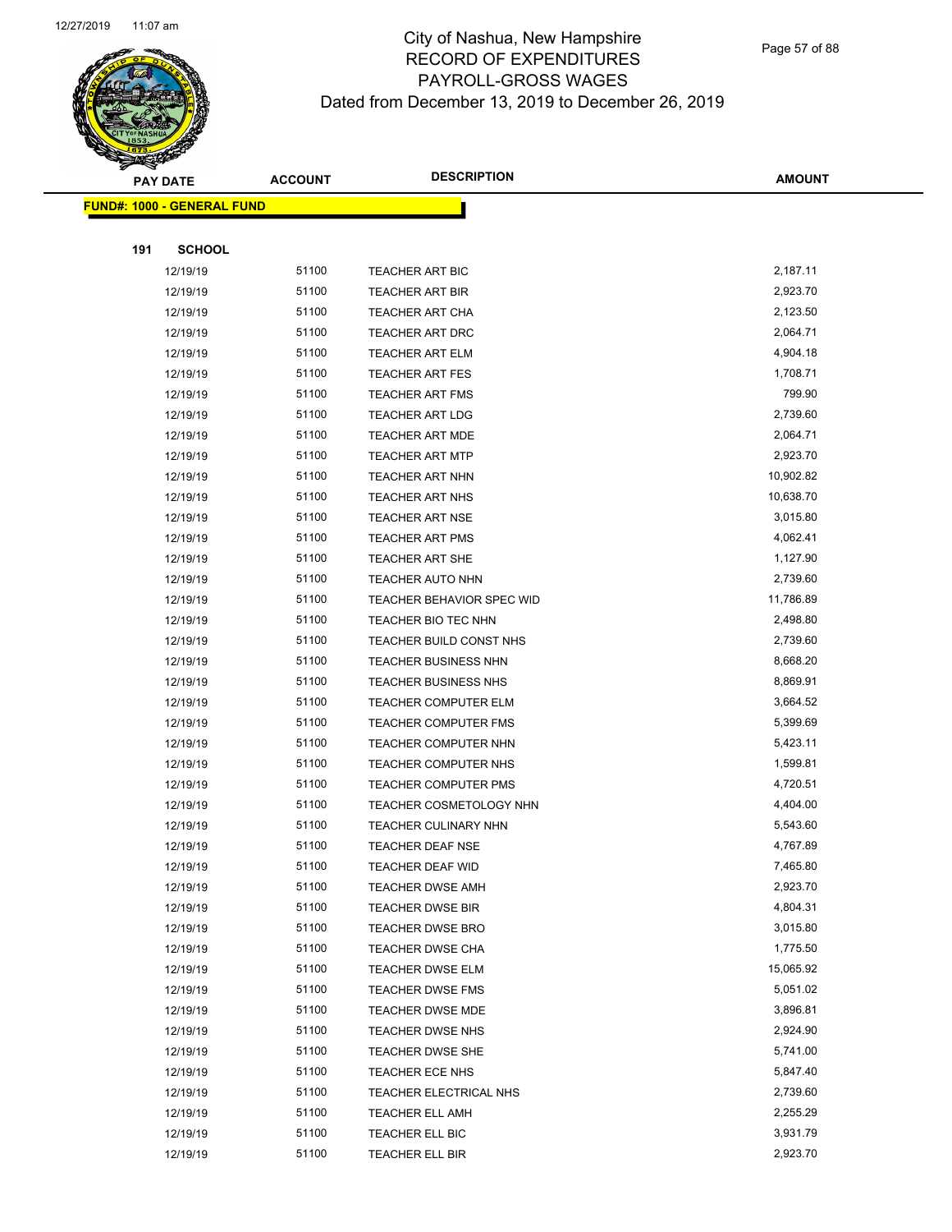# City of Nashua, New Hampshire
## RECORD OF EXPENDITURES
## PAYROLL-GROSS WAGES
## Dated from December 13, 2019 to December 26, 2019

| PAY DATE | ACCOUNT | DESCRIPTION | AMOUNT |
|---|---|---|---|

**FUND#: 1000 - GENERAL FUND**

**191 SCHOOL**

| PAY DATE | ACCOUNT | DESCRIPTION | AMOUNT |
|---|---|---|---|
| 12/19/19 | 51100 | TEACHER ART BIC | 2,187.11 |
| 12/19/19 | 51100 | TEACHER ART BIR | 2,923.70 |
| 12/19/19 | 51100 | TEACHER ART CHA | 2,123.50 |
| 12/19/19 | 51100 | TEACHER ART DRC | 2,064.71 |
| 12/19/19 | 51100 | TEACHER ART ELM | 4,904.18 |
| 12/19/19 | 51100 | TEACHER ART FES | 1,708.71 |
| 12/19/19 | 51100 | TEACHER ART FMS | 799.90 |
| 12/19/19 | 51100 | TEACHER ART LDG | 2,739.60 |
| 12/19/19 | 51100 | TEACHER ART MDE | 2,064.71 |
| 12/19/19 | 51100 | TEACHER ART MTP | 2,923.70 |
| 12/19/19 | 51100 | TEACHER ART NHN | 10,902.82 |
| 12/19/19 | 51100 | TEACHER ART NHS | 10,638.70 |
| 12/19/19 | 51100 | TEACHER ART NSE | 3,015.80 |
| 12/19/19 | 51100 | TEACHER ART PMS | 4,062.41 |
| 12/19/19 | 51100 | TEACHER ART SHE | 1,127.90 |
| 12/19/19 | 51100 | TEACHER AUTO NHN | 2,739.60 |
| 12/19/19 | 51100 | TEACHER BEHAVIOR SPEC WID | 11,786.89 |
| 12/19/19 | 51100 | TEACHER BIO TEC NHN | 2,498.80 |
| 12/19/19 | 51100 | TEACHER BUILD CONST NHS | 2,739.60 |
| 12/19/19 | 51100 | TEACHER BUSINESS NHN | 8,668.20 |
| 12/19/19 | 51100 | TEACHER BUSINESS NHS | 8,869.91 |
| 12/19/19 | 51100 | TEACHER COMPUTER ELM | 3,664.52 |
| 12/19/19 | 51100 | TEACHER COMPUTER FMS | 5,399.69 |
| 12/19/19 | 51100 | TEACHER COMPUTER NHN | 5,423.11 |
| 12/19/19 | 51100 | TEACHER COMPUTER NHS | 1,599.81 |
| 12/19/19 | 51100 | TEACHER COMPUTER PMS | 4,720.51 |
| 12/19/19 | 51100 | TEACHER COSMETOLOGY NHN | 4,404.00 |
| 12/19/19 | 51100 | TEACHER CULINARY NHN | 5,543.60 |
| 12/19/19 | 51100 | TEACHER DEAF NSE | 4,767.89 |
| 12/19/19 | 51100 | TEACHER DEAF WID | 7,465.80 |
| 12/19/19 | 51100 | TEACHER DWSE AMH | 2,923.70 |
| 12/19/19 | 51100 | TEACHER DWSE BIR | 4,804.31 |
| 12/19/19 | 51100 | TEACHER DWSE BRO | 3,015.80 |
| 12/19/19 | 51100 | TEACHER DWSE CHA | 1,775.50 |
| 12/19/19 | 51100 | TEACHER DWSE ELM | 15,065.92 |
| 12/19/19 | 51100 | TEACHER DWSE FMS | 5,051.02 |
| 12/19/19 | 51100 | TEACHER DWSE MDE | 3,896.81 |
| 12/19/19 | 51100 | TEACHER DWSE NHS | 2,924.90 |
| 12/19/19 | 51100 | TEACHER DWSE SHE | 5,741.00 |
| 12/19/19 | 51100 | TEACHER ECE NHS | 5,847.40 |
| 12/19/19 | 51100 | TEACHER ELECTRICAL NHS | 2,739.60 |
| 12/19/19 | 51100 | TEACHER ELL AMH | 2,255.29 |
| 12/19/19 | 51100 | TEACHER ELL BIC | 3,931.79 |
| 12/19/19 | 51100 | TEACHER ELL BIR | 2,923.70 |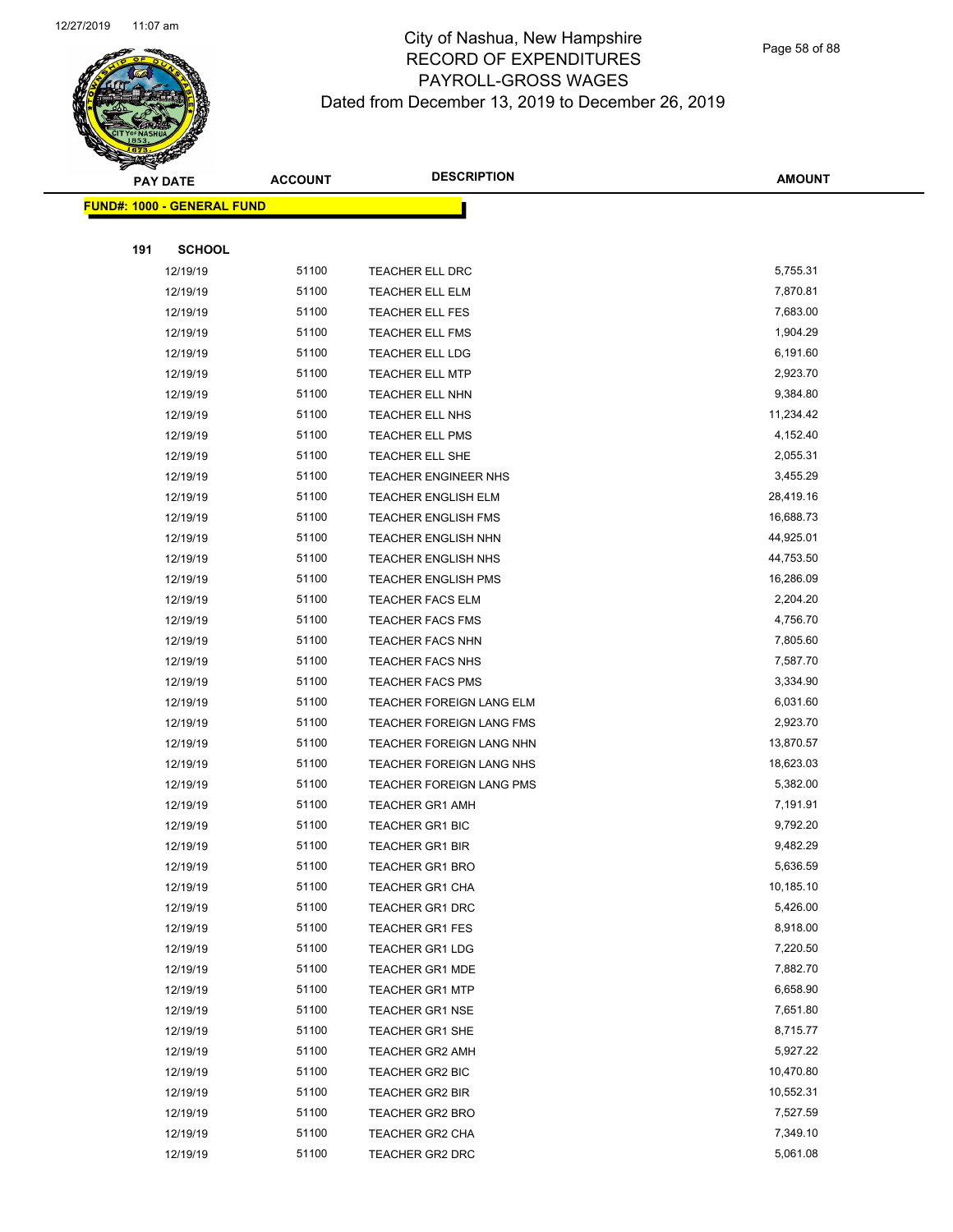# City of Nashua, New Hampshire
## RECORD OF EXPENDITURES
## PAYROLL-GROSS WAGES
### Dated from December 13, 2019 to December 26, 2019

| PAY DATE | ACCOUNT | DESCRIPTION | AMOUNT |
|---|---|---|---|
| **FUND#: 1000 - GENERAL FUND** | | | |
| **191 SCHOOL** | | | |
| 12/19/19 | 51100 | TEACHER ELL DRC | 5,755.31 |
| 12/19/19 | 51100 | TEACHER ELL ELM | 7,870.81 |
| 12/19/19 | 51100 | TEACHER ELL FES | 7,683.00 |
| 12/19/19 | 51100 | TEACHER ELL FMS | 1,904.29 |
| 12/19/19 | 51100 | TEACHER ELL LDG | 6,191.60 |
| 12/19/19 | 51100 | TEACHER ELL MTP | 2,923.70 |
| 12/19/19 | 51100 | TEACHER ELL NHN | 9,384.80 |
| 12/19/19 | 51100 | TEACHER ELL NHS | 11,234.42 |
| 12/19/19 | 51100 | TEACHER ELL PMS | 4,152.40 |
| 12/19/19 | 51100 | TEACHER ELL SHE | 2,055.31 |
| 12/19/19 | 51100 | TEACHER ENGINEER NHS | 3,455.29 |
| 12/19/19 | 51100 | TEACHER ENGLISH ELM | 28,419.16 |
| 12/19/19 | 51100 | TEACHER ENGLISH FMS | 16,688.73 |
| 12/19/19 | 51100 | TEACHER ENGLISH NHN | 44,925.01 |
| 12/19/19 | 51100 | TEACHER ENGLISH NHS | 44,753.50 |
| 12/19/19 | 51100 | TEACHER ENGLISH PMS | 16,286.09 |
| 12/19/19 | 51100 | TEACHER FACS ELM | 2,204.20 |
| 12/19/19 | 51100 | TEACHER FACS FMS | 4,756.70 |
| 12/19/19 | 51100 | TEACHER FACS NHN | 7,805.60 |
| 12/19/19 | 51100 | TEACHER FACS NHS | 7,587.70 |
| 12/19/19 | 51100 | TEACHER FACS PMS | 3,334.90 |
| 12/19/19 | 51100 | TEACHER FOREIGN LANG ELM | 6,031.60 |
| 12/19/19 | 51100 | TEACHER FOREIGN LANG FMS | 2,923.70 |
| 12/19/19 | 51100 | TEACHER FOREIGN LANG NHN | 13,870.57 |
| 12/19/19 | 51100 | TEACHER FOREIGN LANG NHS | 18,623.03 |
| 12/19/19 | 51100 | TEACHER FOREIGN LANG PMS | 5,382.00 |
| 12/19/19 | 51100 | TEACHER GR1 AMH | 7,191.91 |
| 12/19/19 | 51100 | TEACHER GR1 BIC | 9,792.20 |
| 12/19/19 | 51100 | TEACHER GR1 BIR | 9,482.29 |
| 12/19/19 | 51100 | TEACHER GR1 BRO | 5,636.59 |
| 12/19/19 | 51100 | TEACHER GR1 CHA | 10,185.10 |
| 12/19/19 | 51100 | TEACHER GR1 DRC | 5,426.00 |
| 12/19/19 | 51100 | TEACHER GR1 FES | 8,918.00 |
| 12/19/19 | 51100 | TEACHER GR1 LDG | 7,220.50 |
| 12/19/19 | 51100 | TEACHER GR1 MDE | 7,882.70 |
| 12/19/19 | 51100 | TEACHER GR1 MTP | 6,658.90 |
| 12/19/19 | 51100 | TEACHER GR1 NSE | 7,651.80 |
| 12/19/19 | 51100 | TEACHER GR1 SHE | 8,715.77 |
| 12/19/19 | 51100 | TEACHER GR2 AMH | 5,927.22 |
| 12/19/19 | 51100 | TEACHER GR2 BIC | 10,470.80 |
| 12/19/19 | 51100 | TEACHER GR2 BIR | 10,552.31 |
| 12/19/19 | 51100 | TEACHER GR2 BRO | 7,527.59 |
| 12/19/19 | 51100 | TEACHER GR2 CHA | 7,349.10 |
| 12/19/19 | 51100 | TEACHER GR2 DRC | 5,061.08 |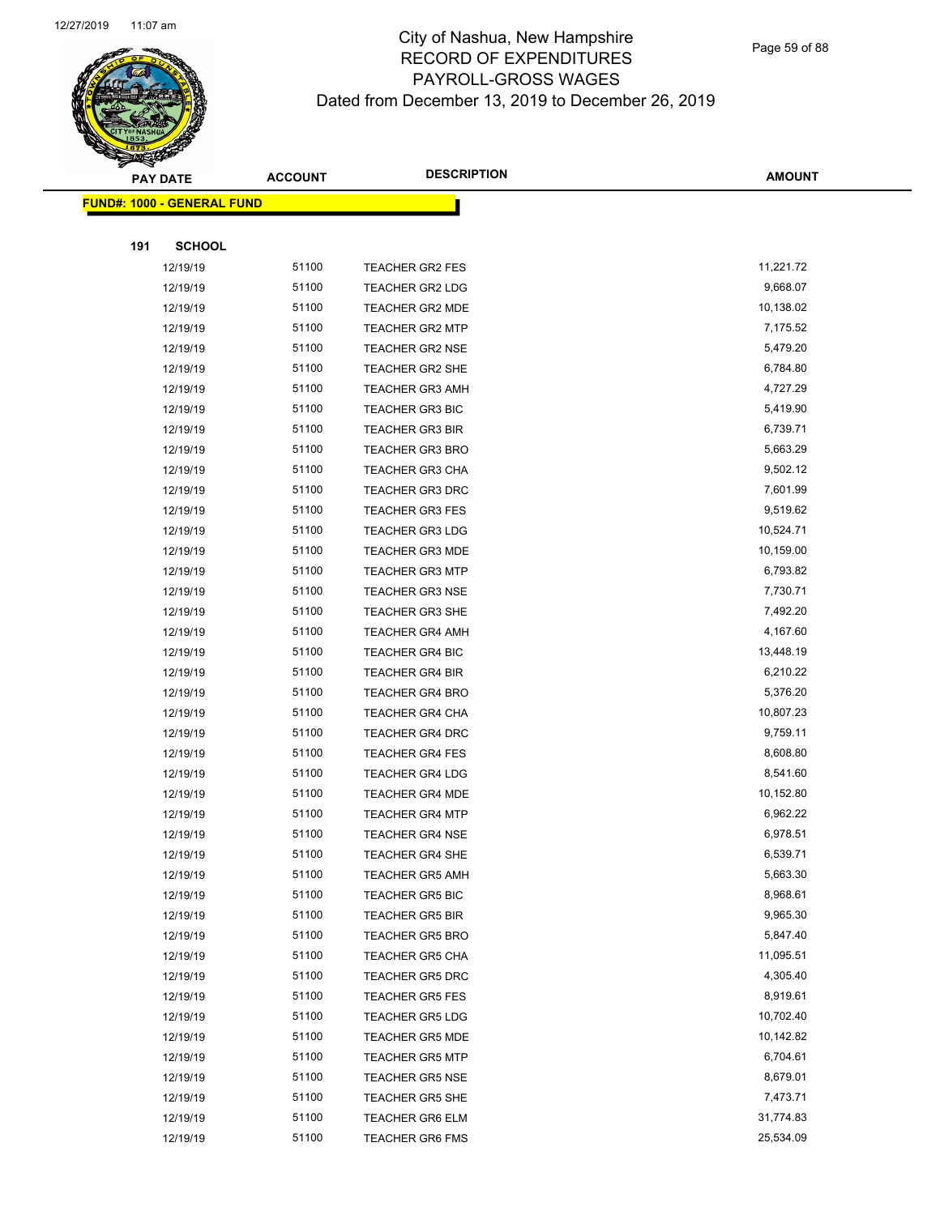# City of Nashua, New Hampshire
## RECORD OF EXPENDITURES
## PAYROLL-GROSS WAGES
## Dated from December 13, 2019 to December 26, 2019

| PAY DATE | ACCOUNT | DESCRIPTION | AMOUNT |
|---|---|---|---|

**FUND#: 1000 - GENERAL FUND**

**191 SCHOOL**

| PAY DATE | ACCOUNT | DESCRIPTION | AMOUNT |
|---|---|---|---|
| 12/19/19 | 51100 | TEACHER GR2 FES | 11,221.72 |
| 12/19/19 | 51100 | TEACHER GR2 LDG | 9,668.07 |
| 12/19/19 | 51100 | TEACHER GR2 MDE | 10,138.02 |
| 12/19/19 | 51100 | TEACHER GR2 MTP | 7,175.52 |
| 12/19/19 | 51100 | TEACHER GR2 NSE | 5,479.20 |
| 12/19/19 | 51100 | TEACHER GR2 SHE | 6,784.80 |
| 12/19/19 | 51100 | TEACHER GR3 AMH | 4,727.29 |
| 12/19/19 | 51100 | TEACHER GR3 BIC | 5,419.90 |
| 12/19/19 | 51100 | TEACHER GR3 BIR | 6,739.71 |
| 12/19/19 | 51100 | TEACHER GR3 BRO | 5,663.29 |
| 12/19/19 | 51100 | TEACHER GR3 CHA | 9,502.12 |
| 12/19/19 | 51100 | TEACHER GR3 DRC | 7,601.99 |
| 12/19/19 | 51100 | TEACHER GR3 FES | 9,519.62 |
| 12/19/19 | 51100 | TEACHER GR3 LDG | 10,524.71 |
| 12/19/19 | 51100 | TEACHER GR3 MDE | 10,159.00 |
| 12/19/19 | 51100 | TEACHER GR3 MTP | 6,793.82 |
| 12/19/19 | 51100 | TEACHER GR3 NSE | 7,730.71 |
| 12/19/19 | 51100 | TEACHER GR3 SHE | 7,492.20 |
| 12/19/19 | 51100 | TEACHER GR4 AMH | 4,167.60 |
| 12/19/19 | 51100 | TEACHER GR4 BIC | 13,448.19 |
| 12/19/19 | 51100 | TEACHER GR4 BIR | 6,210.22 |
| 12/19/19 | 51100 | TEACHER GR4 BRO | 5,376.20 |
| 12/19/19 | 51100 | TEACHER GR4 CHA | 10,807.23 |
| 12/19/19 | 51100 | TEACHER GR4 DRC | 9,759.11 |
| 12/19/19 | 51100 | TEACHER GR4 FES | 8,608.80 |
| 12/19/19 | 51100 | TEACHER GR4 LDG | 8,541.60 |
| 12/19/19 | 51100 | TEACHER GR4 MDE | 10,152.80 |
| 12/19/19 | 51100 | TEACHER GR4 MTP | 6,962.22 |
| 12/19/19 | 51100 | TEACHER GR4 NSE | 6,978.51 |
| 12/19/19 | 51100 | TEACHER GR4 SHE | 6,539.71 |
| 12/19/19 | 51100 | TEACHER GR5 AMH | 5,663.30 |
| 12/19/19 | 51100 | TEACHER GR5 BIC | 8,968.61 |
| 12/19/19 | 51100 | TEACHER GR5 BIR | 9,965.30 |
| 12/19/19 | 51100 | TEACHER GR5 BRO | 5,847.40 |
| 12/19/19 | 51100 | TEACHER GR5 CHA | 11,095.51 |
| 12/19/19 | 51100 | TEACHER GR5 DRC | 4,305.40 |
| 12/19/19 | 51100 | TEACHER GR5 FES | 8,919.61 |
| 12/19/19 | 51100 | TEACHER GR5 LDG | 10,702.40 |
| 12/19/19 | 51100 | TEACHER GR5 MDE | 10,142.82 |
| 12/19/19 | 51100 | TEACHER GR5 MTP | 6,704.61 |
| 12/19/19 | 51100 | TEACHER GR5 NSE | 8,679.01 |
| 12/19/19 | 51100 | TEACHER GR5 SHE | 7,473.71 |
| 12/19/19 | 51100 | TEACHER GR6 ELM | 31,774.83 |
| 12/19/19 | 51100 | TEACHER GR6 FMS | 25,534.09 |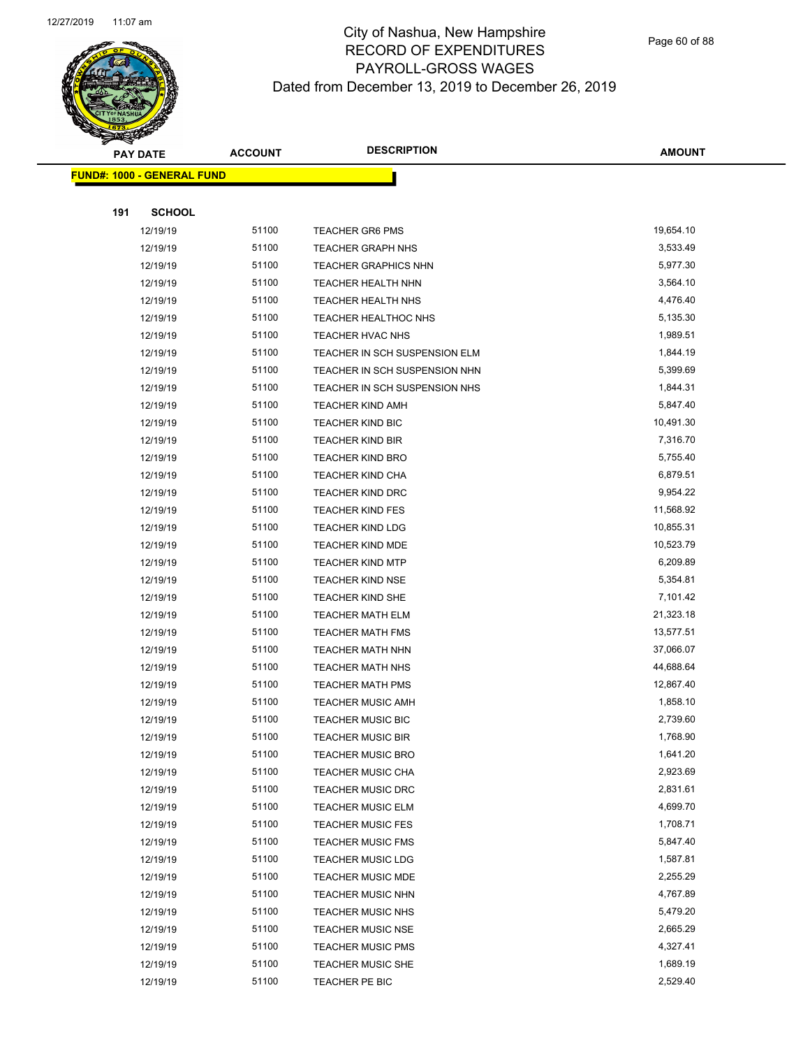# City of Nashua, New Hampshire
## RECORD OF EXPENDITURES
## PAYROLL-GROSS WAGES
## Dated from December 13, 2019 to December 26, 2019

| PAY DATE | ACCOUNT | DESCRIPTION | AMOUNT |
|---|---|---|---|

**FUND#: 1000 - GENERAL FUND**

**191 SCHOOL**

| PAY DATE | ACCOUNT | DESCRIPTION | AMOUNT |
|---|---|---|---|
| 12/19/19 | 51100 | TEACHER GR6 PMS | 19,654.10 |
| 12/19/19 | 51100 | TEACHER GRAPH NHS | 3,533.49 |
| 12/19/19 | 51100 | TEACHER GRAPHICS NHN | 5,977.30 |
| 12/19/19 | 51100 | TEACHER HEALTH NHN | 3,564.10 |
| 12/19/19 | 51100 | TEACHER HEALTH NHS | 4,476.40 |
| 12/19/19 | 51100 | TEACHER HEALTHOC NHS | 5,135.30 |
| 12/19/19 | 51100 | TEACHER HVAC NHS | 1,989.51 |
| 12/19/19 | 51100 | TEACHER IN SCH SUSPENSION ELM | 1,844.19 |
| 12/19/19 | 51100 | TEACHER IN SCH SUSPENSION NHN | 5,399.69 |
| 12/19/19 | 51100 | TEACHER IN SCH SUSPENSION NHS | 1,844.31 |
| 12/19/19 | 51100 | TEACHER KIND AMH | 5,847.40 |
| 12/19/19 | 51100 | TEACHER KIND BIC | 10,491.30 |
| 12/19/19 | 51100 | TEACHER KIND BIR | 7,316.70 |
| 12/19/19 | 51100 | TEACHER KIND BRO | 5,755.40 |
| 12/19/19 | 51100 | TEACHER KIND CHA | 6,879.51 |
| 12/19/19 | 51100 | TEACHER KIND DRC | 9,954.22 |
| 12/19/19 | 51100 | TEACHER KIND FES | 11,568.92 |
| 12/19/19 | 51100 | TEACHER KIND LDG | 10,855.31 |
| 12/19/19 | 51100 | TEACHER KIND MDE | 10,523.79 |
| 12/19/19 | 51100 | TEACHER KIND MTP | 6,209.89 |
| 12/19/19 | 51100 | TEACHER KIND NSE | 5,354.81 |
| 12/19/19 | 51100 | TEACHER KIND SHE | 7,101.42 |
| 12/19/19 | 51100 | TEACHER MATH ELM | 21,323.18 |
| 12/19/19 | 51100 | TEACHER MATH FMS | 13,577.51 |
| 12/19/19 | 51100 | TEACHER MATH NHN | 37,066.07 |
| 12/19/19 | 51100 | TEACHER MATH NHS | 44,688.64 |
| 12/19/19 | 51100 | TEACHER MATH PMS | 12,867.40 |
| 12/19/19 | 51100 | TEACHER MUSIC AMH | 1,858.10 |
| 12/19/19 | 51100 | TEACHER MUSIC BIC | 2,739.60 |
| 12/19/19 | 51100 | TEACHER MUSIC BIR | 1,768.90 |
| 12/19/19 | 51100 | TEACHER MUSIC BRO | 1,641.20 |
| 12/19/19 | 51100 | TEACHER MUSIC CHA | 2,923.69 |
| 12/19/19 | 51100 | TEACHER MUSIC DRC | 2,831.61 |
| 12/19/19 | 51100 | TEACHER MUSIC ELM | 4,699.70 |
| 12/19/19 | 51100 | TEACHER MUSIC FES | 1,708.71 |
| 12/19/19 | 51100 | TEACHER MUSIC FMS | 5,847.40 |
| 12/19/19 | 51100 | TEACHER MUSIC LDG | 1,587.81 |
| 12/19/19 | 51100 | TEACHER MUSIC MDE | 2,255.29 |
| 12/19/19 | 51100 | TEACHER MUSIC NHN | 4,767.89 |
| 12/19/19 | 51100 | TEACHER MUSIC NHS | 5,479.20 |
| 12/19/19 | 51100 | TEACHER MUSIC NSE | 2,665.29 |
| 12/19/19 | 51100 | TEACHER MUSIC PMS | 4,327.41 |
| 12/19/19 | 51100 | TEACHER MUSIC SHE | 1,689.19 |
| 12/19/19 | 51100 | TEACHER PE BIC | 2,529.40 |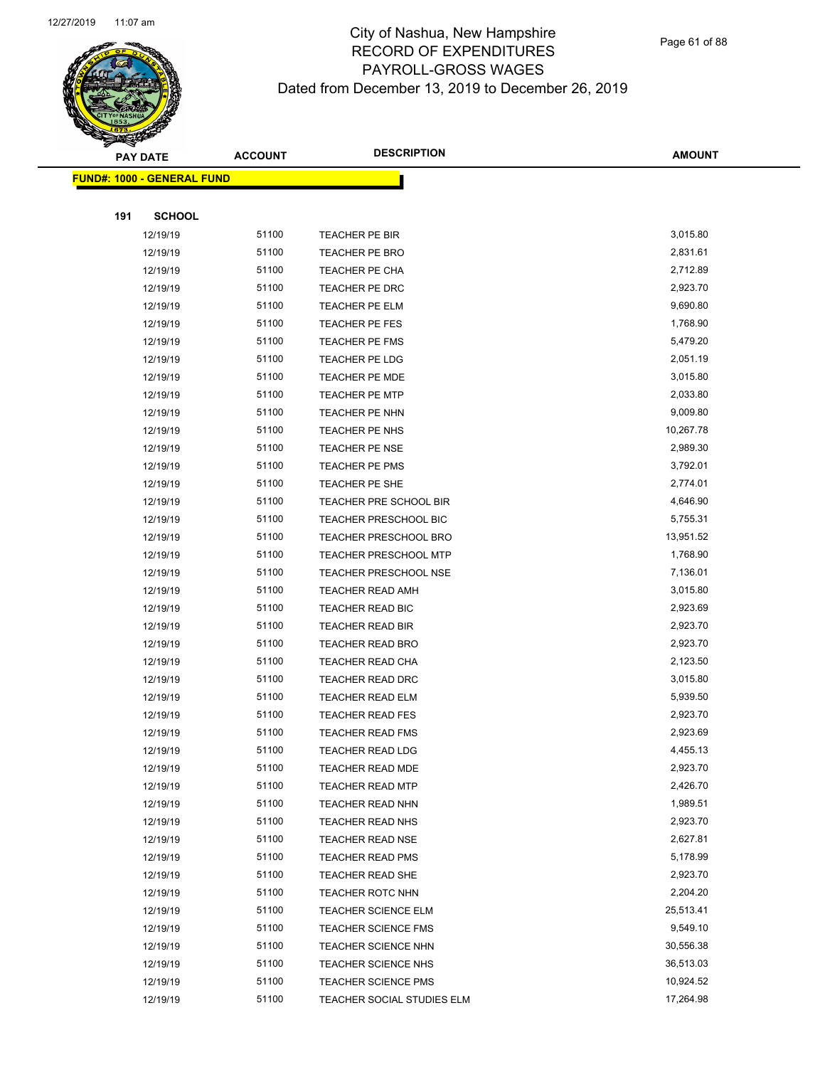# City of Nashua, New Hampshire
## RECORD OF EXPENDITURES
## PAYROLL-GROSS WAGES
## Dated from December 13, 2019 to December 26, 2019

**FUND#: 1000 - GENERAL FUND**

**191 SCHOOL**

| PAY DATE | ACCOUNT | DESCRIPTION | AMOUNT |
|---|---|---|---|
| 12/19/19 | 51100 | TEACHER PE BIR | 3,015.80 |
| 12/19/19 | 51100 | TEACHER PE BRO | 2,831.61 |
| 12/19/19 | 51100 | TEACHER PE CHA | 2,712.89 |
| 12/19/19 | 51100 | TEACHER PE DRC | 2,923.70 |
| 12/19/19 | 51100 | TEACHER PE ELM | 9,690.80 |
| 12/19/19 | 51100 | TEACHER PE FES | 1,768.90 |
| 12/19/19 | 51100 | TEACHER PE FMS | 5,479.20 |
| 12/19/19 | 51100 | TEACHER PE LDG | 2,051.19 |
| 12/19/19 | 51100 | TEACHER PE MDE | 3,015.80 |
| 12/19/19 | 51100 | TEACHER PE MTP | 2,033.80 |
| 12/19/19 | 51100 | TEACHER PE NHN | 9,009.80 |
| 12/19/19 | 51100 | TEACHER PE NHS | 10,267.78 |
| 12/19/19 | 51100 | TEACHER PE NSE | 2,989.30 |
| 12/19/19 | 51100 | TEACHER PE PMS | 3,792.01 |
| 12/19/19 | 51100 | TEACHER PE SHE | 2,774.01 |
| 12/19/19 | 51100 | TEACHER PRE SCHOOL BIR | 4,646.90 |
| 12/19/19 | 51100 | TEACHER PRESCHOOL BIC | 5,755.31 |
| 12/19/19 | 51100 | TEACHER PRESCHOOL BRO | 13,951.52 |
| 12/19/19 | 51100 | TEACHER PRESCHOOL MTP | 1,768.90 |
| 12/19/19 | 51100 | TEACHER PRESCHOOL NSE | 7,136.01 |
| 12/19/19 | 51100 | TEACHER READ AMH | 3,015.80 |
| 12/19/19 | 51100 | TEACHER READ BIC | 2,923.69 |
| 12/19/19 | 51100 | TEACHER READ BIR | 2,923.70 |
| 12/19/19 | 51100 | TEACHER READ BRO | 2,923.70 |
| 12/19/19 | 51100 | TEACHER READ CHA | 2,123.50 |
| 12/19/19 | 51100 | TEACHER READ DRC | 3,015.80 |
| 12/19/19 | 51100 | TEACHER READ ELM | 5,939.50 |
| 12/19/19 | 51100 | TEACHER READ FES | 2,923.70 |
| 12/19/19 | 51100 | TEACHER READ FMS | 2,923.69 |
| 12/19/19 | 51100 | TEACHER READ LDG | 4,455.13 |
| 12/19/19 | 51100 | TEACHER READ MDE | 2,923.70 |
| 12/19/19 | 51100 | TEACHER READ MTP | 2,426.70 |
| 12/19/19 | 51100 | TEACHER READ NHN | 1,989.51 |
| 12/19/19 | 51100 | TEACHER READ NHS | 2,923.70 |
| 12/19/19 | 51100 | TEACHER READ NSE | 2,627.81 |
| 12/19/19 | 51100 | TEACHER READ PMS | 5,178.99 |
| 12/19/19 | 51100 | TEACHER READ SHE | 2,923.70 |
| 12/19/19 | 51100 | TEACHER ROTC NHN | 2,204.20 |
| 12/19/19 | 51100 | TEACHER SCIENCE ELM | 25,513.41 |
| 12/19/19 | 51100 | TEACHER SCIENCE FMS | 9,549.10 |
| 12/19/19 | 51100 | TEACHER SCIENCE NHN | 30,556.38 |
| 12/19/19 | 51100 | TEACHER SCIENCE NHS | 36,513.03 |
| 12/19/19 | 51100 | TEACHER SCIENCE PMS | 10,924.52 |
| 12/19/19 | 51100 | TEACHER SOCIAL STUDIES ELM | 17,264.98 |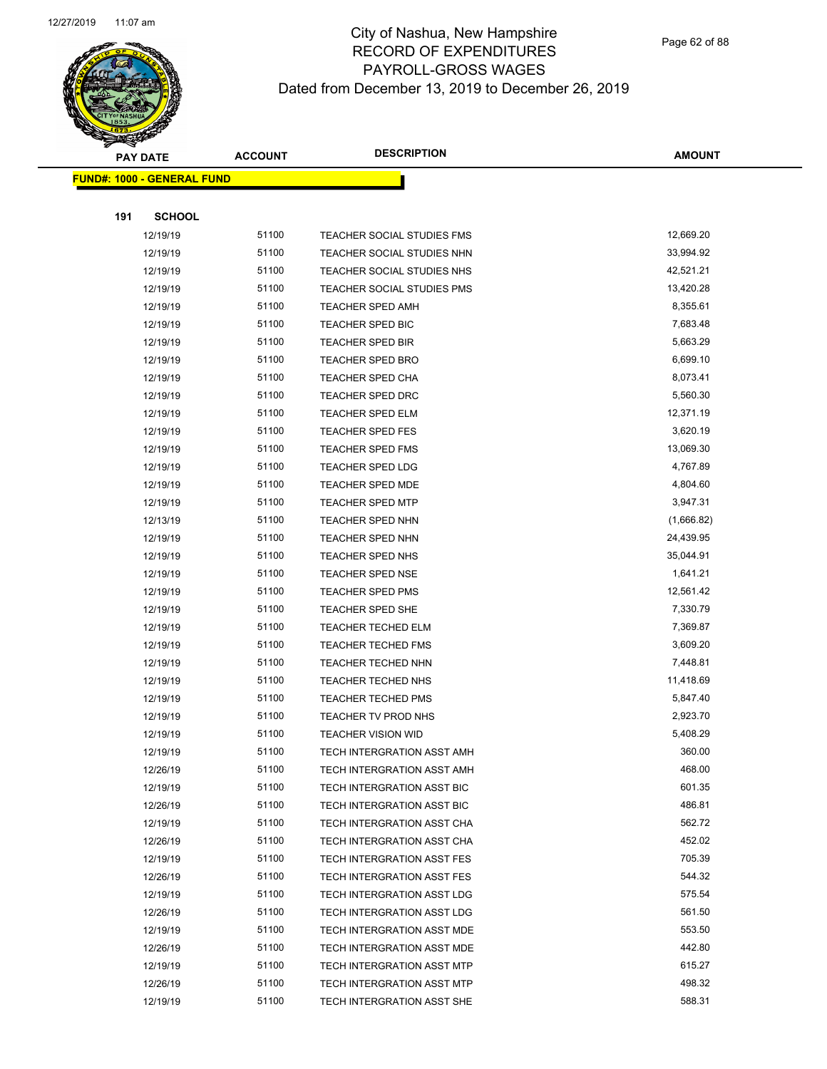# City of Nashua, New Hampshire
## RECORD OF EXPENDITURES
## PAYROLL-GROSS WAGES
## Dated from December 13, 2019 to December 26, 2019

| PAY DATE | ACCOUNT | DESCRIPTION | AMOUNT |
|---|---|---|---|

**FUND#: 1000 - GENERAL FUND**

**191 SCHOOL**

| PAY DATE | ACCOUNT | DESCRIPTION | AMOUNT |
|---|---|---|---|
| 12/19/19 | 51100 | TEACHER SOCIAL STUDIES FMS | 12,669.20 |
| 12/19/19 | 51100 | TEACHER SOCIAL STUDIES NHN | 33,994.92 |
| 12/19/19 | 51100 | TEACHER SOCIAL STUDIES NHS | 42,521.21 |
| 12/19/19 | 51100 | TEACHER SOCIAL STUDIES PMS | 13,420.28 |
| 12/19/19 | 51100 | TEACHER SPED AMH | 8,355.61 |
| 12/19/19 | 51100 | TEACHER SPED BIC | 7,683.48 |
| 12/19/19 | 51100 | TEACHER SPED BIR | 5,663.29 |
| 12/19/19 | 51100 | TEACHER SPED BRO | 6,699.10 |
| 12/19/19 | 51100 | TEACHER SPED CHA | 8,073.41 |
| 12/19/19 | 51100 | TEACHER SPED DRC | 5,560.30 |
| 12/19/19 | 51100 | TEACHER SPED ELM | 12,371.19 |
| 12/19/19 | 51100 | TEACHER SPED FES | 3,620.19 |
| 12/19/19 | 51100 | TEACHER SPED FMS | 13,069.30 |
| 12/19/19 | 51100 | TEACHER SPED LDG | 4,767.89 |
| 12/19/19 | 51100 | TEACHER SPED MDE | 4,804.60 |
| 12/19/19 | 51100 | TEACHER SPED MTP | 3,947.31 |
| 12/13/19 | 51100 | TEACHER SPED NHN | (1,666.82) |
| 12/19/19 | 51100 | TEACHER SPED NHN | 24,439.95 |
| 12/19/19 | 51100 | TEACHER SPED NHS | 35,044.91 |
| 12/19/19 | 51100 | TEACHER SPED NSE | 1,641.21 |
| 12/19/19 | 51100 | TEACHER SPED PMS | 12,561.42 |
| 12/19/19 | 51100 | TEACHER SPED SHE | 7,330.79 |
| 12/19/19 | 51100 | TEACHER TECHED ELM | 7,369.87 |
| 12/19/19 | 51100 | TEACHER TECHED FMS | 3,609.20 |
| 12/19/19 | 51100 | TEACHER TECHED NHN | 7,448.81 |
| 12/19/19 | 51100 | TEACHER TECHED NHS | 11,418.69 |
| 12/19/19 | 51100 | TEACHER TECHED PMS | 5,847.40 |
| 12/19/19 | 51100 | TEACHER TV PROD NHS | 2,923.70 |
| 12/19/19 | 51100 | TEACHER VISION WID | 5,408.29 |
| 12/19/19 | 51100 | TECH INTERGRATION ASST AMH | 360.00 |
| 12/26/19 | 51100 | TECH INTERGRATION ASST AMH | 468.00 |
| 12/19/19 | 51100 | TECH INTERGRATION ASST BIC | 601.35 |
| 12/26/19 | 51100 | TECH INTERGRATION ASST BIC | 486.81 |
| 12/19/19 | 51100 | TECH INTERGRATION ASST CHA | 562.72 |
| 12/26/19 | 51100 | TECH INTERGRATION ASST CHA | 452.02 |
| 12/19/19 | 51100 | TECH INTERGRATION ASST FES | 705.39 |
| 12/26/19 | 51100 | TECH INTERGRATION ASST FES | 544.32 |
| 12/19/19 | 51100 | TECH INTERGRATION ASST LDG | 575.54 |
| 12/26/19 | 51100 | TECH INTERGRATION ASST LDG | 561.50 |
| 12/19/19 | 51100 | TECH INTERGRATION ASST MDE | 553.50 |
| 12/26/19 | 51100 | TECH INTERGRATION ASST MDE | 442.80 |
| 12/19/19 | 51100 | TECH INTERGRATION ASST MTP | 615.27 |
| 12/26/19 | 51100 | TECH INTERGRATION ASST MTP | 498.32 |
| 12/19/19 | 51100 | TECH INTERGRATION ASST SHE | 588.31 |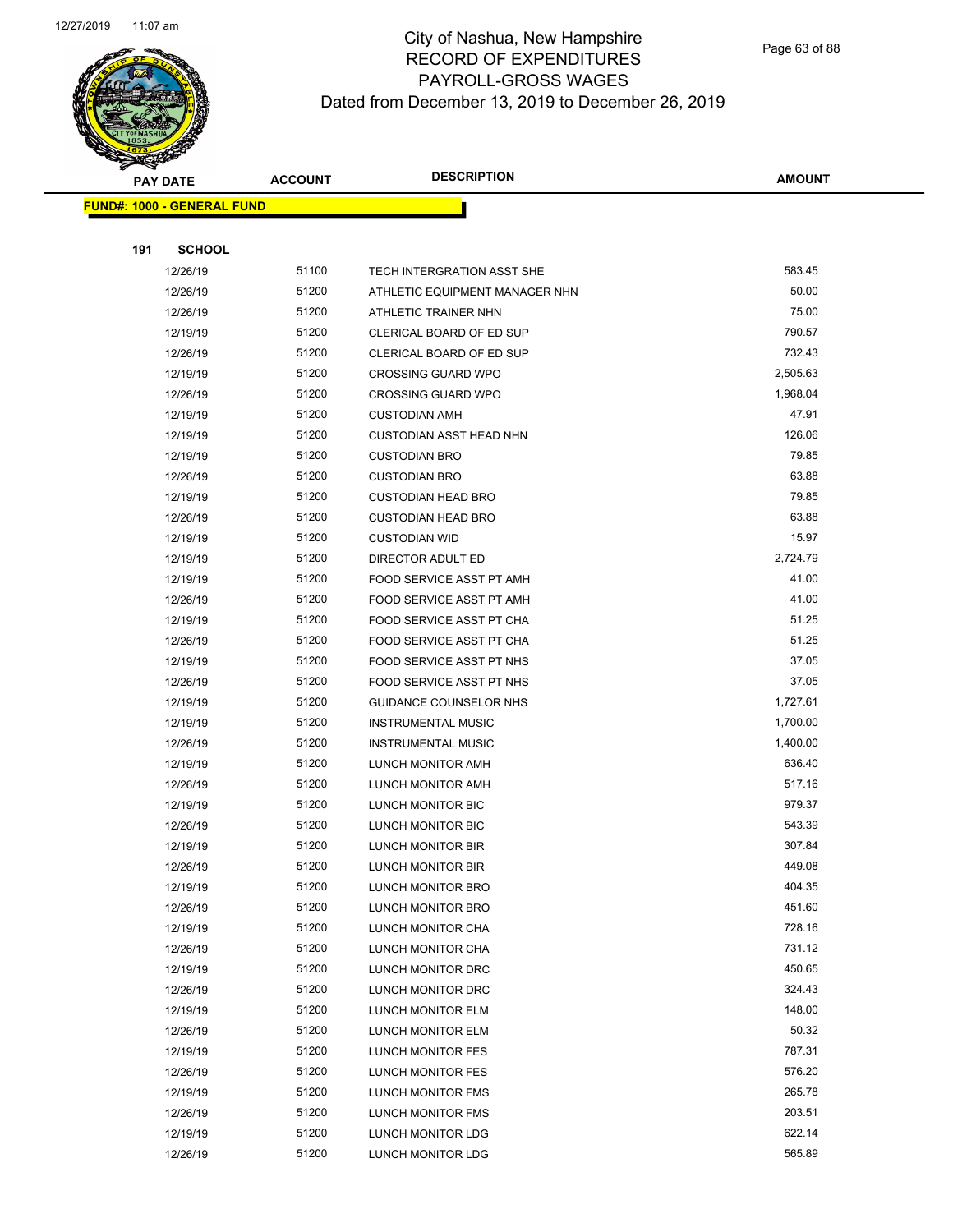# City of Nashua, New Hampshire
## RECORD OF EXPENDITURES
## PAYROLL-GROSS WAGES
### Dated from December 13, 2019 to December 26, 2019

| PAY DATE | ACCOUNT | DESCRIPTION | AMOUNT |
|---|---|---|---|

**FUND#: 1000 - GENERAL FUND**

**191 SCHOOL**

| PAY DATE | ACCOUNT | DESCRIPTION | AMOUNT |
|---|---|---|---|
| 12/26/19 | 51100 | TECH INTERGRATION ASST SHE | 583.45 |
| 12/26/19 | 51200 | ATHLETIC EQUIPMENT MANAGER NHN | 50.00 |
| 12/26/19 | 51200 | ATHLETIC TRAINER NHN | 75.00 |
| 12/19/19 | 51200 | CLERICAL BOARD OF ED SUP | 790.57 |
| 12/26/19 | 51200 | CLERICAL BOARD OF ED SUP | 732.43 |
| 12/19/19 | 51200 | CROSSING GUARD WPO | 2,505.63 |
| 12/26/19 | 51200 | CROSSING GUARD WPO | 1,968.04 |
| 12/19/19 | 51200 | CUSTODIAN AMH | 47.91 |
| 12/19/19 | 51200 | CUSTODIAN ASST HEAD NHN | 126.06 |
| 12/19/19 | 51200 | CUSTODIAN BRO | 79.85 |
| 12/26/19 | 51200 | CUSTODIAN BRO | 63.88 |
| 12/19/19 | 51200 | CUSTODIAN HEAD BRO | 79.85 |
| 12/26/19 | 51200 | CUSTODIAN HEAD BRO | 63.88 |
| 12/19/19 | 51200 | CUSTODIAN WID | 15.97 |
| 12/19/19 | 51200 | DIRECTOR ADULT ED | 2,724.79 |
| 12/19/19 | 51200 | FOOD SERVICE ASST PT AMH | 41.00 |
| 12/26/19 | 51200 | FOOD SERVICE ASST PT AMH | 41.00 |
| 12/19/19 | 51200 | FOOD SERVICE ASST PT CHA | 51.25 |
| 12/26/19 | 51200 | FOOD SERVICE ASST PT CHA | 51.25 |
| 12/19/19 | 51200 | FOOD SERVICE ASST PT NHS | 37.05 |
| 12/26/19 | 51200 | FOOD SERVICE ASST PT NHS | 37.05 |
| 12/19/19 | 51200 | GUIDANCE COUNSELOR NHS | 1,727.61 |
| 12/19/19 | 51200 | INSTRUMENTAL MUSIC | 1,700.00 |
| 12/26/19 | 51200 | INSTRUMENTAL MUSIC | 1,400.00 |
| 12/19/19 | 51200 | LUNCH MONITOR AMH | 636.40 |
| 12/26/19 | 51200 | LUNCH MONITOR AMH | 517.16 |
| 12/19/19 | 51200 | LUNCH MONITOR BIC | 979.37 |
| 12/26/19 | 51200 | LUNCH MONITOR BIC | 543.39 |
| 12/19/19 | 51200 | LUNCH MONITOR BIR | 307.84 |
| 12/26/19 | 51200 | LUNCH MONITOR BIR | 449.08 |
| 12/19/19 | 51200 | LUNCH MONITOR BRO | 404.35 |
| 12/26/19 | 51200 | LUNCH MONITOR BRO | 451.60 |
| 12/19/19 | 51200 | LUNCH MONITOR CHA | 728.16 |
| 12/26/19 | 51200 | LUNCH MONITOR CHA | 731.12 |
| 12/19/19 | 51200 | LUNCH MONITOR DRC | 450.65 |
| 12/26/19 | 51200 | LUNCH MONITOR DRC | 324.43 |
| 12/19/19 | 51200 | LUNCH MONITOR ELM | 148.00 |
| 12/26/19 | 51200 | LUNCH MONITOR ELM | 50.32 |
| 12/19/19 | 51200 | LUNCH MONITOR FES | 787.31 |
| 12/26/19 | 51200 | LUNCH MONITOR FES | 576.20 |
| 12/19/19 | 51200 | LUNCH MONITOR FMS | 265.78 |
| 12/26/19 | 51200 | LUNCH MONITOR FMS | 203.51 |
| 12/19/19 | 51200 | LUNCH MONITOR LDG | 622.14 |
| 12/26/19 | 51200 | LUNCH MONITOR LDG | 565.89 |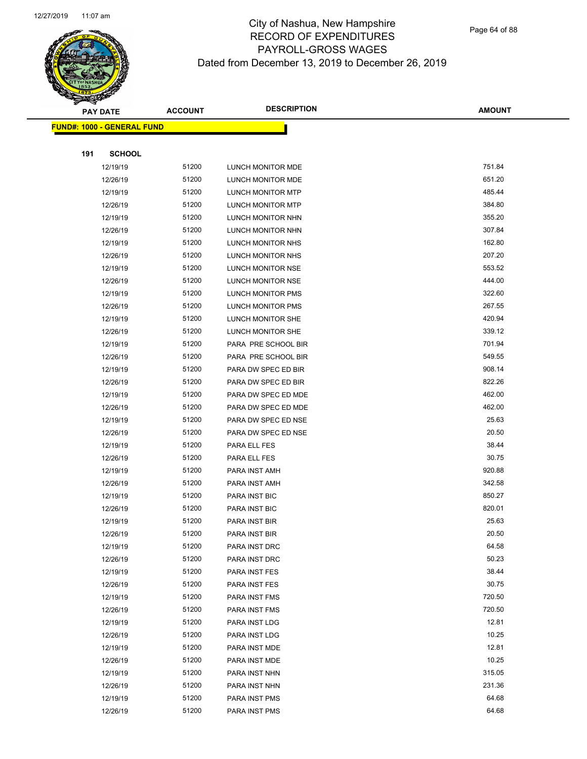# City of Nashua, New Hampshire
## RECORD OF EXPENDITURES
## PAYROLL-GROSS WAGES
## Dated from December 13, 2019 to December 26, 2019

| PAY DATE | ACCOUNT | DESCRIPTION | AMOUNT |
|---|---|---|---|

**FUND#: 1000 - GENERAL FUND**

**191 SCHOOL**

| PAY DATE | ACCOUNT | DESCRIPTION | AMOUNT |
|---|---|---|---|
| 12/19/19 | 51200 | LUNCH MONITOR MDE | 751.84 |
| 12/26/19 | 51200 | LUNCH MONITOR MDE | 651.20 |
| 12/19/19 | 51200 | LUNCH MONITOR MTP | 485.44 |
| 12/26/19 | 51200 | LUNCH MONITOR MTP | 384.80 |
| 12/19/19 | 51200 | LUNCH MONITOR NHN | 355.20 |
| 12/26/19 | 51200 | LUNCH MONITOR NHN | 307.84 |
| 12/19/19 | 51200 | LUNCH MONITOR NHS | 162.80 |
| 12/26/19 | 51200 | LUNCH MONITOR NHS | 207.20 |
| 12/19/19 | 51200 | LUNCH MONITOR NSE | 553.52 |
| 12/26/19 | 51200 | LUNCH MONITOR NSE | 444.00 |
| 12/19/19 | 51200 | LUNCH MONITOR PMS | 322.60 |
| 12/26/19 | 51200 | LUNCH MONITOR PMS | 267.55 |
| 12/19/19 | 51200 | LUNCH MONITOR SHE | 420.94 |
| 12/26/19 | 51200 | LUNCH MONITOR SHE | 339.12 |
| 12/19/19 | 51200 | PARA PRE SCHOOL BIR | 701.94 |
| 12/26/19 | 51200 | PARA PRE SCHOOL BIR | 549.55 |
| 12/19/19 | 51200 | PARA DW SPEC ED BIR | 908.14 |
| 12/26/19 | 51200 | PARA DW SPEC ED BIR | 822.26 |
| 12/19/19 | 51200 | PARA DW SPEC ED MDE | 462.00 |
| 12/26/19 | 51200 | PARA DW SPEC ED MDE | 462.00 |
| 12/19/19 | 51200 | PARA DW SPEC ED NSE | 25.63 |
| 12/26/19 | 51200 | PARA DW SPEC ED NSE | 20.50 |
| 12/19/19 | 51200 | PARA ELL FES | 38.44 |
| 12/26/19 | 51200 | PARA ELL FES | 30.75 |
| 12/19/19 | 51200 | PARA INST AMH | 920.88 |
| 12/26/19 | 51200 | PARA INST AMH | 342.58 |
| 12/19/19 | 51200 | PARA INST BIC | 850.27 |
| 12/26/19 | 51200 | PARA INST BIC | 820.01 |
| 12/19/19 | 51200 | PARA INST BIR | 25.63 |
| 12/26/19 | 51200 | PARA INST BIR | 20.50 |
| 12/19/19 | 51200 | PARA INST DRC | 64.58 |
| 12/26/19 | 51200 | PARA INST DRC | 50.23 |
| 12/19/19 | 51200 | PARA INST FES | 38.44 |
| 12/26/19 | 51200 | PARA INST FES | 30.75 |
| 12/19/19 | 51200 | PARA INST FMS | 720.50 |
| 12/26/19 | 51200 | PARA INST FMS | 720.50 |
| 12/19/19 | 51200 | PARA INST LDG | 12.81 |
| 12/26/19 | 51200 | PARA INST LDG | 10.25 |
| 12/19/19 | 51200 | PARA INST MDE | 12.81 |
| 12/26/19 | 51200 | PARA INST MDE | 10.25 |
| 12/19/19 | 51200 | PARA INST NHN | 315.05 |
| 12/26/19 | 51200 | PARA INST NHN | 231.36 |
| 12/19/19 | 51200 | PARA INST PMS | 64.68 |
| 12/26/19 | 51200 | PARA INST PMS | 64.68 |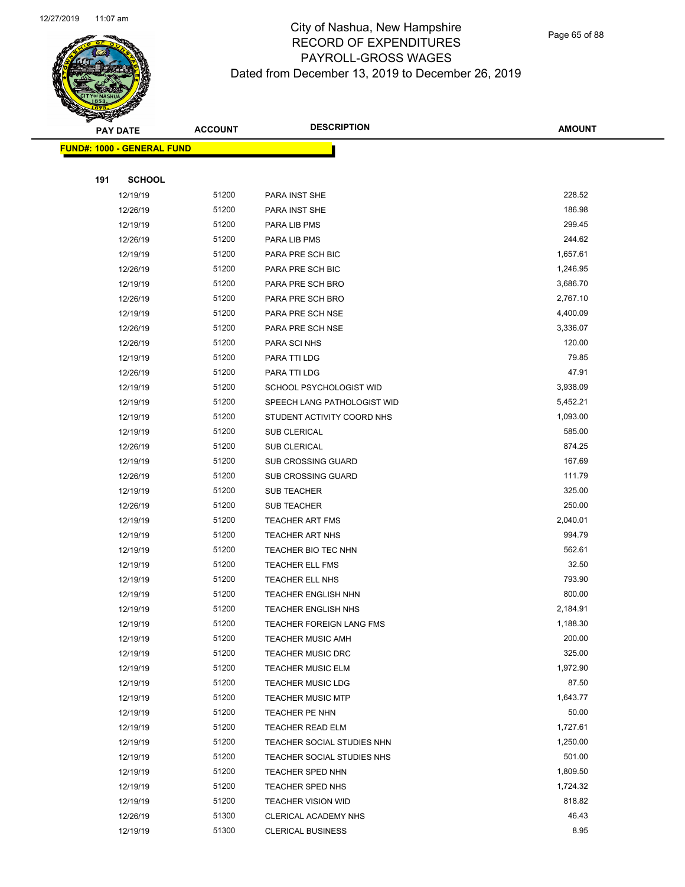# City of Nashua, New Hampshire
## RECORD OF EXPENDITURES
## PAYROLL-GROSS WAGES
## Dated from December 13, 2019 to December 26, 2019

**FUND#: 1000 - GENERAL FUND**

**191 SCHOOL**

| PAY DATE | ACCOUNT | DESCRIPTION | AMOUNT |
|---|---|---|---|
| 12/19/19 | 51200 | PARA INST SHE | 228.52 |
| 12/26/19 | 51200 | PARA INST SHE | 186.98 |
| 12/19/19 | 51200 | PARA LIB PMS | 299.45 |
| 12/26/19 | 51200 | PARA LIB PMS | 244.62 |
| 12/19/19 | 51200 | PARA PRE SCH BIC | 1,657.61 |
| 12/26/19 | 51200 | PARA PRE SCH BIC | 1,246.95 |
| 12/19/19 | 51200 | PARA PRE SCH BRO | 3,686.70 |
| 12/26/19 | 51200 | PARA PRE SCH BRO | 2,767.10 |
| 12/19/19 | 51200 | PARA PRE SCH NSE | 4,400.09 |
| 12/26/19 | 51200 | PARA PRE SCH NSE | 3,336.07 |
| 12/26/19 | 51200 | PARA SCI NHS | 120.00 |
| 12/19/19 | 51200 | PARA TTI LDG | 79.85 |
| 12/26/19 | 51200 | PARA TTI LDG | 47.91 |
| 12/19/19 | 51200 | SCHOOL PSYCHOLOGIST WID | 3,938.09 |
| 12/19/19 | 51200 | SPEECH LANG PATHOLOGIST WID | 5,452.21 |
| 12/19/19 | 51200 | STUDENT ACTIVITY COORD NHS | 1,093.00 |
| 12/19/19 | 51200 | SUB CLERICAL | 585.00 |
| 12/26/19 | 51200 | SUB CLERICAL | 874.25 |
| 12/19/19 | 51200 | SUB CROSSING GUARD | 167.69 |
| 12/26/19 | 51200 | SUB CROSSING GUARD | 111.79 |
| 12/19/19 | 51200 | SUB TEACHER | 325.00 |
| 12/26/19 | 51200 | SUB TEACHER | 250.00 |
| 12/19/19 | 51200 | TEACHER ART FMS | 2,040.01 |
| 12/19/19 | 51200 | TEACHER ART NHS | 994.79 |
| 12/19/19 | 51200 | TEACHER BIO TEC NHN | 562.61 |
| 12/19/19 | 51200 | TEACHER ELL FMS | 32.50 |
| 12/19/19 | 51200 | TEACHER ELL NHS | 793.90 |
| 12/19/19 | 51200 | TEACHER ENGLISH NHN | 800.00 |
| 12/19/19 | 51200 | TEACHER ENGLISH NHS | 2,184.91 |
| 12/19/19 | 51200 | TEACHER FOREIGN LANG FMS | 1,188.30 |
| 12/19/19 | 51200 | TEACHER MUSIC AMH | 200.00 |
| 12/19/19 | 51200 | TEACHER MUSIC DRC | 325.00 |
| 12/19/19 | 51200 | TEACHER MUSIC ELM | 1,972.90 |
| 12/19/19 | 51200 | TEACHER MUSIC LDG | 87.50 |
| 12/19/19 | 51200 | TEACHER MUSIC MTP | 1,643.77 |
| 12/19/19 | 51200 | TEACHER PE NHN | 50.00 |
| 12/19/19 | 51200 | TEACHER READ ELM | 1,727.61 |
| 12/19/19 | 51200 | TEACHER SOCIAL STUDIES NHN | 1,250.00 |
| 12/19/19 | 51200 | TEACHER SOCIAL STUDIES NHS | 501.00 |
| 12/19/19 | 51200 | TEACHER SPED NHN | 1,809.50 |
| 12/19/19 | 51200 | TEACHER SPED NHS | 1,724.32 |
| 12/19/19 | 51200 | TEACHER VISION WID | 818.82 |
| 12/26/19 | 51300 | CLERICAL ACADEMY NHS | 46.43 |
| 12/19/19 | 51300 | CLERICAL BUSINESS | 8.95 |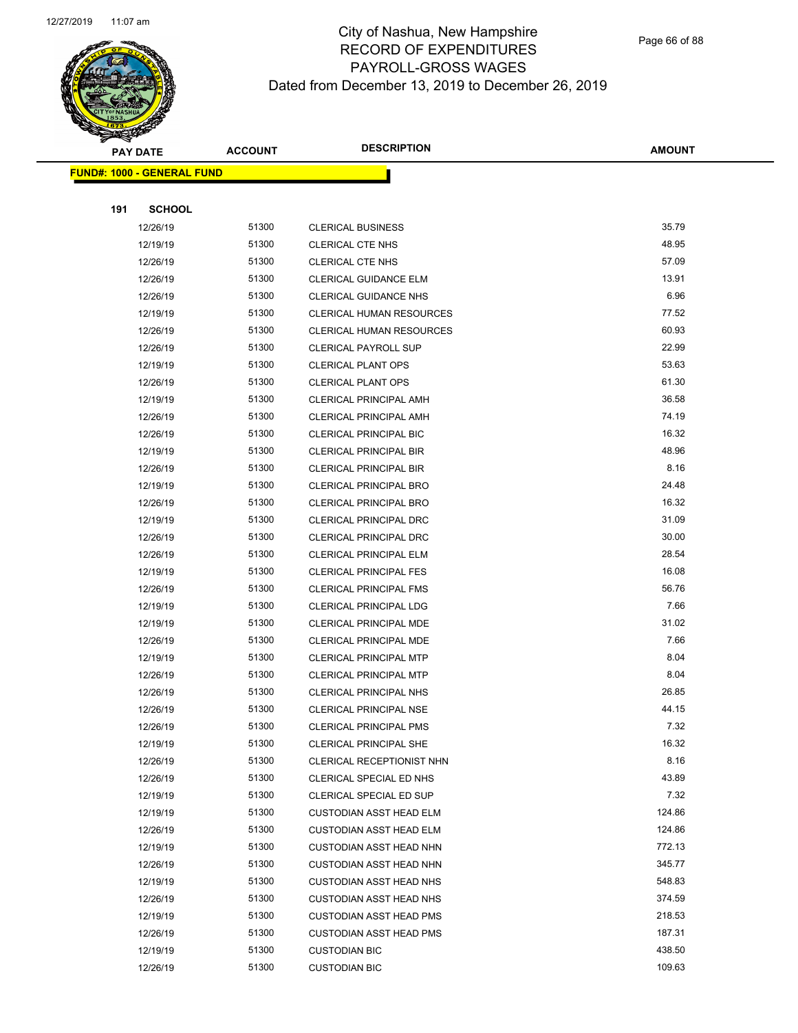# City of Nashua, New Hampshire
## RECORD OF EXPENDITURES
## PAYROLL-GROSS WAGES
### Dated from December 13, 2019 to December 26, 2019

| PAY DATE | ACCOUNT | DESCRIPTION | AMOUNT |
|---|---|---|---|

**FUND#: 1000 - GENERAL FUND**

**191 SCHOOL**

| PAY DATE | ACCOUNT | DESCRIPTION | AMOUNT |
|---|---|---|---|
| 12/26/19 | 51300 | CLERICAL BUSINESS | 35.79 |
| 12/19/19 | 51300 | CLERICAL CTE NHS | 48.95 |
| 12/26/19 | 51300 | CLERICAL CTE NHS | 57.09 |
| 12/26/19 | 51300 | CLERICAL GUIDANCE ELM | 13.91 |
| 12/26/19 | 51300 | CLERICAL GUIDANCE NHS | 6.96 |
| 12/19/19 | 51300 | CLERICAL HUMAN RESOURCES | 77.52 |
| 12/26/19 | 51300 | CLERICAL HUMAN RESOURCES | 60.93 |
| 12/26/19 | 51300 | CLERICAL PAYROLL SUP | 22.99 |
| 12/19/19 | 51300 | CLERICAL PLANT OPS | 53.63 |
| 12/26/19 | 51300 | CLERICAL PLANT OPS | 61.30 |
| 12/19/19 | 51300 | CLERICAL PRINCIPAL AMH | 36.58 |
| 12/26/19 | 51300 | CLERICAL PRINCIPAL AMH | 74.19 |
| 12/26/19 | 51300 | CLERICAL PRINCIPAL BIC | 16.32 |
| 12/19/19 | 51300 | CLERICAL PRINCIPAL BIR | 48.96 |
| 12/26/19 | 51300 | CLERICAL PRINCIPAL BIR | 8.16 |
| 12/19/19 | 51300 | CLERICAL PRINCIPAL BRO | 24.48 |
| 12/26/19 | 51300 | CLERICAL PRINCIPAL BRO | 16.32 |
| 12/19/19 | 51300 | CLERICAL PRINCIPAL DRC | 31.09 |
| 12/26/19 | 51300 | CLERICAL PRINCIPAL DRC | 30.00 |
| 12/26/19 | 51300 | CLERICAL PRINCIPAL ELM | 28.54 |
| 12/19/19 | 51300 | CLERICAL PRINCIPAL FES | 16.08 |
| 12/26/19 | 51300 | CLERICAL PRINCIPAL FMS | 56.76 |
| 12/19/19 | 51300 | CLERICAL PRINCIPAL LDG | 7.66 |
| 12/19/19 | 51300 | CLERICAL PRINCIPAL MDE | 31.02 |
| 12/26/19 | 51300 | CLERICAL PRINCIPAL MDE | 7.66 |
| 12/19/19 | 51300 | CLERICAL PRINCIPAL MTP | 8.04 |
| 12/26/19 | 51300 | CLERICAL PRINCIPAL MTP | 8.04 |
| 12/26/19 | 51300 | CLERICAL PRINCIPAL NHS | 26.85 |
| 12/26/19 | 51300 | CLERICAL PRINCIPAL NSE | 44.15 |
| 12/26/19 | 51300 | CLERICAL PRINCIPAL PMS | 7.32 |
| 12/19/19 | 51300 | CLERICAL PRINCIPAL SHE | 16.32 |
| 12/26/19 | 51300 | CLERICAL RECEPTIONIST NHN | 8.16 |
| 12/26/19 | 51300 | CLERICAL SPECIAL ED NHS | 43.89 |
| 12/19/19 | 51300 | CLERICAL SPECIAL ED SUP | 7.32 |
| 12/19/19 | 51300 | CUSTODIAN ASST HEAD ELM | 124.86 |
| 12/26/19 | 51300 | CUSTODIAN ASST HEAD ELM | 124.86 |
| 12/19/19 | 51300 | CUSTODIAN ASST HEAD NHN | 772.13 |
| 12/26/19 | 51300 | CUSTODIAN ASST HEAD NHN | 345.77 |
| 12/19/19 | 51300 | CUSTODIAN ASST HEAD NHS | 548.83 |
| 12/26/19 | 51300 | CUSTODIAN ASST HEAD NHS | 374.59 |
| 12/19/19 | 51300 | CUSTODIAN ASST HEAD PMS | 218.53 |
| 12/26/19 | 51300 | CUSTODIAN ASST HEAD PMS | 187.31 |
| 12/19/19 | 51300 | CUSTODIAN BIC | 438.50 |
| 12/26/19 | 51300 | CUSTODIAN BIC | 109.63 |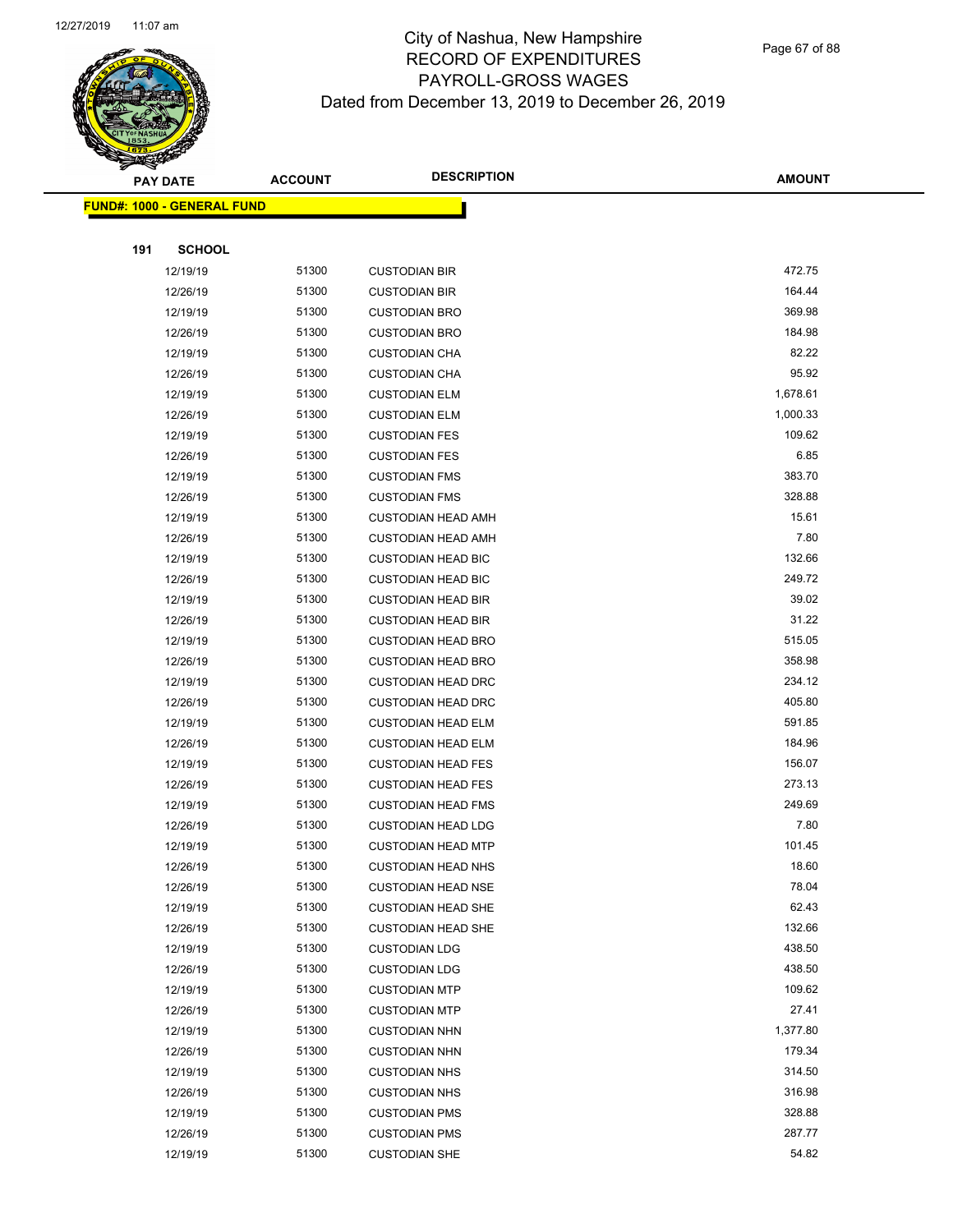# City of Nashua, New Hampshire
## RECORD OF EXPENDITURES
## PAYROLL-GROSS WAGES
### Dated from December 13, 2019 to December 26, 2019

| PAY DATE | ACCOUNT | DESCRIPTION | AMOUNT |
|---|---|---|---|
| **FUND#: 1000 - GENERAL FUND** | | | |
| **191 SCHOOL** | | | |
| 12/19/19 | 51300 | CUSTODIAN BIR | 472.75 |
| 12/26/19 | 51300 | CUSTODIAN BIR | 164.44 |
| 12/19/19 | 51300 | CUSTODIAN BRO | 369.98 |
| 12/26/19 | 51300 | CUSTODIAN BRO | 184.98 |
| 12/19/19 | 51300 | CUSTODIAN CHA | 82.22 |
| 12/26/19 | 51300 | CUSTODIAN CHA | 95.92 |
| 12/19/19 | 51300 | CUSTODIAN ELM | 1,678.61 |
| 12/26/19 | 51300 | CUSTODIAN ELM | 1,000.33 |
| 12/19/19 | 51300 | CUSTODIAN FES | 109.62 |
| 12/26/19 | 51300 | CUSTODIAN FES | 6.85 |
| 12/19/19 | 51300 | CUSTODIAN FMS | 383.70 |
| 12/26/19 | 51300 | CUSTODIAN FMS | 328.88 |
| 12/19/19 | 51300 | CUSTODIAN HEAD AMH | 15.61 |
| 12/26/19 | 51300 | CUSTODIAN HEAD AMH | 7.80 |
| 12/19/19 | 51300 | CUSTODIAN HEAD BIC | 132.66 |
| 12/26/19 | 51300 | CUSTODIAN HEAD BIC | 249.72 |
| 12/19/19 | 51300 | CUSTODIAN HEAD BIR | 39.02 |
| 12/26/19 | 51300 | CUSTODIAN HEAD BIR | 31.22 |
| 12/19/19 | 51300 | CUSTODIAN HEAD BRO | 515.05 |
| 12/26/19 | 51300 | CUSTODIAN HEAD BRO | 358.98 |
| 12/19/19 | 51300 | CUSTODIAN HEAD DRC | 234.12 |
| 12/26/19 | 51300 | CUSTODIAN HEAD DRC | 405.80 |
| 12/19/19 | 51300 | CUSTODIAN HEAD ELM | 591.85 |
| 12/26/19 | 51300 | CUSTODIAN HEAD ELM | 184.96 |
| 12/19/19 | 51300 | CUSTODIAN HEAD FES | 156.07 |
| 12/26/19 | 51300 | CUSTODIAN HEAD FES | 273.13 |
| 12/19/19 | 51300 | CUSTODIAN HEAD FMS | 249.69 |
| 12/26/19 | 51300 | CUSTODIAN HEAD LDG | 7.80 |
| 12/19/19 | 51300 | CUSTODIAN HEAD MTP | 101.45 |
| 12/26/19 | 51300 | CUSTODIAN HEAD NHS | 18.60 |
| 12/26/19 | 51300 | CUSTODIAN HEAD NSE | 78.04 |
| 12/19/19 | 51300 | CUSTODIAN HEAD SHE | 62.43 |
| 12/26/19 | 51300 | CUSTODIAN HEAD SHE | 132.66 |
| 12/19/19 | 51300 | CUSTODIAN LDG | 438.50 |
| 12/26/19 | 51300 | CUSTODIAN LDG | 438.50 |
| 12/19/19 | 51300 | CUSTODIAN MTP | 109.62 |
| 12/26/19 | 51300 | CUSTODIAN MTP | 27.41 |
| 12/19/19 | 51300 | CUSTODIAN NHN | 1,377.80 |
| 12/26/19 | 51300 | CUSTODIAN NHN | 179.34 |
| 12/19/19 | 51300 | CUSTODIAN NHS | 314.50 |
| 12/26/19 | 51300 | CUSTODIAN NHS | 316.98 |
| 12/19/19 | 51300 | CUSTODIAN PMS | 328.88 |
| 12/26/19 | 51300 | CUSTODIAN PMS | 287.77 |
| 12/19/19 | 51300 | CUSTODIAN SHE | 54.82 |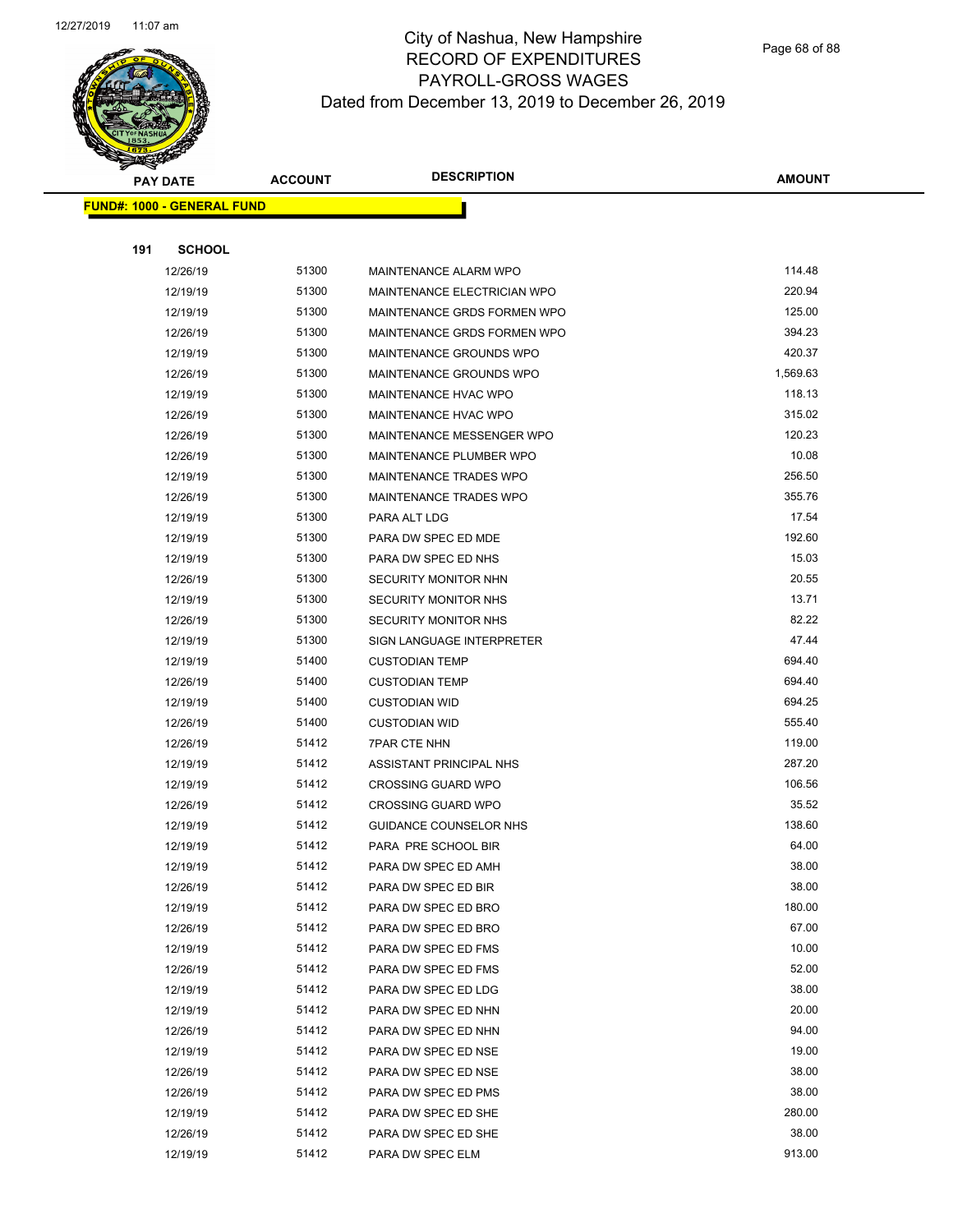# City of Nashua, New Hampshire
# RECORD OF EXPENDITURES
# PAYROLL-GROSS WAGES
# Dated from December 13, 2019 to December 26, 2019

| PAY DATE | ACCOUNT | DESCRIPTION | AMOUNT |
|---|---|---|---|

**FUND#: 1000 - GENERAL FUND**

**191 SCHOOL**

| PAY DATE | ACCOUNT | DESCRIPTION | AMOUNT |
|---|---|---|---|
| 12/26/19 | 51300 | MAINTENANCE ALARM WPO | 114.48 |
| 12/19/19 | 51300 | MAINTENANCE ELECTRICIAN WPO | 220.94 |
| 12/19/19 | 51300 | MAINTENANCE GRDS FORMEN WPO | 125.00 |
| 12/26/19 | 51300 | MAINTENANCE GRDS FORMEN WPO | 394.23 |
| 12/19/19 | 51300 | MAINTENANCE GROUNDS WPO | 420.37 |
| 12/26/19 | 51300 | MAINTENANCE GROUNDS WPO | 1,569.63 |
| 12/19/19 | 51300 | MAINTENANCE HVAC WPO | 118.13 |
| 12/26/19 | 51300 | MAINTENANCE HVAC WPO | 315.02 |
| 12/26/19 | 51300 | MAINTENANCE MESSENGER WPO | 120.23 |
| 12/26/19 | 51300 | MAINTENANCE PLUMBER WPO | 10.08 |
| 12/19/19 | 51300 | MAINTENANCE TRADES WPO | 256.50 |
| 12/26/19 | 51300 | MAINTENANCE TRADES WPO | 355.76 |
| 12/19/19 | 51300 | PARA ALT LDG | 17.54 |
| 12/19/19 | 51300 | PARA DW SPEC ED MDE | 192.60 |
| 12/19/19 | 51300 | PARA DW SPEC ED NHS | 15.03 |
| 12/26/19 | 51300 | SECURITY MONITOR NHN | 20.55 |
| 12/19/19 | 51300 | SECURITY MONITOR NHS | 13.71 |
| 12/26/19 | 51300 | SECURITY MONITOR NHS | 82.22 |
| 12/19/19 | 51300 | SIGN LANGUAGE INTERPRETER | 47.44 |
| 12/19/19 | 51400 | CUSTODIAN TEMP | 694.40 |
| 12/26/19 | 51400 | CUSTODIAN TEMP | 694.40 |
| 12/19/19 | 51400 | CUSTODIAN WID | 694.25 |
| 12/26/19 | 51400 | CUSTODIAN WID | 555.40 |
| 12/26/19 | 51412 | 7PAR CTE NHN | 119.00 |
| 12/19/19 | 51412 | ASSISTANT PRINCIPAL NHS | 287.20 |
| 12/19/19 | 51412 | CROSSING GUARD WPO | 106.56 |
| 12/26/19 | 51412 | CROSSING GUARD WPO | 35.52 |
| 12/19/19 | 51412 | GUIDANCE COUNSELOR NHS | 138.60 |
| 12/19/19 | 51412 | PARA PRE SCHOOL BIR | 64.00 |
| 12/19/19 | 51412 | PARA DW SPEC ED AMH | 38.00 |
| 12/26/19 | 51412 | PARA DW SPEC ED BIR | 38.00 |
| 12/19/19 | 51412 | PARA DW SPEC ED BRO | 180.00 |
| 12/26/19 | 51412 | PARA DW SPEC ED BRO | 67.00 |
| 12/19/19 | 51412 | PARA DW SPEC ED FMS | 10.00 |
| 12/26/19 | 51412 | PARA DW SPEC ED FMS | 52.00 |
| 12/19/19 | 51412 | PARA DW SPEC ED LDG | 38.00 |
| 12/19/19 | 51412 | PARA DW SPEC ED NHN | 20.00 |
| 12/26/19 | 51412 | PARA DW SPEC ED NHN | 94.00 |
| 12/19/19 | 51412 | PARA DW SPEC ED NSE | 19.00 |
| 12/26/19 | 51412 | PARA DW SPEC ED NSE | 38.00 |
| 12/26/19 | 51412 | PARA DW SPEC ED PMS | 38.00 |
| 12/19/19 | 51412 | PARA DW SPEC ED SHE | 280.00 |
| 12/26/19 | 51412 | PARA DW SPEC ED SHE | 38.00 |
| 12/19/19 | 51412 | PARA DW SPEC ELM | 913.00 |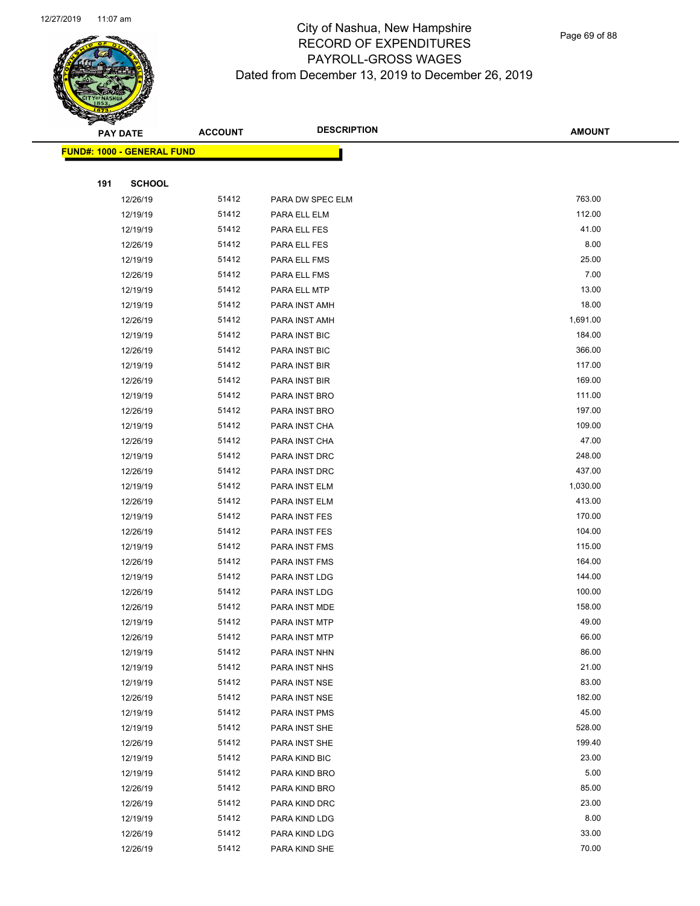# City of Nashua, New Hampshire
## RECORD OF EXPENDITURES
## PAYROLL-GROSS WAGES
## Dated from December 13, 2019 to December 26, 2019

**FUND#: 1000 - GENERAL FUND**

**191 SCHOOL**

| PAY DATE | ACCOUNT | DESCRIPTION | AMOUNT |
|---|---|---|---|
| 12/26/19 | 51412 | PARA DW SPEC ELM | 763.00 |
| 12/19/19 | 51412 | PARA ELL ELM | 112.00 |
| 12/19/19 | 51412 | PARA ELL FES | 41.00 |
| 12/26/19 | 51412 | PARA ELL FES | 8.00 |
| 12/19/19 | 51412 | PARA ELL FMS | 25.00 |
| 12/26/19 | 51412 | PARA ELL FMS | 7.00 |
| 12/19/19 | 51412 | PARA ELL MTP | 13.00 |
| 12/19/19 | 51412 | PARA INST AMH | 18.00 |
| 12/26/19 | 51412 | PARA INST AMH | 1,691.00 |
| 12/19/19 | 51412 | PARA INST BIC | 184.00 |
| 12/26/19 | 51412 | PARA INST BIC | 366.00 |
| 12/19/19 | 51412 | PARA INST BIR | 117.00 |
| 12/26/19 | 51412 | PARA INST BIR | 169.00 |
| 12/19/19 | 51412 | PARA INST BRO | 111.00 |
| 12/26/19 | 51412 | PARA INST BRO | 197.00 |
| 12/19/19 | 51412 | PARA INST CHA | 109.00 |
| 12/26/19 | 51412 | PARA INST CHA | 47.00 |
| 12/19/19 | 51412 | PARA INST DRC | 248.00 |
| 12/26/19 | 51412 | PARA INST DRC | 437.00 |
| 12/19/19 | 51412 | PARA INST ELM | 1,030.00 |
| 12/26/19 | 51412 | PARA INST ELM | 413.00 |
| 12/19/19 | 51412 | PARA INST FES | 170.00 |
| 12/26/19 | 51412 | PARA INST FES | 104.00 |
| 12/19/19 | 51412 | PARA INST FMS | 115.00 |
| 12/26/19 | 51412 | PARA INST FMS | 164.00 |
| 12/19/19 | 51412 | PARA INST LDG | 144.00 |
| 12/26/19 | 51412 | PARA INST LDG | 100.00 |
| 12/26/19 | 51412 | PARA INST MDE | 158.00 |
| 12/19/19 | 51412 | PARA INST MTP | 49.00 |
| 12/26/19 | 51412 | PARA INST MTP | 66.00 |
| 12/19/19 | 51412 | PARA INST NHN | 86.00 |
| 12/19/19 | 51412 | PARA INST NHS | 21.00 |
| 12/19/19 | 51412 | PARA INST NSE | 83.00 |
| 12/26/19 | 51412 | PARA INST NSE | 182.00 |
| 12/19/19 | 51412 | PARA INST PMS | 45.00 |
| 12/19/19 | 51412 | PARA INST SHE | 528.00 |
| 12/26/19 | 51412 | PARA INST SHE | 199.40 |
| 12/19/19 | 51412 | PARA KIND BIC | 23.00 |
| 12/19/19 | 51412 | PARA KIND BRO | 5.00 |
| 12/26/19 | 51412 | PARA KIND BRO | 85.00 |
| 12/26/19 | 51412 | PARA KIND DRC | 23.00 |
| 12/19/19 | 51412 | PARA KIND LDG | 8.00 |
| 12/26/19 | 51412 | PARA KIND LDG | 33.00 |
| 12/26/19 | 51412 | PARA KIND SHE | 70.00 |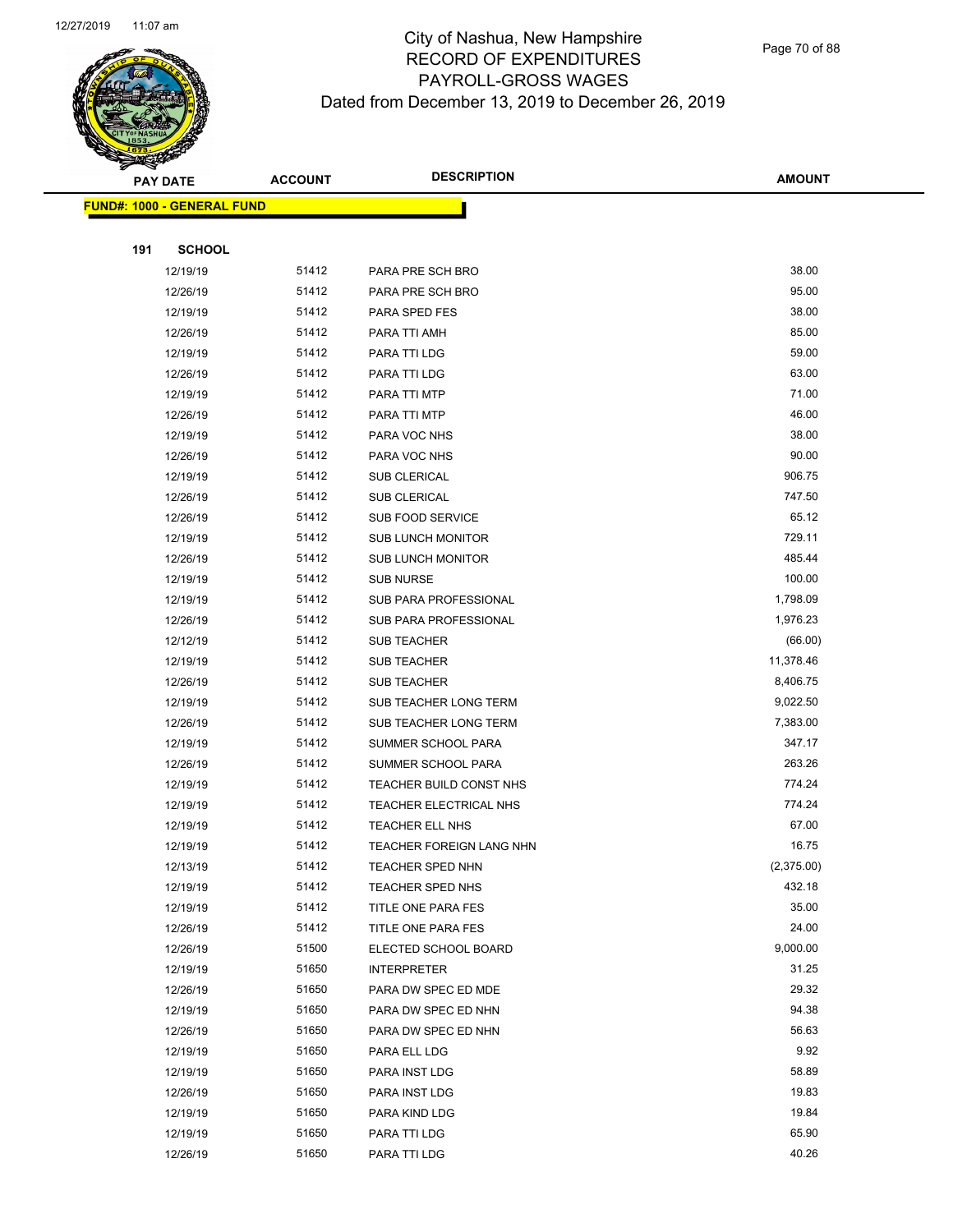# City of Nashua, New Hampshire
## RECORD OF EXPENDITURES
## PAYROLL-GROSS WAGES
### Dated from December 13, 2019 to December 26, 2019

**FUND#: 1000 - GENERAL FUND**

**191 SCHOOL**

| PAY DATE | ACCOUNT | DESCRIPTION | AMOUNT |
|---|---|---|---|
| 12/19/19 | 51412 | PARA PRE SCH BRO | 38.00 |
| 12/26/19 | 51412 | PARA PRE SCH BRO | 95.00 |
| 12/19/19 | 51412 | PARA SPED FES | 38.00 |
| 12/26/19 | 51412 | PARA TTI AMH | 85.00 |
| 12/19/19 | 51412 | PARA TTI LDG | 59.00 |
| 12/26/19 | 51412 | PARA TTI LDG | 63.00 |
| 12/19/19 | 51412 | PARA TTI MTP | 71.00 |
| 12/26/19 | 51412 | PARA TTI MTP | 46.00 |
| 12/19/19 | 51412 | PARA VOC NHS | 38.00 |
| 12/26/19 | 51412 | PARA VOC NHS | 90.00 |
| 12/19/19 | 51412 | SUB CLERICAL | 906.75 |
| 12/26/19 | 51412 | SUB CLERICAL | 747.50 |
| 12/26/19 | 51412 | SUB FOOD SERVICE | 65.12 |
| 12/19/19 | 51412 | SUB LUNCH MONITOR | 729.11 |
| 12/26/19 | 51412 | SUB LUNCH MONITOR | 485.44 |
| 12/19/19 | 51412 | SUB NURSE | 100.00 |
| 12/19/19 | 51412 | SUB PARA PROFESSIONAL | 1,798.09 |
| 12/26/19 | 51412 | SUB PARA PROFESSIONAL | 1,976.23 |
| 12/12/19 | 51412 | SUB TEACHER | (66.00) |
| 12/19/19 | 51412 | SUB TEACHER | 11,378.46 |
| 12/26/19 | 51412 | SUB TEACHER | 8,406.75 |
| 12/19/19 | 51412 | SUB TEACHER LONG TERM | 9,022.50 |
| 12/26/19 | 51412 | SUB TEACHER LONG TERM | 7,383.00 |
| 12/19/19 | 51412 | SUMMER SCHOOL PARA | 347.17 |
| 12/26/19 | 51412 | SUMMER SCHOOL PARA | 263.26 |
| 12/19/19 | 51412 | TEACHER BUILD CONST NHS | 774.24 |
| 12/19/19 | 51412 | TEACHER ELECTRICAL NHS | 774.24 |
| 12/19/19 | 51412 | TEACHER ELL NHS | 67.00 |
| 12/19/19 | 51412 | TEACHER FOREIGN LANG NHN | 16.75 |
| 12/13/19 | 51412 | TEACHER SPED NHN | (2,375.00) |
| 12/19/19 | 51412 | TEACHER SPED NHS | 432.18 |
| 12/19/19 | 51412 | TITLE ONE PARA FES | 35.00 |
| 12/26/19 | 51412 | TITLE ONE PARA FES | 24.00 |
| 12/26/19 | 51500 | ELECTED SCHOOL BOARD | 9,000.00 |
| 12/19/19 | 51650 | INTERPRETER | 31.25 |
| 12/26/19 | 51650 | PARA DW SPEC ED MDE | 29.32 |
| 12/19/19 | 51650 | PARA DW SPEC ED NHN | 94.38 |
| 12/26/19 | 51650 | PARA DW SPEC ED NHN | 56.63 |
| 12/19/19 | 51650 | PARA ELL LDG | 9.92 |
| 12/19/19 | 51650 | PARA INST LDG | 58.89 |
| 12/26/19 | 51650 | PARA INST LDG | 19.83 |
| 12/19/19 | 51650 | PARA KIND LDG | 19.84 |
| 12/19/19 | 51650 | PARA TTI LDG | 65.90 |
| 12/26/19 | 51650 | PARA TTI LDG | 40.26 |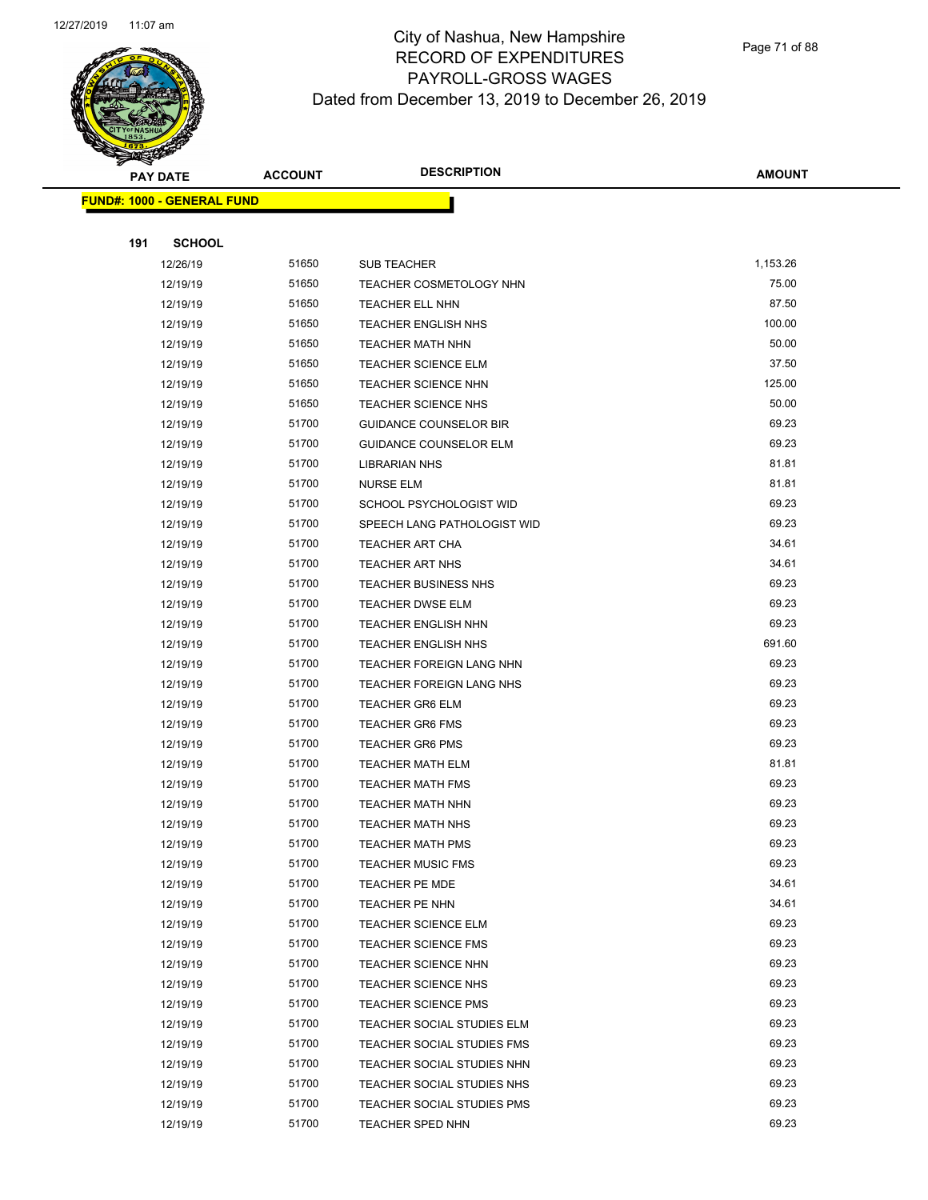City of Nashua, New Hampshire
RECORD OF EXPENDITURES
PAYROLL-GROSS WAGES
Dated from December 13, 2019 to December 26, 2019

| PAY DATE | ACCOUNT | DESCRIPTION | AMOUNT |
|---|---|---|---|
| **FUND#: 1000 - GENERAL FUND** | | | |
| **191 SCHOOL** | | | |
| 12/26/19 | 51650 | SUB TEACHER | 1,153.26 |
| 12/19/19 | 51650 | TEACHER COSMETOLOGY NHN | 75.00 |
| 12/19/19 | 51650 | TEACHER ELL NHN | 87.50 |
| 12/19/19 | 51650 | TEACHER ENGLISH NHS | 100.00 |
| 12/19/19 | 51650 | TEACHER MATH NHN | 50.00 |
| 12/19/19 | 51650 | TEACHER SCIENCE ELM | 37.50 |
| 12/19/19 | 51650 | TEACHER SCIENCE NHN | 125.00 |
| 12/19/19 | 51650 | TEACHER SCIENCE NHS | 50.00 |
| 12/19/19 | 51700 | GUIDANCE COUNSELOR BIR | 69.23 |
| 12/19/19 | 51700 | GUIDANCE COUNSELOR ELM | 69.23 |
| 12/19/19 | 51700 | LIBRARIAN NHS | 81.81 |
| 12/19/19 | 51700 | NURSE ELM | 81.81 |
| 12/19/19 | 51700 | SCHOOL PSYCHOLOGIST WID | 69.23 |
| 12/19/19 | 51700 | SPEECH LANG PATHOLOGIST WID | 69.23 |
| 12/19/19 | 51700 | TEACHER ART CHA | 34.61 |
| 12/19/19 | 51700 | TEACHER ART NHS | 34.61 |
| 12/19/19 | 51700 | TEACHER BUSINESS NHS | 69.23 |
| 12/19/19 | 51700 | TEACHER DWSE ELM | 69.23 |
| 12/19/19 | 51700 | TEACHER ENGLISH NHN | 69.23 |
| 12/19/19 | 51700 | TEACHER ENGLISH NHS | 691.60 |
| 12/19/19 | 51700 | TEACHER FOREIGN LANG NHN | 69.23 |
| 12/19/19 | 51700 | TEACHER FOREIGN LANG NHS | 69.23 |
| 12/19/19 | 51700 | TEACHER GR6 ELM | 69.23 |
| 12/19/19 | 51700 | TEACHER GR6 FMS | 69.23 |
| 12/19/19 | 51700 | TEACHER GR6 PMS | 69.23 |
| 12/19/19 | 51700 | TEACHER MATH ELM | 81.81 |
| 12/19/19 | 51700 | TEACHER MATH FMS | 69.23 |
| 12/19/19 | 51700 | TEACHER MATH NHN | 69.23 |
| 12/19/19 | 51700 | TEACHER MATH NHS | 69.23 |
| 12/19/19 | 51700 | TEACHER MATH PMS | 69.23 |
| 12/19/19 | 51700 | TEACHER MUSIC FMS | 69.23 |
| 12/19/19 | 51700 | TEACHER PE MDE | 34.61 |
| 12/19/19 | 51700 | TEACHER PE NHN | 34.61 |
| 12/19/19 | 51700 | TEACHER SCIENCE ELM | 69.23 |
| 12/19/19 | 51700 | TEACHER SCIENCE FMS | 69.23 |
| 12/19/19 | 51700 | TEACHER SCIENCE NHN | 69.23 |
| 12/19/19 | 51700 | TEACHER SCIENCE NHS | 69.23 |
| 12/19/19 | 51700 | TEACHER SCIENCE PMS | 69.23 |
| 12/19/19 | 51700 | TEACHER SOCIAL STUDIES ELM | 69.23 |
| 12/19/19 | 51700 | TEACHER SOCIAL STUDIES FMS | 69.23 |
| 12/19/19 | 51700 | TEACHER SOCIAL STUDIES NHN | 69.23 |
| 12/19/19 | 51700 | TEACHER SOCIAL STUDIES NHS | 69.23 |
| 12/19/19 | 51700 | TEACHER SOCIAL STUDIES PMS | 69.23 |
| 12/19/19 | 51700 | TEACHER SPED NHN | 69.23 |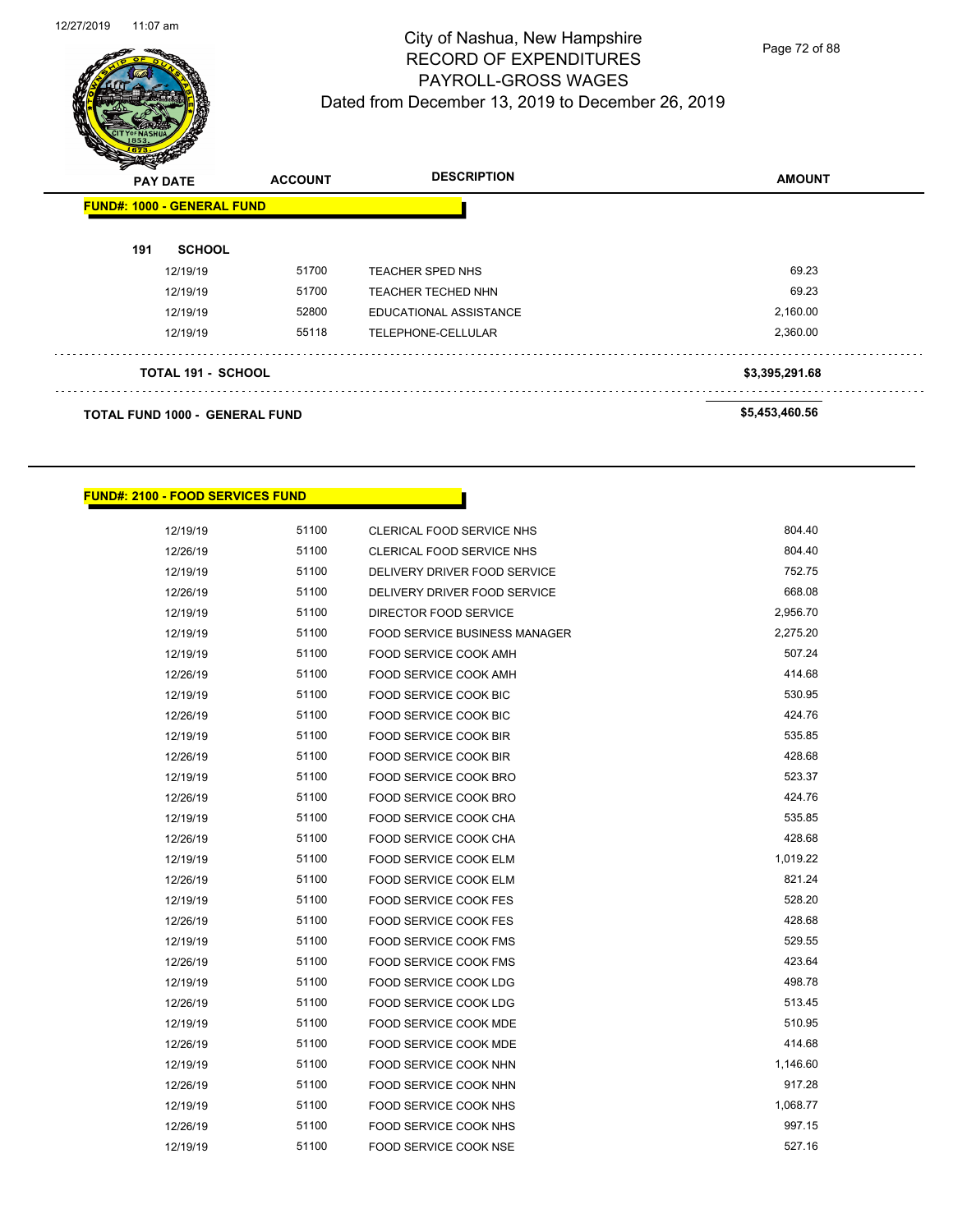# City of Nashua, New Hampshire
## RECORD OF EXPENDITURES
## PAYROLL-GROSS WAGES
## Dated from December 13, 2019 to December 26, 2019

| PAY DATE | ACCOUNT | DESCRIPTION | AMOUNT |
|---|---|---|---|
| **FUND#: 1000 - GENERAL FUND** | | | |
| **191 SCHOOL** | | | |
| 12/19/19 | 51700 | TEACHER SPED NHS | 69.23 |
| 12/19/19 | 51700 | TEACHER TECHED NHN | 69.23 |
| 12/19/19 | 52800 | EDUCATIONAL ASSISTANCE | 2,160.00 |
| 12/19/19 | 55118 | TELEPHONE-CELLULAR | 2,360.00 |
| **TOTAL 191 - SCHOOL** | | | **$3,395,291.68** |
| **TOTAL FUND 1000 - GENERAL FUND** | | | **$5,453,460.56** |

**FUND#: 2100 - FOOD SERVICES FUND**

| PAY DATE | ACCOUNT | DESCRIPTION | AMOUNT |
|---|---|---|---|
| 12/19/19 | 51100 | CLERICAL FOOD SERVICE NHS | 804.40 |
| 12/26/19 | 51100 | CLERICAL FOOD SERVICE NHS | 804.40 |
| 12/19/19 | 51100 | DELIVERY DRIVER FOOD SERVICE | 752.75 |
| 12/26/19 | 51100 | DELIVERY DRIVER FOOD SERVICE | 668.08 |
| 12/19/19 | 51100 | DIRECTOR FOOD SERVICE | 2,956.70 |
| 12/19/19 | 51100 | FOOD SERVICE BUSINESS MANAGER | 2,275.20 |
| 12/19/19 | 51100 | FOOD SERVICE COOK AMH | 507.24 |
| 12/26/19 | 51100 | FOOD SERVICE COOK AMH | 414.68 |
| 12/19/19 | 51100 | FOOD SERVICE COOK BIC | 530.95 |
| 12/26/19 | 51100 | FOOD SERVICE COOK BIC | 424.76 |
| 12/19/19 | 51100 | FOOD SERVICE COOK BIR | 535.85 |
| 12/26/19 | 51100 | FOOD SERVICE COOK BIR | 428.68 |
| 12/19/19 | 51100 | FOOD SERVICE COOK BRO | 523.37 |
| 12/26/19 | 51100 | FOOD SERVICE COOK BRO | 424.76 |
| 12/19/19 | 51100 | FOOD SERVICE COOK CHA | 535.85 |
| 12/26/19 | 51100 | FOOD SERVICE COOK CHA | 428.68 |
| 12/19/19 | 51100 | FOOD SERVICE COOK ELM | 1,019.22 |
| 12/26/19 | 51100 | FOOD SERVICE COOK ELM | 821.24 |
| 12/19/19 | 51100 | FOOD SERVICE COOK FES | 528.20 |
| 12/26/19 | 51100 | FOOD SERVICE COOK FES | 428.68 |
| 12/19/19 | 51100 | FOOD SERVICE COOK FMS | 529.55 |
| 12/26/19 | 51100 | FOOD SERVICE COOK FMS | 423.64 |
| 12/19/19 | 51100 | FOOD SERVICE COOK LDG | 498.78 |
| 12/26/19 | 51100 | FOOD SERVICE COOK LDG | 513.45 |
| 12/19/19 | 51100 | FOOD SERVICE COOK MDE | 510.95 |
| 12/26/19 | 51100 | FOOD SERVICE COOK MDE | 414.68 |
| 12/19/19 | 51100 | FOOD SERVICE COOK NHN | 1,146.60 |
| 12/26/19 | 51100 | FOOD SERVICE COOK NHN | 917.28 |
| 12/19/19 | 51100 | FOOD SERVICE COOK NHS | 1,068.77 |
| 12/26/19 | 51100 | FOOD SERVICE COOK NHS | 997.15 |
| 12/19/19 | 51100 | FOOD SERVICE COOK NSE | 527.16 |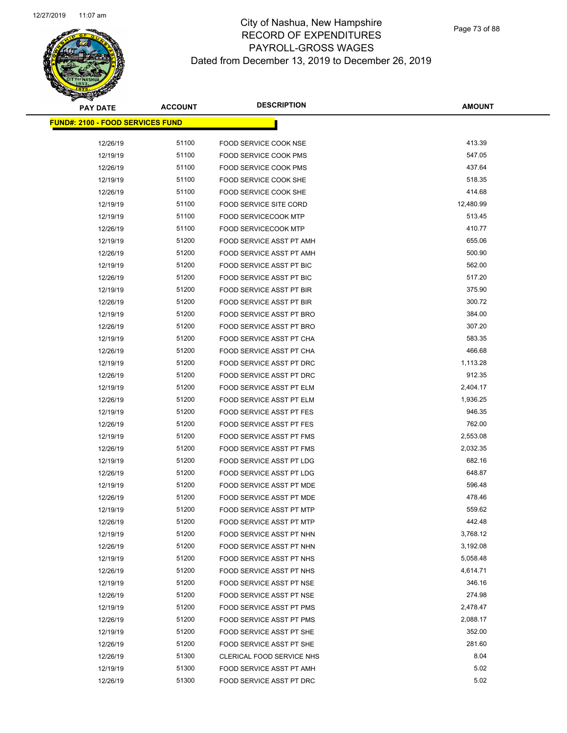# City of Nashua, New Hampshire
## RECORD OF EXPENDITURES
## PAYROLL-GROSS WAGES
### Dated from December 13, 2019 to December 26, 2019

| PAY DATE | ACCOUNT | DESCRIPTION | AMOUNT |
|---|---|---|---|
| **FUND#: 2100 - FOOD SERVICES FUND** | | | |
| 12/26/19 | 51100 | FOOD SERVICE COOK NSE | 413.39 |
| 12/19/19 | 51100 | FOOD SERVICE COOK PMS | 547.05 |
| 12/26/19 | 51100 | FOOD SERVICE COOK PMS | 437.64 |
| 12/19/19 | 51100 | FOOD SERVICE COOK SHE | 518.35 |
| 12/26/19 | 51100 | FOOD SERVICE COOK SHE | 414.68 |
| 12/19/19 | 51100 | FOOD SERVICE SITE CORD | 12,480.99 |
| 12/19/19 | 51100 | FOOD SERVICECOOK MTP | 513.45 |
| 12/26/19 | 51100 | FOOD SERVICECOOK MTP | 410.77 |
| 12/19/19 | 51200 | FOOD SERVICE ASST PT AMH | 655.06 |
| 12/26/19 | 51200 | FOOD SERVICE ASST PT AMH | 500.90 |
| 12/19/19 | 51200 | FOOD SERVICE ASST PT BIC | 562.00 |
| 12/26/19 | 51200 | FOOD SERVICE ASST PT BIC | 517.20 |
| 12/19/19 | 51200 | FOOD SERVICE ASST PT BIR | 375.90 |
| 12/26/19 | 51200 | FOOD SERVICE ASST PT BIR | 300.72 |
| 12/19/19 | 51200 | FOOD SERVICE ASST PT BRO | 384.00 |
| 12/26/19 | 51200 | FOOD SERVICE ASST PT BRO | 307.20 |
| 12/19/19 | 51200 | FOOD SERVICE ASST PT CHA | 583.35 |
| 12/26/19 | 51200 | FOOD SERVICE ASST PT CHA | 466.68 |
| 12/19/19 | 51200 | FOOD SERVICE ASST PT DRC | 1,113.28 |
| 12/26/19 | 51200 | FOOD SERVICE ASST PT DRC | 912.35 |
| 12/19/19 | 51200 | FOOD SERVICE ASST PT ELM | 2,404.17 |
| 12/26/19 | 51200 | FOOD SERVICE ASST PT ELM | 1,936.25 |
| 12/19/19 | 51200 | FOOD SERVICE ASST PT FES | 946.35 |
| 12/26/19 | 51200 | FOOD SERVICE ASST PT FES | 762.00 |
| 12/19/19 | 51200 | FOOD SERVICE ASST PT FMS | 2,553.08 |
| 12/26/19 | 51200 | FOOD SERVICE ASST PT FMS | 2,032.35 |
| 12/19/19 | 51200 | FOOD SERVICE ASST PT LDG | 682.16 |
| 12/26/19 | 51200 | FOOD SERVICE ASST PT LDG | 648.87 |
| 12/19/19 | 51200 | FOOD SERVICE ASST PT MDE | 596.48 |
| 12/26/19 | 51200 | FOOD SERVICE ASST PT MDE | 478.46 |
| 12/19/19 | 51200 | FOOD SERVICE ASST PT MTP | 559.62 |
| 12/26/19 | 51200 | FOOD SERVICE ASST PT MTP | 442.48 |
| 12/19/19 | 51200 | FOOD SERVICE ASST PT NHN | 3,768.12 |
| 12/26/19 | 51200 | FOOD SERVICE ASST PT NHN | 3,192.08 |
| 12/19/19 | 51200 | FOOD SERVICE ASST PT NHS | 5,058.48 |
| 12/26/19 | 51200 | FOOD SERVICE ASST PT NHS | 4,614.71 |
| 12/19/19 | 51200 | FOOD SERVICE ASST PT NSE | 346.16 |
| 12/26/19 | 51200 | FOOD SERVICE ASST PT NSE | 274.98 |
| 12/19/19 | 51200 | FOOD SERVICE ASST PT PMS | 2,478.47 |
| 12/26/19 | 51200 | FOOD SERVICE ASST PT PMS | 2,088.17 |
| 12/19/19 | 51200 | FOOD SERVICE ASST PT SHE | 352.00 |
| 12/26/19 | 51200 | FOOD SERVICE ASST PT SHE | 281.60 |
| 12/26/19 | 51300 | CLERICAL FOOD SERVICE NHS | 8.04 |
| 12/19/19 | 51300 | FOOD SERVICE ASST PT AMH | 5.02 |
| 12/26/19 | 51300 | FOOD SERVICE ASST PT DRC | 5.02 |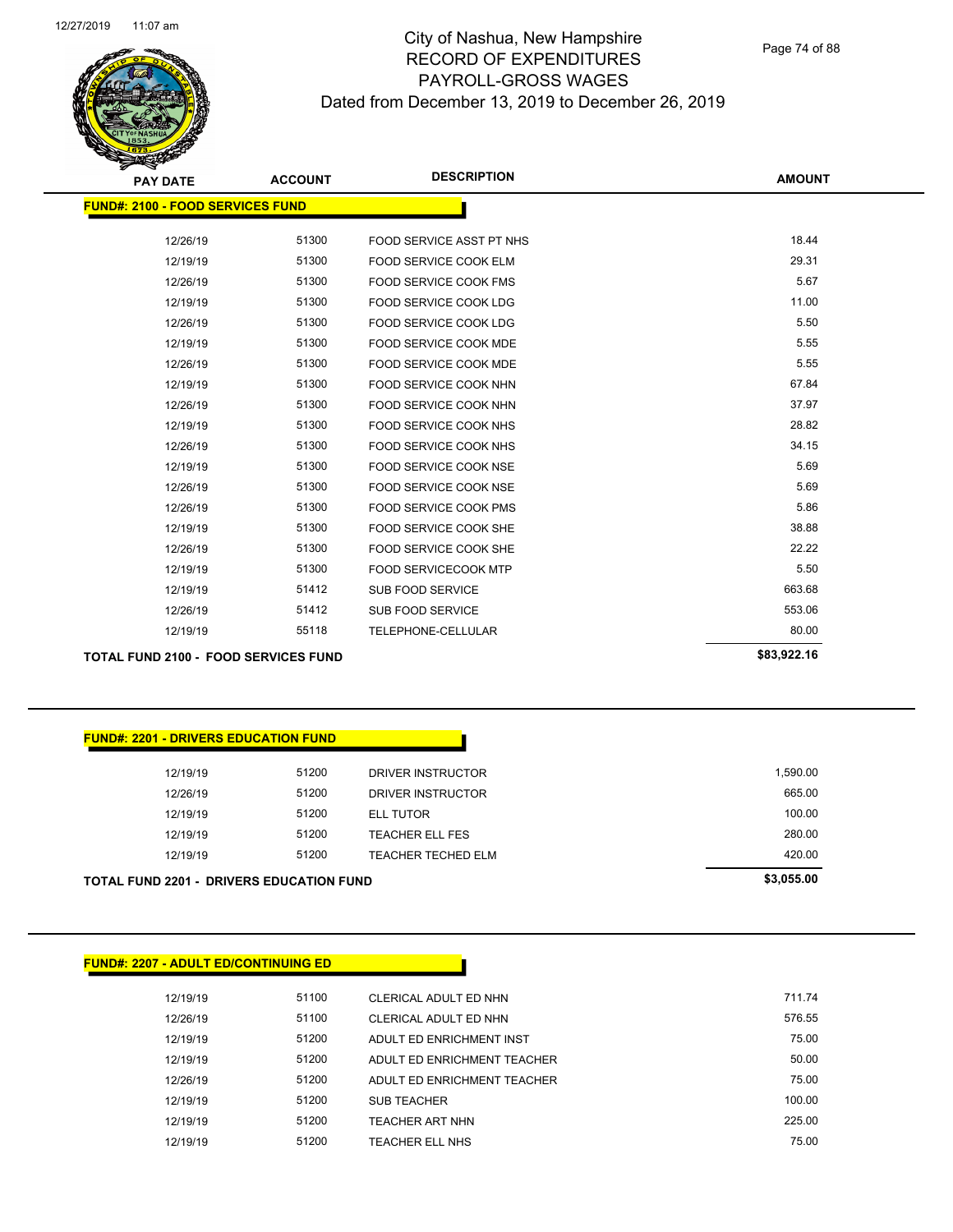# City of Nashua, New Hampshire
## RECORD OF EXPENDITURES
## PAYROLL-GROSS WAGES
### Dated from December 13, 2019 to December 26, 2019

| PAY DATE | ACCOUNT | DESCRIPTION | AMOUNT |
|---|---|---|---|
| **FUND#: 2100 - FOOD SERVICES FUND** | | | |
| 12/26/19 | 51300 | FOOD SERVICE ASST PT NHS | 18.44 |
| 12/19/19 | 51300 | FOOD SERVICE COOK ELM | 29.31 |
| 12/26/19 | 51300 | FOOD SERVICE COOK FMS | 5.67 |
| 12/19/19 | 51300 | FOOD SERVICE COOK LDG | 11.00 |
| 12/26/19 | 51300 | FOOD SERVICE COOK LDG | 5.50 |
| 12/19/19 | 51300 | FOOD SERVICE COOK MDE | 5.55 |
| 12/26/19 | 51300 | FOOD SERVICE COOK MDE | 5.55 |
| 12/19/19 | 51300 | FOOD SERVICE COOK NHN | 67.84 |
| 12/26/19 | 51300 | FOOD SERVICE COOK NHN | 37.97 |
| 12/19/19 | 51300 | FOOD SERVICE COOK NHS | 28.82 |
| 12/26/19 | 51300 | FOOD SERVICE COOK NHS | 34.15 |
| 12/19/19 | 51300 | FOOD SERVICE COOK NSE | 5.69 |
| 12/26/19 | 51300 | FOOD SERVICE COOK NSE | 5.69 |
| 12/26/19 | 51300 | FOOD SERVICE COOK PMS | 5.86 |
| 12/19/19 | 51300 | FOOD SERVICE COOK SHE | 38.88 |
| 12/26/19 | 51300 | FOOD SERVICE COOK SHE | 22.22 |
| 12/19/19 | 51300 | FOOD SERVICECOOK MTP | 5.50 |
| 12/19/19 | 51412 | SUB FOOD SERVICE | 663.68 |
| 12/26/19 | 51412 | SUB FOOD SERVICE | 553.06 |
| 12/19/19 | 55118 | TELEPHONE-CELLULAR | 80.00 |
| **TOTAL FUND 2100 - FOOD SERVICES FUND** | | | **$83,922.16** |

| PAY DATE | ACCOUNT | DESCRIPTION | AMOUNT |
|---|---|---|---|
| **FUND#: 2201 - DRIVERS EDUCATION FUND** | | | |
| 12/19/19 | 51200 | DRIVER INSTRUCTOR | 1,590.00 |
| 12/26/19 | 51200 | DRIVER INSTRUCTOR | 665.00 |
| 12/19/19 | 51200 | ELL TUTOR | 100.00 |
| 12/19/19 | 51200 | TEACHER ELL FES | 280.00 |
| 12/19/19 | 51200 | TEACHER TECHED ELM | 420.00 |
| **TOTAL FUND 2201 - DRIVERS EDUCATION FUND** | | | **$3,055.00** |

| PAY DATE | ACCOUNT | DESCRIPTION | AMOUNT |
|---|---|---|---|
| **FUND#: 2207 - ADULT ED/CONTINUING ED** | | | |
| 12/19/19 | 51100 | CLERICAL ADULT ED NHN | 711.74 |
| 12/26/19 | 51100 | CLERICAL ADULT ED NHN | 576.55 |
| 12/19/19 | 51200 | ADULT ED ENRICHMENT INST | 75.00 |
| 12/19/19 | 51200 | ADULT ED ENRICHMENT TEACHER | 50.00 |
| 12/26/19 | 51200 | ADULT ED ENRICHMENT TEACHER | 75.00 |
| 12/19/19 | 51200 | SUB TEACHER | 100.00 |
| 12/19/19 | 51200 | TEACHER ART NHN | 225.00 |
| 12/19/19 | 51200 | TEACHER ELL NHS | 75.00 |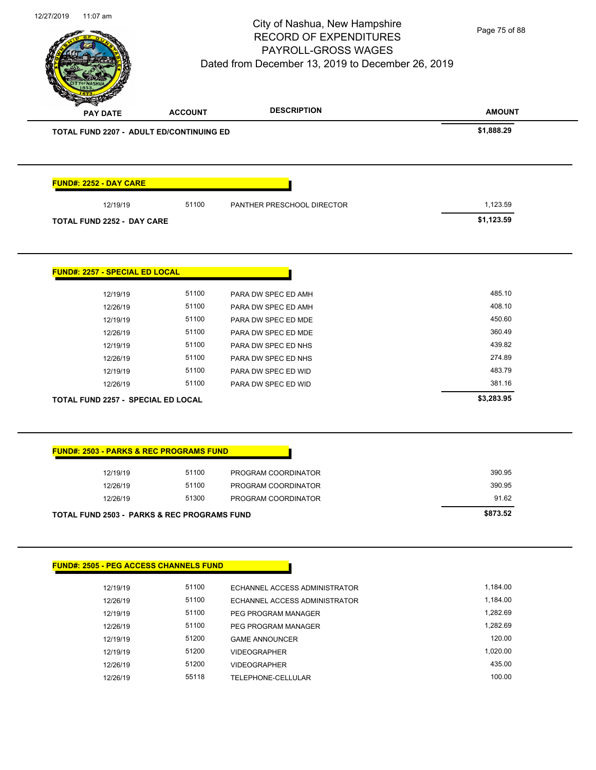City of Nashua, New Hampshire
RECORD OF EXPENDITURES
PAYROLL-GROSS WAGES
Dated from December 13, 2019 to December 26, 2019

| PAY DATE | ACCOUNT | DESCRIPTION | AMOUNT |
|---|---|---|---|
| **TOTAL FUND 2207 - ADULT ED/CONTINUING ED** | | | **$1,888.29** |

**FUND#: 2252 - DAY CARE**

| PAY DATE | ACCOUNT | DESCRIPTION | AMOUNT |
|---|---|---|---|
| 12/19/19 | 51100 | PANTHER PRESCHOOL DIRECTOR | 1,123.59 |
| **TOTAL FUND 2252 - DAY CARE** | | | **$1,123.59** |

**FUND#: 2257 - SPECIAL ED LOCAL**

| PAY DATE | ACCOUNT | DESCRIPTION | AMOUNT |
|---|---|---|---|
| 12/19/19 | 51100 | PARA DW SPEC ED AMH | 485.10 |
| 12/26/19 | 51100 | PARA DW SPEC ED AMH | 408.10 |
| 12/19/19 | 51100 | PARA DW SPEC ED MDE | 450.60 |
| 12/26/19 | 51100 | PARA DW SPEC ED MDE | 360.49 |
| 12/19/19 | 51100 | PARA DW SPEC ED NHS | 439.82 |
| 12/26/19 | 51100 | PARA DW SPEC ED NHS | 274.89 |
| 12/19/19 | 51100 | PARA DW SPEC ED WID | 483.79 |
| 12/26/19 | 51100 | PARA DW SPEC ED WID | 381.16 |
| **TOTAL FUND 2257 - SPECIAL ED LOCAL** | | | **$3,283.95** |

**FUND#: 2503 - PARKS & REC PROGRAMS FUND**

| PAY DATE | ACCOUNT | DESCRIPTION | AMOUNT |
|---|---|---|---|
| 12/19/19 | 51100 | PROGRAM COORDINATOR | 390.95 |
| 12/26/19 | 51100 | PROGRAM COORDINATOR | 390.95 |
| 12/26/19 | 51300 | PROGRAM COORDINATOR | 91.62 |
| **TOTAL FUND 2503 - PARKS & REC PROGRAMS FUND** | | | **$873.52** |

**FUND#: 2505 - PEG ACCESS CHANNELS FUND**

| PAY DATE | ACCOUNT | DESCRIPTION | AMOUNT |
|---|---|---|---|
| 12/19/19 | 51100 | ECHANNEL ACCESS ADMINISTRATOR | 1,184.00 |
| 12/26/19 | 51100 | ECHANNEL ACCESS ADMINISTRATOR | 1,184.00 |
| 12/19/19 | 51100 | PEG PROGRAM MANAGER | 1,282.69 |
| 12/26/19 | 51100 | PEG PROGRAM MANAGER | 1,282.69 |
| 12/19/19 | 51200 | GAME ANNOUNCER | 120.00 |
| 12/19/19 | 51200 | VIDEOGRAPHER | 1,020.00 |
| 12/26/19 | 51200 | VIDEOGRAPHER | 435.00 |
| 12/26/19 | 55118 | TELEPHONE-CELLULAR | 100.00 |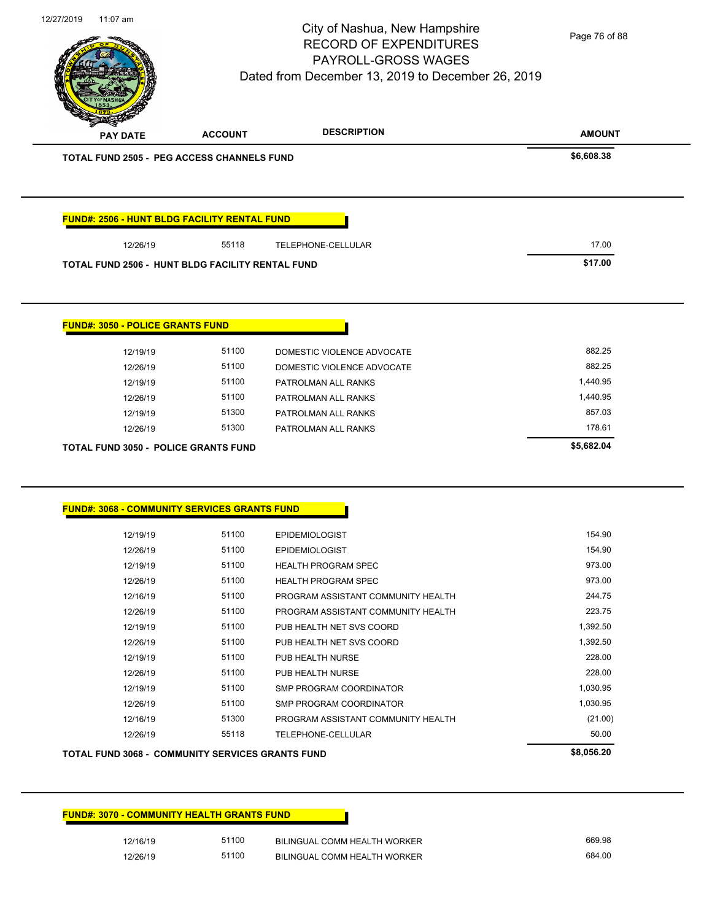# City of Nashua, New Hampshire
## RECORD OF EXPENDITURES
## PAYROLL-GROSS WAGES
### Dated from December 13, 2019 to December 26, 2019

| PAY DATE | ACCOUNT | DESCRIPTION | AMOUNT |
|---|---|---|---|
| **TOTAL FUND 2505 - PEG ACCESS CHANNELS FUND** | | | **$6,608.38** |

**FUND#: 2506 - HUNT BLDG FACILITY RENTAL FUND**

| PAY DATE | ACCOUNT | DESCRIPTION | AMOUNT |
|---|---|---|---|
| 12/26/19 | 55118 | TELEPHONE-CELLULAR | 17.00 |
| **TOTAL FUND 2506 - HUNT BLDG FACILITY RENTAL FUND** | | | **$17.00** |

**FUND#: 3050 - POLICE GRANTS FUND**

| PAY DATE | ACCOUNT | DESCRIPTION | AMOUNT |
|---|---|---|---|
| 12/19/19 | 51100 | DOMESTIC VIOLENCE ADVOCATE | 882.25 |
| 12/26/19 | 51100 | DOMESTIC VIOLENCE ADVOCATE | 882.25 |
| 12/19/19 | 51100 | PATROLMAN ALL RANKS | 1,440.95 |
| 12/26/19 | 51100 | PATROLMAN ALL RANKS | 1,440.95 |
| 12/19/19 | 51300 | PATROLMAN ALL RANKS | 857.03 |
| 12/26/19 | 51300 | PATROLMAN ALL RANKS | 178.61 |
| **TOTAL FUND 3050 - POLICE GRANTS FUND** | | | **$5,682.04** |

**FUND#: 3068 - COMMUNITY SERVICES GRANTS FUND**

| PAY DATE | ACCOUNT | DESCRIPTION | AMOUNT |
|---|---|---|---|
| 12/19/19 | 51100 | EPIDEMIOLOGIST | 154.90 |
| 12/26/19 | 51100 | EPIDEMIOLOGIST | 154.90 |
| 12/19/19 | 51100 | HEALTH PROGRAM SPEC | 973.00 |
| 12/26/19 | 51100 | HEALTH PROGRAM SPEC | 973.00 |
| 12/16/19 | 51100 | PROGRAM ASSISTANT COMMUNITY HEALTH | 244.75 |
| 12/26/19 | 51100 | PROGRAM ASSISTANT COMMUNITY HEALTH | 223.75 |
| 12/19/19 | 51100 | PUB HEALTH NET SVS COORD | 1,392.50 |
| 12/26/19 | 51100 | PUB HEALTH NET SVS COORD | 1,392.50 |
| 12/19/19 | 51100 | PUB HEALTH NURSE | 228.00 |
| 12/26/19 | 51100 | PUB HEALTH NURSE | 228.00 |
| 12/19/19 | 51100 | SMP PROGRAM COORDINATOR | 1,030.95 |
| 12/26/19 | 51100 | SMP PROGRAM COORDINATOR | 1,030.95 |
| 12/16/19 | 51300 | PROGRAM ASSISTANT COMMUNITY HEALTH | (21.00) |
| 12/26/19 | 55118 | TELEPHONE-CELLULAR | 50.00 |
| **TOTAL FUND 3068 - COMMUNITY SERVICES GRANTS FUND** | | | **$8,056.20** |

**FUND#: 3070 - COMMUNITY HEALTH GRANTS FUND**

| PAY DATE | ACCOUNT | DESCRIPTION | AMOUNT |
|---|---|---|---|
| 12/16/19 | 51100 | BILINGUAL COMM HEALTH WORKER | 669.98 |
| 12/26/19 | 51100 | BILINGUAL COMM HEALTH WORKER | 684.00 |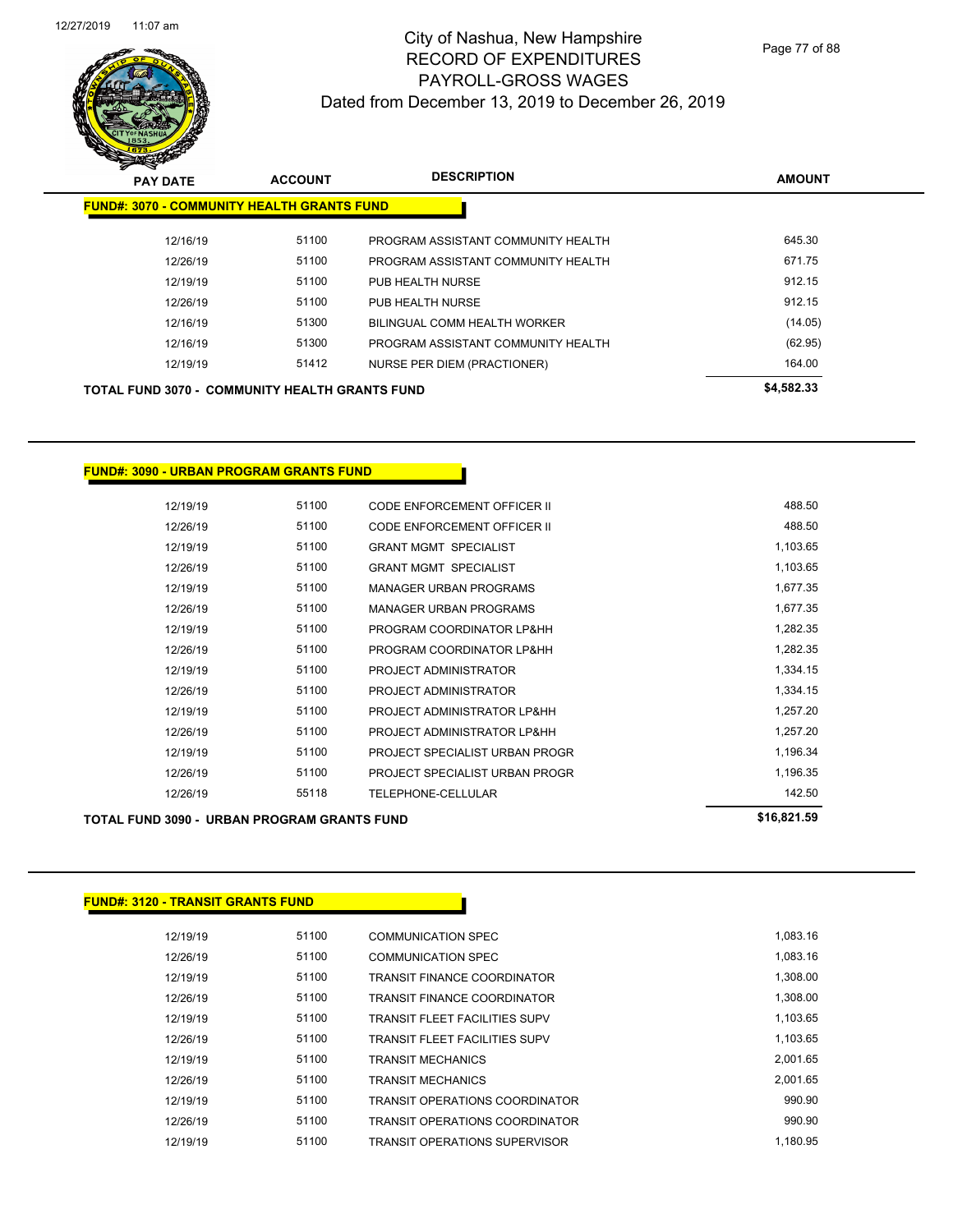# City of Nashua, New Hampshire
# RECORD OF EXPENDITURES
# PAYROLL-GROSS WAGES
## Dated from December 13, 2019 to December 26, 2019

| PAY DATE | ACCOUNT | DESCRIPTION | AMOUNT |
|---|---|---|---|
| **FUND#: 3070 - COMMUNITY HEALTH GRANTS FUND** | | | |
| 12/16/19 | 51100 | PROGRAM ASSISTANT COMMUNITY HEALTH | 645.30 |
| 12/26/19 | 51100 | PROGRAM ASSISTANT COMMUNITY HEALTH | 671.75 |
| 12/19/19 | 51100 | PUB HEALTH NURSE | 912.15 |
| 12/26/19 | 51100 | PUB HEALTH NURSE | 912.15 |
| 12/16/19 | 51300 | BILINGUAL COMM HEALTH WORKER | (14.05) |
| 12/16/19 | 51300 | PROGRAM ASSISTANT COMMUNITY HEALTH | (62.95) |
| 12/19/19 | 51412 | NURSE PER DIEM (PRACTIONER) | 164.00 |
| **TOTAL FUND 3070 - COMMUNITY HEALTH GRANTS FUND** | | | **$4,582.33** |

| PAY DATE | ACCOUNT | DESCRIPTION | AMOUNT |
|---|---|---|---|
| **FUND#: 3090 - URBAN PROGRAM GRANTS FUND** | | | |
| 12/19/19 | 51100 | CODE ENFORCEMENT OFFICER II | 488.50 |
| 12/26/19 | 51100 | CODE ENFORCEMENT OFFICER II | 488.50 |
| 12/19/19 | 51100 | GRANT MGMT SPECIALIST | 1,103.65 |
| 12/26/19 | 51100 | GRANT MGMT SPECIALIST | 1,103.65 |
| 12/19/19 | 51100 | MANAGER URBAN PROGRAMS | 1,677.35 |
| 12/26/19 | 51100 | MANAGER URBAN PROGRAMS | 1,677.35 |
| 12/19/19 | 51100 | PROGRAM COORDINATOR LP&HH | 1,282.35 |
| 12/26/19 | 51100 | PROGRAM COORDINATOR LP&HH | 1,282.35 |
| 12/19/19 | 51100 | PROJECT ADMINISTRATOR | 1,334.15 |
| 12/26/19 | 51100 | PROJECT ADMINISTRATOR | 1,334.15 |
| 12/19/19 | 51100 | PROJECT ADMINISTRATOR LP&HH | 1,257.20 |
| 12/26/19 | 51100 | PROJECT ADMINISTRATOR LP&HH | 1,257.20 |
| 12/19/19 | 51100 | PROJECT SPECIALIST URBAN PROGR | 1,196.34 |
| 12/26/19 | 51100 | PROJECT SPECIALIST URBAN PROGR | 1,196.35 |
| 12/26/19 | 55118 | TELEPHONE-CELLULAR | 142.50 |
| **TOTAL FUND 3090 - URBAN PROGRAM GRANTS FUND** | | | **$16,821.59** |

| PAY DATE | ACCOUNT | DESCRIPTION | AMOUNT |
|---|---|---|---|
| **FUND#: 3120 - TRANSIT GRANTS FUND** | | | |
| 12/19/19 | 51100 | COMMUNICATION SPEC | 1,083.16 |
| 12/26/19 | 51100 | COMMUNICATION SPEC | 1,083.16 |
| 12/19/19 | 51100 | TRANSIT FINANCE COORDINATOR | 1,308.00 |
| 12/26/19 | 51100 | TRANSIT FINANCE COORDINATOR | 1,308.00 |
| 12/19/19 | 51100 | TRANSIT FLEET FACILITIES SUPV | 1,103.65 |
| 12/26/19 | 51100 | TRANSIT FLEET FACILITIES SUPV | 1,103.65 |
| 12/19/19 | 51100 | TRANSIT MECHANICS | 2,001.65 |
| 12/26/19 | 51100 | TRANSIT MECHANICS | 2,001.65 |
| 12/19/19 | 51100 | TRANSIT OPERATIONS COORDINATOR | 990.90 |
| 12/26/19 | 51100 | TRANSIT OPERATIONS COORDINATOR | 990.90 |
| 12/19/19 | 51100 | TRANSIT OPERATIONS SUPERVISOR | 1,180.95 |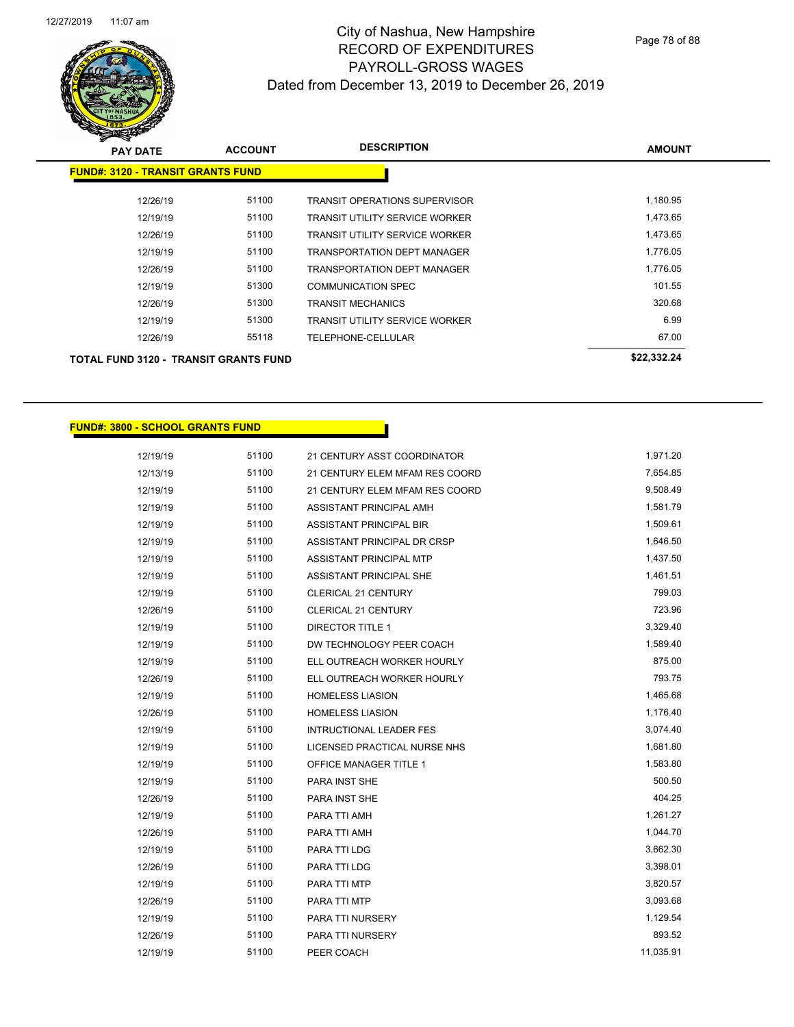City of Nashua, New Hampshire
RECORD OF EXPENDITURES
PAYROLL-GROSS WAGES
Dated from December 13, 2019 to December 26, 2019

| PAY DATE | ACCOUNT | DESCRIPTION | AMOUNT |
|---|---|---|---|
| **FUND#: 3120 - TRANSIT GRANTS FUND** | | | |
| 12/26/19 | 51100 | TRANSIT OPERATIONS SUPERVISOR | 1,180.95 |
| 12/19/19 | 51100 | TRANSIT UTILITY SERVICE WORKER | 1,473.65 |
| 12/26/19 | 51100 | TRANSIT UTILITY SERVICE WORKER | 1,473.65 |
| 12/19/19 | 51100 | TRANSPORTATION DEPT MANAGER | 1,776.05 |
| 12/26/19 | 51100 | TRANSPORTATION DEPT MANAGER | 1,776.05 |
| 12/19/19 | 51300 | COMMUNICATION SPEC | 101.55 |
| 12/26/19 | 51300 | TRANSIT MECHANICS | 320.68 |
| 12/19/19 | 51300 | TRANSIT UTILITY SERVICE WORKER | 6.99 |
| 12/26/19 | 55118 | TELEPHONE-CELLULAR | 67.00 |
| **TOTAL FUND 3120 - TRANSIT GRANTS FUND** | | | **$22,332.24** |

| PAY DATE | ACCOUNT | DESCRIPTION | AMOUNT |
|---|---|---|---|
| **FUND#: 3800 - SCHOOL GRANTS FUND** | | | |
| 12/19/19 | 51100 | 21 CENTURY ASST COORDINATOR | 1,971.20 |
| 12/13/19 | 51100 | 21 CENTURY ELEM MFAM RES COORD | 7,654.85 |
| 12/19/19 | 51100 | 21 CENTURY ELEM MFAM RES COORD | 9,508.49 |
| 12/19/19 | 51100 | ASSISTANT PRINCIPAL AMH | 1,581.79 |
| 12/19/19 | 51100 | ASSISTANT PRINCIPAL BIR | 1,509.61 |
| 12/19/19 | 51100 | ASSISTANT PRINCIPAL DR CRSP | 1,646.50 |
| 12/19/19 | 51100 | ASSISTANT PRINCIPAL MTP | 1,437.50 |
| 12/19/19 | 51100 | ASSISTANT PRINCIPAL SHE | 1,461.51 |
| 12/19/19 | 51100 | CLERICAL 21 CENTURY | 799.03 |
| 12/26/19 | 51100 | CLERICAL 21 CENTURY | 723.96 |
| 12/19/19 | 51100 | DIRECTOR TITLE 1 | 3,329.40 |
| 12/19/19 | 51100 | DW TECHNOLOGY PEER COACH | 1,589.40 |
| 12/19/19 | 51100 | ELL OUTREACH WORKER HOURLY | 875.00 |
| 12/26/19 | 51100 | ELL OUTREACH WORKER HOURLY | 793.75 |
| 12/19/19 | 51100 | HOMELESS LIASION | 1,465.68 |
| 12/26/19 | 51100 | HOMELESS LIASION | 1,176.40 |
| 12/19/19 | 51100 | INTRUCTIONAL LEADER FES | 3,074.40 |
| 12/19/19 | 51100 | LICENSED PRACTICAL NURSE NHS | 1,681.80 |
| 12/19/19 | 51100 | OFFICE MANAGER TITLE 1 | 1,583.80 |
| 12/19/19 | 51100 | PARA INST SHE | 500.50 |
| 12/26/19 | 51100 | PARA INST SHE | 404.25 |
| 12/19/19 | 51100 | PARA TTI AMH | 1,261.27 |
| 12/26/19 | 51100 | PARA TTI AMH | 1,044.70 |
| 12/19/19 | 51100 | PARA TTI LDG | 3,662.30 |
| 12/26/19 | 51100 | PARA TTI LDG | 3,398.01 |
| 12/19/19 | 51100 | PARA TTI MTP | 3,820.57 |
| 12/26/19 | 51100 | PARA TTI MTP | 3,093.68 |
| 12/19/19 | 51100 | PARA TTI NURSERY | 1,129.54 |
| 12/26/19 | 51100 | PARA TTI NURSERY | 893.52 |
| 12/19/19 | 51100 | PEER COACH | 11,035.91 |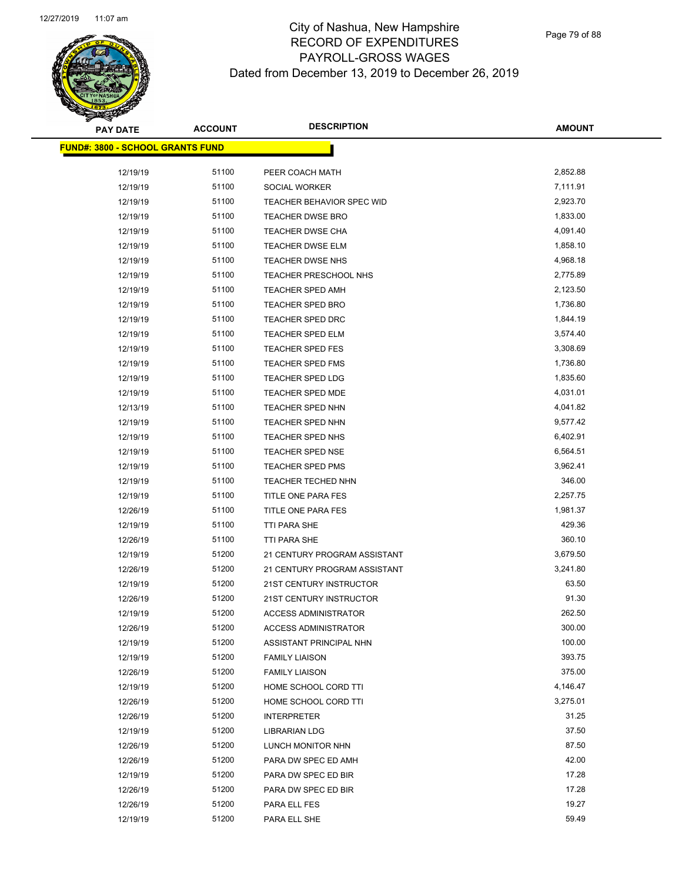# City of Nashua, New Hampshire
# RECORD OF EXPENDITURES
# PAYROLL-GROSS WAGES
# Dated from December 13, 2019 to December 26, 2019

| PAY DATE | ACCOUNT | DESCRIPTION | AMOUNT |
|---|---|---|---|
| **FUND#: 3800 - SCHOOL GRANTS FUND** | | | |
| 12/19/19 | 51100 | PEER COACH MATH | 2,852.88 |
| 12/19/19 | 51100 | SOCIAL WORKER | 7,111.91 |
| 12/19/19 | 51100 | TEACHER BEHAVIOR SPEC WID | 2,923.70 |
| 12/19/19 | 51100 | TEACHER DWSE BRO | 1,833.00 |
| 12/19/19 | 51100 | TEACHER DWSE CHA | 4,091.40 |
| 12/19/19 | 51100 | TEACHER DWSE ELM | 1,858.10 |
| 12/19/19 | 51100 | TEACHER DWSE NHS | 4,968.18 |
| 12/19/19 | 51100 | TEACHER PRESCHOOL NHS | 2,775.89 |
| 12/19/19 | 51100 | TEACHER SPED AMH | 2,123.50 |
| 12/19/19 | 51100 | TEACHER SPED BRO | 1,736.80 |
| 12/19/19 | 51100 | TEACHER SPED DRC | 1,844.19 |
| 12/19/19 | 51100 | TEACHER SPED ELM | 3,574.40 |
| 12/19/19 | 51100 | TEACHER SPED FES | 3,308.69 |
| 12/19/19 | 51100 | TEACHER SPED FMS | 1,736.80 |
| 12/19/19 | 51100 | TEACHER SPED LDG | 1,835.60 |
| 12/19/19 | 51100 | TEACHER SPED MDE | 4,031.01 |
| 12/13/19 | 51100 | TEACHER SPED NHN | 4,041.82 |
| 12/19/19 | 51100 | TEACHER SPED NHN | 9,577.42 |
| 12/19/19 | 51100 | TEACHER SPED NHS | 6,402.91 |
| 12/19/19 | 51100 | TEACHER SPED NSE | 6,564.51 |
| 12/19/19 | 51100 | TEACHER SPED PMS | 3,962.41 |
| 12/19/19 | 51100 | TEACHER TECHED NHN | 346.00 |
| 12/19/19 | 51100 | TITLE ONE PARA FES | 2,257.75 |
| 12/26/19 | 51100 | TITLE ONE PARA FES | 1,981.37 |
| 12/19/19 | 51100 | TTI PARA SHE | 429.36 |
| 12/26/19 | 51100 | TTI PARA SHE | 360.10 |
| 12/19/19 | 51200 | 21 CENTURY PROGRAM ASSISTANT | 3,679.50 |
| 12/26/19 | 51200 | 21 CENTURY PROGRAM ASSISTANT | 3,241.80 |
| 12/19/19 | 51200 | 21ST CENTURY INSTRUCTOR | 63.50 |
| 12/26/19 | 51200 | 21ST CENTURY INSTRUCTOR | 91.30 |
| 12/19/19 | 51200 | ACCESS ADMINISTRATOR | 262.50 |
| 12/26/19 | 51200 | ACCESS ADMINISTRATOR | 300.00 |
| 12/19/19 | 51200 | ASSISTANT PRINCIPAL NHN | 100.00 |
| 12/19/19 | 51200 | FAMILY LIAISON | 393.75 |
| 12/26/19 | 51200 | FAMILY LIAISON | 375.00 |
| 12/19/19 | 51200 | HOME SCHOOL CORD TTI | 4,146.47 |
| 12/26/19 | 51200 | HOME SCHOOL CORD TTI | 3,275.01 |
| 12/26/19 | 51200 | INTERPRETER | 31.25 |
| 12/19/19 | 51200 | LIBRARIAN LDG | 37.50 |
| 12/26/19 | 51200 | LUNCH MONITOR NHN | 87.50 |
| 12/26/19 | 51200 | PARA DW SPEC ED AMH | 42.00 |
| 12/19/19 | 51200 | PARA DW SPEC ED BIR | 17.28 |
| 12/26/19 | 51200 | PARA DW SPEC ED BIR | 17.28 |
| 12/26/19 | 51200 | PARA ELL FES | 19.27 |
| 12/19/19 | 51200 | PARA ELL SHE | 59.49 |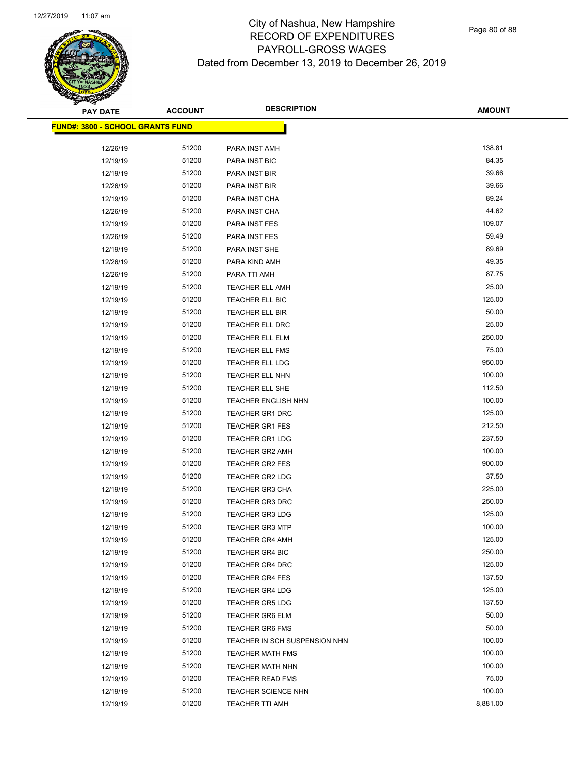# City of Nashua, New Hampshire
# RECORD OF EXPENDITURES
# PAYROLL-GROSS WAGES
# Dated from December 13, 2019 to December 26, 2019

| PAY DATE | ACCOUNT | DESCRIPTION | AMOUNT |
|---|---|---|---|
| **FUND#: 3800 - SCHOOL GRANTS FUND** | | | |
| 12/26/19 | 51200 | PARA INST AMH | 138.81 |
| 12/19/19 | 51200 | PARA INST BIC | 84.35 |
| 12/19/19 | 51200 | PARA INST BIR | 39.66 |
| 12/26/19 | 51200 | PARA INST BIR | 39.66 |
| 12/19/19 | 51200 | PARA INST CHA | 89.24 |
| 12/26/19 | 51200 | PARA INST CHA | 44.62 |
| 12/19/19 | 51200 | PARA INST FES | 109.07 |
| 12/26/19 | 51200 | PARA INST FES | 59.49 |
| 12/19/19 | 51200 | PARA INST SHE | 89.69 |
| 12/26/19 | 51200 | PARA KIND AMH | 49.35 |
| 12/26/19 | 51200 | PARA TTI AMH | 87.75 |
| 12/19/19 | 51200 | TEACHER ELL AMH | 25.00 |
| 12/19/19 | 51200 | TEACHER ELL BIC | 125.00 |
| 12/19/19 | 51200 | TEACHER ELL BIR | 50.00 |
| 12/19/19 | 51200 | TEACHER ELL DRC | 25.00 |
| 12/19/19 | 51200 | TEACHER ELL ELM | 250.00 |
| 12/19/19 | 51200 | TEACHER ELL FMS | 75.00 |
| 12/19/19 | 51200 | TEACHER ELL LDG | 950.00 |
| 12/19/19 | 51200 | TEACHER ELL NHN | 100.00 |
| 12/19/19 | 51200 | TEACHER ELL SHE | 112.50 |
| 12/19/19 | 51200 | TEACHER ENGLISH NHN | 100.00 |
| 12/19/19 | 51200 | TEACHER GR1 DRC | 125.00 |
| 12/19/19 | 51200 | TEACHER GR1 FES | 212.50 |
| 12/19/19 | 51200 | TEACHER GR1 LDG | 237.50 |
| 12/19/19 | 51200 | TEACHER GR2 AMH | 100.00 |
| 12/19/19 | 51200 | TEACHER GR2 FES | 900.00 |
| 12/19/19 | 51200 | TEACHER GR2 LDG | 37.50 |
| 12/19/19 | 51200 | TEACHER GR3 CHA | 225.00 |
| 12/19/19 | 51200 | TEACHER GR3 DRC | 250.00 |
| 12/19/19 | 51200 | TEACHER GR3 LDG | 125.00 |
| 12/19/19 | 51200 | TEACHER GR3 MTP | 100.00 |
| 12/19/19 | 51200 | TEACHER GR4 AMH | 125.00 |
| 12/19/19 | 51200 | TEACHER GR4 BIC | 250.00 |
| 12/19/19 | 51200 | TEACHER GR4 DRC | 125.00 |
| 12/19/19 | 51200 | TEACHER GR4 FES | 137.50 |
| 12/19/19 | 51200 | TEACHER GR4 LDG | 125.00 |
| 12/19/19 | 51200 | TEACHER GR5 LDG | 137.50 |
| 12/19/19 | 51200 | TEACHER GR6 ELM | 50.00 |
| 12/19/19 | 51200 | TEACHER GR6 FMS | 50.00 |
| 12/19/19 | 51200 | TEACHER IN SCH SUSPENSION NHN | 100.00 |
| 12/19/19 | 51200 | TEACHER MATH FMS | 100.00 |
| 12/19/19 | 51200 | TEACHER MATH NHN | 100.00 |
| 12/19/19 | 51200 | TEACHER READ FMS | 75.00 |
| 12/19/19 | 51200 | TEACHER SCIENCE NHN | 100.00 |
| 12/19/19 | 51200 | TEACHER TTI AMH | 8,881.00 |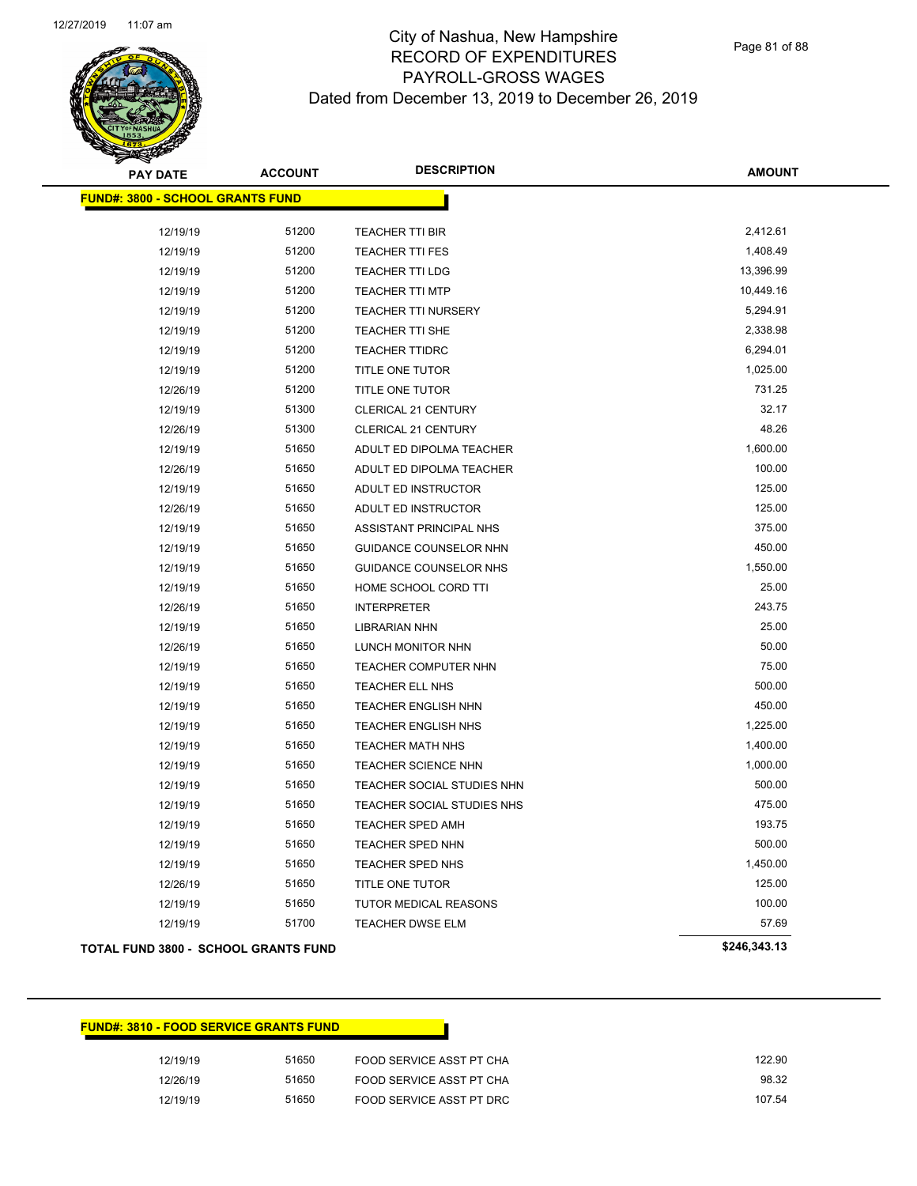# City of Nashua, New Hampshire
## RECORD OF EXPENDITURES
## PAYROLL-GROSS WAGES
## Dated from December 13, 2019 to December 26, 2019

| PAY DATE | ACCOUNT | DESCRIPTION | AMOUNT |
|---|---|---|---|
| **FUND#: 3800 - SCHOOL GRANTS FUND** | | | |
| 12/19/19 | 51200 | TEACHER TTI BIR | 2,412.61 |
| 12/19/19 | 51200 | TEACHER TTI FES | 1,408.49 |
| 12/19/19 | 51200 | TEACHER TTI LDG | 13,396.99 |
| 12/19/19 | 51200 | TEACHER TTI MTP | 10,449.16 |
| 12/19/19 | 51200 | TEACHER TTI NURSERY | 5,294.91 |
| 12/19/19 | 51200 | TEACHER TTI SHE | 2,338.98 |
| 12/19/19 | 51200 | TEACHER TTIDRC | 6,294.01 |
| 12/19/19 | 51200 | TITLE ONE TUTOR | 1,025.00 |
| 12/26/19 | 51200 | TITLE ONE TUTOR | 731.25 |
| 12/19/19 | 51300 | CLERICAL 21 CENTURY | 32.17 |
| 12/26/19 | 51300 | CLERICAL 21 CENTURY | 48.26 |
| 12/19/19 | 51650 | ADULT ED DIPOLMA TEACHER | 1,600.00 |
| 12/26/19 | 51650 | ADULT ED DIPOLMA TEACHER | 100.00 |
| 12/19/19 | 51650 | ADULT ED INSTRUCTOR | 125.00 |
| 12/26/19 | 51650 | ADULT ED INSTRUCTOR | 125.00 |
| 12/19/19 | 51650 | ASSISTANT PRINCIPAL NHS | 375.00 |
| 12/19/19 | 51650 | GUIDANCE COUNSELOR NHN | 450.00 |
| 12/19/19 | 51650 | GUIDANCE COUNSELOR NHS | 1,550.00 |
| 12/19/19 | 51650 | HOME SCHOOL CORD TTI | 25.00 |
| 12/26/19 | 51650 | INTERPRETER | 243.75 |
| 12/19/19 | 51650 | LIBRARIAN NHN | 25.00 |
| 12/26/19 | 51650 | LUNCH MONITOR NHN | 50.00 |
| 12/19/19 | 51650 | TEACHER COMPUTER NHN | 75.00 |
| 12/19/19 | 51650 | TEACHER ELL NHS | 500.00 |
| 12/19/19 | 51650 | TEACHER ENGLISH NHN | 450.00 |
| 12/19/19 | 51650 | TEACHER ENGLISH NHS | 1,225.00 |
| 12/19/19 | 51650 | TEACHER MATH NHS | 1,400.00 |
| 12/19/19 | 51650 | TEACHER SCIENCE NHN | 1,000.00 |
| 12/19/19 | 51650 | TEACHER SOCIAL STUDIES NHN | 500.00 |
| 12/19/19 | 51650 | TEACHER SOCIAL STUDIES NHS | 475.00 |
| 12/19/19 | 51650 | TEACHER SPED AMH | 193.75 |
| 12/19/19 | 51650 | TEACHER SPED NHN | 500.00 |
| 12/19/19 | 51650 | TEACHER SPED NHS | 1,450.00 |
| 12/26/19 | 51650 | TITLE ONE TUTOR | 125.00 |
| 12/19/19 | 51650 | TUTOR MEDICAL REASONS | 100.00 |
| 12/19/19 | 51700 | TEACHER DWSE ELM | 57.69 |
| **TOTAL FUND 3800 - SCHOOL GRANTS FUND** | | | **$246,343.13** |

| PAY DATE | ACCOUNT | DESCRIPTION | AMOUNT |
|---|---|---|---|
| **FUND#: 3810 - FOOD SERVICE GRANTS FUND** | | | |
| 12/19/19 | 51650 | FOOD SERVICE ASST PT CHA | 122.90 |
| 12/26/19 | 51650 | FOOD SERVICE ASST PT CHA | 98.32 |
| 12/19/19 | 51650 | FOOD SERVICE ASST PT DRC | 107.54 |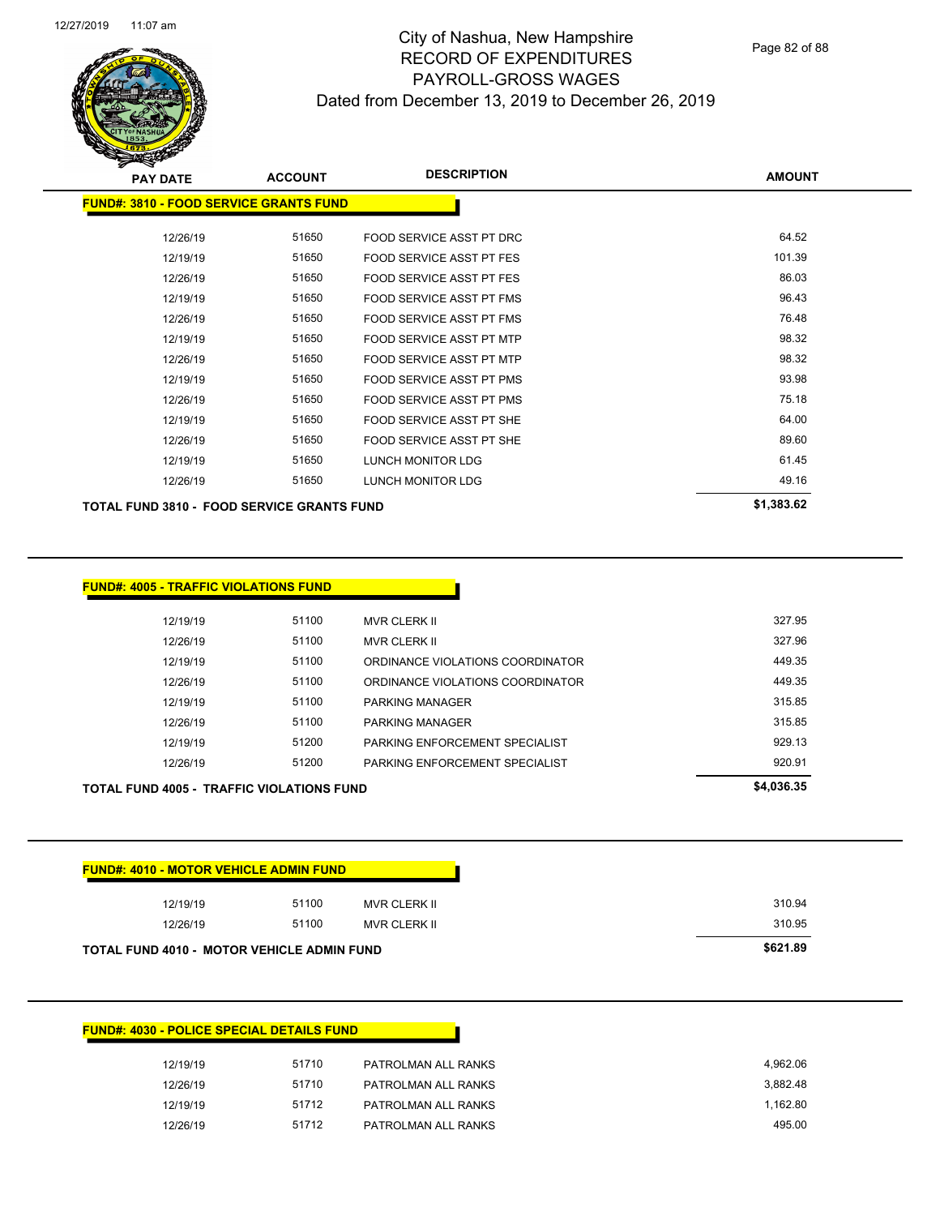# City of Nashua, New Hampshire
## RECORD OF EXPENDITURES
## PAYROLL-GROSS WAGES
## Dated from December 13, 2019 to December 26, 2019

| PAY DATE | ACCOUNT | DESCRIPTION | AMOUNT |
|---|---|---|---|
| **FUND#: 3810 - FOOD SERVICE GRANTS FUND** | | | |
| 12/26/19 | 51650 | FOOD SERVICE ASST PT DRC | 64.52 |
| 12/19/19 | 51650 | FOOD SERVICE ASST PT FES | 101.39 |
| 12/26/19 | 51650 | FOOD SERVICE ASST PT FES | 86.03 |
| 12/19/19 | 51650 | FOOD SERVICE ASST PT FMS | 96.43 |
| 12/26/19 | 51650 | FOOD SERVICE ASST PT FMS | 76.48 |
| 12/19/19 | 51650 | FOOD SERVICE ASST PT MTP | 98.32 |
| 12/26/19 | 51650 | FOOD SERVICE ASST PT MTP | 98.32 |
| 12/19/19 | 51650 | FOOD SERVICE ASST PT PMS | 93.98 |
| 12/26/19 | 51650 | FOOD SERVICE ASST PT PMS | 75.18 |
| 12/19/19 | 51650 | FOOD SERVICE ASST PT SHE | 64.00 |
| 12/26/19 | 51650 | FOOD SERVICE ASST PT SHE | 89.60 |
| 12/19/19 | 51650 | LUNCH MONITOR LDG | 61.45 |
| 12/26/19 | 51650 | LUNCH MONITOR LDG | 49.16 |
| **TOTAL FUND 3810 - FOOD SERVICE GRANTS FUND** | | | **$1,383.62** |

| PAY DATE | ACCOUNT | DESCRIPTION | AMOUNT |
|---|---|---|---|
| **FUND#: 4005 - TRAFFIC VIOLATIONS FUND** | | | |
| 12/19/19 | 51100 | MVR CLERK II | 327.95 |
| 12/26/19 | 51100 | MVR CLERK II | 327.96 |
| 12/19/19 | 51100 | ORDINANCE VIOLATIONS COORDINATOR | 449.35 |
| 12/26/19 | 51100 | ORDINANCE VIOLATIONS COORDINATOR | 449.35 |
| 12/19/19 | 51100 | PARKING MANAGER | 315.85 |
| 12/26/19 | 51100 | PARKING MANAGER | 315.85 |
| 12/19/19 | 51200 | PARKING ENFORCEMENT SPECIALIST | 929.13 |
| 12/26/19 | 51200 | PARKING ENFORCEMENT SPECIALIST | 920.91 |
| **TOTAL FUND 4005 - TRAFFIC VIOLATIONS FUND** | | | **$4,036.35** |

| PAY DATE | ACCOUNT | DESCRIPTION | AMOUNT |
|---|---|---|---|
| **FUND#: 4010 - MOTOR VEHICLE ADMIN FUND** | | | |
| 12/19/19 | 51100 | MVR CLERK II | 310.94 |
| 12/26/19 | 51100 | MVR CLERK II | 310.95 |
| **TOTAL FUND 4010 - MOTOR VEHICLE ADMIN FUND** | | | **$621.89** |

| PAY DATE | ACCOUNT | DESCRIPTION | AMOUNT |
|---|---|---|---|
| **FUND#: 4030 - POLICE SPECIAL DETAILS FUND** | | | |
| 12/19/19 | 51710 | PATROLMAN ALL RANKS | 4,962.06 |
| 12/26/19 | 51710 | PATROLMAN ALL RANKS | 3,882.48 |
| 12/19/19 | 51712 | PATROLMAN ALL RANKS | 1,162.80 |
| 12/26/19 | 51712 | PATROLMAN ALL RANKS | 495.00 |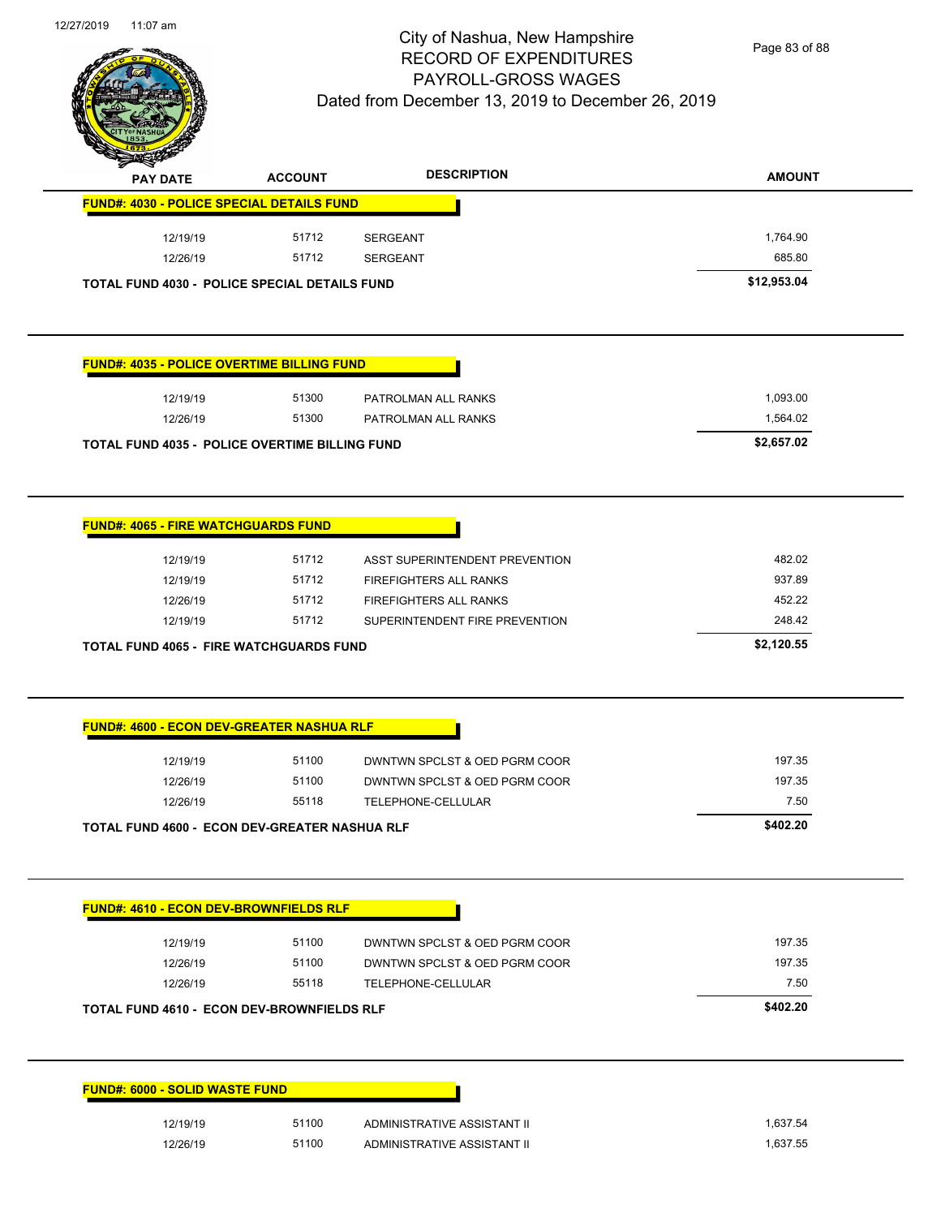# City of Nashua, New Hampshire
## RECORD OF EXPENDITURES
## PAYROLL-GROSS WAGES
### Dated from December 13, 2019 to December 26, 2019

| PAY DATE | ACCOUNT | DESCRIPTION | AMOUNT |
|---|---|---|---|
| **FUND#: 4030 - POLICE SPECIAL DETAILS FUND** | | | |
| 12/19/19 | 51712 | SERGEANT | 1,764.90 |
| 12/26/19 | 51712 | SERGEANT | 685.80 |
| **TOTAL FUND 4030 - POLICE SPECIAL DETAILS FUND** | | | **$12,953.04** |

| PAY DATE | ACCOUNT | DESCRIPTION | AMOUNT |
|---|---|---|---|
| **FUND#: 4035 - POLICE OVERTIME BILLING FUND** | | | |
| 12/19/19 | 51300 | PATROLMAN ALL RANKS | 1,093.00 |
| 12/26/19 | 51300 | PATROLMAN ALL RANKS | 1,564.02 |
| **TOTAL FUND 4035 - POLICE OVERTIME BILLING FUND** | | | **$2,657.02** |

| PAY DATE | ACCOUNT | DESCRIPTION | AMOUNT |
|---|---|---|---|
| **FUND#: 4065 - FIRE WATCHGUARDS FUND** | | | |
| 12/19/19 | 51712 | ASST SUPERINTENDENT PREVENTION | 482.02 |
| 12/19/19 | 51712 | FIREFIGHTERS ALL RANKS | 937.89 |
| 12/26/19 | 51712 | FIREFIGHTERS ALL RANKS | 452.22 |
| 12/19/19 | 51712 | SUPERINTENDENT FIRE PREVENTION | 248.42 |
| **TOTAL FUND 4065 - FIRE WATCHGUARDS FUND** | | | **$2,120.55** |

| PAY DATE | ACCOUNT | DESCRIPTION | AMOUNT |
|---|---|---|---|
| **FUND#: 4600 - ECON DEV-GREATER NASHUA RLF** | | | |
| 12/19/19 | 51100 | DWNTWN SPCLST & OED PGRM COOR | 197.35 |
| 12/26/19 | 51100 | DWNTWN SPCLST & OED PGRM COOR | 197.35 |
| 12/26/19 | 55118 | TELEPHONE-CELLULAR | 7.50 |
| **TOTAL FUND 4600 - ECON DEV-GREATER NASHUA RLF** | | | **$402.20** |

| PAY DATE | ACCOUNT | DESCRIPTION | AMOUNT |
|---|---|---|---|
| **FUND#: 4610 - ECON DEV-BROWNFIELDS RLF** | | | |
| 12/19/19 | 51100 | DWNTWN SPCLST & OED PGRM COOR | 197.35 |
| 12/26/19 | 51100 | DWNTWN SPCLST & OED PGRM COOR | 197.35 |
| 12/26/19 | 55118 | TELEPHONE-CELLULAR | 7.50 |
| **TOTAL FUND 4610 - ECON DEV-BROWNFIELDS RLF** | | | **$402.20** |

| PAY DATE | ACCOUNT | DESCRIPTION | AMOUNT |
|---|---|---|---|
| **FUND#: 6000 - SOLID WASTE FUND** | | | |
| 12/19/19 | 51100 | ADMINISTRATIVE ASSISTANT II | 1,637.54 |
| 12/26/19 | 51100 | ADMINISTRATIVE ASSISTANT II | 1,637.55 |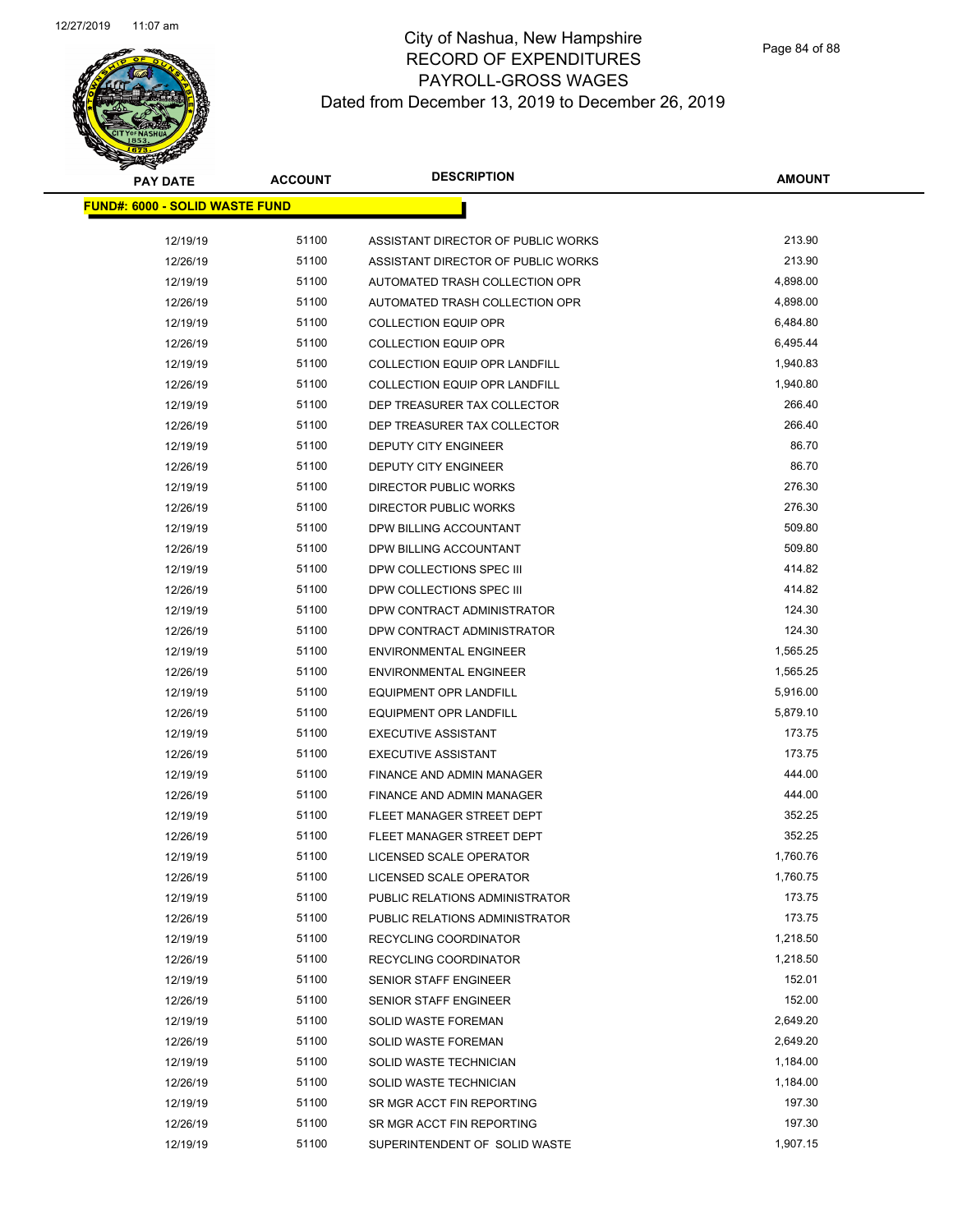# City of Nashua, New Hampshire
## RECORD OF EXPENDITURES
## PAYROLL-GROSS WAGES
### Dated from December 13, 2019 to December 26, 2019

| PAY DATE | ACCOUNT | DESCRIPTION | AMOUNT |
|---|---|---|---|
| **FUND#: 6000 - SOLID WASTE FUND** | | | |
| 12/19/19 | 51100 | ASSISTANT DIRECTOR OF PUBLIC WORKS | 213.90 |
| 12/26/19 | 51100 | ASSISTANT DIRECTOR OF PUBLIC WORKS | 213.90 |
| 12/19/19 | 51100 | AUTOMATED TRASH COLLECTION OPR | 4,898.00 |
| 12/26/19 | 51100 | AUTOMATED TRASH COLLECTION OPR | 4,898.00 |
| 12/19/19 | 51100 | COLLECTION EQUIP OPR | 6,484.80 |
| 12/26/19 | 51100 | COLLECTION EQUIP OPR | 6,495.44 |
| 12/19/19 | 51100 | COLLECTION EQUIP OPR LANDFILL | 1,940.83 |
| 12/26/19 | 51100 | COLLECTION EQUIP OPR LANDFILL | 1,940.80 |
| 12/19/19 | 51100 | DEP TREASURER TAX COLLECTOR | 266.40 |
| 12/26/19 | 51100 | DEP TREASURER TAX COLLECTOR | 266.40 |
| 12/19/19 | 51100 | DEPUTY CITY ENGINEER | 86.70 |
| 12/26/19 | 51100 | DEPUTY CITY ENGINEER | 86.70 |
| 12/19/19 | 51100 | DIRECTOR PUBLIC WORKS | 276.30 |
| 12/26/19 | 51100 | DIRECTOR PUBLIC WORKS | 276.30 |
| 12/19/19 | 51100 | DPW BILLING ACCOUNTANT | 509.80 |
| 12/26/19 | 51100 | DPW BILLING ACCOUNTANT | 509.80 |
| 12/19/19 | 51100 | DPW COLLECTIONS SPEC III | 414.82 |
| 12/26/19 | 51100 | DPW COLLECTIONS SPEC III | 414.82 |
| 12/19/19 | 51100 | DPW CONTRACT ADMINISTRATOR | 124.30 |
| 12/26/19 | 51100 | DPW CONTRACT ADMINISTRATOR | 124.30 |
| 12/19/19 | 51100 | ENVIRONMENTAL ENGINEER | 1,565.25 |
| 12/26/19 | 51100 | ENVIRONMENTAL ENGINEER | 1,565.25 |
| 12/19/19 | 51100 | EQUIPMENT OPR LANDFILL | 5,916.00 |
| 12/26/19 | 51100 | EQUIPMENT OPR LANDFILL | 5,879.10 |
| 12/19/19 | 51100 | EXECUTIVE ASSISTANT | 173.75 |
| 12/26/19 | 51100 | EXECUTIVE ASSISTANT | 173.75 |
| 12/19/19 | 51100 | FINANCE AND ADMIN MANAGER | 444.00 |
| 12/26/19 | 51100 | FINANCE AND ADMIN MANAGER | 444.00 |
| 12/19/19 | 51100 | FLEET MANAGER STREET DEPT | 352.25 |
| 12/26/19 | 51100 | FLEET MANAGER STREET DEPT | 352.25 |
| 12/19/19 | 51100 | LICENSED SCALE OPERATOR | 1,760.76 |
| 12/26/19 | 51100 | LICENSED SCALE OPERATOR | 1,760.75 |
| 12/19/19 | 51100 | PUBLIC RELATIONS ADMINISTRATOR | 173.75 |
| 12/26/19 | 51100 | PUBLIC RELATIONS ADMINISTRATOR | 173.75 |
| 12/19/19 | 51100 | RECYCLING COORDINATOR | 1,218.50 |
| 12/26/19 | 51100 | RECYCLING COORDINATOR | 1,218.50 |
| 12/19/19 | 51100 | SENIOR STAFF ENGINEER | 152.01 |
| 12/26/19 | 51100 | SENIOR STAFF ENGINEER | 152.00 |
| 12/19/19 | 51100 | SOLID WASTE FOREMAN | 2,649.20 |
| 12/26/19 | 51100 | SOLID WASTE FOREMAN | 2,649.20 |
| 12/19/19 | 51100 | SOLID WASTE TECHNICIAN | 1,184.00 |
| 12/26/19 | 51100 | SOLID WASTE TECHNICIAN | 1,184.00 |
| 12/19/19 | 51100 | SR MGR ACCT FIN REPORTING | 197.30 |
| 12/26/19 | 51100 | SR MGR ACCT FIN REPORTING | 197.30 |
| 12/19/19 | 51100 | SUPERINTENDENT OF SOLID WASTE | 1,907.15 |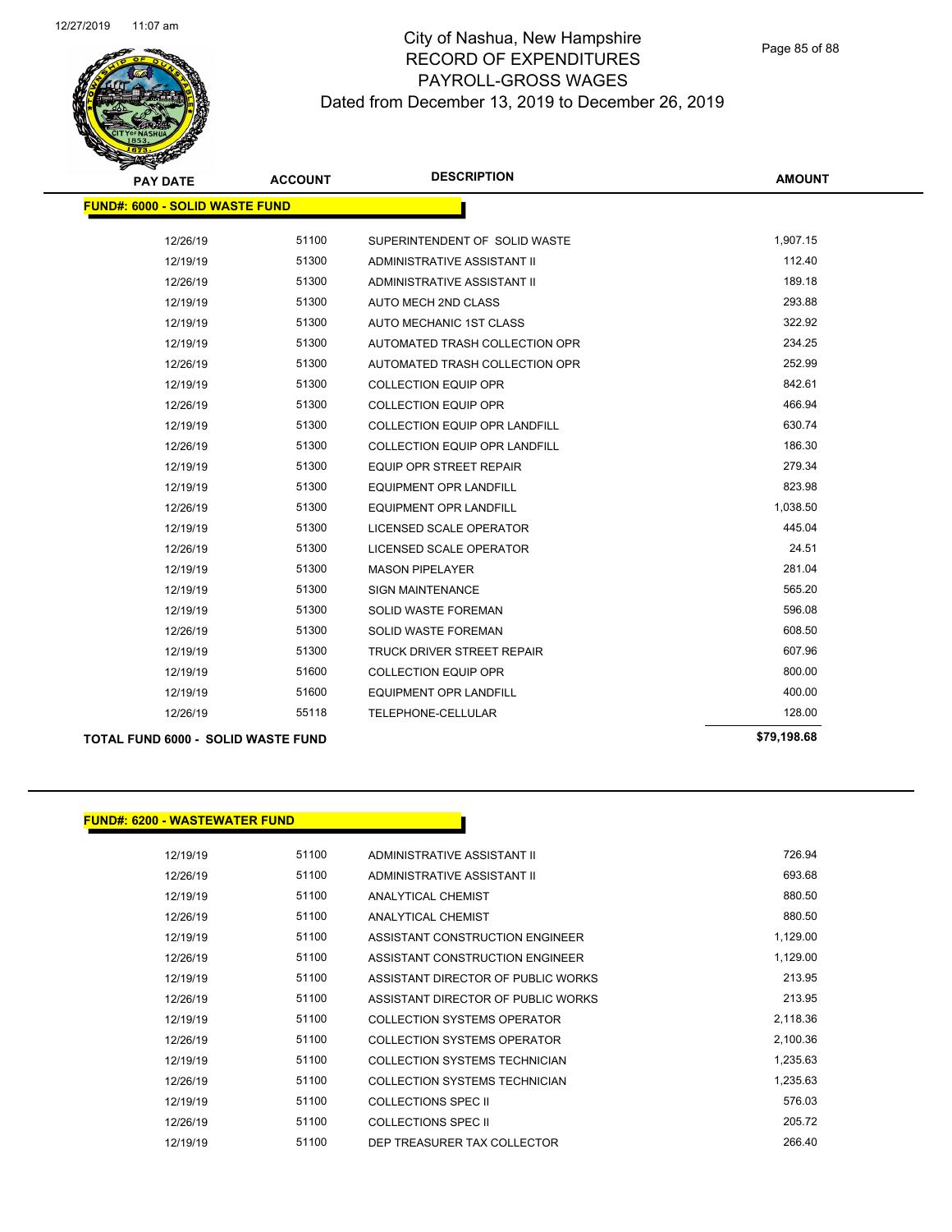# City of Nashua, New Hampshire
## RECORD OF EXPENDITURES
## PAYROLL-GROSS WAGES
### Dated from December 13, 2019 to December 26, 2019

| PAY DATE | ACCOUNT | DESCRIPTION | AMOUNT |
|---|---|---|---|
| **FUND#: 6000 - SOLID WASTE FUND** | | | |
| 12/26/19 | 51100 | SUPERINTENDENT OF SOLID WASTE | 1,907.15 |
| 12/19/19 | 51300 | ADMINISTRATIVE ASSISTANT II | 112.40 |
| 12/26/19 | 51300 | ADMINISTRATIVE ASSISTANT II | 189.18 |
| 12/19/19 | 51300 | AUTO MECH 2ND CLASS | 293.88 |
| 12/19/19 | 51300 | AUTO MECHANIC 1ST CLASS | 322.92 |
| 12/19/19 | 51300 | AUTOMATED TRASH COLLECTION OPR | 234.25 |
| 12/26/19 | 51300 | AUTOMATED TRASH COLLECTION OPR | 252.99 |
| 12/19/19 | 51300 | COLLECTION EQUIP OPR | 842.61 |
| 12/26/19 | 51300 | COLLECTION EQUIP OPR | 466.94 |
| 12/19/19 | 51300 | COLLECTION EQUIP OPR LANDFILL | 630.74 |
| 12/26/19 | 51300 | COLLECTION EQUIP OPR LANDFILL | 186.30 |
| 12/19/19 | 51300 | EQUIP OPR STREET REPAIR | 279.34 |
| 12/19/19 | 51300 | EQUIPMENT OPR LANDFILL | 823.98 |
| 12/26/19 | 51300 | EQUIPMENT OPR LANDFILL | 1,038.50 |
| 12/19/19 | 51300 | LICENSED SCALE OPERATOR | 445.04 |
| 12/26/19 | 51300 | LICENSED SCALE OPERATOR | 24.51 |
| 12/19/19 | 51300 | MASON PIPELAYER | 281.04 |
| 12/19/19 | 51300 | SIGN MAINTENANCE | 565.20 |
| 12/19/19 | 51300 | SOLID WASTE FOREMAN | 596.08 |
| 12/26/19 | 51300 | SOLID WASTE FOREMAN | 608.50 |
| 12/19/19 | 51300 | TRUCK DRIVER STREET REPAIR | 607.96 |
| 12/19/19 | 51600 | COLLECTION EQUIP OPR | 800.00 |
| 12/19/19 | 51600 | EQUIPMENT OPR LANDFILL | 400.00 |
| 12/26/19 | 55118 | TELEPHONE-CELLULAR | 128.00 |
| **TOTAL FUND 6000 - SOLID WASTE FUND** | | | **$79,198.68** |

| PAY DATE | ACCOUNT | DESCRIPTION | AMOUNT |
|---|---|---|---|
| **FUND#: 6200 - WASTEWATER FUND** | | | |
| 12/19/19 | 51100 | ADMINISTRATIVE ASSISTANT II | 726.94 |
| 12/26/19 | 51100 | ADMINISTRATIVE ASSISTANT II | 693.68 |
| 12/19/19 | 51100 | ANALYTICAL CHEMIST | 880.50 |
| 12/26/19 | 51100 | ANALYTICAL CHEMIST | 880.50 |
| 12/19/19 | 51100 | ASSISTANT CONSTRUCTION ENGINEER | 1,129.00 |
| 12/26/19 | 51100 | ASSISTANT CONSTRUCTION ENGINEER | 1,129.00 |
| 12/19/19 | 51100 | ASSISTANT DIRECTOR OF PUBLIC WORKS | 213.95 |
| 12/26/19 | 51100 | ASSISTANT DIRECTOR OF PUBLIC WORKS | 213.95 |
| 12/19/19 | 51100 | COLLECTION SYSTEMS OPERATOR | 2,118.36 |
| 12/26/19 | 51100 | COLLECTION SYSTEMS OPERATOR | 2,100.36 |
| 12/19/19 | 51100 | COLLECTION SYSTEMS TECHNICIAN | 1,235.63 |
| 12/26/19 | 51100 | COLLECTION SYSTEMS TECHNICIAN | 1,235.63 |
| 12/19/19 | 51100 | COLLECTIONS SPEC II | 576.03 |
| 12/26/19 | 51100 | COLLECTIONS SPEC II | 205.72 |
| 12/19/19 | 51100 | DEP TREASURER TAX COLLECTOR | 266.40 |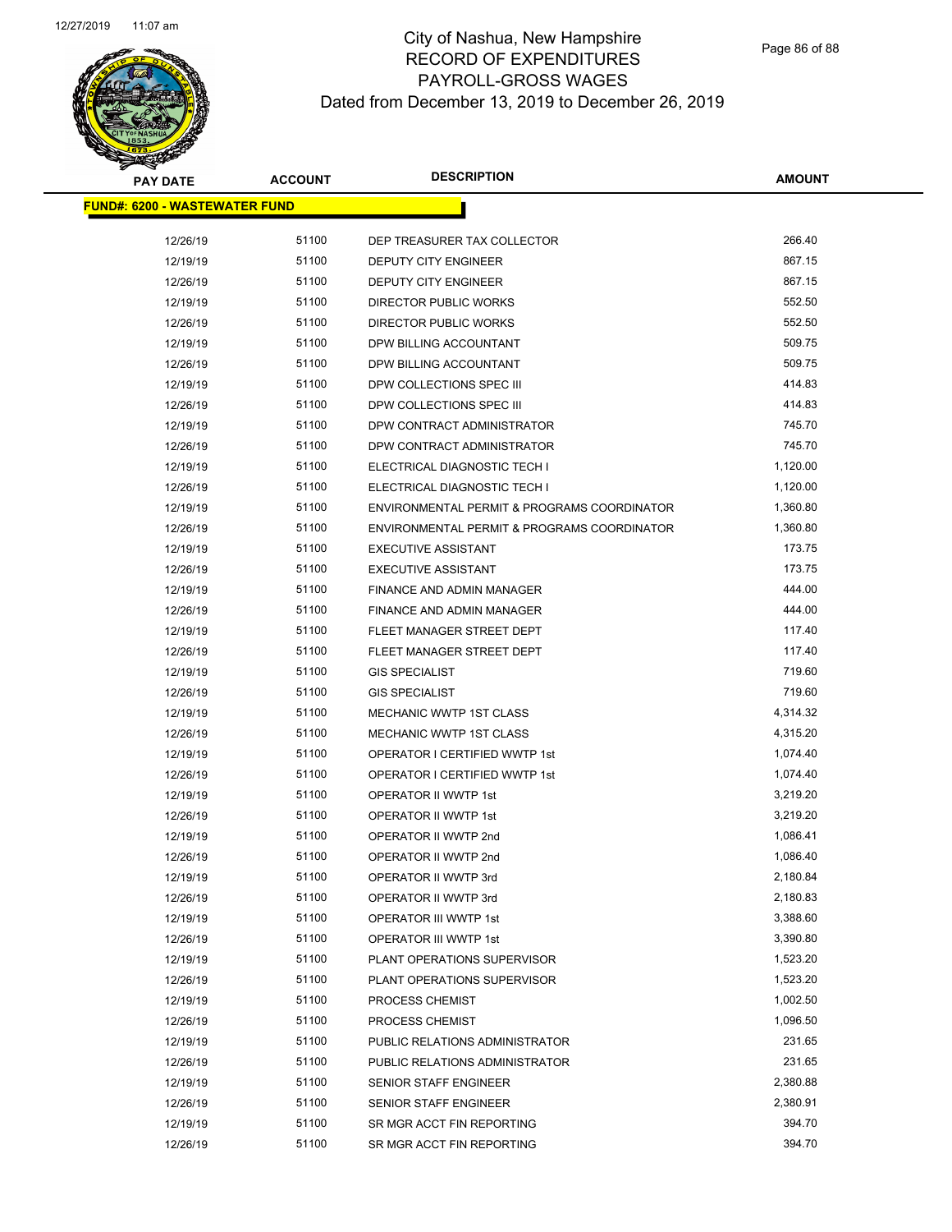# City of Nashua, New Hampshire
## RECORD OF EXPENDITURES
## PAYROLL-GROSS WAGES
## Dated from December 13, 2019 to December 26, 2019

| PAY DATE | ACCOUNT | DESCRIPTION | AMOUNT |
|---|---|---|---|
| **FUND#: 6200 - WASTEWATER FUND** | | | |
| 12/26/19 | 51100 | DEP TREASURER TAX COLLECTOR | 266.40 |
| 12/19/19 | 51100 | DEPUTY CITY ENGINEER | 867.15 |
| 12/26/19 | 51100 | DEPUTY CITY ENGINEER | 867.15 |
| 12/19/19 | 51100 | DIRECTOR PUBLIC WORKS | 552.50 |
| 12/26/19 | 51100 | DIRECTOR PUBLIC WORKS | 552.50 |
| 12/19/19 | 51100 | DPW BILLING ACCOUNTANT | 509.75 |
| 12/26/19 | 51100 | DPW BILLING ACCOUNTANT | 509.75 |
| 12/19/19 | 51100 | DPW COLLECTIONS SPEC III | 414.83 |
| 12/26/19 | 51100 | DPW COLLECTIONS SPEC III | 414.83 |
| 12/19/19 | 51100 | DPW CONTRACT ADMINISTRATOR | 745.70 |
| 12/26/19 | 51100 | DPW CONTRACT ADMINISTRATOR | 745.70 |
| 12/19/19 | 51100 | ELECTRICAL DIAGNOSTIC TECH I | 1,120.00 |
| 12/26/19 | 51100 | ELECTRICAL DIAGNOSTIC TECH I | 1,120.00 |
| 12/19/19 | 51100 | ENVIRONMENTAL PERMIT & PROGRAMS COORDINATOR | 1,360.80 |
| 12/26/19 | 51100 | ENVIRONMENTAL PERMIT & PROGRAMS COORDINATOR | 1,360.80 |
| 12/19/19 | 51100 | EXECUTIVE ASSISTANT | 173.75 |
| 12/26/19 | 51100 | EXECUTIVE ASSISTANT | 173.75 |
| 12/19/19 | 51100 | FINANCE AND ADMIN MANAGER | 444.00 |
| 12/26/19 | 51100 | FINANCE AND ADMIN MANAGER | 444.00 |
| 12/19/19 | 51100 | FLEET MANAGER STREET DEPT | 117.40 |
| 12/26/19 | 51100 | FLEET MANAGER STREET DEPT | 117.40 |
| 12/19/19 | 51100 | GIS SPECIALIST | 719.60 |
| 12/26/19 | 51100 | GIS SPECIALIST | 719.60 |
| 12/19/19 | 51100 | MECHANIC WWTP 1ST CLASS | 4,314.32 |
| 12/26/19 | 51100 | MECHANIC WWTP 1ST CLASS | 4,315.20 |
| 12/19/19 | 51100 | OPERATOR I CERTIFIED WWTP 1st | 1,074.40 |
| 12/26/19 | 51100 | OPERATOR I CERTIFIED WWTP 1st | 1,074.40 |
| 12/19/19 | 51100 | OPERATOR II WWTP 1st | 3,219.20 |
| 12/26/19 | 51100 | OPERATOR II WWTP 1st | 3,219.20 |
| 12/19/19 | 51100 | OPERATOR II WWTP 2nd | 1,086.41 |
| 12/26/19 | 51100 | OPERATOR II WWTP 2nd | 1,086.40 |
| 12/19/19 | 51100 | OPERATOR II WWTP 3rd | 2,180.84 |
| 12/26/19 | 51100 | OPERATOR II WWTP 3rd | 2,180.83 |
| 12/19/19 | 51100 | OPERATOR III WWTP 1st | 3,388.60 |
| 12/26/19 | 51100 | OPERATOR III WWTP 1st | 3,390.80 |
| 12/19/19 | 51100 | PLANT OPERATIONS SUPERVISOR | 1,523.20 |
| 12/26/19 | 51100 | PLANT OPERATIONS SUPERVISOR | 1,523.20 |
| 12/19/19 | 51100 | PROCESS CHEMIST | 1,002.50 |
| 12/26/19 | 51100 | PROCESS CHEMIST | 1,096.50 |
| 12/19/19 | 51100 | PUBLIC RELATIONS ADMINISTRATOR | 231.65 |
| 12/26/19 | 51100 | PUBLIC RELATIONS ADMINISTRATOR | 231.65 |
| 12/19/19 | 51100 | SENIOR STAFF ENGINEER | 2,380.88 |
| 12/26/19 | 51100 | SENIOR STAFF ENGINEER | 2,380.91 |
| 12/19/19 | 51100 | SR MGR ACCT FIN REPORTING | 394.70 |
| 12/26/19 | 51100 | SR MGR ACCT FIN REPORTING | 394.70 |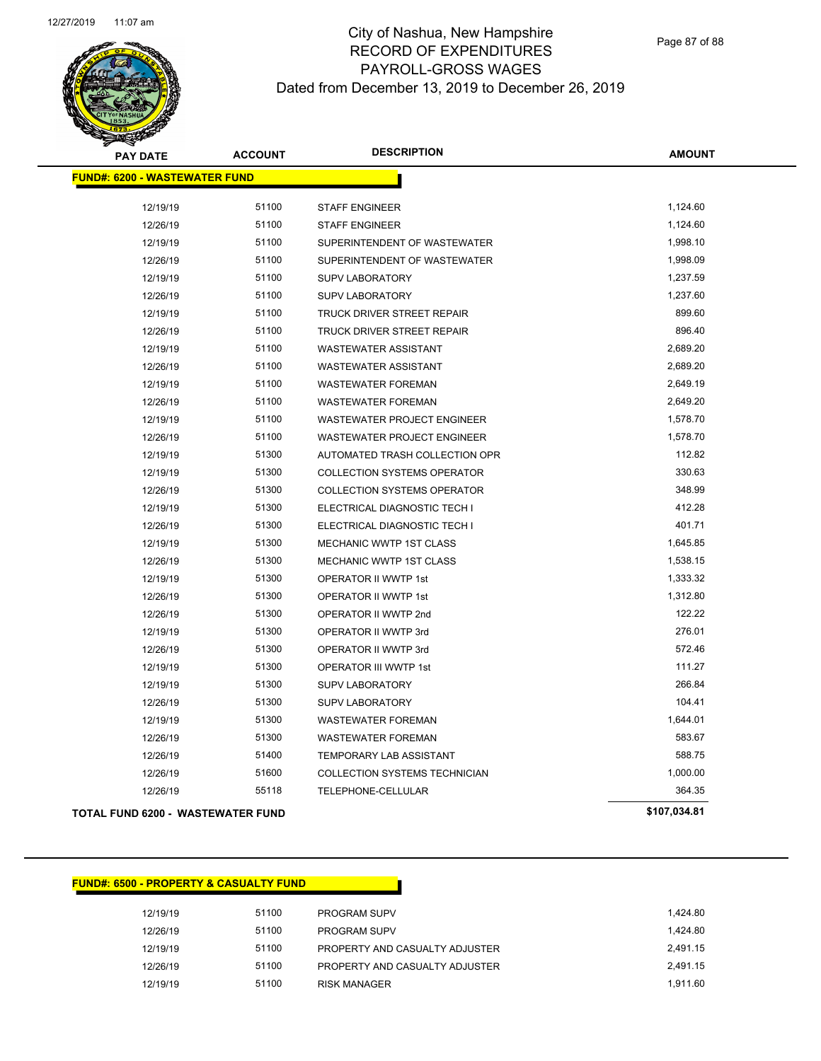# City of Nashua, New Hampshire
## RECORD OF EXPENDITURES
## PAYROLL-GROSS WAGES
## Dated from December 13, 2019 to December 26, 2019

| PAY DATE | ACCOUNT | DESCRIPTION | AMOUNT |
|---|---|---|---|
| **FUND#: 6200 - WASTEWATER FUND** | | | |
| 12/19/19 | 51100 | STAFF ENGINEER | 1,124.60 |
| 12/26/19 | 51100 | STAFF ENGINEER | 1,124.60 |
| 12/19/19 | 51100 | SUPERINTENDENT OF WASTEWATER | 1,998.10 |
| 12/26/19 | 51100 | SUPERINTENDENT OF WASTEWATER | 1,998.09 |
| 12/19/19 | 51100 | SUPV LABORATORY | 1,237.59 |
| 12/26/19 | 51100 | SUPV LABORATORY | 1,237.60 |
| 12/19/19 | 51100 | TRUCK DRIVER STREET REPAIR | 899.60 |
| 12/26/19 | 51100 | TRUCK DRIVER STREET REPAIR | 896.40 |
| 12/19/19 | 51100 | WASTEWATER ASSISTANT | 2,689.20 |
| 12/26/19 | 51100 | WASTEWATER ASSISTANT | 2,689.20 |
| 12/19/19 | 51100 | WASTEWATER FOREMAN | 2,649.19 |
| 12/26/19 | 51100 | WASTEWATER FOREMAN | 2,649.20 |
| 12/19/19 | 51100 | WASTEWATER PROJECT ENGINEER | 1,578.70 |
| 12/26/19 | 51100 | WASTEWATER PROJECT ENGINEER | 1,578.70 |
| 12/19/19 | 51300 | AUTOMATED TRASH COLLECTION OPR | 112.82 |
| 12/19/19 | 51300 | COLLECTION SYSTEMS OPERATOR | 330.63 |
| 12/26/19 | 51300 | COLLECTION SYSTEMS OPERATOR | 348.99 |
| 12/19/19 | 51300 | ELECTRICAL DIAGNOSTIC TECH I | 412.28 |
| 12/26/19 | 51300 | ELECTRICAL DIAGNOSTIC TECH I | 401.71 |
| 12/19/19 | 51300 | MECHANIC WWTP 1ST CLASS | 1,645.85 |
| 12/26/19 | 51300 | MECHANIC WWTP 1ST CLASS | 1,538.15 |
| 12/19/19 | 51300 | OPERATOR II WWTP 1st | 1,333.32 |
| 12/26/19 | 51300 | OPERATOR II WWTP 1st | 1,312.80 |
| 12/26/19 | 51300 | OPERATOR II WWTP 2nd | 122.22 |
| 12/19/19 | 51300 | OPERATOR II WWTP 3rd | 276.01 |
| 12/26/19 | 51300 | OPERATOR II WWTP 3rd | 572.46 |
| 12/19/19 | 51300 | OPERATOR III WWTP 1st | 111.27 |
| 12/19/19 | 51300 | SUPV LABORATORY | 266.84 |
| 12/26/19 | 51300 | SUPV LABORATORY | 104.41 |
| 12/19/19 | 51300 | WASTEWATER FOREMAN | 1,644.01 |
| 12/26/19 | 51300 | WASTEWATER FOREMAN | 583.67 |
| 12/26/19 | 51400 | TEMPORARY LAB ASSISTANT | 588.75 |
| 12/26/19 | 51600 | COLLECTION SYSTEMS TECHNICIAN | 1,000.00 |
| 12/26/19 | 55118 | TELEPHONE-CELLULAR | 364.35 |
| **TOTAL FUND 6200 - WASTEWATER FUND** | | | **$107,034.81** |

| PAY DATE | ACCOUNT | DESCRIPTION | AMOUNT |
|---|---|---|---|
| **FUND#: 6500 - PROPERTY & CASUALTY FUND** | | | |
| 12/19/19 | 51100 | PROGRAM SUPV | 1,424.80 |
| 12/26/19 | 51100 | PROGRAM SUPV | 1,424.80 |
| 12/19/19 | 51100 | PROPERTY AND CASUALTY ADJUSTER | 2,491.15 |
| 12/26/19 | 51100 | PROPERTY AND CASUALTY ADJUSTER | 2,491.15 |
| 12/19/19 | 51100 | RISK MANAGER | 1,911.60 |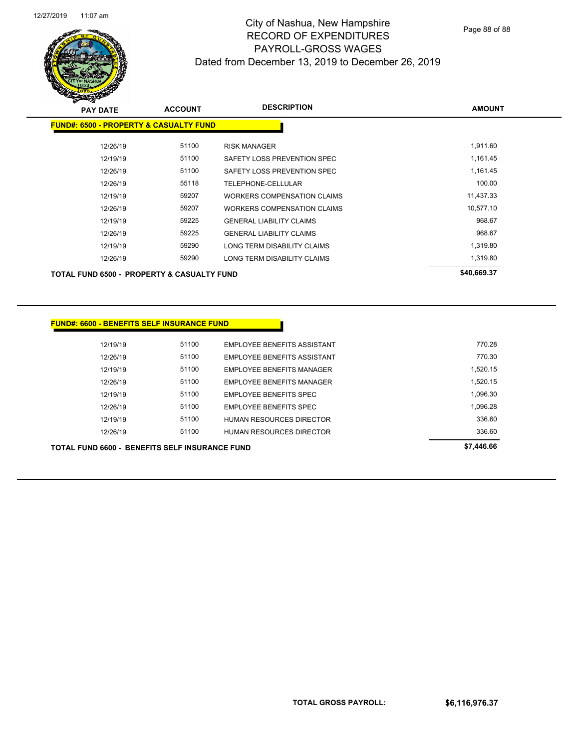# City of Nashua, New Hampshire
## RECORD OF EXPENDITURES
## PAYROLL-GROSS WAGES
## Dated from December 13, 2019 to December 26, 2019

| PAY DATE | ACCOUNT | DESCRIPTION | AMOUNT |
|---|---|---|---|
| **FUND#: 6500 - PROPERTY & CASUALTY FUND** | | | |
| 12/26/19 | 51100 | RISK MANAGER | 1,911.60 |
| 12/19/19 | 51100 | SAFETY LOSS PREVENTION SPEC | 1,161.45 |
| 12/26/19 | 51100 | SAFETY LOSS PREVENTION SPEC | 1,161.45 |
| 12/26/19 | 55118 | TELEPHONE-CELLULAR | 100.00 |
| 12/19/19 | 59207 | WORKERS COMPENSATION CLAIMS | 11,437.33 |
| 12/26/19 | 59207 | WORKERS COMPENSATION CLAIMS | 10,577.10 |
| 12/19/19 | 59225 | GENERAL LIABILITY CLAIMS | 968.67 |
| 12/26/19 | 59225 | GENERAL LIABILITY CLAIMS | 968.67 |
| 12/19/19 | 59290 | LONG TERM DISABILITY CLAIMS | 1,319.80 |
| 12/26/19 | 59290 | LONG TERM DISABILITY CLAIMS | 1,319.80 |
| **TOTAL FUND 6500 - PROPERTY & CASUALTY FUND** | | | **$40,669.37** |

| PAY DATE | ACCOUNT | DESCRIPTION | AMOUNT |
|---|---|---|---|
| **FUND#: 6600 - BENEFITS SELF INSURANCE FUND** | | | |
| 12/19/19 | 51100 | EMPLOYEE BENEFITS ASSISTANT | 770.28 |
| 12/26/19 | 51100 | EMPLOYEE BENEFITS ASSISTANT | 770.30 |
| 12/19/19 | 51100 | EMPLOYEE BENEFITS MANAGER | 1,520.15 |
| 12/26/19 | 51100 | EMPLOYEE BENEFITS MANAGER | 1,520.15 |
| 12/19/19 | 51100 | EMPLOYEE BENEFITS SPEC | 1,096.30 |
| 12/26/19 | 51100 | EMPLOYEE BENEFITS SPEC | 1,096.28 |
| 12/19/19 | 51100 | HUMAN RESOURCES DIRECTOR | 336.60 |
| 12/26/19 | 51100 | HUMAN RESOURCES DIRECTOR | 336.60 |
| **TOTAL FUND 6600 - BENEFITS SELF INSURANCE FUND** | | | **$7,446.66** |

**TOTAL GROSS PAYROLL: $6,116,976.37**